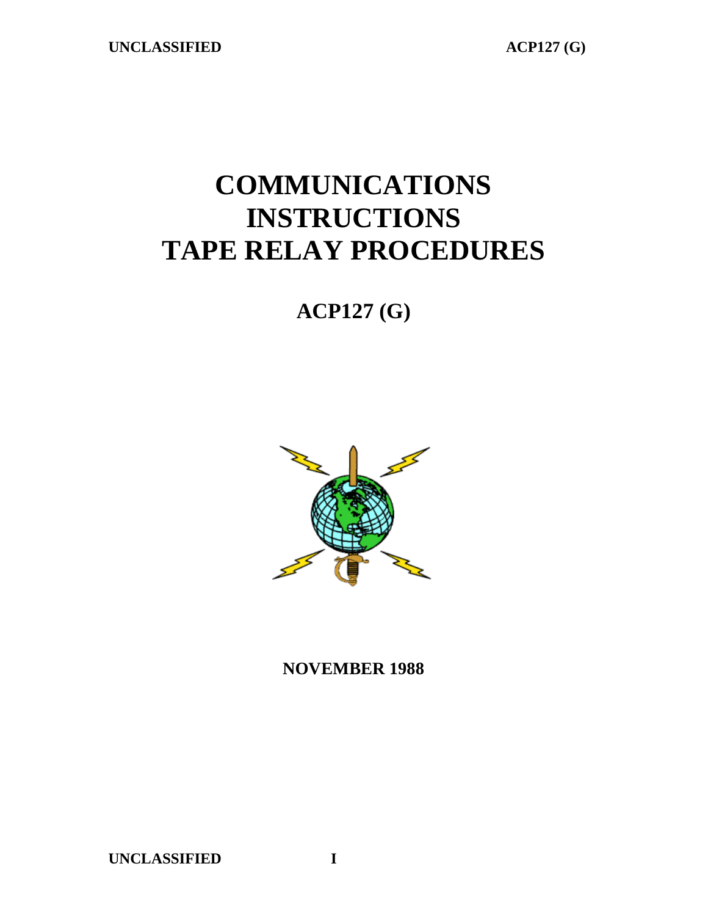# COMMUNICATIONS INSTRUCTIONS TAPE RELAY PROCEDURES

## ACP127 (G)

**NOVEMBER 1988**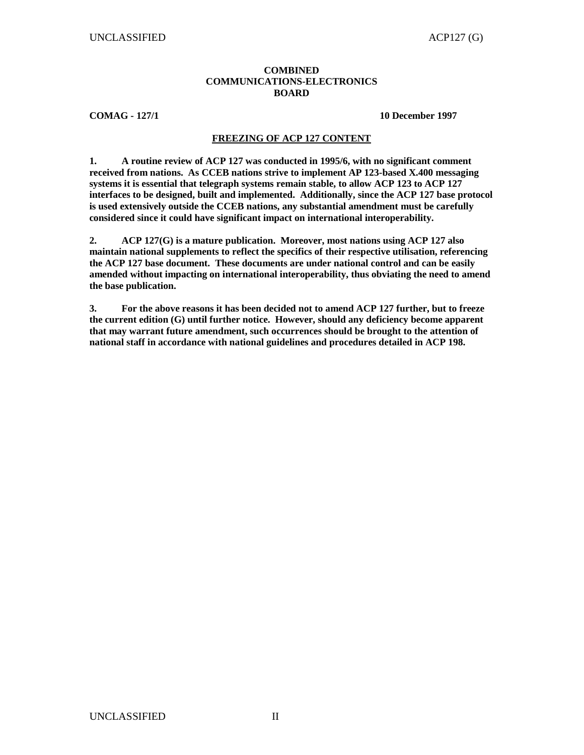**COMBINED**
**COMMUNICATIONS-ELECTRONICS**
**BOARD**

**COMAG - 127/1** **10 December 1997**

## FREEZING OF ACP 127 CONTENT

**1. A routine review of ACP 127 was conducted in 1995/6, with no significant comment received from nations. As CCEB nations strive to implement AP 123-based X.400 messaging systems it is essential that telegraph systems remain stable, to allow ACP 123 to ACP 127 interfaces to be designed, built and implemented. Additionally, since the ACP 127 base protocol is used extensively outside the CCEB nations, any substantial amendment must be carefully considered since it could have significant impact on international interoperability.**

**2. ACP 127(G) is a mature publication. Moreover, most nations using ACP 127 also maintain national supplements to reflect the specifics of their respective utilisation, referencing the ACP 127 base document. These documents are under national control and can be easily amended without impacting on international interoperability, thus obviating the need to amend the base publication.**

**3. For the above reasons it has been decided not to amend ACP 127 further, but to freeze the current edition (G) until further notice. However, should any deficiency become apparent that may warrant future amendment, such occurrences should be brought to the attention of national staff in accordance with national guidelines and procedures detailed in ACP 198.**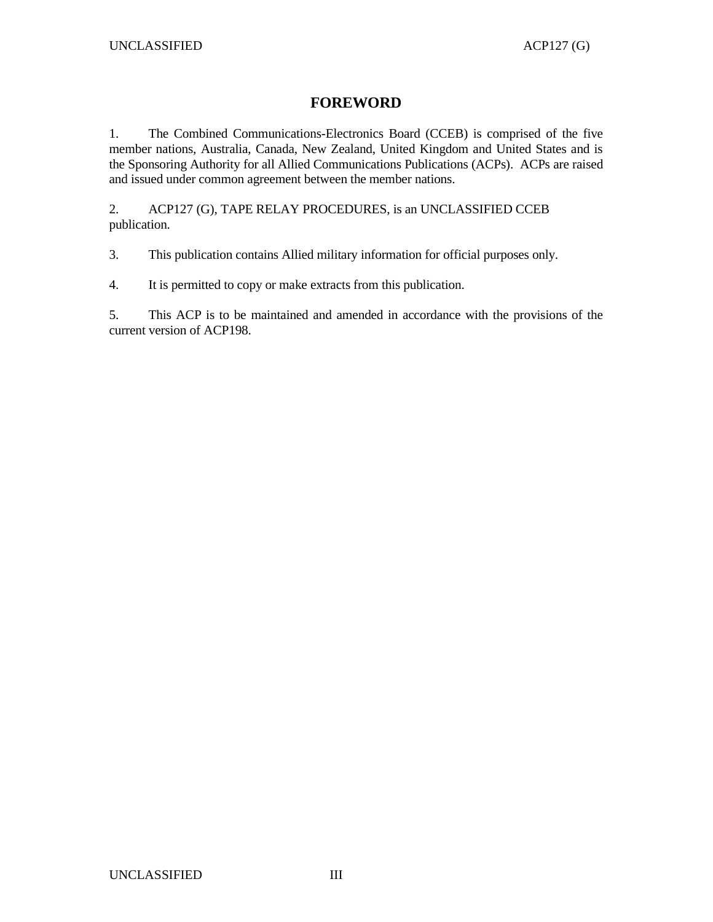# FOREWORD

1. The Combined Communications-Electronics Board (CCEB) is comprised of the five member nations, Australia, Canada, New Zealand, United Kingdom and United States and is the Sponsoring Authority for all Allied Communications Publications (ACPs). ACPs are raised and issued under common agreement between the member nations.

2. ACP127 (G), TAPE RELAY PROCEDURES, is an UNCLASSIFIED CCEB publication.

3. This publication contains Allied military information for official purposes only.

4. It is permitted to copy or make extracts from this publication.

5. This ACP is to be maintained and amended in accordance with the provisions of the current version of ACP198.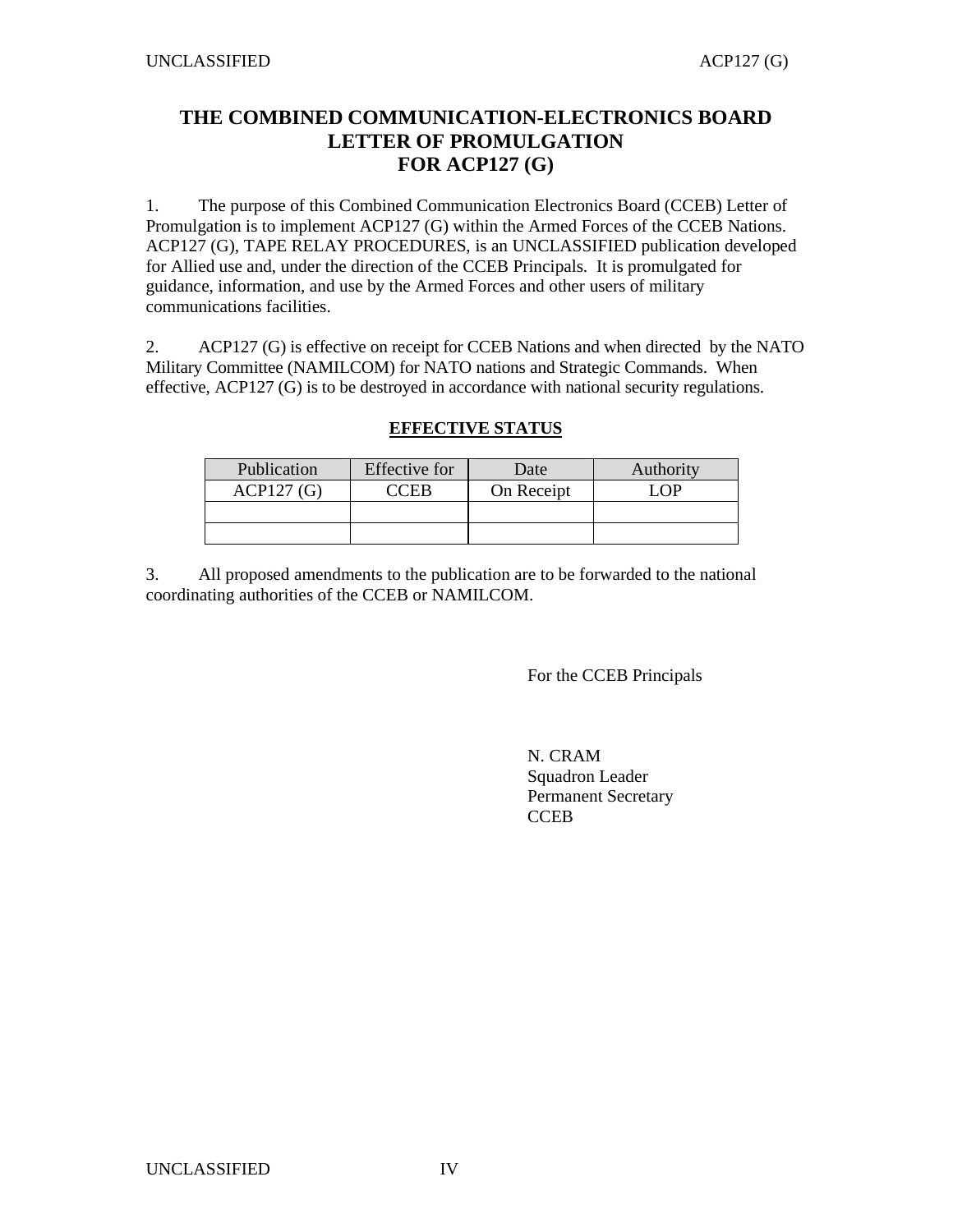# THE COMBINED COMMUNICATION-ELECTRONICS BOARD LETTER OF PROMULGATION FOR ACP127 (G)

1. The purpose of this Combined Communication Electronics Board (CCEB) Letter of Promulgation is to implement ACP127 (G) within the Armed Forces of the CCEB Nations. ACP127 (G), TAPE RELAY PROCEDURES, is an UNCLASSIFIED publication developed for Allied use and, under the direction of the CCEB Principals. It is promulgated for guidance, information, and use by the Armed Forces and other users of military communications facilities.

2. ACP127 (G) is effective on receipt for CCEB Nations and when directed by the NATO Military Committee (NAMILCOM) for NATO nations and Strategic Commands. When effective, ACP127 (G) is to be destroyed in accordance with national security regulations.

**EFFECTIVE STATUS**

| Publication | Effective for | Date | Authority |
|---|---|---|---|
| ACP127 (G) | CCEB | On Receipt | LOP |
| | | | |
| | | | |

3. All proposed amendments to the publication are to be forwarded to the national coordinating authorities of the CCEB or NAMILCOM.

For the CCEB Principals

N. CRAM
Squadron Leader
Permanent Secretary
CCEB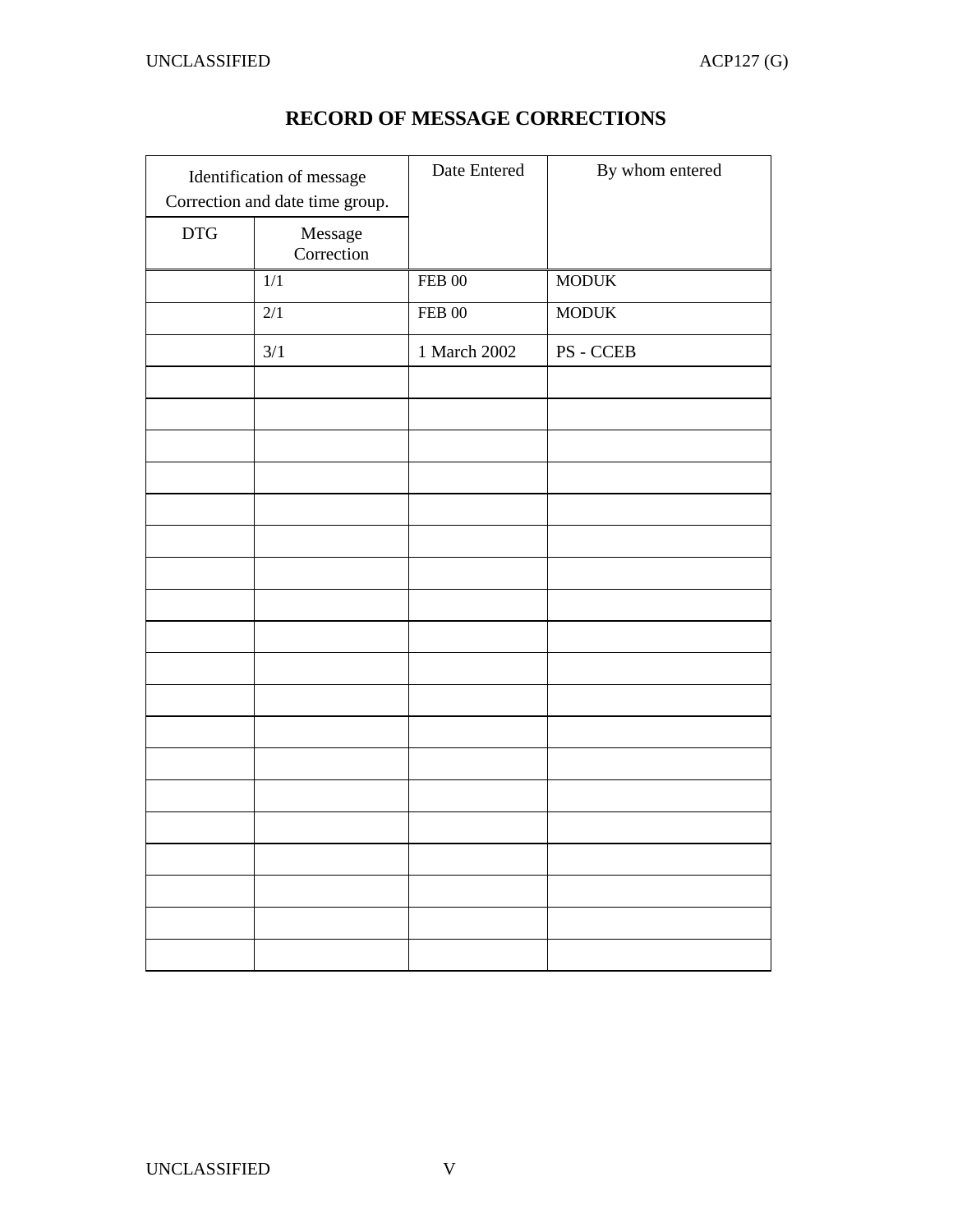# RECORD OF MESSAGE CORRECTIONS

| Identification of message Correction and date time group. | | Date Entered | By whom entered |
|---|---|---|---|
| DTG | Message Correction | | |
| | 1/1 | FEB 00 | MODUK |
| | 2/1 | FEB 00 | MODUK |
| | 3/1 | 1 March 2002 | PS - CCEB |
| | | | |
| | | | |
| | | | |
| | | | |
| | | | |
| | | | |
| | | | |
| | | | |
| | | | |
| | | | |
| | | | |
| | | | |
| | | | |
| | | | |
| | | | |
| | | | |
| | | | |
| | | | |
| | | | |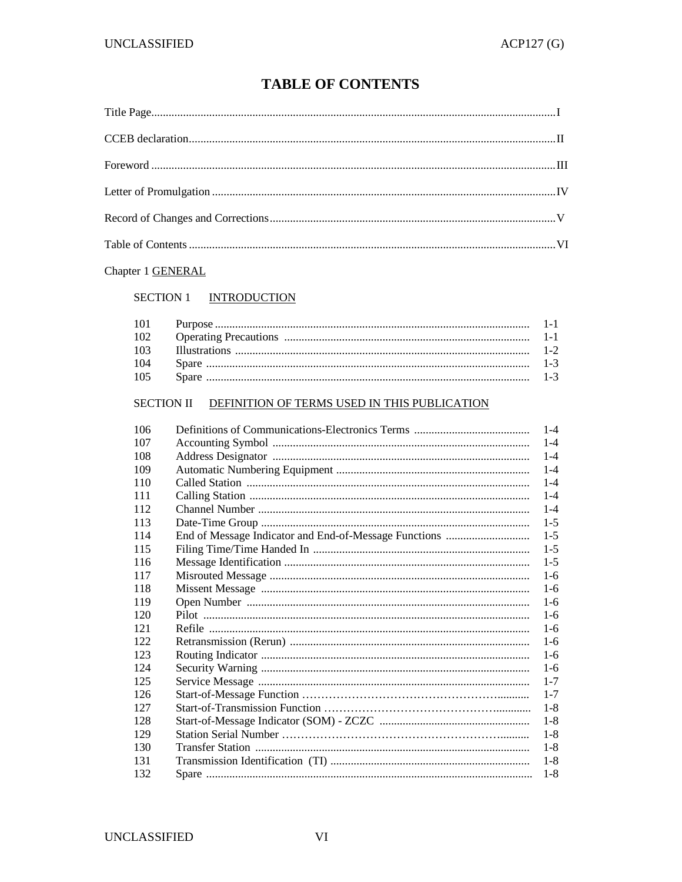# TABLE OF CONTENTS

| | |
|---|---|
| Title Page | I |
| CCEB declaration | II |
| Foreword | III |
| Letter of Promulgation | IV |
| Record of Changes and Corrections | V |
| Table of Contents | VI |

Chapter 1 GENERAL

SECTION 1 INTRODUCTION

| | | |
|---|---|---|
| 101 | Purpose | 1-1 |
| 102 | Operating Precautions | 1-1 |
| 103 | Illustrations | 1-2 |
| 104 | Spare | 1-3 |
| 105 | Spare | 1-3 |

SECTION II DEFINITION OF TERMS USED IN THIS PUBLICATION

| | | |
|---|---|---|
| 106 | Definitions of Communications-Electronics Terms | 1-4 |
| 107 | Accounting Symbol | 1-4 |
| 108 | Address Designator | 1-4 |
| 109 | Automatic Numbering Equipment | 1-4 |
| 110 | Called Station | 1-4 |
| 111 | Calling Station | 1-4 |
| 112 | Channel Number | 1-4 |
| 113 | Date-Time Group | 1-5 |
| 114 | End of Message Indicator and End-of-Message Functions | 1-5 |
| 115 | Filing Time/Time Handed In | 1-5 |
| 116 | Message Identification | 1-5 |
| 117 | Misrouted Message | 1-6 |
| 118 | Missent Message | 1-6 |
| 119 | Open Number | 1-6 |
| 120 | Pilot | 1-6 |
| 121 | Refile | 1-6 |
| 122 | Retransmission (Rerun) | 1-6 |
| 123 | Routing Indicator | 1-6 |
| 124 | Security Warning | 1-6 |
| 125 | Service Message | 1-7 |
| 126 | Start-of-Message Function | 1-7 |
| 127 | Start-of-Transmission Function | 1-8 |
| 128 | Start-of-Message Indicator (SOM) - ZCZC | 1-8 |
| 129 | Station Serial Number | 1-8 |
| 130 | Transfer Station | 1-8 |
| 131 | Transmission Identification (TI) | 1-8 |
| 132 | Spare | 1-8 |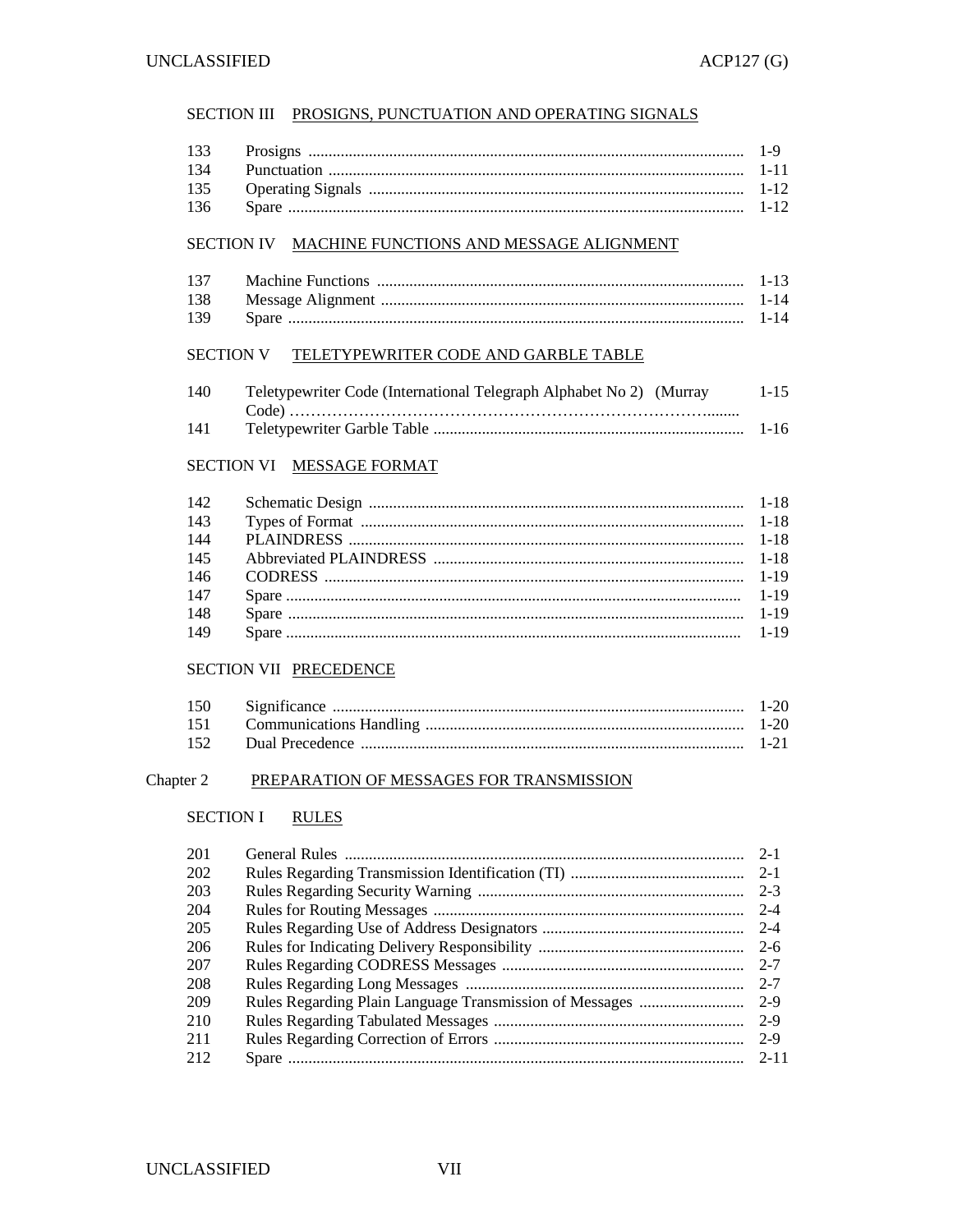SECTION III PROSIGNS, PUNCTUATION AND OPERATING SIGNALS

| | | |
|---|---|---|
| 133 | Prosigns | 1-9 |
| 134 | Punctuation | 1-11 |
| 135 | Operating Signals | 1-12 |
| 136 | Spare | 1-12 |

SECTION IV MACHINE FUNCTIONS AND MESSAGE ALIGNMENT

| | | |
|---|---|---|
| 137 | Machine Functions | 1-13 |
| 138 | Message Alignment | 1-14 |
| 139 | Spare | 1-14 |

SECTION V TELETYPEWRITER CODE AND GARBLE TABLE

| | | |
|---|---|---|
| 140 | Teletypewriter Code (International Telegraph Alphabet No 2) (Murray Code) | 1-15 |
| 141 | Teletypewriter Garble Table | 1-16 |

SECTION VI MESSAGE FORMAT

| | | |
|---|---|---|
| 142 | Schematic Design | 1-18 |
| 143 | Types of Format | 1-18 |
| 144 | PLAINDRESS | 1-18 |
| 145 | Abbreviated PLAINDRESS | 1-18 |
| 146 | CODRESS | 1-19 |
| 147 | Spare | 1-19 |
| 148 | Spare | 1-19 |
| 149 | Spare | 1-19 |

SECTION VII PRECEDENCE

| | | |
|---|---|---|
| 150 | Significance | 1-20 |
| 151 | Communications Handling | 1-20 |
| 152 | Dual Precedence | 1-21 |

Chapter 2 PREPARATION OF MESSAGES FOR TRANSMISSION

SECTION I RULES

| | | |
|---|---|---|
| 201 | General Rules | 2-1 |
| 202 | Rules Regarding Transmission Identification (TI) | 2-1 |
| 203 | Rules Regarding Security Warning | 2-3 |
| 204 | Rules for Routing Messages | 2-4 |
| 205 | Rules Regarding Use of Address Designators | 2-4 |
| 206 | Rules for Indicating Delivery Responsibility | 2-6 |
| 207 | Rules Regarding CODRESS Messages | 2-7 |
| 208 | Rules Regarding Long Messages | 2-7 |
| 209 | Rules Regarding Plain Language Transmission of Messages | 2-9 |
| 210 | Rules Regarding Tabulated Messages | 2-9 |
| 211 | Rules Regarding Correction of Errors | 2-9 |
| 212 | Spare | 2-11 |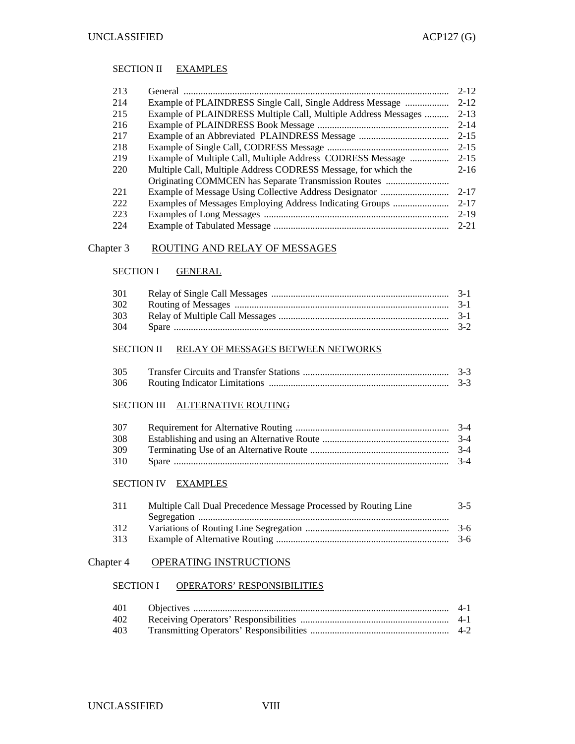SECTION II EXAMPLES

| | | |
|---|---|---|
| 213 | General | 2-12 |
| 214 | Example of PLAINDRESS Single Call, Single Address Message | 2-12 |
| 215 | Example of PLAINDRESS Multiple Call, Multiple Address Messages | 2-13 |
| 216 | Example of PLAINDRESS Book Message | 2-14 |
| 217 | Example of an Abbreviated PLAINDRESS Message | 2-15 |
| 218 | Example of Single Call, CODRESS Message | 2-15 |
| 219 | Example of Multiple Call, Multiple Address CODRESS Message | 2-15 |
| 220 | Multiple Call, Multiple Address CODRESS Message, for which the Originating COMMCEN has Separate Transmission Routes | 2-16 |
| 221 | Example of Message Using Collective Address Designator | 2-17 |
| 222 | Examples of Messages Employing Address Indicating Groups | 2-17 |
| 223 | Examples of Long Messages | 2-19 |
| 224 | Example of Tabulated Message | 2-21 |

## Chapter 3 ROUTING AND RELAY OF MESSAGES

SECTION I GENERAL

| | | |
|---|---|---|
| 301 | Relay of Single Call Messages | 3-1 |
| 302 | Routing of Messages | 3-1 |
| 303 | Relay of Multiple Call Messages | 3-1 |
| 304 | Spare | 3-2 |

SECTION II RELAY OF MESSAGES BETWEEN NETWORKS

| | | |
|---|---|---|
| 305 | Transfer Circuits and Transfer Stations | 3-3 |
| 306 | Routing Indicator Limitations | 3-3 |

SECTION III ALTERNATIVE ROUTING

| | | |
|---|---|---|
| 307 | Requirement for Alternative Routing | 3-4 |
| 308 | Establishing and using an Alternative Route | 3-4 |
| 309 | Terminating Use of an Alternative Route | 3-4 |
| 310 | Spare | 3-4 |

SECTION IV EXAMPLES

| | | |
|---|---|---|
| 311 | Multiple Call Dual Precedence Message Processed by Routing Line Segregation | 3-5 |
| 312 | Variations of Routing Line Segregation | 3-6 |
| 313 | Example of Alternative Routing | 3-6 |

## Chapter 4 OPERATING INSTRUCTIONS

SECTION I OPERATORS' RESPONSIBILITIES

| | | |
|---|---|---|
| 401 | Objectives | 4-1 |
| 402 | Receiving Operators' Responsibilities | 4-1 |
| 403 | Transmitting Operators' Responsibilities | 4-2 |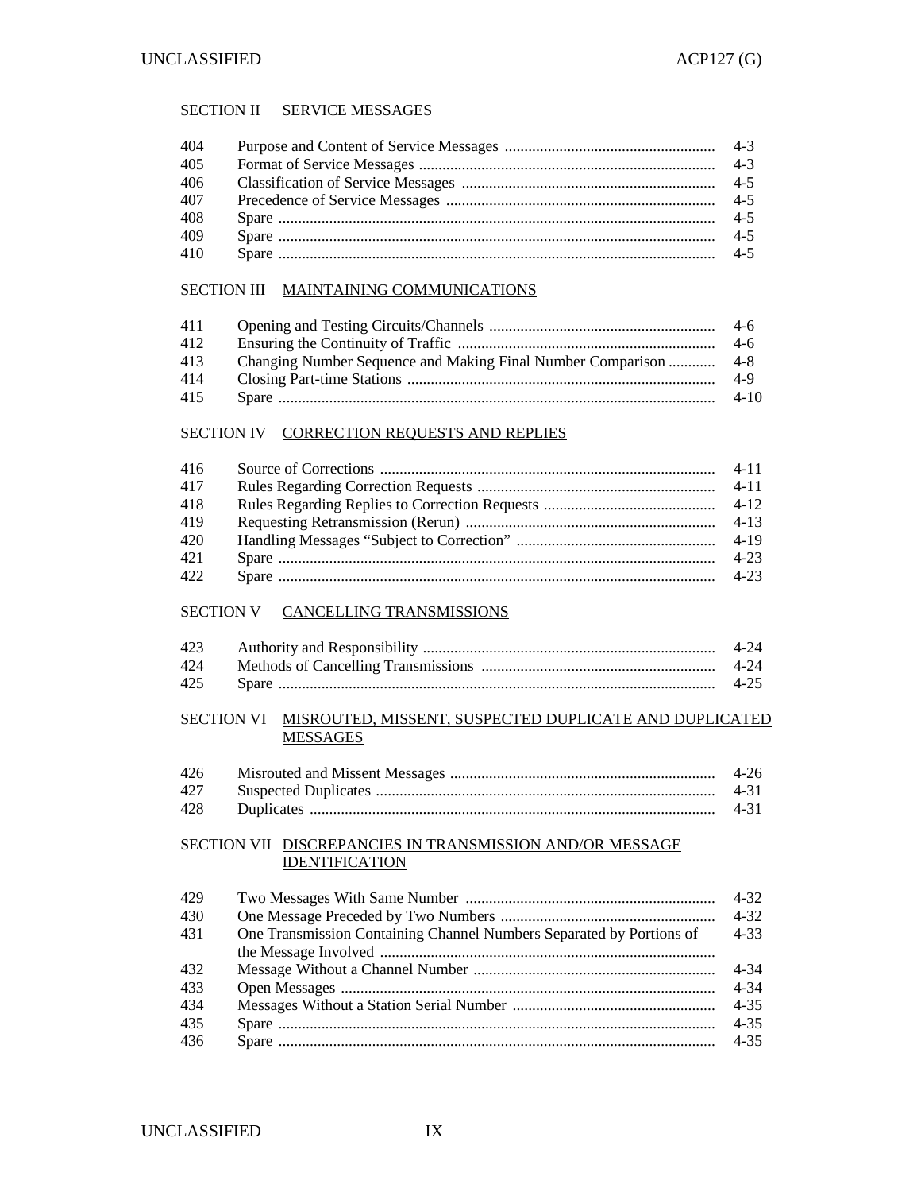SECTION II SERVICE MESSAGES

| | | |
|---|---|---|
| 404 | Purpose and Content of Service Messages | 4-3 |
| 405 | Format of Service Messages | 4-3 |
| 406 | Classification of Service Messages | 4-5 |
| 407 | Precedence of Service Messages | 4-5 |
| 408 | Spare | 4-5 |
| 409 | Spare | 4-5 |
| 410 | Spare | 4-5 |

SECTION III MAINTAINING COMMUNICATIONS

| | | |
|---|---|---|
| 411 | Opening and Testing Circuits/Channels | 4-6 |
| 412 | Ensuring the Continuity of Traffic | 4-6 |
| 413 | Changing Number Sequence and Making Final Number Comparison | 4-8 |
| 414 | Closing Part-time Stations | 4-9 |
| 415 | Spare | 4-10 |

SECTION IV CORRECTION REQUESTS AND REPLIES

| | | |
|---|---|---|
| 416 | Source of Corrections | 4-11 |
| 417 | Rules Regarding Correction Requests | 4-11 |
| 418 | Rules Regarding Replies to Correction Requests | 4-12 |
| 419 | Requesting Retransmission (Rerun) | 4-13 |
| 420 | Handling Messages "Subject to Correction" | 4-19 |
| 421 | Spare | 4-23 |
| 422 | Spare | 4-23 |

SECTION V CANCELLING TRANSMISSIONS

| | | |
|---|---|---|
| 423 | Authority and Responsibility | 4-24 |
| 424 | Methods of Cancelling Transmissions | 4-24 |
| 425 | Spare | 4-25 |

SECTION VI MISROUTED, MISSENT, SUSPECTED DUPLICATE AND DUPLICATED MESSAGES

| | | |
|---|---|---|
| 426 | Misrouted and Missent Messages | 4-26 |
| 427 | Suspected Duplicates | 4-31 |
| 428 | Duplicates | 4-31 |

SECTION VII DISCREPANCIES IN TRANSMISSION AND/OR MESSAGE IDENTIFICATION

| | | |
|---|---|---|
| 429 | Two Messages With Same Number | 4-32 |
| 430 | One Message Preceded by Two Numbers | 4-32 |
| 431 | One Transmission Containing Channel Numbers Separated by Portions of the Message Involved | 4-33 |
| 432 | Message Without a Channel Number | 4-34 |
| 433 | Open Messages | 4-34 |
| 434 | Messages Without a Station Serial Number | 4-35 |
| 435 | Spare | 4-35 |
| 436 | Spare | 4-35 |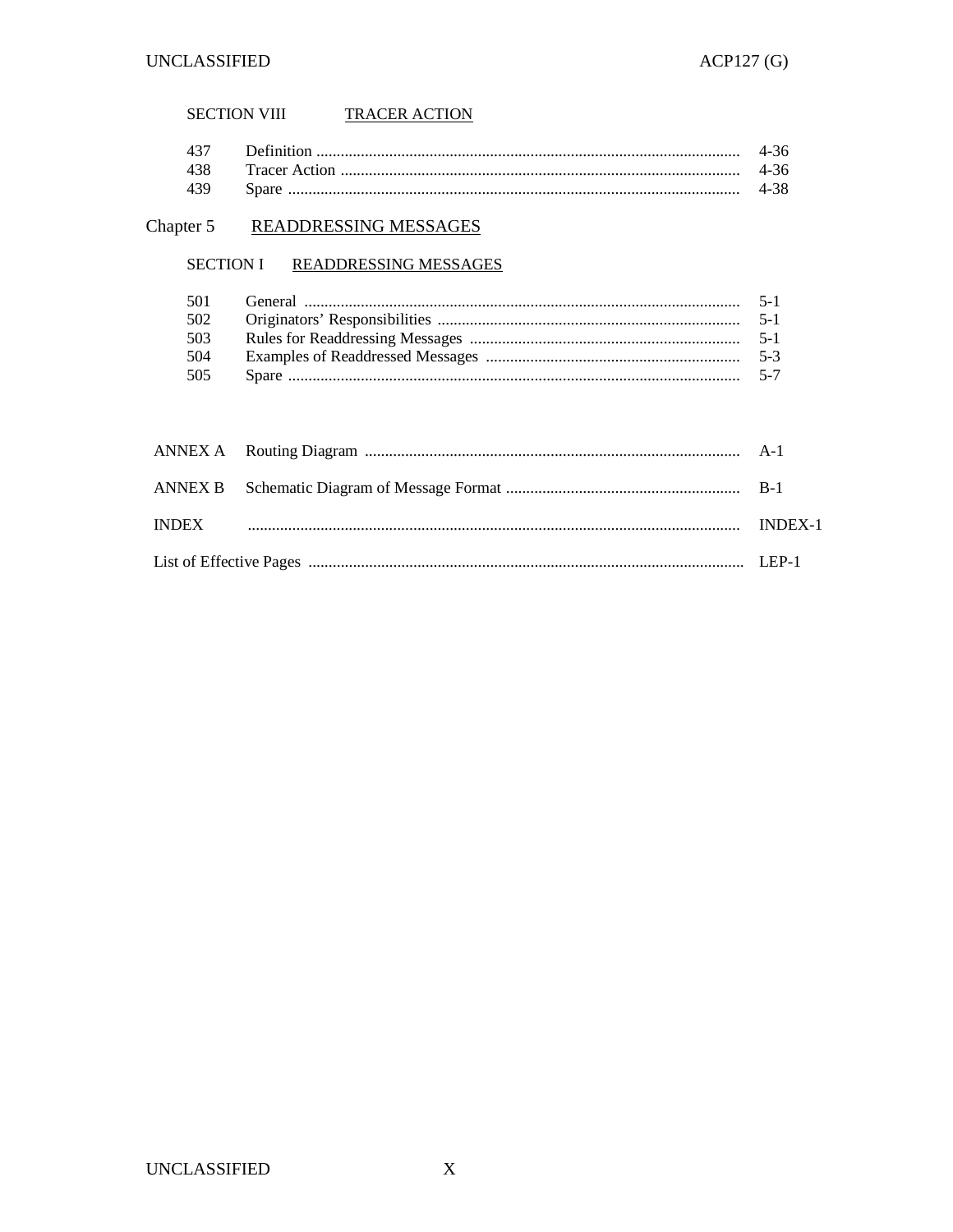SECTION VIII TRACER ACTION

| | | |
|---|---|---|
| 437 | Definition | 4-36 |
| 438 | Tracer Action | 4-36 |
| 439 | Spare | 4-38 |

## Chapter 5 READDRESSING MESSAGES

SECTION I READDRESSING MESSAGES

| | | |
|---|---|---|
| 501 | General | 5-1 |
| 502 | Originators' Responsibilities | 5-1 |
| 503 | Rules for Readdressing Messages | 5-1 |
| 504 | Examples of Readdressed Messages | 5-3 |
| 505 | Spare | 5-7 |

| | | |
|---|---|---|
| ANNEX A | Routing Diagram | A-1 |
| ANNEX B | Schematic Diagram of Message Format | B-1 |
| INDEX | | INDEX-1 |
| List of Effective Pages | | LEP-1 |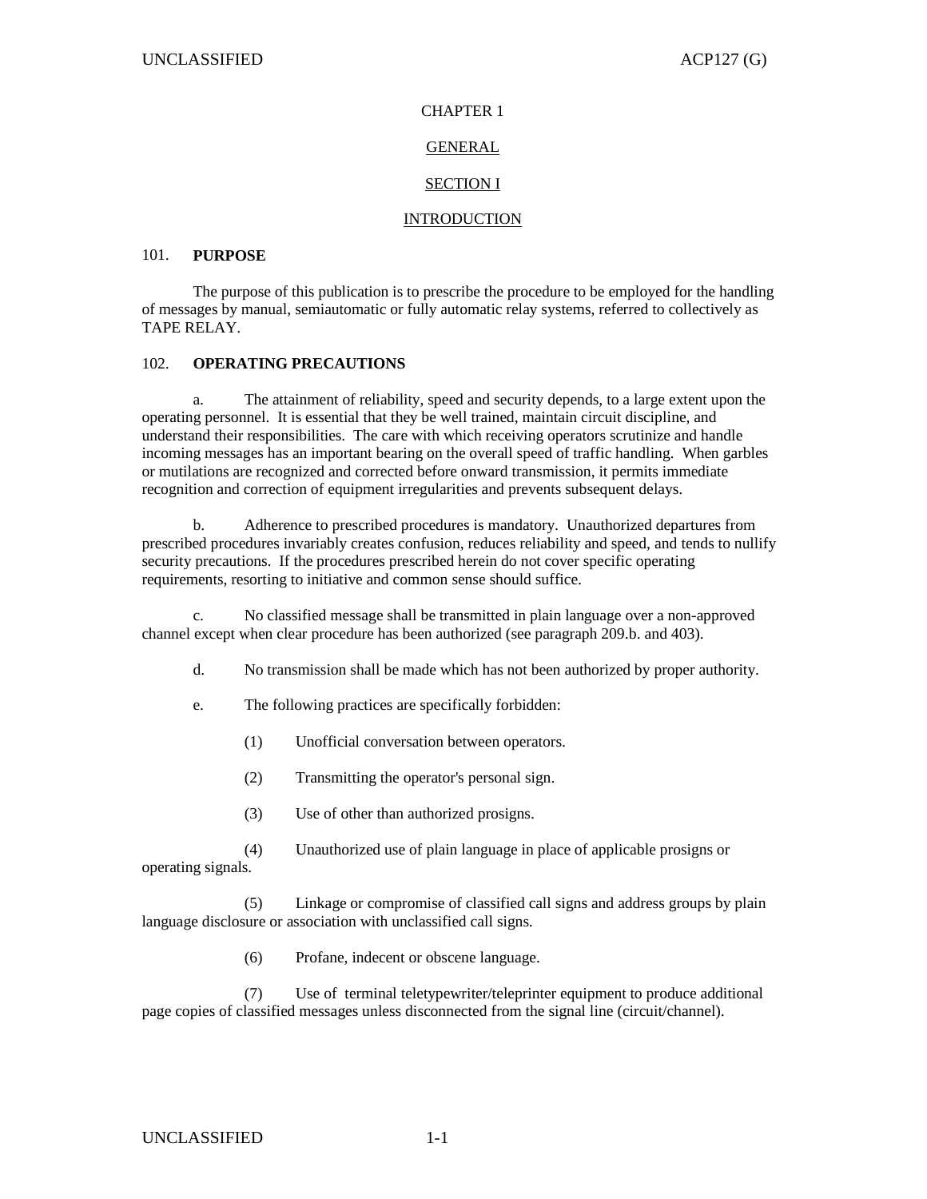# CHAPTER 1

## GENERAL

## SECTION I

## INTRODUCTION

### 101. PURPOSE

The purpose of this publication is to prescribe the procedure to be employed for the handling of messages by manual, semiautomatic or fully automatic relay systems, referred to collectively as TAPE RELAY.

### 102. OPERATING PRECAUTIONS

a. The attainment of reliability, speed and security depends, to a large extent upon the operating personnel. It is essential that they be well trained, maintain circuit discipline, and understand their responsibilities. The care with which receiving operators scrutinize and handle incoming messages has an important bearing on the overall speed of traffic handling. When garbles or mutilations are recognized and corrected before onward transmission, it permits immediate recognition and correction of equipment irregularities and prevents subsequent delays.

b. Adherence to prescribed procedures is mandatory. Unauthorized departures from prescribed procedures invariably creates confusion, reduces reliability and speed, and tends to nullify security precautions. If the procedures prescribed herein do not cover specific operating requirements, resorting to initiative and common sense should suffice.

c. No classified message shall be transmitted in plain language over a non-approved channel except when clear procedure has been authorized (see paragraph 209.b. and 403).

d. No transmission shall be made which has not been authorized by proper authority.

e. The following practices are specifically forbidden:

(1) Unofficial conversation between operators.

(2) Transmitting the operator's personal sign.

(3) Use of other than authorized prosigns.

(4) Unauthorized use of plain language in place of applicable prosigns or operating signals.

(5) Linkage or compromise of classified call signs and address groups by plain language disclosure or association with unclassified call signs.

(6) Profane, indecent or obscene language.

(7) Use of terminal teletypewriter/teleprinter equipment to produce additional page copies of classified messages unless disconnected from the signal line (circuit/channel).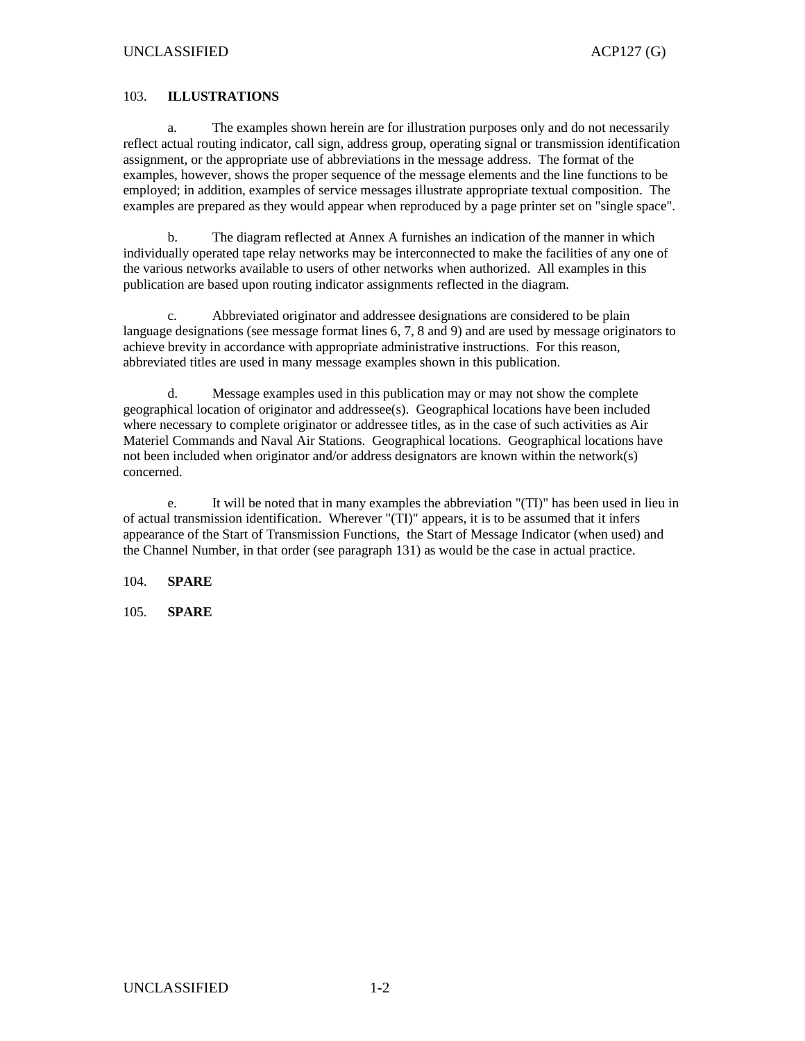## 103. **ILLUSTRATIONS**

a. The examples shown herein are for illustration purposes only and do not necessarily reflect actual routing indicator, call sign, address group, operating signal or transmission identification assignment, or the appropriate use of abbreviations in the message address. The format of the examples, however, shows the proper sequence of the message elements and the line functions to be employed; in addition, examples of service messages illustrate appropriate textual composition. The examples are prepared as they would appear when reproduced by a page printer set on "single space".

b. The diagram reflected at Annex A furnishes an indication of the manner in which individually operated tape relay networks may be interconnected to make the facilities of any one of the various networks available to users of other networks when authorized. All examples in this publication are based upon routing indicator assignments reflected in the diagram.

c. Abbreviated originator and addressee designations are considered to be plain language designations (see message format lines 6, 7, 8 and 9) and are used by message originators to achieve brevity in accordance with appropriate administrative instructions. For this reason, abbreviated titles are used in many message examples shown in this publication.

d. Message examples used in this publication may or may not show the complete geographical location of originator and addressee(s). Geographical locations have been included where necessary to complete originator or addressee titles, as in the case of such activities as Air Materiel Commands and Naval Air Stations. Geographical locations. Geographical locations have not been included when originator and/or address designators are known within the network(s) concerned.

e. It will be noted that in many examples the abbreviation "(TI)" has been used in lieu in of actual transmission identification. Wherever "(TI)" appears, it is to be assumed that it infers appearance of the Start of Transmission Functions, the Start of Message Indicator (when used) and the Channel Number, in that order (see paragraph 131) as would be the case in actual practice.

## 104. **SPARE**

## 105. **SPARE**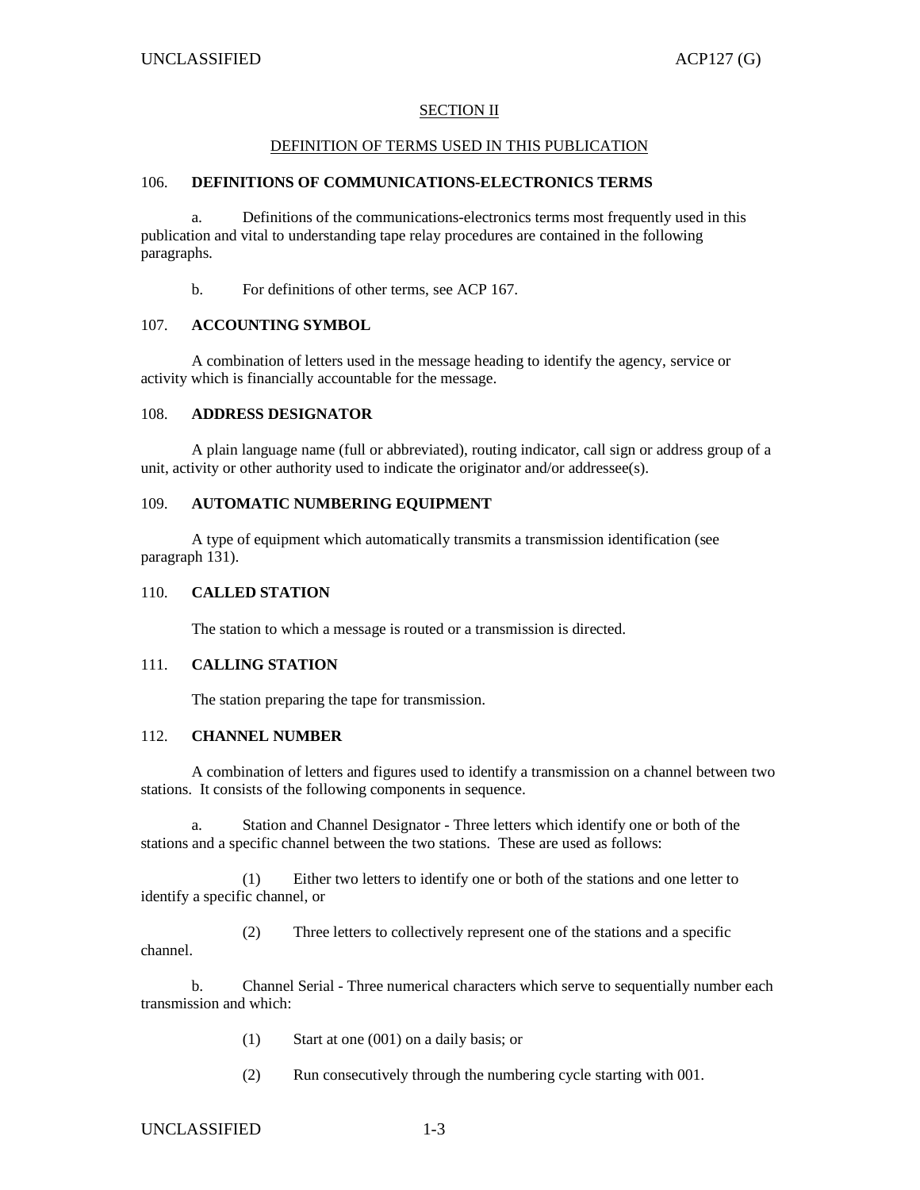## SECTION II

## DEFINITION OF TERMS USED IN THIS PUBLICATION

### 106. DEFINITIONS OF COMMUNICATIONS-ELECTRONICS TERMS

a. Definitions of the communications-electronics terms most frequently used in this publication and vital to understanding tape relay procedures are contained in the following paragraphs.

b. For definitions of other terms, see ACP 167.

### 107. ACCOUNTING SYMBOL

A combination of letters used in the message heading to identify the agency, service or activity which is financially accountable for the message.

### 108. ADDRESS DESIGNATOR

A plain language name (full or abbreviated), routing indicator, call sign or address group of a unit, activity or other authority used to indicate the originator and/or addressee(s).

### 109. AUTOMATIC NUMBERING EQUIPMENT

A type of equipment which automatically transmits a transmission identification (see paragraph 131).

### 110. CALLED STATION

The station to which a message is routed or a transmission is directed.

### 111. CALLING STATION

The station preparing the tape for transmission.

### 112. CHANNEL NUMBER

A combination of letters and figures used to identify a transmission on a channel between two stations. It consists of the following components in sequence.

a. Station and Channel Designator - Three letters which identify one or both of the stations and a specific channel between the two stations. These are used as follows:

(1) Either two letters to identify one or both of the stations and one letter to identify a specific channel, or

(2) Three letters to collectively represent one of the stations and a specific channel.

b. Channel Serial - Three numerical characters which serve to sequentially number each transmission and which:

(1) Start at one (001) on a daily basis; or

(2) Run consecutively through the numbering cycle starting with 001.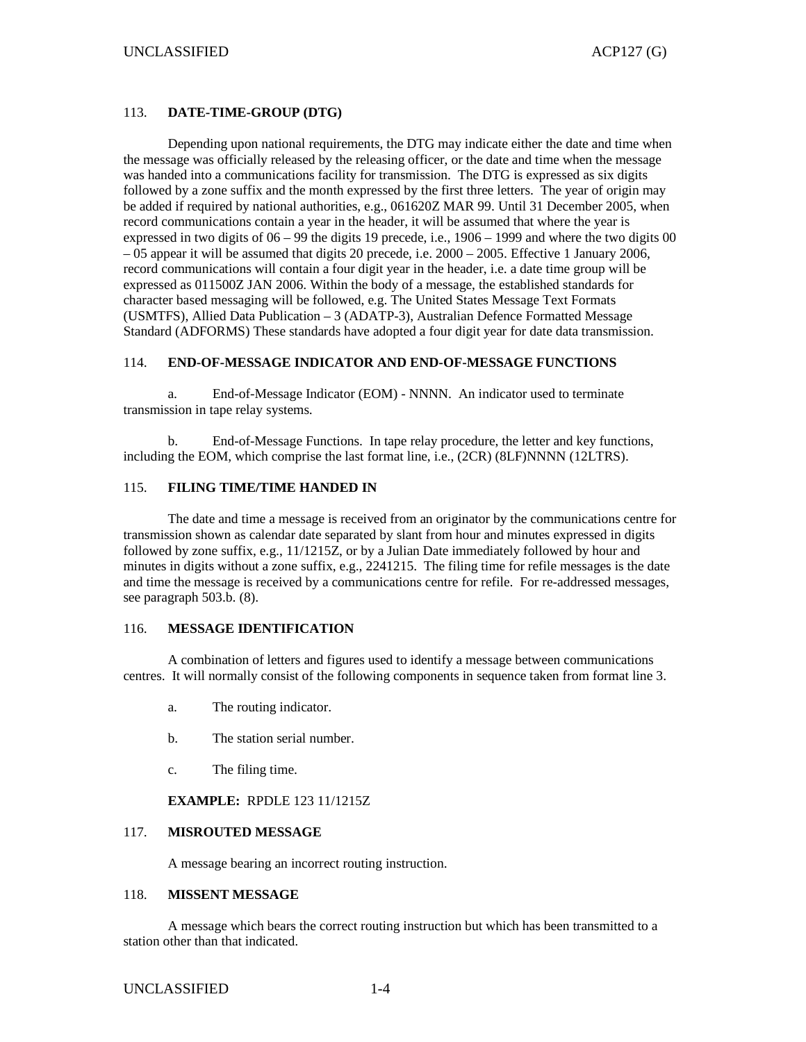### 113. DATE-TIME-GROUP (DTG)

Depending upon national requirements, the DTG may indicate either the date and time when the message was officially released by the releasing officer, or the date and time when the message was handed into a communications facility for transmission. The DTG is expressed as six digits followed by a zone suffix and the month expressed by the first three letters. The year of origin may be added if required by national authorities, e.g., 061620Z MAR 99. Until 31 December 2005, when record communications contain a year in the header, it will be assumed that where the year is expressed in two digits of 06 – 99 the digits 19 precede, i.e., 1906 – 1999 and where the two digits 00 – 05 appear it will be assumed that digits 20 precede, i.e. 2000 – 2005. Effective 1 January 2006, record communications will contain a four digit year in the header, i.e. a date time group will be expressed as 011500Z JAN 2006. Within the body of a message, the established standards for character based messaging will be followed, e.g. The United States Message Text Formats (USMTFS), Allied Data Publication – 3 (ADATP-3), Australian Defence Formatted Message Standard (ADFORMS) These standards have adopted a four digit year for date data transmission.

### 114. END-OF-MESSAGE INDICATOR AND END-OF-MESSAGE FUNCTIONS

a. End-of-Message Indicator (EOM) - NNNN. An indicator used to terminate transmission in tape relay systems.

b. End-of-Message Functions. In tape relay procedure, the letter and key functions, including the EOM, which comprise the last format line, i.e., (2CR) (8LF)NNNN (12LTRS).

### 115. FILING TIME/TIME HANDED IN

The date and time a message is received from an originator by the communications centre for transmission shown as calendar date separated by slant from hour and minutes expressed in digits followed by zone suffix, e.g., 11/1215Z, or by a Julian Date immediately followed by hour and minutes in digits without a zone suffix, e.g., 2241215. The filing time for refile messages is the date and time the message is received by a communications centre for refile. For re-addressed messages, see paragraph 503.b. (8).

### 116. MESSAGE IDENTIFICATION

A combination of letters and figures used to identify a message between communications centres. It will normally consist of the following components in sequence taken from format line 3.

a. The routing indicator.

b. The station serial number.

c. The filing time.

**EXAMPLE:** RPDLE 123 11/1215Z

### 117. MISROUTED MESSAGE

A message bearing an incorrect routing instruction.

### 118. MISSENT MESSAGE

A message which bears the correct routing instruction but which has been transmitted to a station other than that indicated.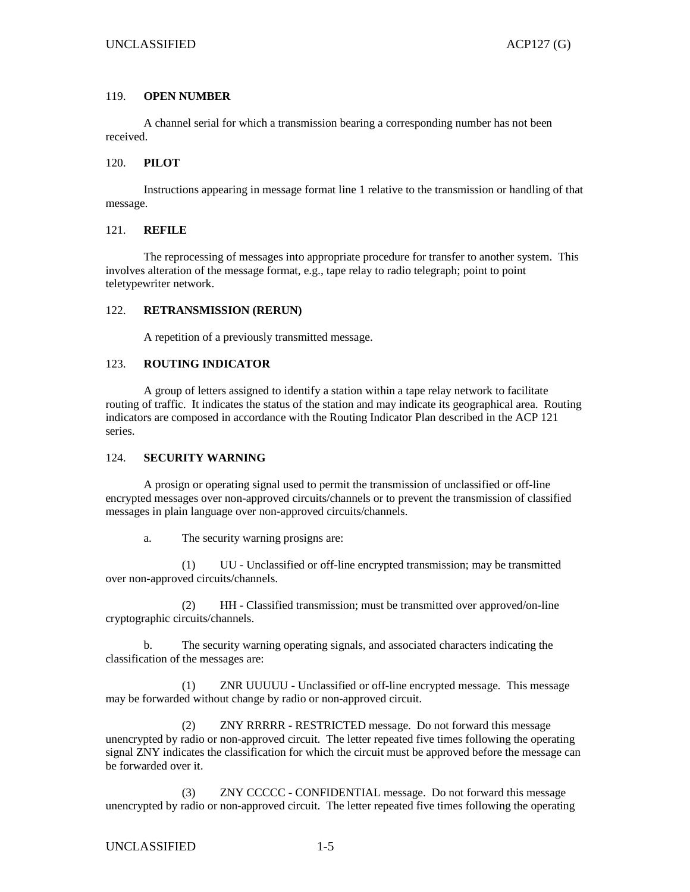### 119. **OPEN NUMBER**

A channel serial for which a transmission bearing a corresponding number has not been received.

### 120. **PILOT**

Instructions appearing in message format line 1 relative to the transmission or handling of that message.

### 121. **REFILE**

The reprocessing of messages into appropriate procedure for transfer to another system. This involves alteration of the message format, e.g., tape relay to radio telegraph; point to point teletypewriter network.

### 122. **RETRANSMISSION (RERUN)**

A repetition of a previously transmitted message.

### 123. **ROUTING INDICATOR**

A group of letters assigned to identify a station within a tape relay network to facilitate routing of traffic. It indicates the status of the station and may indicate its geographical area. Routing indicators are composed in accordance with the Routing Indicator Plan described in the ACP 121 series.

### 124. **SECURITY WARNING**

A prosign or operating signal used to permit the transmission of unclassified or off-line encrypted messages over non-approved circuits/channels or to prevent the transmission of classified messages in plain language over non-approved circuits/channels.

a. The security warning prosigns are:

(1) UU - Unclassified or off-line encrypted transmission; may be transmitted over non-approved circuits/channels.

(2) HH - Classified transmission; must be transmitted over approved/on-line cryptographic circuits/channels.

b. The security warning operating signals, and associated characters indicating the classification of the messages are:

(1) ZNR UUUUU - Unclassified or off-line encrypted message. This message may be forwarded without change by radio or non-approved circuit.

(2) ZNY RRRRR - RESTRICTED message. Do not forward this message unencrypted by radio or non-approved circuit. The letter repeated five times following the operating signal ZNY indicates the classification for which the circuit must be approved before the message can be forwarded over it.

(3) ZNY CCCCC - CONFIDENTIAL message. Do not forward this message unencrypted by radio or non-approved circuit. The letter repeated five times following the operating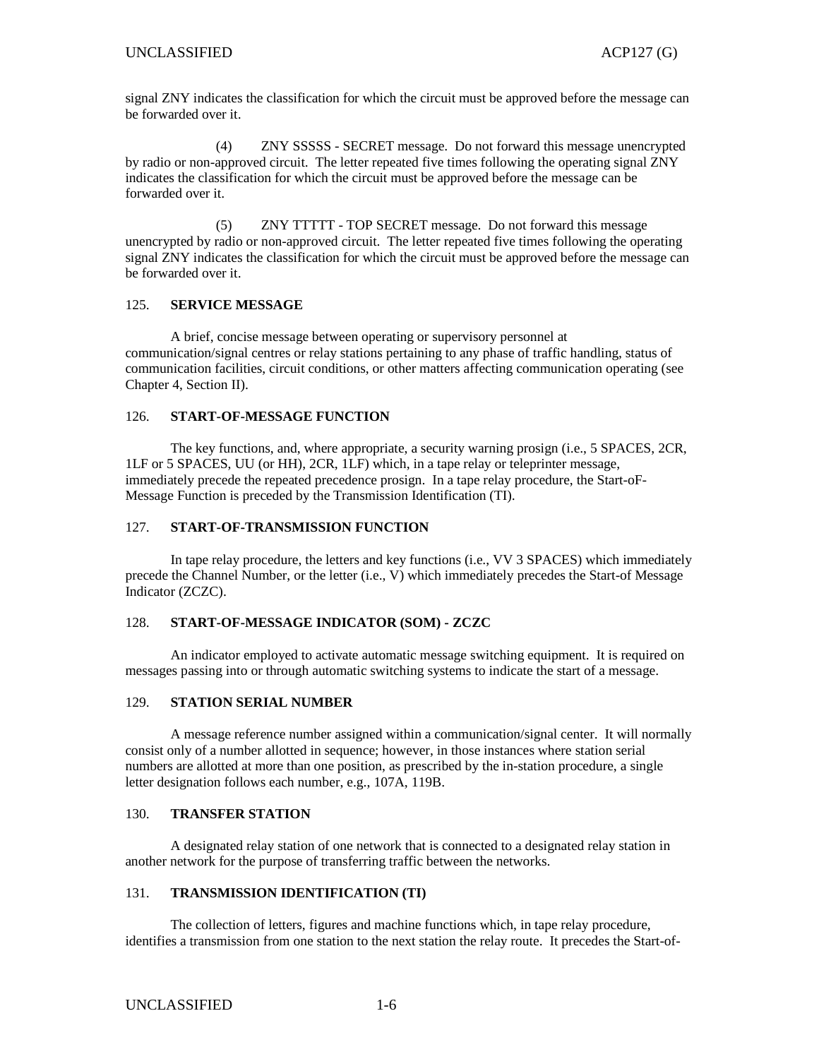signal ZNY indicates the classification for which the circuit must be approved before the message can be forwarded over it.

(4) ZNY SSSSS - SECRET message. Do not forward this message unencrypted by radio or non-approved circuit. The letter repeated five times following the operating signal ZNY indicates the classification for which the circuit must be approved before the message can be forwarded over it.

(5) ZNY TTTTT - TOP SECRET message. Do not forward this message unencrypted by radio or non-approved circuit. The letter repeated five times following the operating signal ZNY indicates the classification for which the circuit must be approved before the message can be forwarded over it.

## 125. SERVICE MESSAGE

A brief, concise message between operating or supervisory personnel at communication/signal centres or relay stations pertaining to any phase of traffic handling, status of communication facilities, circuit conditions, or other matters affecting communication operating (see Chapter 4, Section II).

## 126. START-OF-MESSAGE FUNCTION

The key functions, and, where appropriate, a security warning prosign (i.e., 5 SPACES, 2CR, 1LF or 5 SPACES, UU (or HH), 2CR, 1LF) which, in a tape relay or teleprinter message, immediately precede the repeated precedence prosign. In a tape relay procedure, the Start-oF-Message Function is preceded by the Transmission Identification (TI).

## 127. START-OF-TRANSMISSION FUNCTION

In tape relay procedure, the letters and key functions (i.e., VV 3 SPACES) which immediately precede the Channel Number, or the letter (i.e., V) which immediately precedes the Start-of Message Indicator (ZCZC).

## 128. START-OF-MESSAGE INDICATOR (SOM) - ZCZC

An indicator employed to activate automatic message switching equipment. It is required on messages passing into or through automatic switching systems to indicate the start of a message.

## 129. STATION SERIAL NUMBER

A message reference number assigned within a communication/signal center. It will normally consist only of a number allotted in sequence; however, in those instances where station serial numbers are allotted at more than one position, as prescribed by the in-station procedure, a single letter designation follows each number, e.g., 107A, 119B.

## 130. TRANSFER STATION

A designated relay station of one network that is connected to a designated relay station in another network for the purpose of transferring traffic between the networks.

## 131. TRANSMISSION IDENTIFICATION (TI)

The collection of letters, figures and machine functions which, in tape relay procedure, identifies a transmission from one station to the next station the relay route. It precedes the Start-of-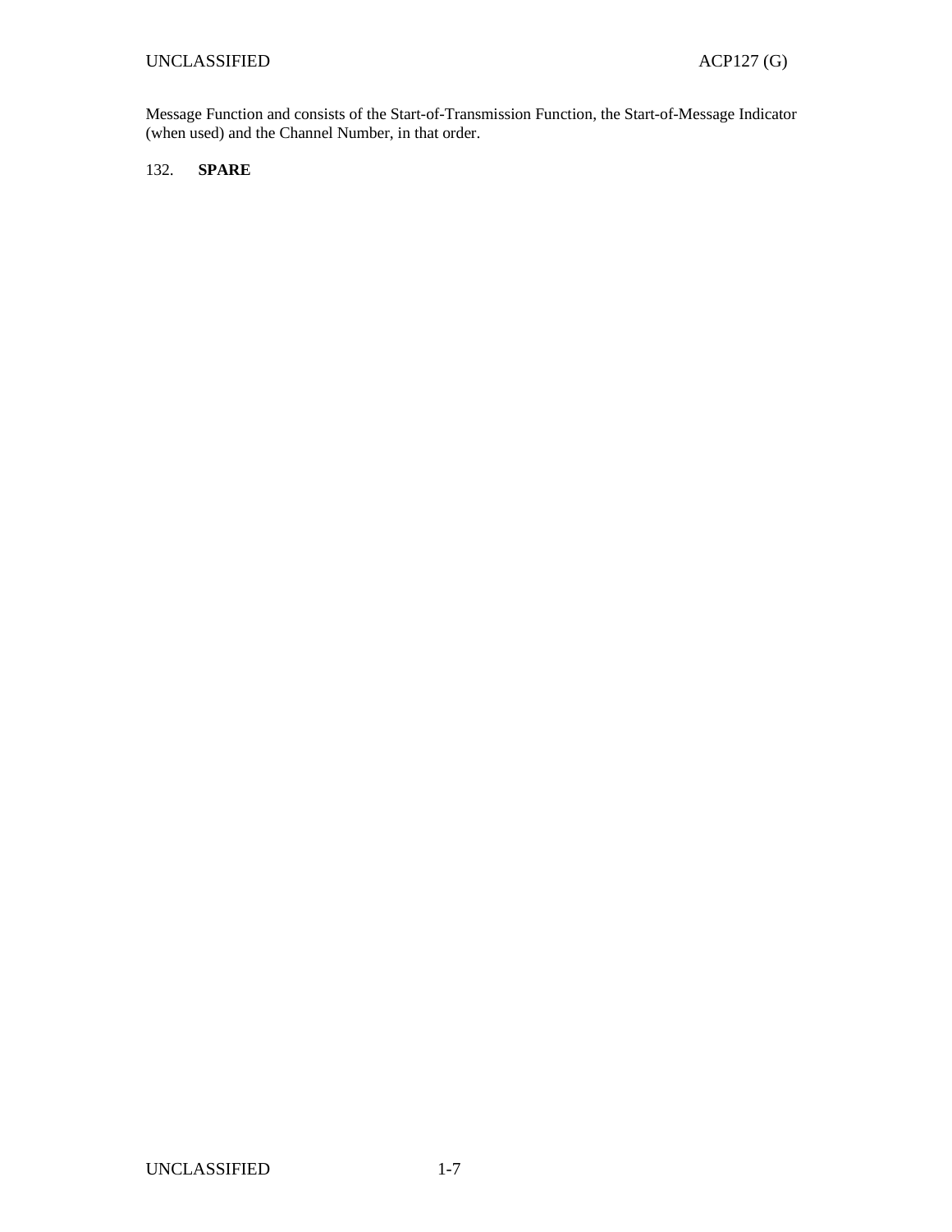Message Function and consists of the Start-of-Transmission Function, the Start-of-Message Indicator (when used) and the Channel Number, in that order.

132. **SPARE**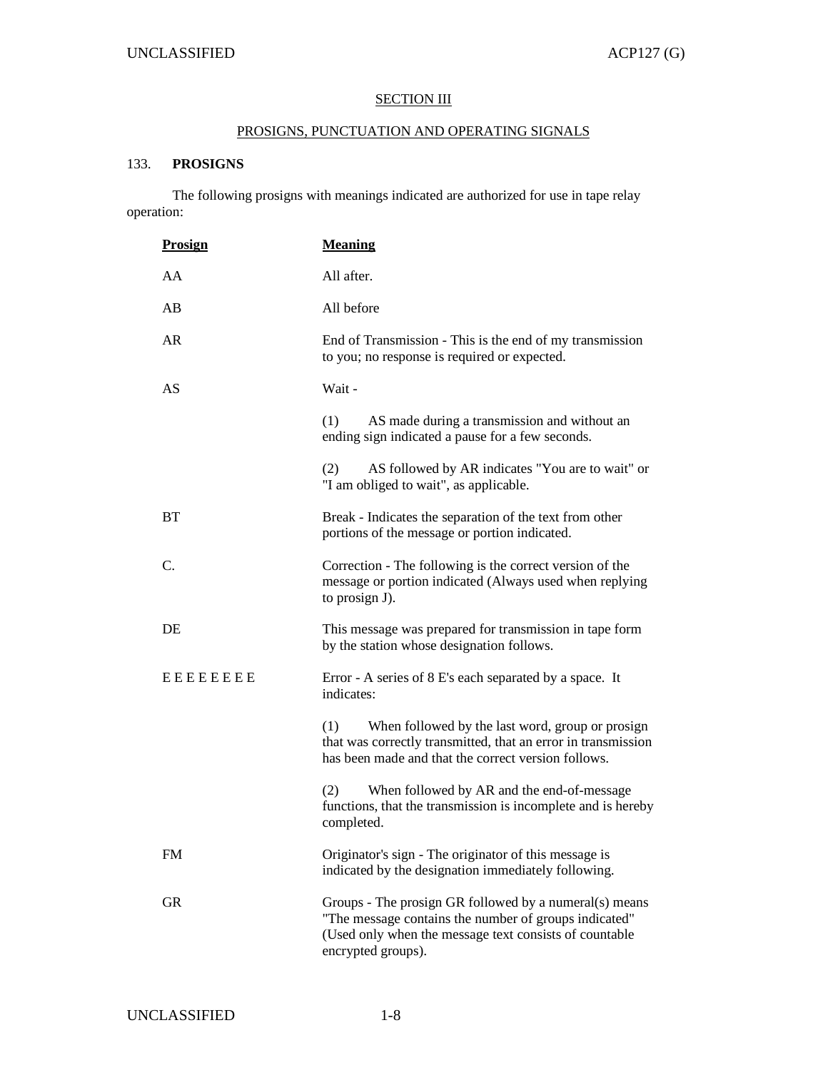## SECTION III

## PROSIGNS, PUNCTUATION AND OPERATING SIGNALS

### 133. PROSIGNS

The following prosigns with meanings indicated are authorized for use in tape relay operation:

| Prosign | Meaning |
|---|---|
| AA | All after. |
| AB | All before |
| AR | End of Transmission - This is the end of my transmission to you; no response is required or expected. |
| AS | Wait - |
| | (1) AS made during a transmission and without an ending sign indicated a pause for a few seconds. |
| | (2) AS followed by AR indicates "You are to wait" or "I am obliged to wait", as applicable. |
| BT | Break - Indicates the separation of the text from other portions of the message or portion indicated. |
| C. | Correction - The following is the correct version of the message or portion indicated (Always used when replying to prosign J). |
| DE | This message was prepared for transmission in tape form by the station whose designation follows. |
| E E E E E E E E | Error - A series of 8 E's each separated by a space. It indicates: |
| | (1) When followed by the last word, group or prosign that was correctly transmitted, that an error in transmission has been made and that the correct version follows. |
| | (2) When followed by AR and the end-of-message functions, that the transmission is incomplete and is hereby completed. |
| FM | Originator's sign - The originator of this message is indicated by the designation immediately following. |
| GR | Groups - The prosign GR followed by a numeral(s) means "The message contains the number of groups indicated" (Used only when the message text consists of countable encrypted groups). |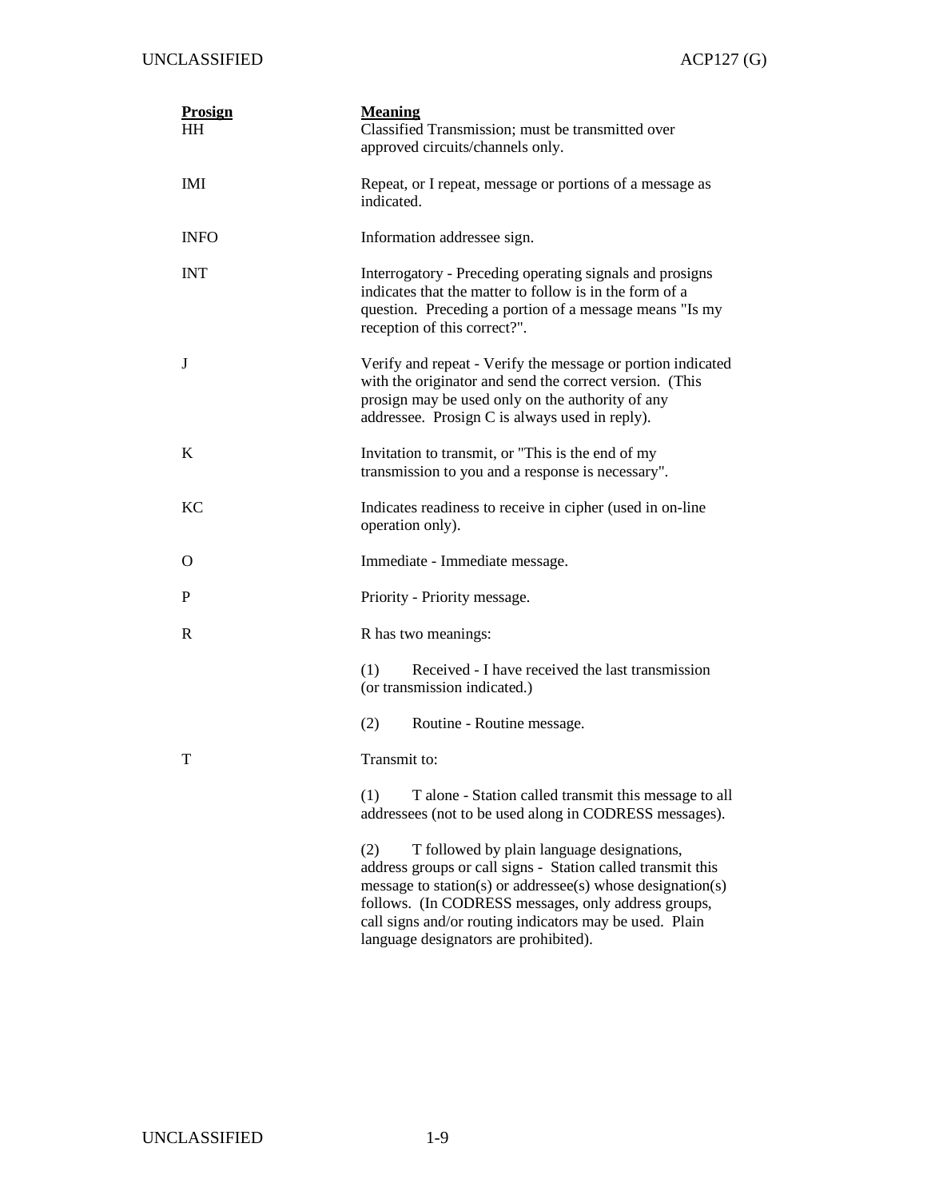| Prosign | Meaning |
|---|---|
| HH | Classified Transmission; must be transmitted over approved circuits/channels only. |
| IMI | Repeat, or I repeat, message or portions of a message as indicated. |
| INFO | Information addressee sign. |
| INT | Interrogatory - Preceding operating signals and prosigns indicates that the matter to follow is in the form of a question. Preceding a portion of a message means "Is my reception of this correct?". |
| J | Verify and repeat - Verify the message or portion indicated with the originator and send the correct version. (This prosign may be used only on the authority of any addressee. Prosign C is always used in reply). |
| K | Invitation to transmit, or "This is the end of my transmission to you and a response is necessary". |
| KC | Indicates readiness to receive in cipher (used in on-line operation only). |
| O | Immediate - Immediate message. |
| P | Priority - Priority message. |
| R | R has two meanings:<br><br>(1) Received - I have received the last transmission (or transmission indicated.)<br><br>(2) Routine - Routine message. |
| T | Transmit to:<br><br>(1) T alone - Station called transmit this message to all addressees (not to be used along in CODRESS messages).<br><br>(2) T followed by plain language designations, address groups or call signs - Station called transmit this message to station(s) or addressee(s) whose designation(s) follows. (In CODRESS messages, only address groups, call signs and/or routing indicators may be used. Plain language designators are prohibited). |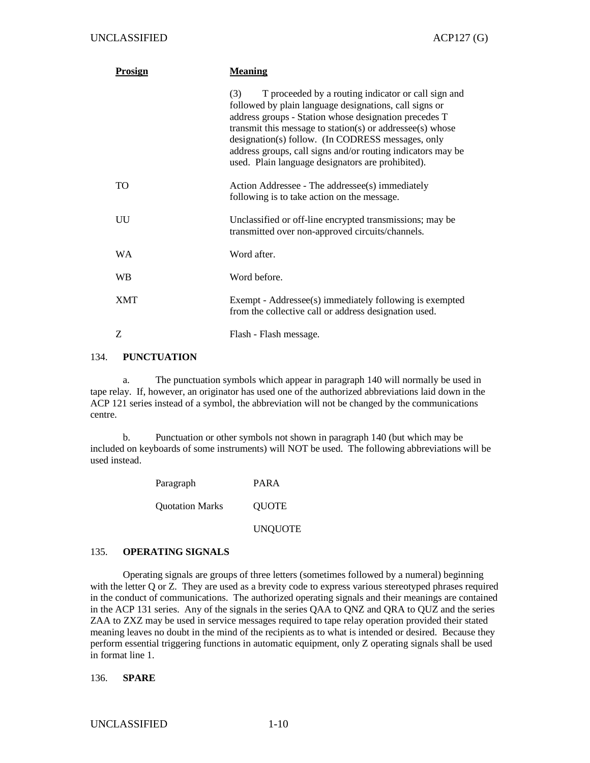| Prosign | Meaning |
|---|---|
| | (3) T proceeded by a routing indicator or call sign and followed by plain language designations, call signs or address groups - Station whose designation precedes T transmit this message to station(s) or addressee(s) whose designation(s) follow. (In CODRESS messages, only address groups, call signs and/or routing indicators may be used. Plain language designators are prohibited). |
| TO | Action Addressee - The addressee(s) immediately following is to take action on the message. |
| UU | Unclassified or off-line encrypted transmissions; may be transmitted over non-approved circuits/channels. |
| WA | Word after. |
| WB | Word before. |
| XMT | Exempt - Addressee(s) immediately following is exempted from the collective call or address designation used. |
| Z | Flash - Flash message. |

## 134. PUNCTUATION

a. The punctuation symbols which appear in paragraph 140 will normally be used in tape relay. If, however, an originator has used one of the authorized abbreviations laid down in the ACP 121 series instead of a symbol, the abbreviation will not be changed by the communications centre.

b. Punctuation or other symbols not shown in paragraph 140 (but which may be included on keyboards of some instruments) will NOT be used. The following abbreviations will be used instead.

| | |
|---|---|
| Paragraph | PARA |
| Quotation Marks | QUOTE |
| | UNQUOTE |

## 135. OPERATING SIGNALS

Operating signals are groups of three letters (sometimes followed by a numeral) beginning with the letter Q or Z. They are used as a brevity code to express various stereotyped phrases required in the conduct of communications. The authorized operating signals and their meanings are contained in the ACP 131 series. Any of the signals in the series QAA to QNZ and QRA to QUZ and the series ZAA to ZXZ may be used in service messages required to tape relay operation provided their stated meaning leaves no doubt in the mind of the recipients as to what is intended or desired. Because they perform essential triggering functions in automatic equipment, only Z operating signals shall be used in format line 1.

## 136. SPARE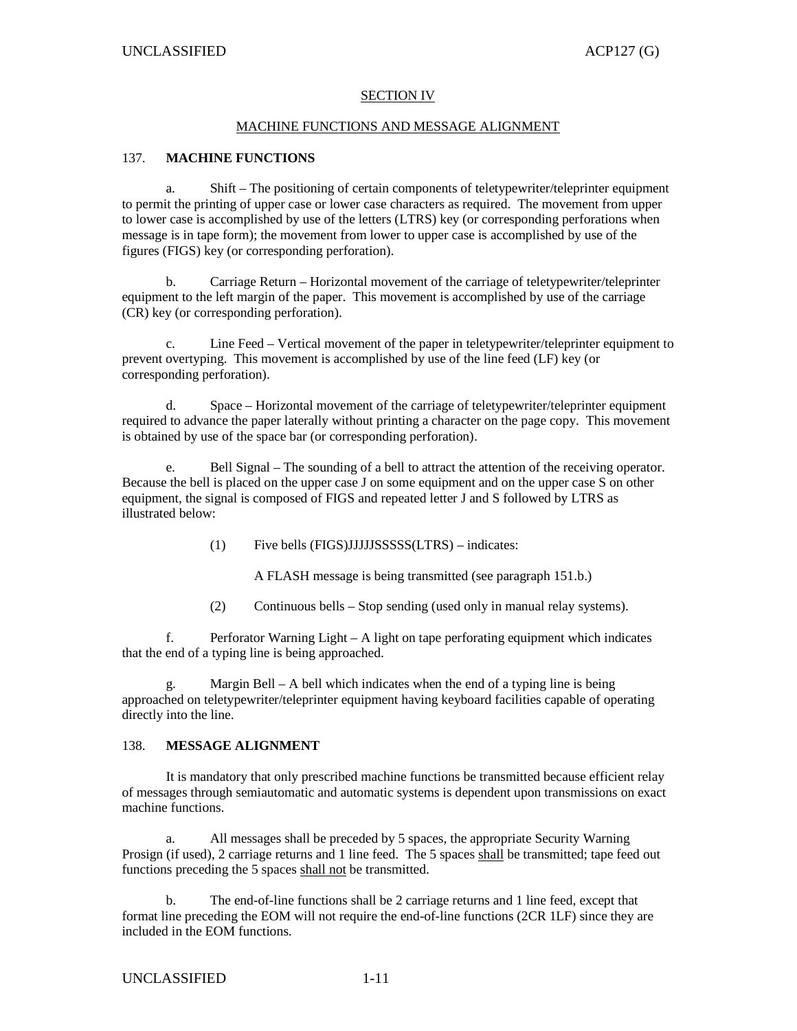## SECTION IV

## MACHINE FUNCTIONS AND MESSAGE ALIGNMENT

### 137. MACHINE FUNCTIONS

a. Shift – The positioning of certain components of teletypewriter/teleprinter equipment to permit the printing of upper case or lower case characters as required. The movement from upper to lower case is accomplished by use of the letters (LTRS) key (or corresponding perforations when message is in tape form); the movement from lower to upper case is accomplished by use of the figures (FIGS) key (or corresponding perforation).

b. Carriage Return – Horizontal movement of the carriage of teletypewriter/teleprinter equipment to the left margin of the paper. This movement is accomplished by use of the carriage (CR) key (or corresponding perforation).

c. Line Feed – Vertical movement of the paper in teletypewriter/teleprinter equipment to prevent overtyping. This movement is accomplished by use of the line feed (LF) key (or corresponding perforation).

d. Space – Horizontal movement of the carriage of teletypewriter/teleprinter equipment required to advance the paper laterally without printing a character on the page copy. This movement is obtained by use of the space bar (or corresponding perforation).

e. Bell Signal – The sounding of a bell to attract the attention of the receiving operator. Because the bell is placed on the upper case J on some equipment and on the upper case S on other equipment, the signal is composed of FIGS and repeated letter J and S followed by LTRS as illustrated below:

(1) Five bells (FIGS)JJJJJSSSSS(LTRS) – indicates:

A FLASH message is being transmitted (see paragraph 151.b.)

(2) Continuous bells – Stop sending (used only in manual relay systems).

f. Perforator Warning Light – A light on tape perforating equipment which indicates that the end of a typing line is being approached.

g. Margin Bell – A bell which indicates when the end of a typing line is being approached on teletypewriter/teleprinter equipment having keyboard facilities capable of operating directly into the line.

### 138. MESSAGE ALIGNMENT

It is mandatory that only prescribed machine functions be transmitted because efficient relay of messages through semiautomatic and automatic systems is dependent upon transmissions on exact machine functions.

a. All messages shall be preceded by 5 spaces, the appropriate Security Warning Prosign (if used), 2 carriage returns and 1 line feed. The 5 spaces <u>shall</u> be transmitted; tape feed out functions preceding the 5 spaces <u>shall not</u> be transmitted.

b. The end-of-line functions shall be 2 carriage returns and 1 line feed, except that format line preceding the EOM will not require the end-of-line functions (2CR 1LF) since they are included in the EOM functions.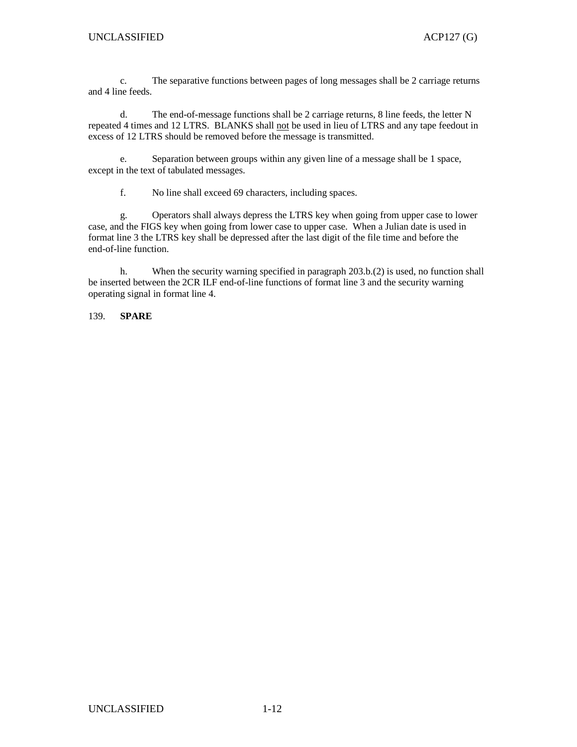c. The separative functions between pages of long messages shall be 2 carriage returns and 4 line feeds.

d. The end-of-message functions shall be 2 carriage returns, 8 line feeds, the letter N repeated 4 times and 12 LTRS. BLANKS shall <u>not</u> be used in lieu of LTRS and any tape feedout in excess of 12 LTRS should be removed before the message is transmitted.

e. Separation between groups within any given line of a message shall be 1 space, except in the text of tabulated messages.

f. No line shall exceed 69 characters, including spaces.

g. Operators shall always depress the LTRS key when going from upper case to lower case, and the FIGS key when going from lower case to upper case. When a Julian date is used in format line 3 the LTRS key shall be depressed after the last digit of the file time and before the end-of-line function.

h. When the security warning specified in paragraph 203.b.(2) is used, no function shall be inserted between the 2CR ILF end-of-line functions of format line 3 and the security warning operating signal in format line 4.

139. **SPARE**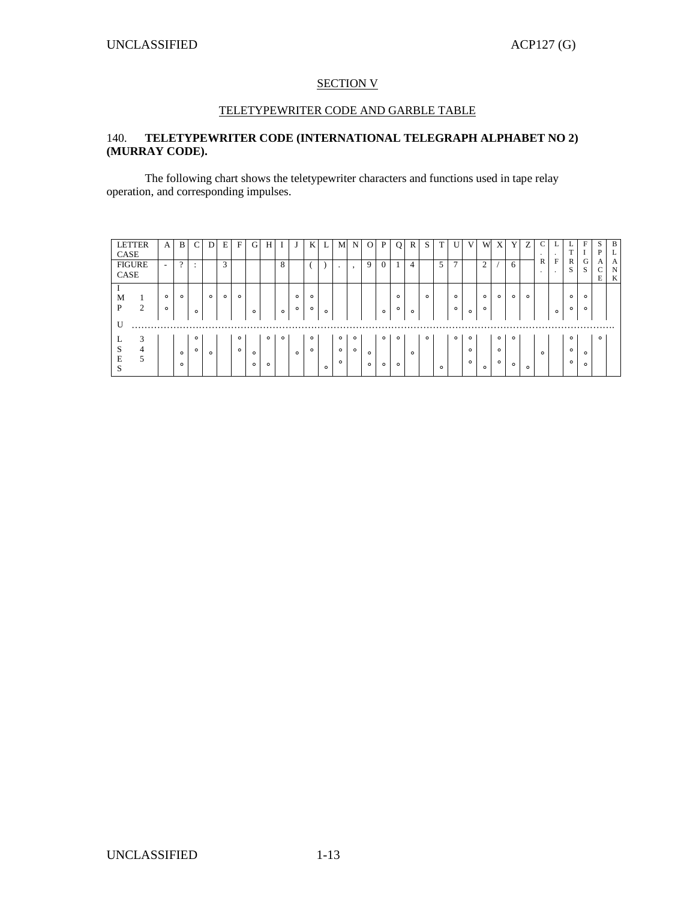## SECTION V

## TELETYPEWRITER CODE AND GARBLE TABLE

### 140. **TELETYPEWRITER CODE (INTERNATIONAL TELEGRAPH ALPHABET NO 2) (MURRAY CODE).**

The following chart shows the teletypewriter characters and functions used in tape relay operation, and corresponding impulses.

| LETTER CASE | A | B | C | D | E | F | G | H | I | J | K | L | M | N | O | P | Q | R | S | T | U | V | W | X | Y | Z | C.R. | L.F. | LTRS | FIGS | SPACE | BLANK |
|---|---|---|---|---|---|---|---|---|---|---|---|---|---|---|---|---|---|---|---|---|---|---|---|---|---|---|---|---|---|---|---|---|
| FIGURE CASE | - | ? | : | | 3 | | | | 8 | | ( | ) | . | , | 9 | 0 | 1 | 4 | | 5 | 7 | | 2 | / | 6 | | | | | | | |
| IMPULSES 1 | o | o | | o | o | o | | | | o | o | | | | | | o | | o | | o | | o | o | o | o | | | o | o | | |
| 2 | o | | o | | | | o | | o | o | o | o | | | | o | o | o | | | o | o | o | | | | | o | o | o | | |
| ........ | | | | | | | | | | | | | | | | | | | | | | | | | | | | | | | | |
| 3 | | | o | | | o | | o | o | | o | | o | o | | o | o | | o | | o | o | | o | o | | | | o | | o | |
| 4 | | o | o | o | | o | o | | | o | o | | o | o | o | | | o | | | | o | | o | | | o | | o | o | | |
| 5 | | o | | | | | o | o | | | | o | o | | o | o | o | | | o | | o | o | o | o | o | | | o | o | | |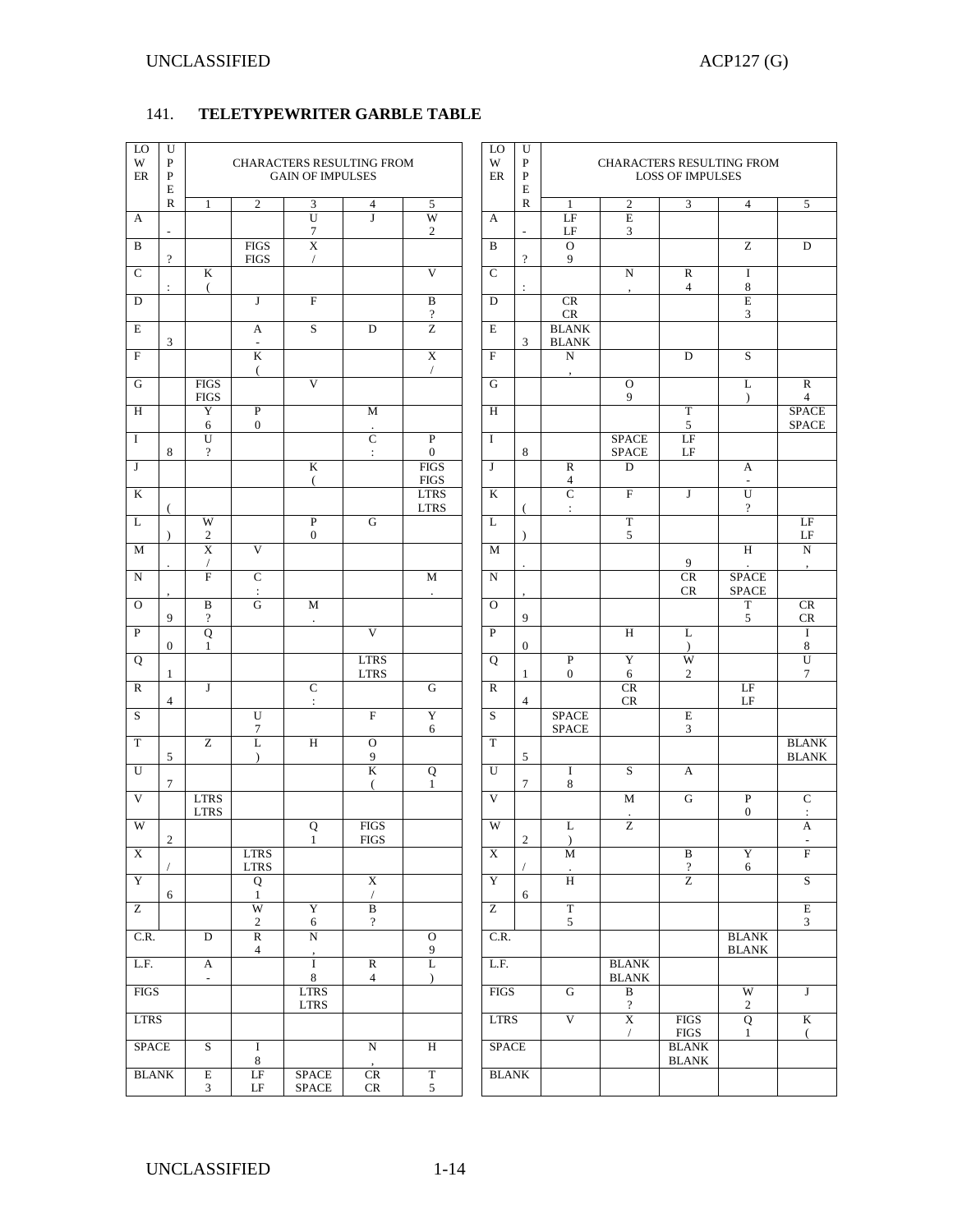## 141. **TELETYPEWRITER GARBLE TABLE**

| LOWER | UPPER | CHARACTERS RESULTING FROM GAIN OF IMPULSES | | | | |
|---|---|---|---|---|---|---|
| | | 1 | 2 | 3 | 4 | 5 |
| A | - | | | U 7 | J | W 2 |
| B | ? | | FIGS FIGS | X / | | |
| C | : | K ( | | | | V |
| D | | | J | F | | B ? |
| E | 3 | | A - | S | D | Z |
| F | | | K ( | | | X / |
| G | | FIGS FIGS | | V | | |
| H | | Y 6 | P 0 | | M . | |
| I | 8 | U ? | | | C : | P 0 |
| J | | | | K ( | | FIGS FIGS |
| K | ( | | | | | LTRS LTRS |
| L | ) | W 2 | | P 0 | G | |
| M | . | X / | V | | | |
| N | , | F | C : | | | M . |
| O | 9 | B ? | G | M . | | |
| P | 0 | Q 1 | | | V | |
| Q | 1 | | | | LTRS LTRS | |
| R | 4 | J | | C : | | G |
| S | | | U 7 | | F | Y 6 |
| T | 5 | Z | L ) | H | O 9 | |
| U | 7 | | | | K ( | Q 1 |
| V | | LTRS LTRS | | | | |
| W | 2 | | | Q 1 | FIGS FIGS | |
| X | / | | LTRS LTRS | | | |
| Y | 6 | | Q 1 | | X / | |
| Z | | | W 2 | Y 6 | B ? | |
| C.R. | | D | R 4 | N , | | O 9 |
| L.F. | | A - | | I 8 | R 4 | L ) |
| FIGS | | | | LTRS LTRS | | |
| LTRS | | | | | | |
| SPACE | | S | I 8 | | N , | H |
| BLANK | | E 3 | LF LF | SPACE SPACE | CR CR | T 5 |

| LOWER | UPPER | CHARACTERS RESULTING FROM LOSS OF IMPULSES | | | | |
|---|---|---|---|---|---|---|
| | | 1 | 2 | 3 | 4 | 5 |
| A | - | LF LF | E 3 | | | |
| B | ? | O 9 | | | Z | D |
| C | : | | N , | R 4 | I 8 | |
| D | | CR CR | | | E 3 | |
| E | 3 | BLANK BLANK | | | | |
| F | | N , | | D | S | |
| G | | | O 9 | | L ) | R 4 |
| H | | | | T 5 | | SPACE SPACE |
| I | 8 | | SPACE SPACE | LF LF | | |
| J | | R 4 | D | | A - | |
| K | ( | C : | F | J | U ? | |
| L | ) | | T 5 | | | LF LF |
| M | . | | | 9 | H . | N , |
| N | , | | | CR CR | SPACE SPACE | |
| O | 9 | | | | T 5 | CR CR |
| P | 0 | | H | L ) | | I 8 |
| Q | 1 | P 0 | Y 6 | W 2 | | U 7 |
| R | 4 | | CR CR | | LF LF | |
| S | | SPACE SPACE | | E 3 | | |
| T | 5 | | | | | BLANK BLANK |
| U | 7 | I 8 | S | A | | |
| V | | | M . | G | P 0 | C : |
| W | 2 | L ) | Z | | | A - |
| X | / | M . | | B ? | Y 6 | F |
| Y | 6 | H | | Z | | S |
| Z | | T 5 | | | | E 3 |
| C.R. | | | | | BLANK BLANK | |
| L.F. | | | BLANK BLANK | | | |
| FIGS | | G | B ? | | W 2 | J |
| LTRS | | V | X / | FIGS FIGS | Q 1 | K ( |
| SPACE | | | | BLANK BLANK | | |
| BLANK | | | | | | |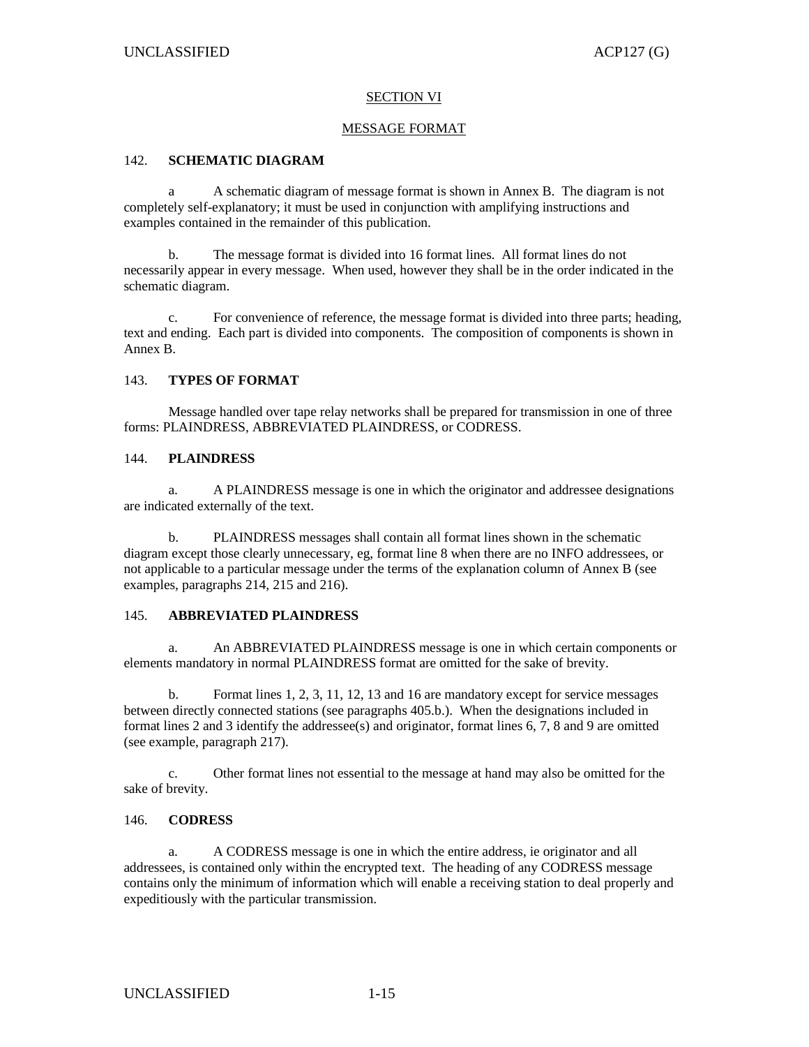## SECTION VI

## MESSAGE FORMAT

### 142. SCHEMATIC DIAGRAM

a A schematic diagram of message format is shown in Annex B. The diagram is not completely self-explanatory; it must be used in conjunction with amplifying instructions and examples contained in the remainder of this publication.

b. The message format is divided into 16 format lines. All format lines do not necessarily appear in every message. When used, however they shall be in the order indicated in the schematic diagram.

c. For convenience of reference, the message format is divided into three parts; heading, text and ending. Each part is divided into components. The composition of components is shown in Annex B.

### 143. TYPES OF FORMAT

Message handled over tape relay networks shall be prepared for transmission in one of three forms: PLAINDRESS, ABBREVIATED PLAINDRESS, or CODRESS.

### 144. PLAINDRESS

a. A PLAINDRESS message is one in which the originator and addressee designations are indicated externally of the text.

b. PLAINDRESS messages shall contain all format lines shown in the schematic diagram except those clearly unnecessary, eg, format line 8 when there are no INFO addressees, or not applicable to a particular message under the terms of the explanation column of Annex B (see examples, paragraphs 214, 215 and 216).

### 145. ABBREVIATED PLAINDRESS

a. An ABBREVIATED PLAINDRESS message is one in which certain components or elements mandatory in normal PLAINDRESS format are omitted for the sake of brevity.

b. Format lines 1, 2, 3, 11, 12, 13 and 16 are mandatory except for service messages between directly connected stations (see paragraphs 405.b.). When the designations included in format lines 2 and 3 identify the addressee(s) and originator, format lines 6, 7, 8 and 9 are omitted (see example, paragraph 217).

c. Other format lines not essential to the message at hand may also be omitted for the sake of brevity.

### 146. CODRESS

a. A CODRESS message is one in which the entire address, ie originator and all addressees, is contained only within the encrypted text. The heading of any CODRESS message contains only the minimum of information which will enable a receiving station to deal properly and expeditiously with the particular transmission.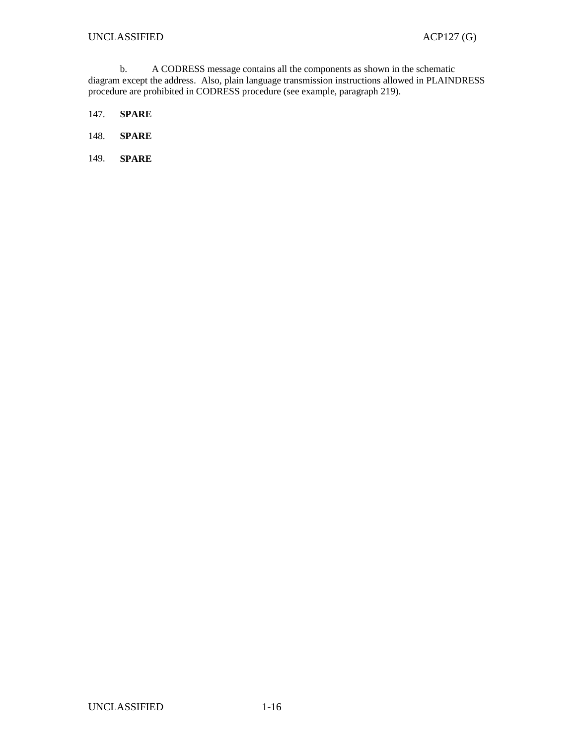b. A CODRESS message contains all the components as shown in the schematic diagram except the address. Also, plain language transmission instructions allowed in PLAINDRESS procedure are prohibited in CODRESS procedure (see example, paragraph 219).

147. **SPARE**

148. **SPARE**

149. **SPARE**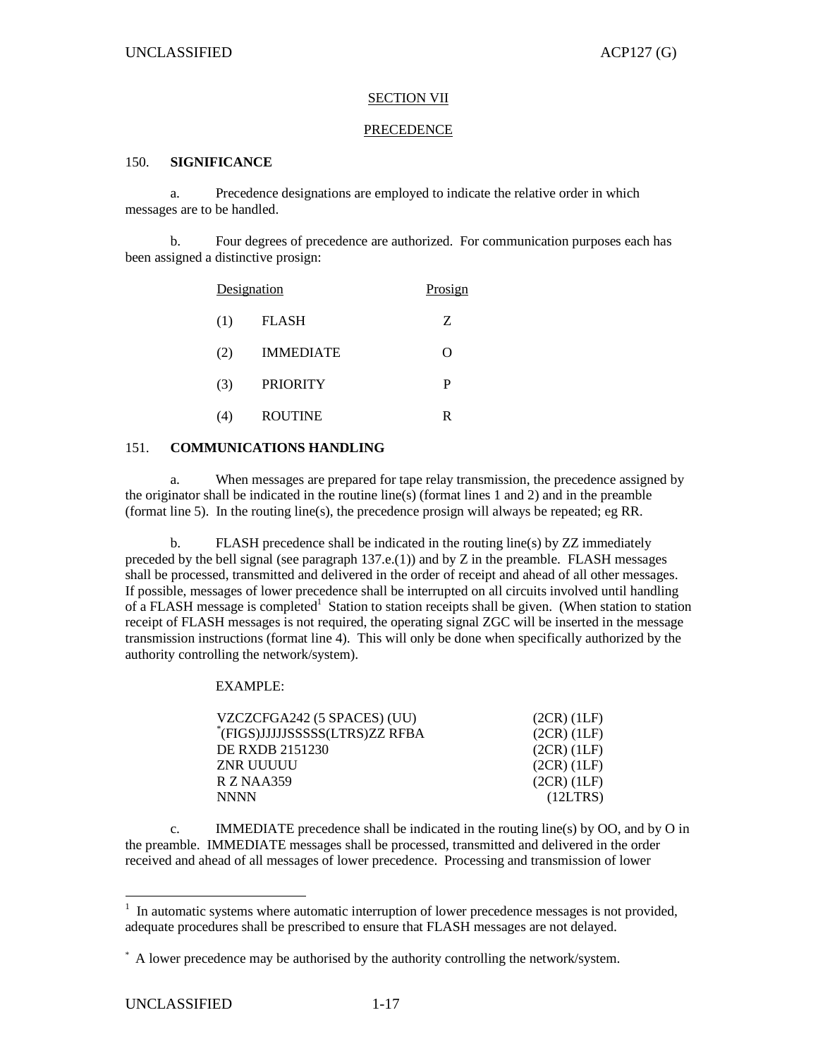## SECTION VII

## PRECEDENCE

### 150. SIGNIFICANCE

a. Precedence designations are employed to indicate the relative order in which messages are to be handled.

b. Four degrees of precedence are authorized. For communication purposes each has been assigned a distinctive prosign:

| Designation | | Prosign |
|---|---|---|
| (1) | FLASH | Z |
| (2) | IMMEDIATE | O |
| (3) | PRIORITY | P |
| (4) | ROUTINE | R |

### 151. COMMUNICATIONS HANDLING

a. When messages are prepared for tape relay transmission, the precedence assigned by the originator shall be indicated in the routine line(s) (format lines 1 and 2) and in the preamble (format line 5). In the routing line(s), the precedence prosign will always be repeated; eg RR.

b. FLASH precedence shall be indicated in the routing line(s) by ZZ immediately preceded by the bell signal (see paragraph 137.e.(1)) and by Z in the preamble. FLASH messages shall be processed, transmitted and delivered in the order of receipt and ahead of all other messages. If possible, messages of lower precedence shall be interrupted on all circuits involved until handling of a FLASH message is completed[1] Station to station receipts shall be given. (When station to station receipt of FLASH messages is not required, the operating signal ZGC will be inserted in the message transmission instructions (format line 4). This will only be done when specifically authorized by the authority controlling the network/system).

EXAMPLE:

```
VZCZCFGA242 (5 SPACES) (UU)              (2CR) (1LF)
*(FIGS)JJJJJSSSSS(LTRS)ZZ RFBA           (2CR) (1LF)
DE RXDB 2151230                          (2CR) (1LF)
ZNR UUUUU                                (2CR) (1LF)
R Z NAA359                               (2CR) (1LF)
NNNN                                       (12LTRS)
```

c. IMMEDIATE precedence shall be indicated in the routing line(s) by OO, and by O in the preamble. IMMEDIATE messages shall be processed, transmitted and delivered in the order received and ahead of all messages of lower precedence. Processing and transmission of lower

---

[1] In automatic systems where automatic interruption of lower precedence messages is not provided, adequate procedures shall be prescribed to ensure that FLASH messages are not delayed.

* A lower precedence may be authorised by the authority controlling the network/system.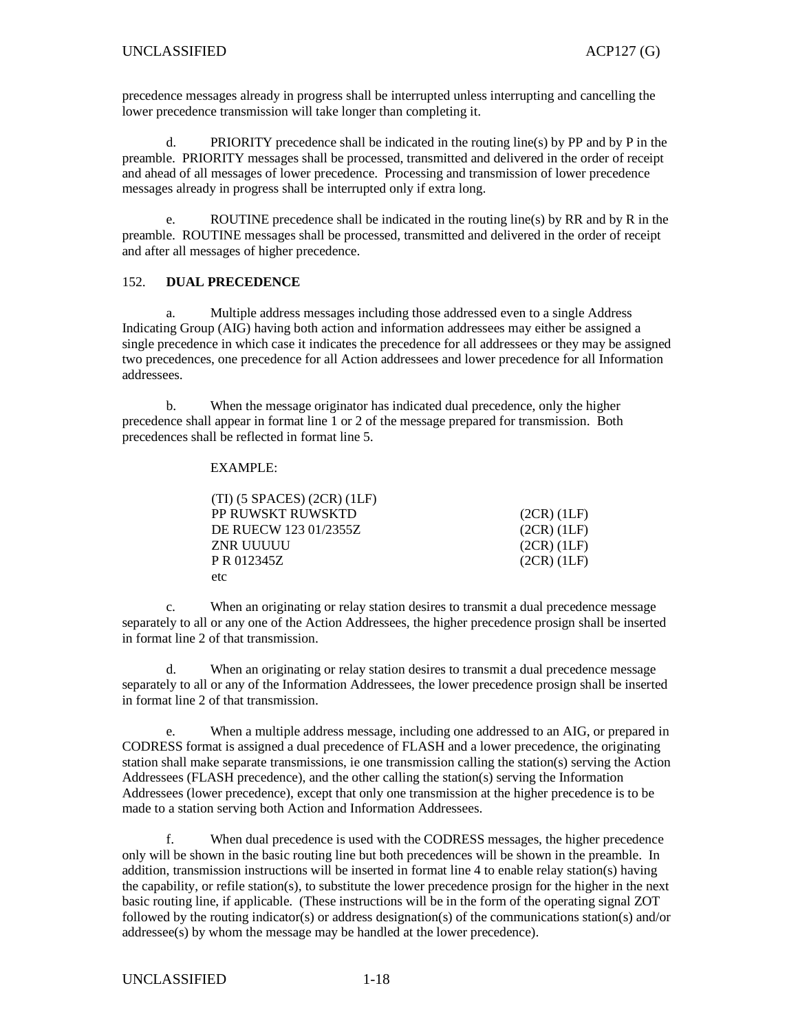precedence messages already in progress shall be interrupted unless interrupting and cancelling the lower precedence transmission will take longer than completing it.

d. PRIORITY precedence shall be indicated in the routing line(s) by PP and by P in the preamble. PRIORITY messages shall be processed, transmitted and delivered in the order of receipt and ahead of all messages of lower precedence. Processing and transmission of lower precedence messages already in progress shall be interrupted only if extra long.

e. ROUTINE precedence shall be indicated in the routing line(s) by RR and by R in the preamble. ROUTINE messages shall be processed, transmitted and delivered in the order of receipt and after all messages of higher precedence.

152. **DUAL PRECEDENCE**

a. Multiple address messages including those addressed even to a single Address Indicating Group (AIG) having both action and information addressees may either be assigned a single precedence in which case it indicates the precedence for all addressees or they may be assigned two precedences, one precedence for all Action addressees and lower precedence for all Information addressees.

b. When the message originator has indicated dual precedence, only the higher precedence shall appear in format line 1 or 2 of the message prepared for transmission. Both precedences shall be reflected in format line 5.

EXAMPLE:

```
(TI) (5 SPACES) (2CR) (1LF)
PP RUWSKT RUWSKTD                    (2CR) (1LF)
DE RUECW 123 01/2355Z                (2CR) (1LF)
ZNR UUUUU                            (2CR) (1LF)
P R 012345Z                          (2CR) (1LF)
etc
```

c. When an originating or relay station desires to transmit a dual precedence message separately to all or any one of the Action Addressees, the higher precedence prosign shall be inserted in format line 2 of that transmission.

d. When an originating or relay station desires to transmit a dual precedence message separately to all or any of the Information Addressees, the lower precedence prosign shall be inserted in format line 2 of that transmission.

e. When a multiple address message, including one addressed to an AIG, or prepared in CODRESS format is assigned a dual precedence of FLASH and a lower precedence, the originating station shall make separate transmissions, ie one transmission calling the station(s) serving the Action Addressees (FLASH precedence), and the other calling the station(s) serving the Information Addressees (lower precedence), except that only one transmission at the higher precedence is to be made to a station serving both Action and Information Addressees.

f. When dual precedence is used with the CODRESS messages, the higher precedence only will be shown in the basic routing line but both precedences will be shown in the preamble. In addition, transmission instructions will be inserted in format line 4 to enable relay station(s) having the capability, or refile station(s), to substitute the lower precedence prosign for the higher in the next basic routing line, if applicable. (These instructions will be in the form of the operating signal ZOT followed by the routing indicator(s) or address designation(s) of the communications station(s) and/or addressee(s) by whom the message may be handled at the lower precedence).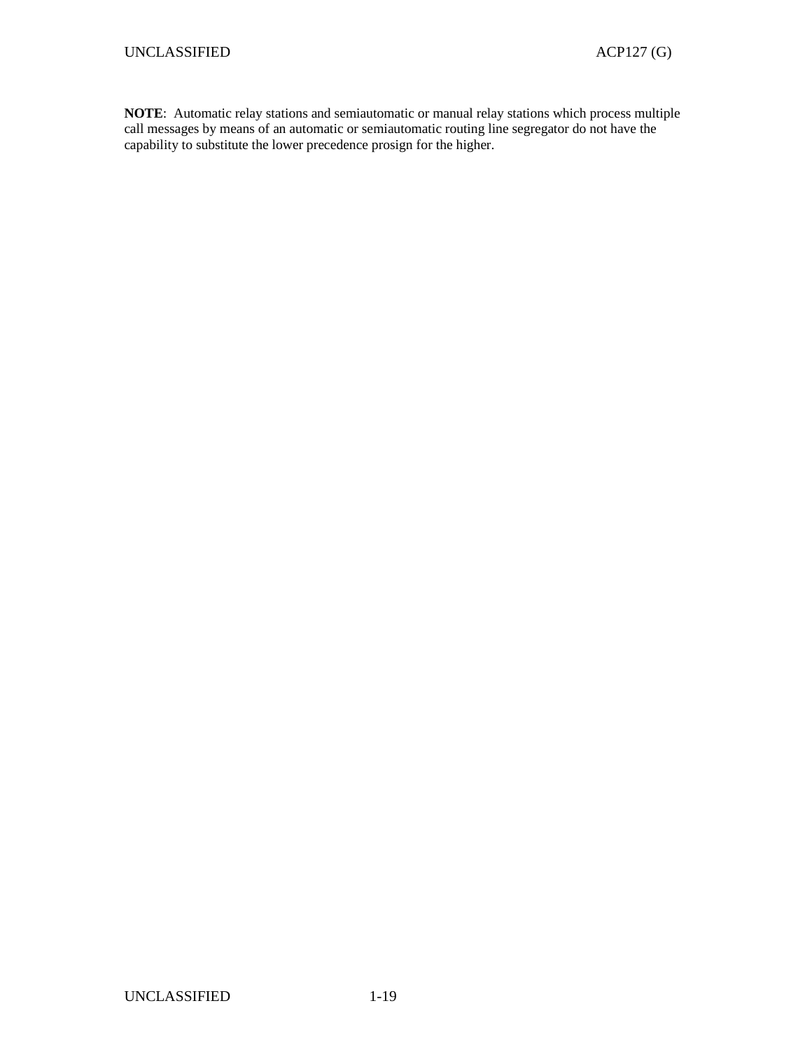**NOTE**: Automatic relay stations and semiautomatic or manual relay stations which process multiple call messages by means of an automatic or semiautomatic routing line segregator do not have the capability to substitute the lower precedence prosign for the higher.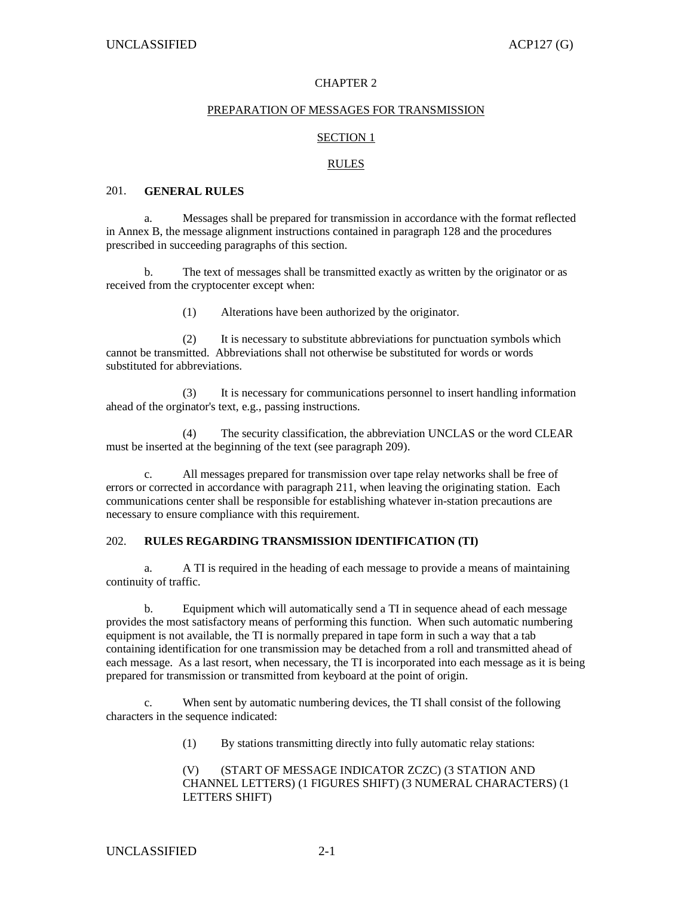# CHAPTER 2

## PREPARATION OF MESSAGES FOR TRANSMISSION

### SECTION 1

### RULES

201. **GENERAL RULES**

a. Messages shall be prepared for transmission in accordance with the format reflected in Annex B, the message alignment instructions contained in paragraph 128 and the procedures prescribed in succeeding paragraphs of this section.

b. The text of messages shall be transmitted exactly as written by the originator or as received from the cryptocenter except when:

(1) Alterations have been authorized by the originator.

(2) It is necessary to substitute abbreviations for punctuation symbols which cannot be transmitted. Abbreviations shall not otherwise be substituted for words or words substituted for abbreviations.

(3) It is necessary for communications personnel to insert handling information ahead of the orginator's text, e.g., passing instructions.

(4) The security classification, the abbreviation UNCLAS or the word CLEAR must be inserted at the beginning of the text (see paragraph 209).

c. All messages prepared for transmission over tape relay networks shall be free of errors or corrected in accordance with paragraph 211, when leaving the originating station. Each communications center shall be responsible for establishing whatever in-station precautions are necessary to ensure compliance with this requirement.

202. **RULES REGARDING TRANSMISSION IDENTIFICATION (TI)**

a. A TI is required in the heading of each message to provide a means of maintaining continuity of traffic.

b. Equipment which will automatically send a TI in sequence ahead of each message provides the most satisfactory means of performing this function. When such automatic numbering equipment is not available, the TI is normally prepared in tape form in such a way that a tab containing identification for one transmission may be detached from a roll and transmitted ahead of each message. As a last resort, when necessary, the TI is incorporated into each message as it is being prepared for transmission or transmitted from keyboard at the point of origin.

c. When sent by automatic numbering devices, the TI shall consist of the following characters in the sequence indicated:

(1) By stations transmitting directly into fully automatic relay stations:

(V) (START OF MESSAGE INDICATOR ZCZC) (3 STATION AND CHANNEL LETTERS) (1 FIGURES SHIFT) (3 NUMERAL CHARACTERS) (1 LETTERS SHIFT)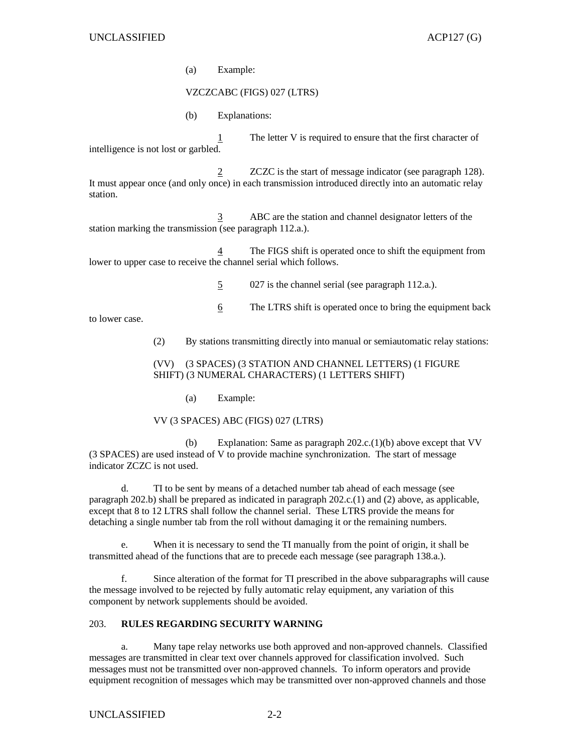(a) Example:

VZCZCABC (FIGS) 027 (LTRS)

(b) Explanations:

1 The letter V is required to ensure that the first character of intelligence is not lost or garbled.

2 ZCZC is the start of message indicator (see paragraph 128). It must appear once (and only once) in each transmission introduced directly into an automatic relay station.

3 ABC are the station and channel designator letters of the station marking the transmission (see paragraph 112.a.).

4 The FIGS shift is operated once to shift the equipment from lower to upper case to receive the channel serial which follows.

5 027 is the channel serial (see paragraph 112.a.).

6 The LTRS shift is operated once to bring the equipment back to lower case.

(2) By stations transmitting directly into manual or semiautomatic relay stations:

(VV) (3 SPACES) (3 STATION AND CHANNEL LETTERS) (1 FIGURE SHIFT) (3 NUMERAL CHARACTERS) (1 LETTERS SHIFT)

(a) Example:

VV (3 SPACES) ABC (FIGS) 027 (LTRS)

(b) Explanation: Same as paragraph 202.c.(1)(b) above except that VV (3 SPACES) are used instead of V to provide machine synchronization. The start of message indicator ZCZC is not used.

d. TI to be sent by means of a detached number tab ahead of each message (see paragraph 202.b) shall be prepared as indicated in paragraph 202.c.(1) and (2) above, as applicable, except that 8 to 12 LTRS shall follow the channel serial. These LTRS provide the means for detaching a single number tab from the roll without damaging it or the remaining numbers.

e. When it is necessary to send the TI manually from the point of origin, it shall be transmitted ahead of the functions that are to precede each message (see paragraph 138.a.).

f. Since alteration of the format for TI prescribed in the above subparagraphs will cause the message involved to be rejected by fully automatic relay equipment, any variation of this component by network supplements should be avoided.

## 203. RULES REGARDING SECURITY WARNING

a. Many tape relay networks use both approved and non-approved channels. Classified messages are transmitted in clear text over channels approved for classification involved. Such messages must not be transmitted over non-approved channels. To inform operators and provide equipment recognition of messages which may be transmitted over non-approved channels and those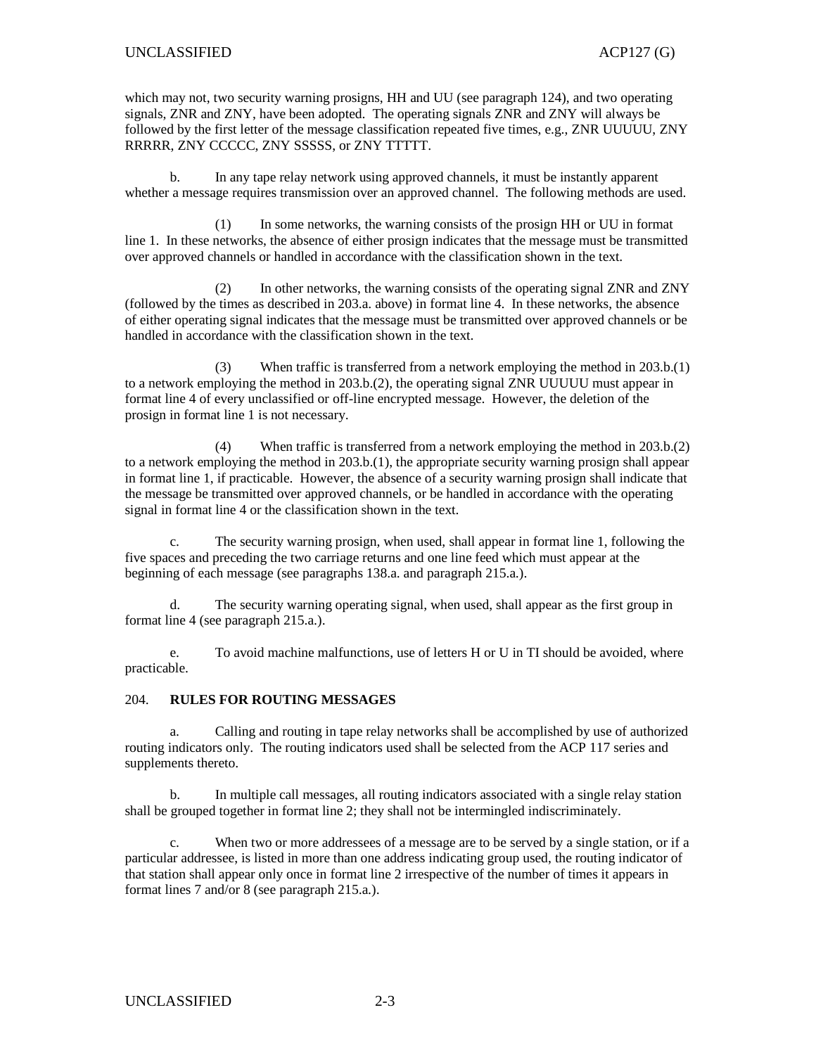which may not, two security warning prosigns, HH and UU (see paragraph 124), and two operating signals, ZNR and ZNY, have been adopted. The operating signals ZNR and ZNY will always be followed by the first letter of the message classification repeated five times, e.g., ZNR UUUUU, ZNY RRRRR, ZNY CCCCC, ZNY SSSSS, or ZNY TTTTT.

b. In any tape relay network using approved channels, it must be instantly apparent whether a message requires transmission over an approved channel. The following methods are used.

(1) In some networks, the warning consists of the prosign HH or UU in format line 1. In these networks, the absence of either prosign indicates that the message must be transmitted over approved channels or handled in accordance with the classification shown in the text.

(2) In other networks, the warning consists of the operating signal ZNR and ZNY (followed by the times as described in 203.a. above) in format line 4. In these networks, the absence of either operating signal indicates that the message must be transmitted over approved channels or be handled in accordance with the classification shown in the text.

(3) When traffic is transferred from a network employing the method in 203.b.(1) to a network employing the method in 203.b.(2), the operating signal ZNR UUUUU must appear in format line 4 of every unclassified or off-line encrypted message. However, the deletion of the prosign in format line 1 is not necessary.

(4) When traffic is transferred from a network employing the method in 203.b.(2) to a network employing the method in 203.b.(1), the appropriate security warning prosign shall appear in format line 1, if practicable. However, the absence of a security warning prosign shall indicate that the message be transmitted over approved channels, or be handled in accordance with the operating signal in format line 4 or the classification shown in the text.

c. The security warning prosign, when used, shall appear in format line 1, following the five spaces and preceding the two carriage returns and one line feed which must appear at the beginning of each message (see paragraphs 138.a. and paragraph 215.a.).

d. The security warning operating signal, when used, shall appear as the first group in format line 4 (see paragraph 215.a.).

e. To avoid machine malfunctions, use of letters H or U in TI should be avoided, where practicable.

204. **RULES FOR ROUTING MESSAGES**

a. Calling and routing in tape relay networks shall be accomplished by use of authorized routing indicators only. The routing indicators used shall be selected from the ACP 117 series and supplements thereto.

b. In multiple call messages, all routing indicators associated with a single relay station shall be grouped together in format line 2; they shall not be intermingled indiscriminately.

c. When two or more addressees of a message are to be served by a single station, or if a particular addressee, is listed in more than one address indicating group used, the routing indicator of that station shall appear only once in format line 2 irrespective of the number of times it appears in format lines 7 and/or 8 (see paragraph 215.a.).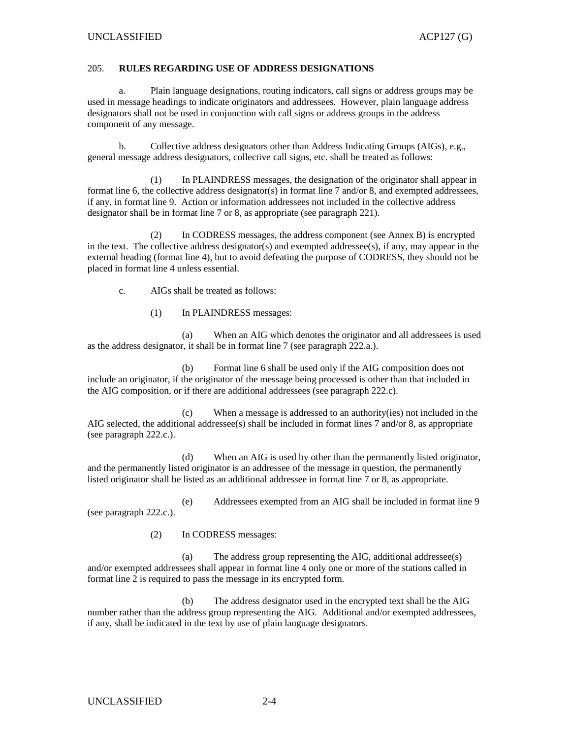## 205. RULES REGARDING USE OF ADDRESS DESIGNATIONS

a. Plain language designations, routing indicators, call signs or address groups may be used in message headings to indicate originators and addressees. However, plain language address designators shall not be used in conjunction with call signs or address groups in the address component of any message.

b. Collective address designators other than Address Indicating Groups (AIGs), e.g., general message address designators, collective call signs, etc. shall be treated as follows:

(1) In PLAINDRESS messages, the designation of the originator shall appear in format line 6, the collective address designator(s) in format line 7 and/or 8, and exempted addressees, if any, in format line 9. Action or information addressees not included in the collective address designator shall be in format line 7 or 8, as appropriate (see paragraph 221).

(2) In CODRESS messages, the address component (see Annex B) is encrypted in the text. The collective address designator(s) and exempted addressee(s), if any, may appear in the external heading (format line 4), but to avoid defeating the purpose of CODRESS, they should not be placed in format line 4 unless essential.

c. AIGs shall be treated as follows:

(1) In PLAINDRESS messages:

(a) When an AIG which denotes the originator and all addressees is used as the address designator, it shall be in format line 7 (see paragraph 222.a.).

(b) Format line 6 shall be used only if the AIG composition does not include an originator, if the originator of the message being processed is other than that included in the AIG composition, or if there are additional addressees (see paragraph 222.c).

(c) When a message is addressed to an authority(ies) not included in the AIG selected, the additional addressee(s) shall be included in format lines 7 and/or 8, as appropriate (see paragraph 222.c.).

(d) When an AIG is used by other than the permanently listed originator, and the permanently listed originator is an addressee of the message in question, the permanently listed originator shall be listed as an additional addressee in format line 7 or 8, as appropriate.

(e) Addressees exempted from an AIG shall be included in format line 9 (see paragraph 222.c.).

(2) In CODRESS messages:

(a) The address group representing the AIG, additional addressee(s) and/or exempted addressees shall appear in format line 4 only one or more of the stations called in format line 2 is required to pass the message in its encrypted form.

(b) The address designator used in the encrypted text shall be the AIG number rather than the address group representing the AIG. Additional and/or exempted addressees, if any, shall be indicated in the text by use of plain language designators.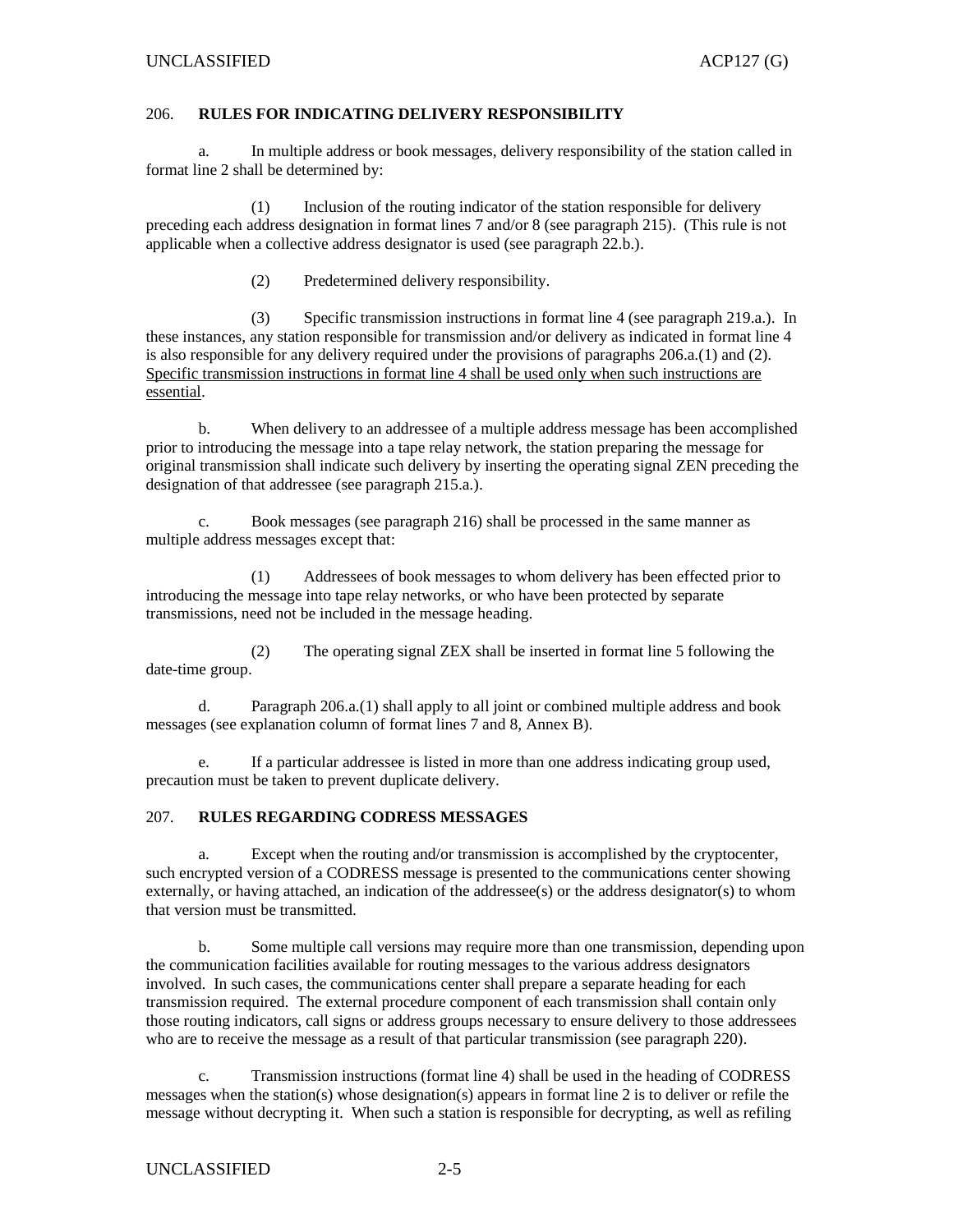## 206. RULES FOR INDICATING DELIVERY RESPONSIBILITY

a. In multiple address or book messages, delivery responsibility of the station called in format line 2 shall be determined by:

(1) Inclusion of the routing indicator of the station responsible for delivery preceding each address designation in format lines 7 and/or 8 (see paragraph 215). (This rule is not applicable when a collective address designator is used (see paragraph 22.b.).

(2) Predetermined delivery responsibility.

(3) Specific transmission instructions in format line 4 (see paragraph 219.a.). In these instances, any station responsible for transmission and/or delivery as indicated in format line 4 is also responsible for any delivery required under the provisions of paragraphs 206.a.(1) and (2). <u>Specific transmission instructions in format line 4 shall be used only when such instructions are essential</u>.

b. When delivery to an addressee of a multiple address message has been accomplished prior to introducing the message into a tape relay network, the station preparing the message for original transmission shall indicate such delivery by inserting the operating signal ZEN preceding the designation of that addressee (see paragraph 215.a.).

c. Book messages (see paragraph 216) shall be processed in the same manner as multiple address messages except that:

(1) Addressees of book messages to whom delivery has been effected prior to introducing the message into tape relay networks, or who have been protected by separate transmissions, need not be included in the message heading.

(2) The operating signal ZEX shall be inserted in format line 5 following the date-time group.

d. Paragraph 206.a.(1) shall apply to all joint or combined multiple address and book messages (see explanation column of format lines 7 and 8, Annex B).

e. If a particular addressee is listed in more than one address indicating group used, precaution must be taken to prevent duplicate delivery.

## 207. RULES REGARDING CODRESS MESSAGES

a. Except when the routing and/or transmission is accomplished by the cryptocenter, such encrypted version of a CODRESS message is presented to the communications center showing externally, or having attached, an indication of the addressee(s) or the address designator(s) to whom that version must be transmitted.

b. Some multiple call versions may require more than one transmission, depending upon the communication facilities available for routing messages to the various address designators involved. In such cases, the communications center shall prepare a separate heading for each transmission required. The external procedure component of each transmission shall contain only those routing indicators, call signs or address groups necessary to ensure delivery to those addressees who are to receive the message as a result of that particular transmission (see paragraph 220).

c. Transmission instructions (format line 4) shall be used in the heading of CODRESS messages when the station(s) whose designation(s) appears in format line 2 is to deliver or refile the message without decrypting it. When such a station is responsible for decrypting, as well as refiling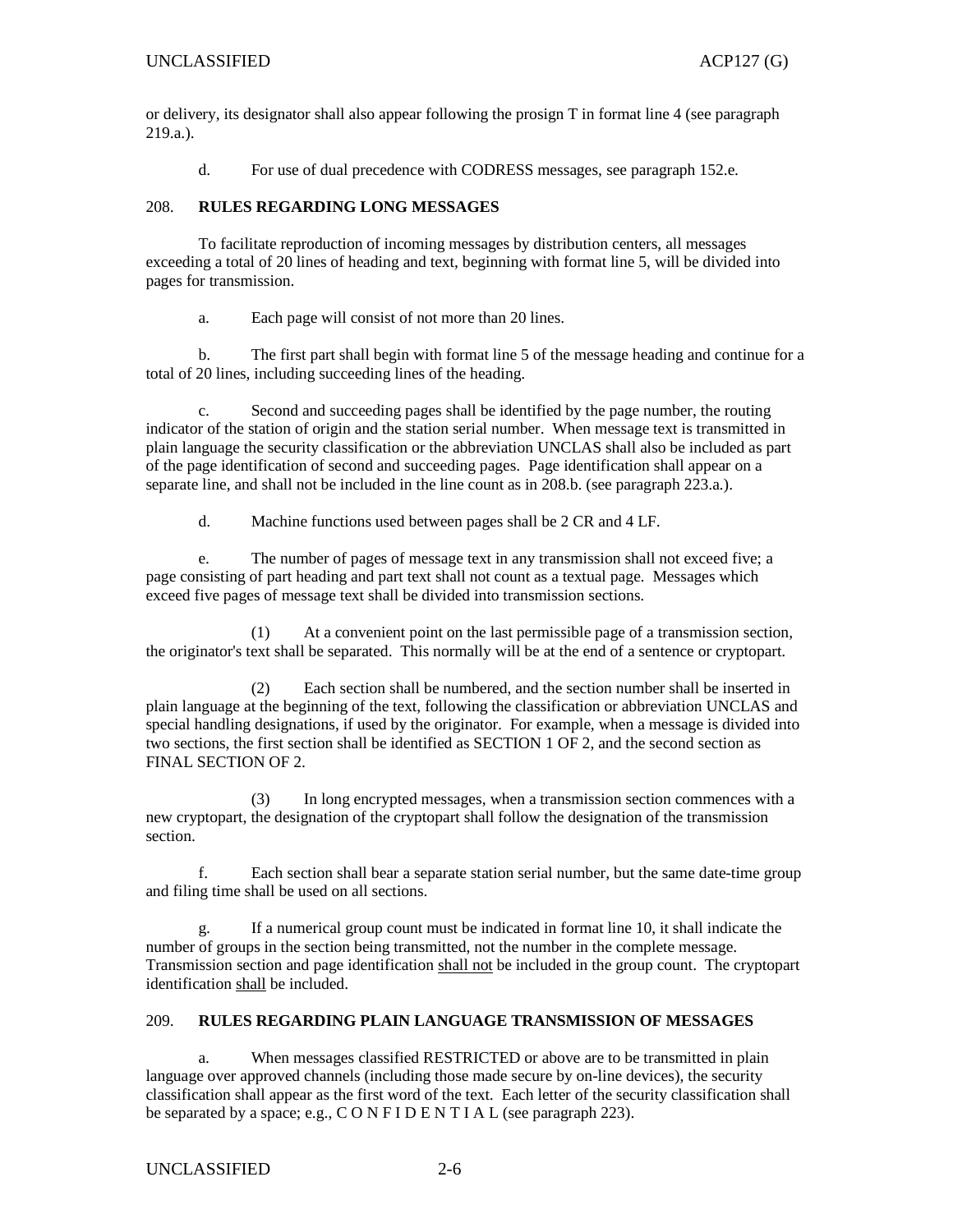or delivery, its designator shall also appear following the prosign T in format line 4 (see paragraph 219.a.).

d. For use of dual precedence with CODRESS messages, see paragraph 152.e.

## 208. RULES REGARDING LONG MESSAGES

To facilitate reproduction of incoming messages by distribution centers, all messages exceeding a total of 20 lines of heading and text, beginning with format line 5, will be divided into pages for transmission.

a. Each page will consist of not more than 20 lines.

b. The first part shall begin with format line 5 of the message heading and continue for a total of 20 lines, including succeeding lines of the heading.

c. Second and succeeding pages shall be identified by the page number, the routing indicator of the station of origin and the station serial number. When message text is transmitted in plain language the security classification or the abbreviation UNCLAS shall also be included as part of the page identification of second and succeeding pages. Page identification shall appear on a separate line, and shall not be included in the line count as in 208.b. (see paragraph 223.a.).

d. Machine functions used between pages shall be 2 CR and 4 LF.

e. The number of pages of message text in any transmission shall not exceed five; a page consisting of part heading and part text shall not count as a textual page. Messages which exceed five pages of message text shall be divided into transmission sections.

(1) At a convenient point on the last permissible page of a transmission section, the originator's text shall be separated. This normally will be at the end of a sentence or cryptopart.

(2) Each section shall be numbered, and the section number shall be inserted in plain language at the beginning of the text, following the classification or abbreviation UNCLAS and special handling designations, if used by the originator. For example, when a message is divided into two sections, the first section shall be identified as SECTION 1 OF 2, and the second section as FINAL SECTION OF 2.

(3) In long encrypted messages, when a transmission section commences with a new cryptopart, the designation of the cryptopart shall follow the designation of the transmission section.

f. Each section shall bear a separate station serial number, but the same date-time group and filing time shall be used on all sections.

g. If a numerical group count must be indicated in format line 10, it shall indicate the number of groups in the section being transmitted, not the number in the complete message. Transmission section and page identification <u>shall not</u> be included in the group count. The cryptopart identification <u>shall</u> be included.

## 209. RULES REGARDING PLAIN LANGUAGE TRANSMISSION OF MESSAGES

a. When messages classified RESTRICTED or above are to be transmitted in plain language over approved channels (including those made secure by on-line devices), the security classification shall appear as the first word of the text. Each letter of the security classification shall be separated by a space; e.g., C O N F I D E N T I A L (see paragraph 223).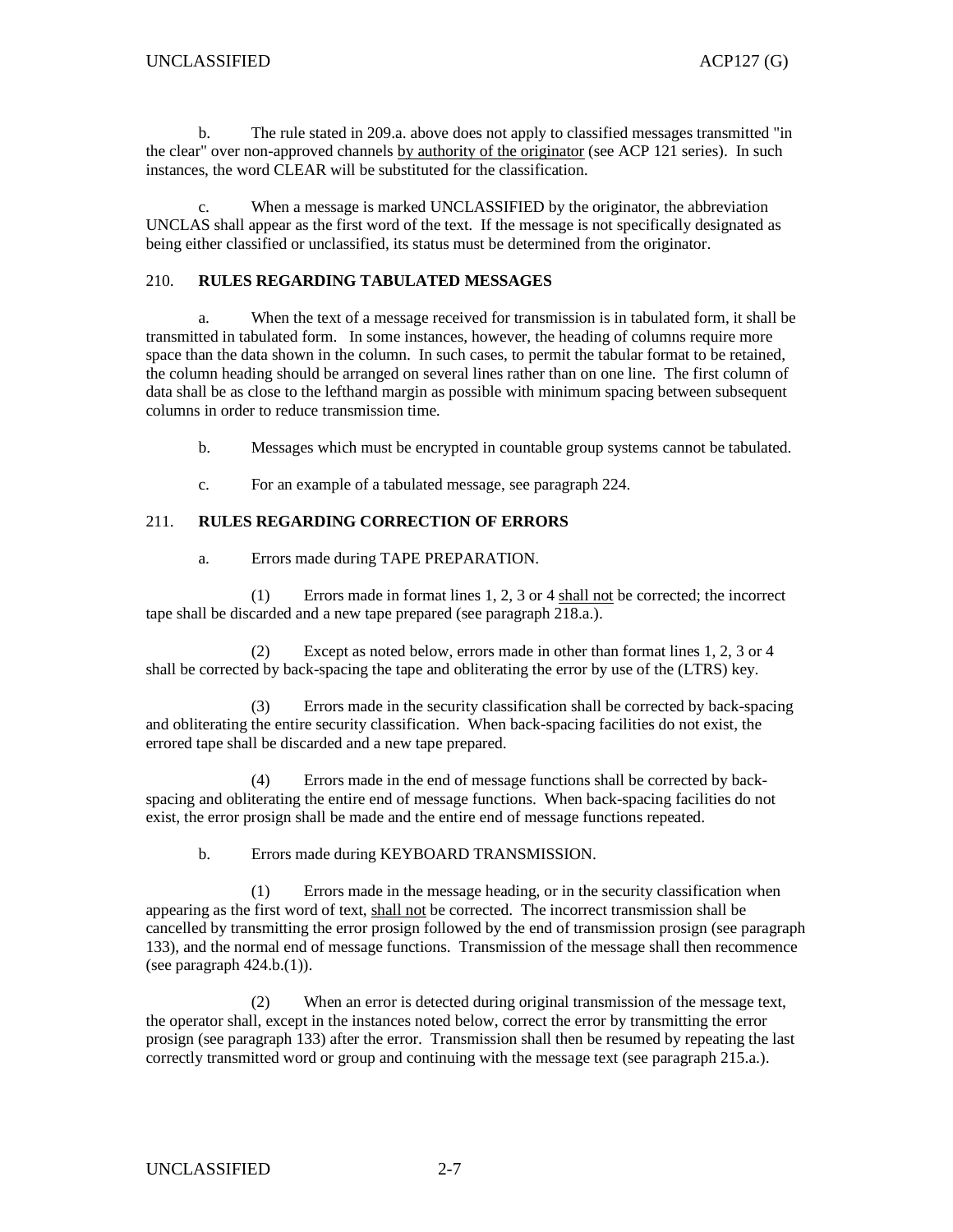b. The rule stated in 209.a. above does not apply to classified messages transmitted "in the clear" over non-approved channels <u>by authority of the originator</u> (see ACP 121 series). In such instances, the word CLEAR will be substituted for the classification.

c. When a message is marked UNCLASSIFIED by the originator, the abbreviation UNCLAS shall appear as the first word of the text. If the message is not specifically designated as being either classified or unclassified, its status must be determined from the originator.

## 210. RULES REGARDING TABULATED MESSAGES

a. When the text of a message received for transmission is in tabulated form, it shall be transmitted in tabulated form. In some instances, however, the heading of columns require more space than the data shown in the column. In such cases, to permit the tabular format to be retained, the column heading should be arranged on several lines rather than on one line. The first column of data shall be as close to the lefthand margin as possible with minimum spacing between subsequent columns in order to reduce transmission time.

b. Messages which must be encrypted in countable group systems cannot be tabulated.

c. For an example of a tabulated message, see paragraph 224.

## 211. RULES REGARDING CORRECTION OF ERRORS

a. Errors made during TAPE PREPARATION.

(1) Errors made in format lines 1, 2, 3 or 4 <u>shall not</u> be corrected; the incorrect tape shall be discarded and a new tape prepared (see paragraph 218.a.).

(2) Except as noted below, errors made in other than format lines 1, 2, 3 or 4 shall be corrected by back-spacing the tape and obliterating the error by use of the (LTRS) key.

(3) Errors made in the security classification shall be corrected by back-spacing and obliterating the entire security classification. When back-spacing facilities do not exist, the errored tape shall be discarded and a new tape prepared.

(4) Errors made in the end of message functions shall be corrected by back-spacing and obliterating the entire end of message functions. When back-spacing facilities do not exist, the error prosign shall be made and the entire end of message functions repeated.

b. Errors made during KEYBOARD TRANSMISSION.

(1) Errors made in the message heading, or in the security classification when appearing as the first word of text, <u>shall not</u> be corrected. The incorrect transmission shall be cancelled by transmitting the error prosign followed by the end of transmission prosign (see paragraph 133), and the normal end of message functions. Transmission of the message shall then recommence (see paragraph 424.b.(1)).

(2) When an error is detected during original transmission of the message text, the operator shall, except in the instances noted below, correct the error by transmitting the error prosign (see paragraph 133) after the error. Transmission shall then be resumed by repeating the last correctly transmitted word or group and continuing with the message text (see paragraph 215.a.).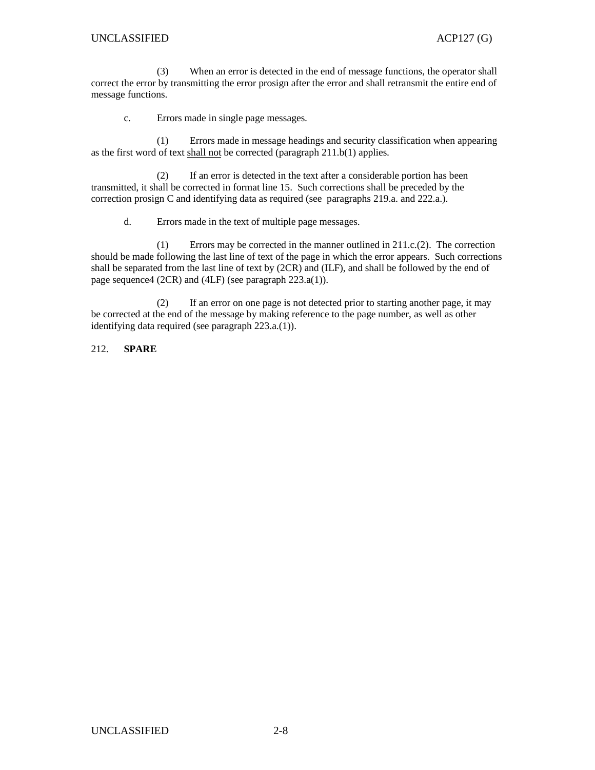(3) When an error is detected in the end of message functions, the operator shall correct the error by transmitting the error prosign after the error and shall retransmit the entire end of message functions.

c. Errors made in single page messages.

(1) Errors made in message headings and security classification when appearing as the first word of text shall not be corrected (paragraph 211.b(1) applies.

(2) If an error is detected in the text after a considerable portion has been transmitted, it shall be corrected in format line 15. Such corrections shall be preceded by the correction prosign C and identifying data as required (see paragraphs 219.a. and 222.a.).

d. Errors made in the text of multiple page messages.

(1) Errors may be corrected in the manner outlined in 211.c.(2). The correction should be made following the last line of text of the page in which the error appears. Such corrections shall be separated from the last line of text by (2CR) and (ILF), and shall be followed by the end of page sequence4 (2CR) and (4LF) (see paragraph 223.a(1)).

(2) If an error on one page is not detected prior to starting another page, it may be corrected at the end of the message by making reference to the page number, as well as other identifying data required (see paragraph 223.a.(1)).

212. **SPARE**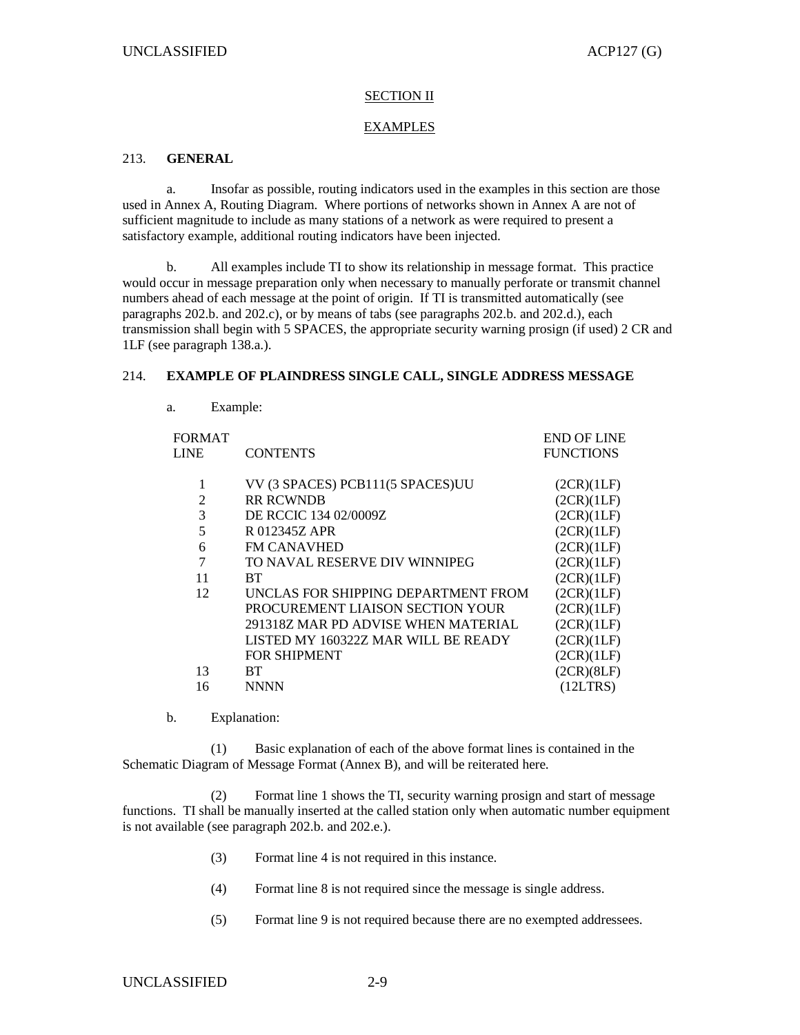## SECTION II

## EXAMPLES

### 213. GENERAL

a. Insofar as possible, routing indicators used in the examples in this section are those used in Annex A, Routing Diagram. Where portions of networks shown in Annex A are not of sufficient magnitude to include as many stations of a network as were required to present a satisfactory example, additional routing indicators have been injected.

b. All examples include TI to show its relationship in message format. This practice would occur in message preparation only when necessary to manually perforate or transmit channel numbers ahead of each message at the point of origin. If TI is transmitted automatically (see paragraphs 202.b. and 202.c), or by means of tabs (see paragraphs 202.b. and 202.d.), each transmission shall begin with 5 SPACES, the appropriate security warning prosign (if used) 2 CR and 1LF (see paragraph 138.a.).

### 214. EXAMPLE OF PLAINDRESS SINGLE CALL, SINGLE ADDRESS MESSAGE

a. Example:

| FORMAT LINE | CONTENTS | END OF LINE FUNCTIONS |
|---|---|---|
| 1 | VV (3 SPACES) PCB111(5 SPACES)UU | (2CR)(1LF) |
| 2 | RR RCWNDB | (2CR)(1LF) |
| 3 | DE RCCIC 134 02/0009Z | (2CR)(1LF) |
| 5 | R 012345Z APR | (2CR)(1LF) |
| 6 | FM CANAVHED | (2CR)(1LF) |
| 7 | TO NAVAL RESERVE DIV WINNIPEG | (2CR)(1LF) |
| 11 | BT | (2CR)(1LF) |
| 12 | UNCLAS FOR SHIPPING DEPARTMENT FROM | (2CR)(1LF) |
| | PROCUREMENT LIAISON SECTION YOUR | (2CR)(1LF) |
| | 291318Z MAR PD ADVISE WHEN MATERIAL | (2CR)(1LF) |
| | LISTED MY 160322Z MAR WILL BE READY | (2CR)(1LF) |
| | FOR SHIPMENT | (2CR)(1LF) |
| 13 | BT | (2CR)(8LF) |
| 16 | NNNN | (12LTRS) |

b. Explanation:

(1) Basic explanation of each of the above format lines is contained in the Schematic Diagram of Message Format (Annex B), and will be reiterated here.

(2) Format line 1 shows the TI, security warning prosign and start of message functions. TI shall be manually inserted at the called station only when automatic number equipment is not available (see paragraph 202.b. and 202.e.).

(3) Format line 4 is not required in this instance.

(4) Format line 8 is not required since the message is single address.

(5) Format line 9 is not required because there are no exempted addressees.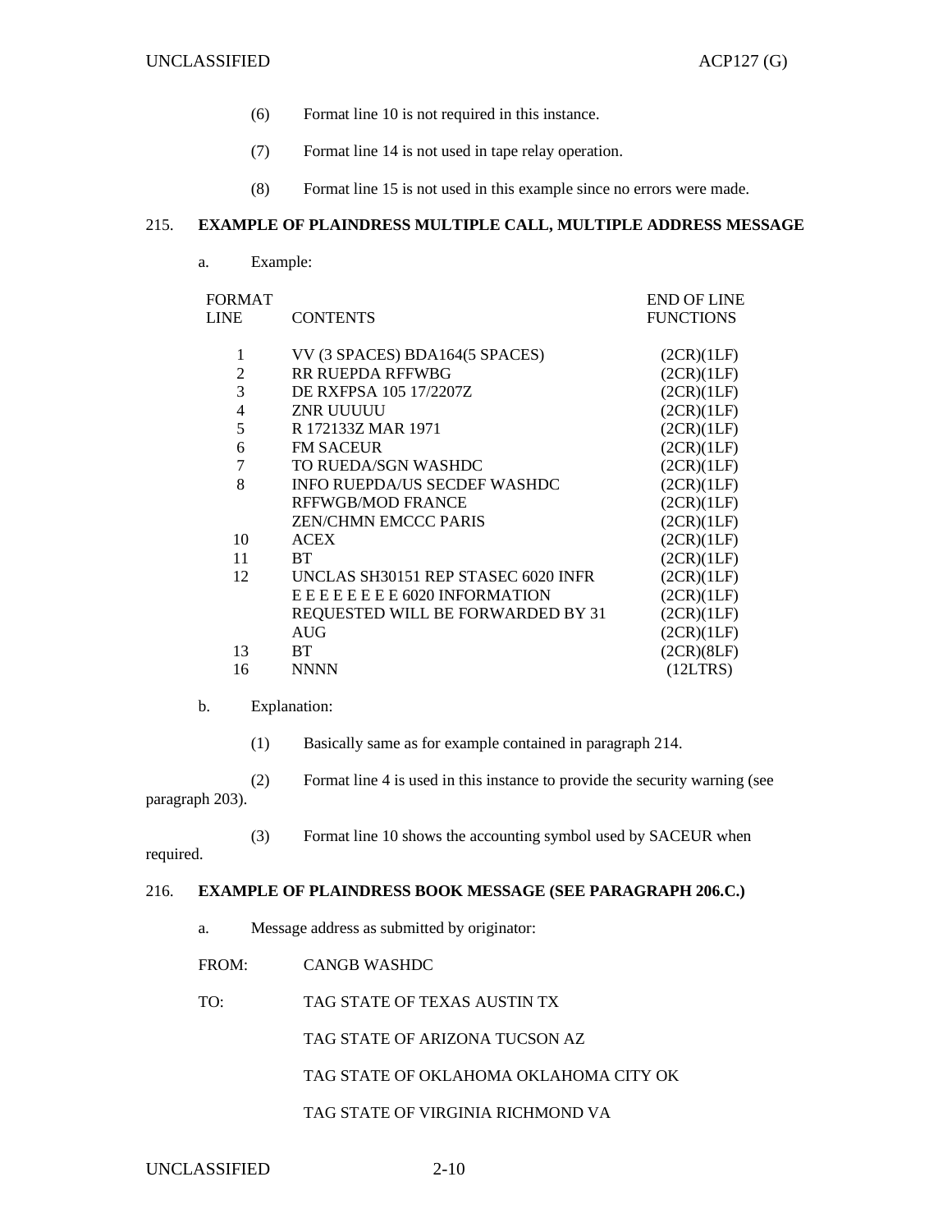(6) Format line 10 is not required in this instance.

(7) Format line 14 is not used in tape relay operation.

(8) Format line 15 is not used in this example since no errors were made.

## 215. EXAMPLE OF PLAINDRESS MULTIPLE CALL, MULTIPLE ADDRESS MESSAGE

a. Example:

| FORMAT LINE | CONTENTS | END OF LINE FUNCTIONS |
|---|---|---|
| 1 | VV (3 SPACES) BDA164(5 SPACES) | (2CR)(1LF) |
| 2 | RR RUEPDA RFFWBG | (2CR)(1LF) |
| 3 | DE RXFPSA 105 17/2207Z | (2CR)(1LF) |
| 4 | ZNR UUUUU | (2CR)(1LF) |
| 5 | R 172133Z MAR 1971 | (2CR)(1LF) |
| 6 | FM SACEUR | (2CR)(1LF) |
| 7 | TO RUEDA/SGN WASHDC | (2CR)(1LF) |
| 8 | INFO RUEPDA/US SECDEF WASHDC | (2CR)(1LF) |
| | RFFWGB/MOD FRANCE | (2CR)(1LF) |
| | ZEN/CHMN EMCCC PARIS | (2CR)(1LF) |
| 10 | ACEX | (2CR)(1LF) |
| 11 | BT | (2CR)(1LF) |
| 12 | UNCLAS SH30151 REP STASEC 6020 INFR | (2CR)(1LF) |
| | E E E E E E E E 6020 INFORMATION | (2CR)(1LF) |
| | REQUESTED WILL BE FORWARDED BY 31 | (2CR)(1LF) |
| | AUG | (2CR)(1LF) |
| 13 | BT | (2CR)(8LF) |
| 16 | NNNN | (12LTRS) |

b. Explanation:

(1) Basically same as for example contained in paragraph 214.

(2) Format line 4 is used in this instance to provide the security warning (see paragraph 203).

(3) Format line 10 shows the accounting symbol used by SACEUR when required.

## 216. EXAMPLE OF PLAINDRESS BOOK MESSAGE (SEE PARAGRAPH 206.C.)

a. Message address as submitted by originator:

FROM: CANGB WASHDC

TO: TAG STATE OF TEXAS AUSTIN TX

TAG STATE OF ARIZONA TUCSON AZ

TAG STATE OF OKLAHOMA OKLAHOMA CITY OK

TAG STATE OF VIRGINIA RICHMOND VA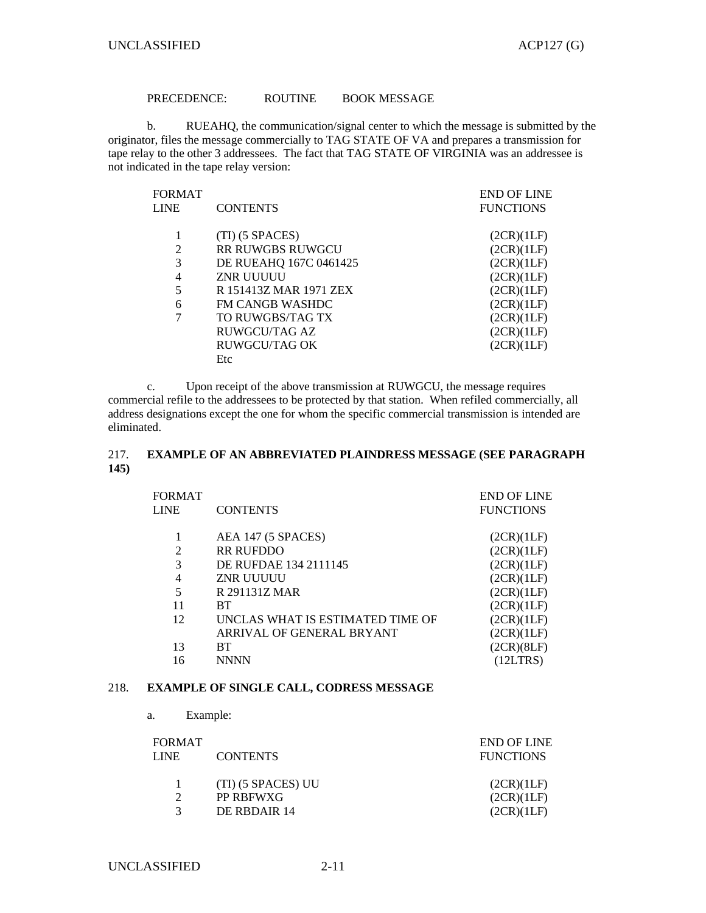PRECEDENCE: ROUTINE BOOK MESSAGE

b. RUEAHQ, the communication/signal center to which the message is submitted by the originator, files the message commercially to TAG STATE OF VA and prepares a transmission for tape relay to the other 3 addressees. The fact that TAG STATE OF VIRGINIA was an addressee is not indicated in the tape relay version:

| FORMAT LINE | CONTENTS | END OF LINE FUNCTIONS |
|---|---|---|
| 1 | (TI) (5 SPACES) | (2CR)(1LF) |
| 2 | RR RUWGBS RUWGCU | (2CR)(1LF) |
| 3 | DE RUEAHQ 167C 0461425 | (2CR)(1LF) |
| 4 | ZNR UUUUU | (2CR)(1LF) |
| 5 | R 151413Z MAR 1971 ZEX | (2CR)(1LF) |
| 6 | FM CANGB WASHDC | (2CR)(1LF) |
| 7 | TO RUWGBS/TAG TX | (2CR)(1LF) |
| | RUWGCU/TAG AZ | (2CR)(1LF) |
| | RUWGCU/TAG OK | (2CR)(1LF) |
| | Etc | |

c. Upon receipt of the above transmission at RUWGCU, the message requires commercial refile to the addressees to be protected by that station. When refiled commercially, all address designations except the one for whom the specific commercial transmission is intended are eliminated.

## 217. EXAMPLE OF AN ABBREVIATED PLAINDRESS MESSAGE (SEE PARAGRAPH 145)

| FORMAT LINE | CONTENTS | END OF LINE FUNCTIONS |
|---|---|---|
| 1 | AEA 147 (5 SPACES) | (2CR)(1LF) |
| 2 | RR RUFDDO | (2CR)(1LF) |
| 3 | DE RUFDAE 134 2111145 | (2CR)(1LF) |
| 4 | ZNR UUUUU | (2CR)(1LF) |
| 5 | R 291131Z MAR | (2CR)(1LF) |
| 11 | BT | (2CR)(1LF) |
| 12 | UNCLAS WHAT IS ESTIMATED TIME OF | (2CR)(1LF) |
| | ARRIVAL OF GENERAL BRYANT | (2CR)(1LF) |
| 13 | BT | (2CR)(8LF) |
| 16 | NNNN | (12LTRS) |

## 218. EXAMPLE OF SINGLE CALL, CODRESS MESSAGE

a. Example:

| FORMAT LINE | CONTENTS | END OF LINE FUNCTIONS |
|---|---|---|
| 1 | (TI) (5 SPACES) UU | (2CR)(1LF) |
| 2 | PP RBFWXG | (2CR)(1LF) |
| 3 | DE RBDAIR 14 | (2CR)(1LF) |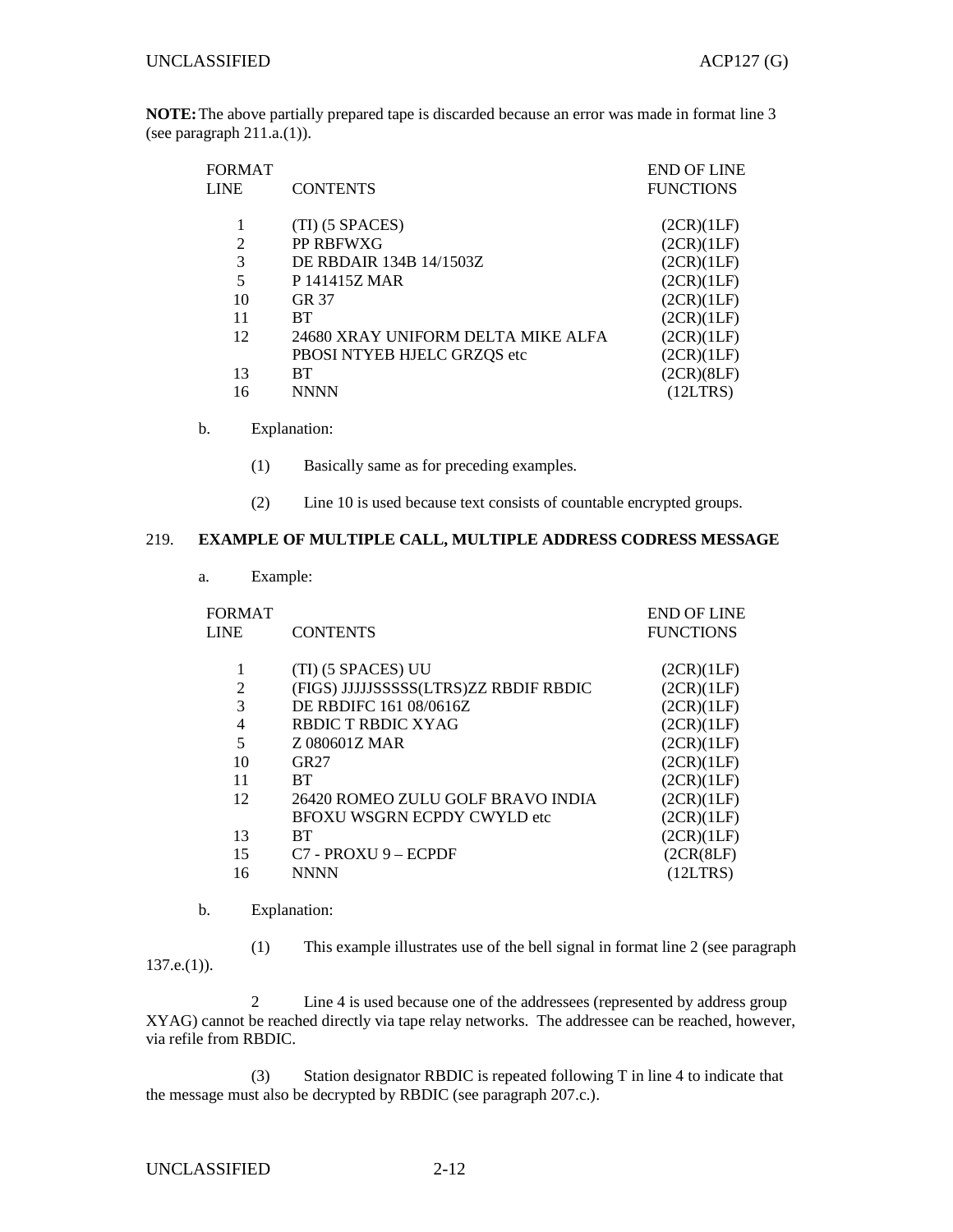**NOTE:** The above partially prepared tape is discarded because an error was made in format line 3 (see paragraph 211.a.(1)).

| FORMAT LINE | CONTENTS | END OF LINE FUNCTIONS |
|---|---|---|
| 1 | (TI) (5 SPACES) | (2CR)(1LF) |
| 2 | PP RBFWXG | (2CR)(1LF) |
| 3 | DE RBDAIR 134B 14/1503Z | (2CR)(1LF) |
| 5 | P 141415Z MAR | (2CR)(1LF) |
| 10 | GR 37 | (2CR)(1LF) |
| 11 | BT | (2CR)(1LF) |
| 12 | 24680 XRAY UNIFORM DELTA MIKE ALFA | (2CR)(1LF) |
| | PBOSI NTYEB HJELC GRZQS etc | (2CR)(1LF) |
| 13 | BT | (2CR)(8LF) |
| 16 | NNNN | (12LTRS) |

b. Explanation:

(1) Basically same as for preceding examples.

(2) Line 10 is used because text consists of countable encrypted groups.

## 219. EXAMPLE OF MULTIPLE CALL, MULTIPLE ADDRESS CODRESS MESSAGE

a. Example:

| FORMAT LINE | CONTENTS | END OF LINE FUNCTIONS |
|---|---|---|
| 1 | (TI) (5 SPACES) UU | (2CR)(1LF) |
| 2 | (FIGS) JJJJJSSSSS(LTRS)ZZ RBDIF RBDIC | (2CR)(1LF) |
| 3 | DE RBDIFC 161 08/0616Z | (2CR)(1LF) |
| 4 | RBDIC T RBDIC XYAG | (2CR)(1LF) |
| 5 | Z 080601Z MAR | (2CR)(1LF) |
| 10 | GR27 | (2CR)(1LF) |
| 11 | BT | (2CR)(1LF) |
| 12 | 26420 ROMEO ZULU GOLF BRAVO INDIA | (2CR)(1LF) |
| | BFOXU WSGRN ECPDY CWYLD etc | (2CR)(1LF) |
| 13 | BT | (2CR)(1LF) |
| 15 | C7 - PROXU 9 – ECPDF | (2CR(8LF) |
| 16 | NNNN | (12LTRS) |

b. Explanation:

(1) This example illustrates use of the bell signal in format line 2 (see paragraph 137.e.(1)).

2 Line 4 is used because one of the addressees (represented by address group XYAG) cannot be reached directly via tape relay networks. The addressee can be reached, however, via refile from RBDIC.

(3) Station designator RBDIC is repeated following T in line 4 to indicate that the message must also be decrypted by RBDIC (see paragraph 207.c.).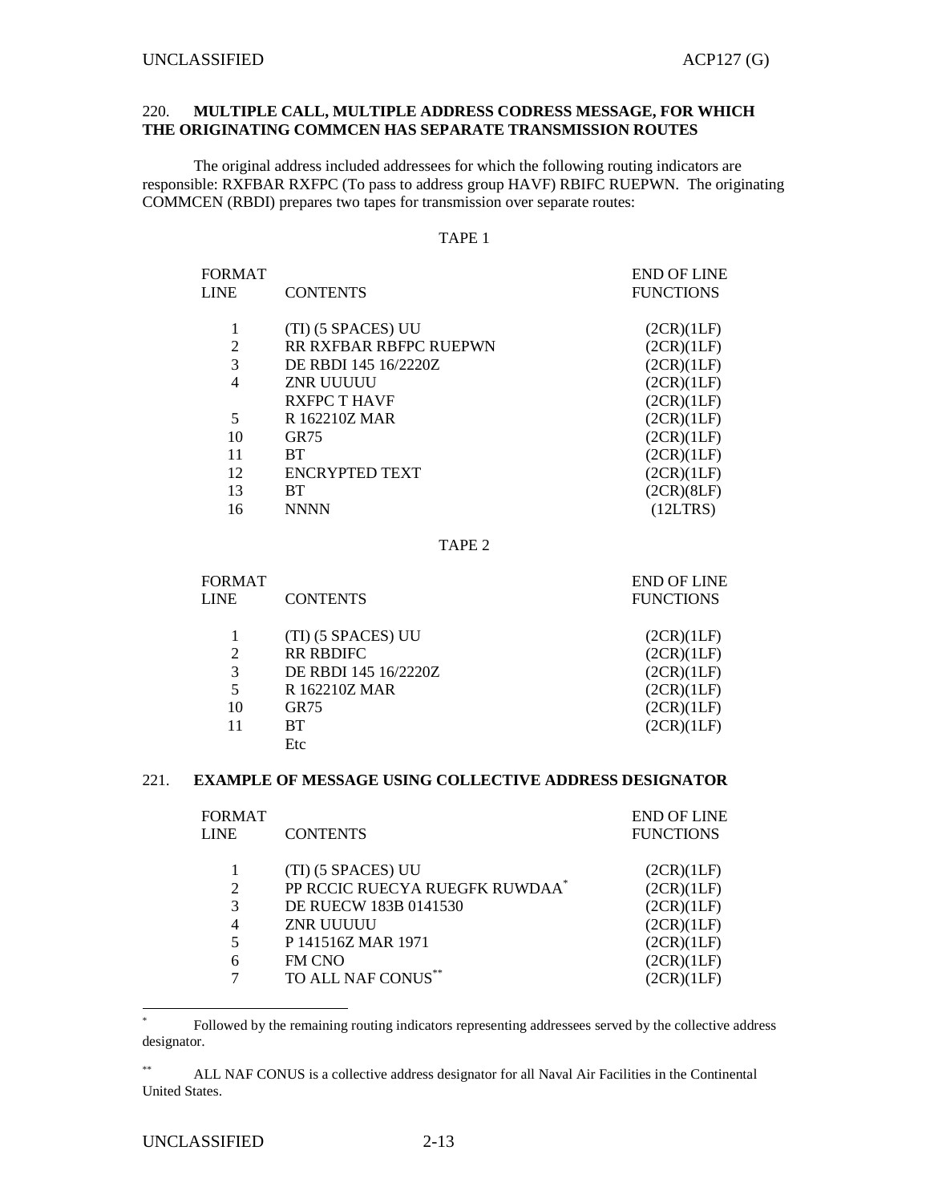220. **MULTIPLE CALL, MULTIPLE ADDRESS CODRESS MESSAGE, FOR WHICH THE ORIGINATING COMMCEN HAS SEPARATE TRANSMISSION ROUTES**

The original address included addressees for which the following routing indicators are responsible: RXFBAR RXFPC (To pass to address group HAVF) RBIFC RUEPWN. The originating COMMCEN (RBDI) prepares two tapes for transmission over separate routes:

TAPE 1

| FORMAT LINE | CONTENTS | END OF LINE FUNCTIONS |
|---|---|---|
| 1 | (TI) (5 SPACES) UU | (2CR)(1LF) |
| 2 | RR RXFBAR RBFPC RUEPWN | (2CR)(1LF) |
| 3 | DE RBDI 145 16/2220Z | (2CR)(1LF) |
| 4 | ZNR UUUUU | (2CR)(1LF) |
| | RXFPC T HAVF | (2CR)(1LF) |
| 5 | R 162210Z MAR | (2CR)(1LF) |
| 10 | GR75 | (2CR)(1LF) |
| 11 | BT | (2CR)(1LF) |
| 12 | ENCRYPTED TEXT | (2CR)(1LF) |
| 13 | BT | (2CR)(8LF) |
| 16 | NNNN | (12LTRS) |

TAPE 2

| FORMAT LINE | CONTENTS | END OF LINE FUNCTIONS |
|---|---|---|
| 1 | (TI) (5 SPACES) UU | (2CR)(1LF) |
| 2 | RR RBDIFC | (2CR)(1LF) |
| 3 | DE RBDI 145 16/2220Z | (2CR)(1LF) |
| 5 | R 162210Z MAR | (2CR)(1LF) |
| 10 | GR75 | (2CR)(1LF) |
| 11 | BT | (2CR)(1LF) |
| | Etc | |

221. **EXAMPLE OF MESSAGE USING COLLECTIVE ADDRESS DESIGNATOR**

| FORMAT LINE | CONTENTS | END OF LINE FUNCTIONS |
|---|---|---|
| 1 | (TI) (5 SPACES) UU | (2CR)(1LF) |
| 2 | PP RCCIC RUECYA RUEGFK RUWDAA* | (2CR)(1LF) |
| 3 | DE RUECW 183B 0141530 | (2CR)(1LF) |
| 4 | ZNR UUUUU | (2CR)(1LF) |
| 5 | P 141516Z MAR 1971 | (2CR)(1LF) |
| 6 | FM CNO | (2CR)(1LF) |
| 7 | TO ALL NAF CONUS** | (2CR)(1LF) |

\* Followed by the remaining routing indicators representing addressees served by the collective address designator.

\*\* ALL NAF CONUS is a collective address designator for all Naval Air Facilities in the Continental United States.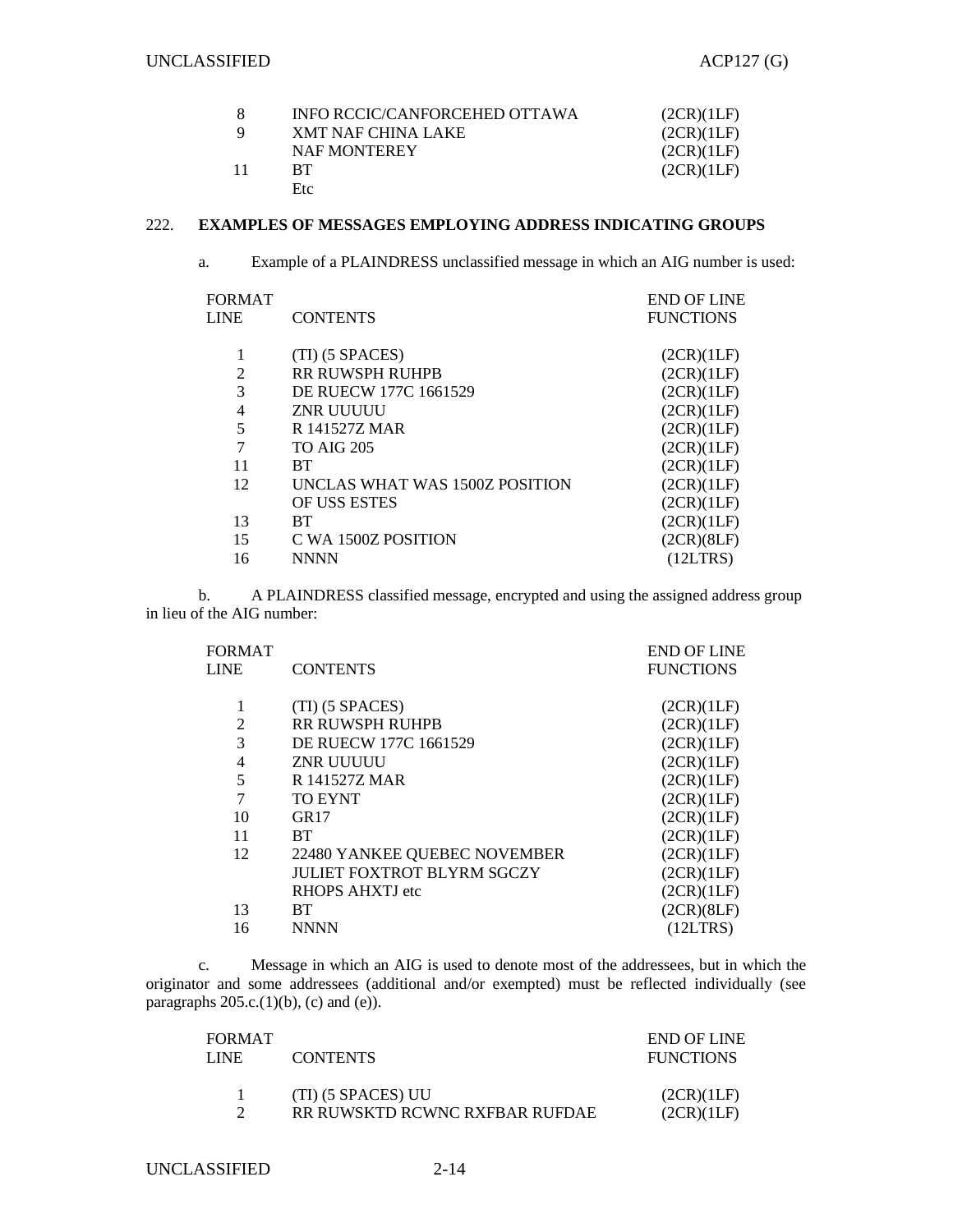| | | |
|---|---|---|
| 8 | INFO RCCIC/CANFORCEHED OTTAWA | (2CR)(1LF) |
| 9 | XMT NAF CHINA LAKE | (2CR)(1LF) |
| | NAF MONTEREY | (2CR)(1LF) |
| 11 | BT | (2CR)(1LF) |
| | Etc | |

## 222. EXAMPLES OF MESSAGES EMPLOYING ADDRESS INDICATING GROUPS

a. Example of a PLAINDRESS unclassified message in which an AIG number is used:

| FORMAT LINE | CONTENTS | END OF LINE FUNCTIONS |
|---|---|---|
| 1 | (TI) (5 SPACES) | (2CR)(1LF) |
| 2 | RR RUWSPH RUHPB | (2CR)(1LF) |
| 3 | DE RUECW 177C 1661529 | (2CR)(1LF) |
| 4 | ZNR UUUUU | (2CR)(1LF) |
| 5 | R 141527Z MAR | (2CR)(1LF) |
| 7 | TO AIG 205 | (2CR)(1LF) |
| 11 | BT | (2CR)(1LF) |
| 12 | UNCLAS WHAT WAS 1500Z POSITION | (2CR)(1LF) |
| | OF USS ESTES | (2CR)(1LF) |
| 13 | BT | (2CR)(1LF) |
| 15 | C WA 1500Z POSITION | (2CR)(8LF) |
| 16 | NNNN | (12LTRS) |

b. A PLAINDRESS classified message, encrypted and using the assigned address group in lieu of the AIG number:

| FORMAT LINE | CONTENTS | END OF LINE FUNCTIONS |
|---|---|---|
| 1 | (TI) (5 SPACES) | (2CR)(1LF) |
| 2 | RR RUWSPH RUHPB | (2CR)(1LF) |
| 3 | DE RUECW 177C 1661529 | (2CR)(1LF) |
| 4 | ZNR UUUUU | (2CR)(1LF) |
| 5 | R 141527Z MAR | (2CR)(1LF) |
| 7 | TO EYNT | (2CR)(1LF) |
| 10 | GR17 | (2CR)(1LF) |
| 11 | BT | (2CR)(1LF) |
| 12 | 22480 YANKEE QUEBEC NOVEMBER | (2CR)(1LF) |
| | JULIET FOXTROT BLYRM SGCZY | (2CR)(1LF) |
| | RHOPS AHXTJ etc | (2CR)(1LF) |
| 13 | BT | (2CR)(8LF) |
| 16 | NNNN | (12LTRS) |

c. Message in which an AIG is used to denote most of the addressees, but in which the originator and some addressees (additional and/or exempted) must be reflected individually (see paragraphs 205.c.(1)(b), (c) and (e)).

| FORMAT LINE | CONTENTS | END OF LINE FUNCTIONS |
|---|---|---|
| 1 | (TI) (5 SPACES) UU | (2CR)(1LF) |
| 2 | RR RUWSKTD RCWNC RXFBAR RUFDAE | (2CR)(1LF) |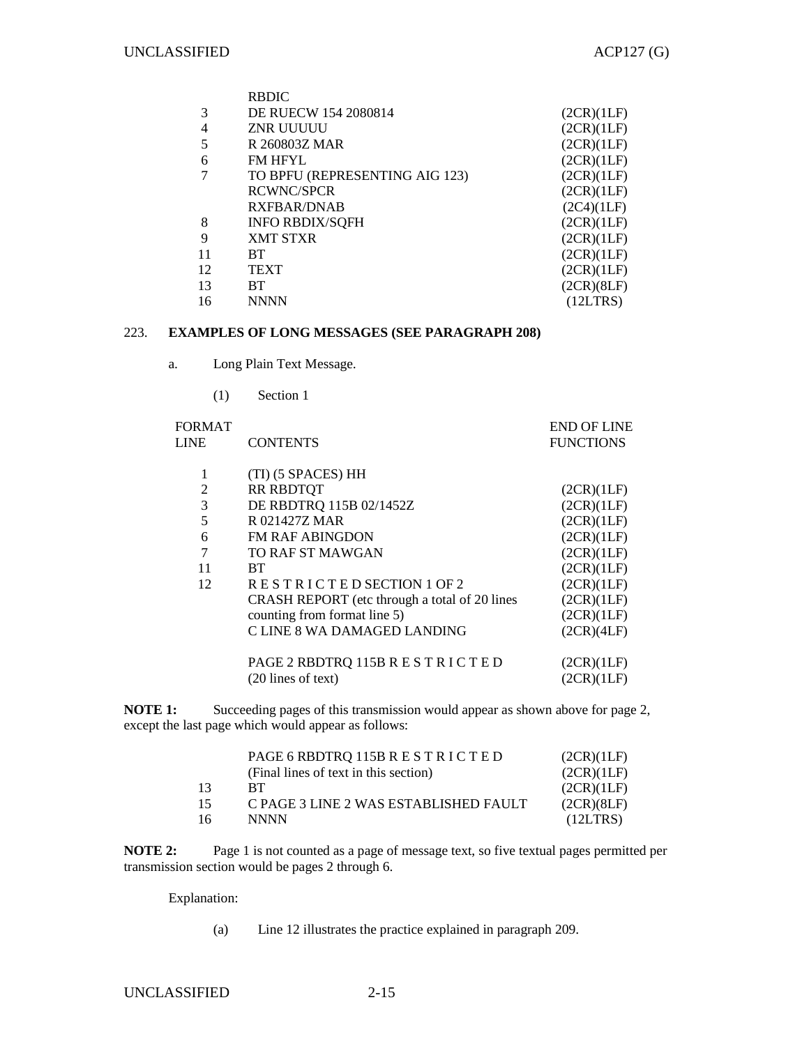| | | |
|---|---|---|
| | RBDIC | |
| 3 | DE RUECW 154 2080814 | (2CR)(1LF) |
| 4 | ZNR UUUUU | (2CR)(1LF) |
| 5 | R 260803Z MAR | (2CR)(1LF) |
| 6 | FM HFYL | (2CR)(1LF) |
| 7 | TO BPFU (REPRESENTING AIG 123) | (2CR)(1LF) |
| | RCWNC/SPCR | (2CR)(1LF) |
| | RXFBAR/DNAB | (2C4)(1LF) |
| 8 | INFO RBDIX/SQFH | (2CR)(1LF) |
| 9 | XMT STXR | (2CR)(1LF) |
| 11 | BT | (2CR)(1LF) |
| 12 | TEXT | (2CR)(1LF) |
| 13 | BT | (2CR)(8LF) |
| 16 | NNNN | (12LTRS) |

223. **EXAMPLES OF LONG MESSAGES (SEE PARAGRAPH 208)**

a. Long Plain Text Message.

(1) Section 1

| FORMAT LINE | CONTENTS | END OF LINE FUNCTIONS |
|---|---|---|
| 1 | (TI) (5 SPACES) HH | |
| 2 | RR RBDTQT | (2CR)(1LF) |
| 3 | DE RBDTRQ 115B 02/1452Z | (2CR)(1LF) |
| 5 | R 021427Z MAR | (2CR)(1LF) |
| 6 | FM RAF ABINGDON | (2CR)(1LF) |
| 7 | TO RAF ST MAWGAN | (2CR)(1LF) |
| 11 | BT | (2CR)(1LF) |
| 12 | R E S T R I C T E D SECTION 1 OF 2 | (2CR)(1LF) |
| | CRASH REPORT (etc through a total of 20 lines | (2CR)(1LF) |
| | counting from format line 5) | (2CR)(1LF) |
| | C LINE 8 WA DAMAGED LANDING | (2CR)(4LF) |
| | | |
| | PAGE 2 RBDTRQ 115B R E S T R I C T E D | (2CR)(1LF) |
| | (20 lines of text) | (2CR)(1LF) |

**NOTE 1:** Succeeding pages of this transmission would appear as shown above for page 2, except the last page which would appear as follows:

| | | |
|---|---|---|
| | PAGE 6 RBDTRQ 115B R E S T R I C T E D | (2CR)(1LF) |
| | (Final lines of text in this section) | (2CR)(1LF) |
| 13 | BT | (2CR)(1LF) |
| 15 | C PAGE 3 LINE 2 WAS ESTABLISHED FAULT | (2CR)(8LF) |
| 16 | NNNN | (12LTRS) |

**NOTE 2:** Page 1 is not counted as a page of message text, so five textual pages permitted per transmission section would be pages 2 through 6.

Explanation:

(a) Line 12 illustrates the practice explained in paragraph 209.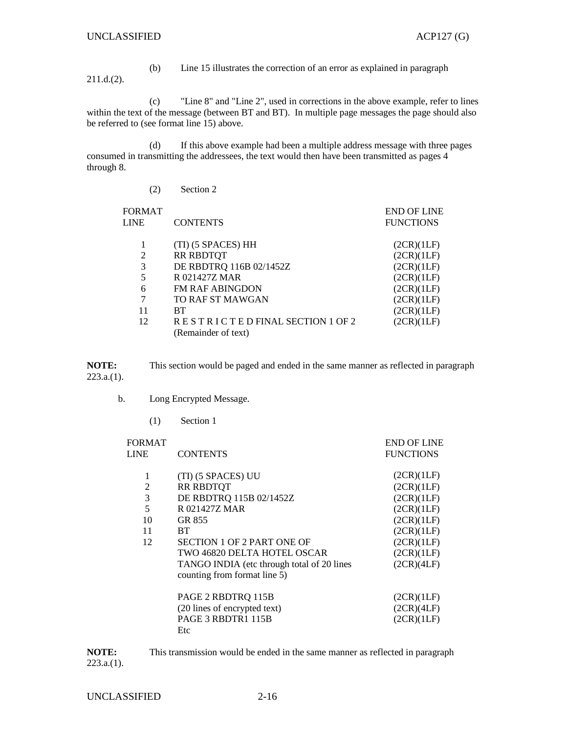(b) Line 15 illustrates the correction of an error as explained in paragraph 211.d.(2).

(c) "Line 8" and "Line 2", used in corrections in the above example, refer to lines within the text of the message (between BT and BT). In multiple page messages the page should also be referred to (see format line 15) above.

(d) If this above example had been a multiple address message with three pages consumed in transmitting the addressees, the text would then have been transmitted as pages 4 through 8.

(2) Section 2

| FORMAT LINE | CONTENTS | END OF LINE FUNCTIONS |
|---|---|---|
| 1 | (TI) (5 SPACES) HH | (2CR)(1LF) |
| 2 | RR RBDTQT | (2CR)(1LF) |
| 3 | DE RBDTRQ 116B 02/1452Z | (2CR)(1LF) |
| 5 | R 021427Z MAR | (2CR)(1LF) |
| 6 | FM RAF ABINGDON | (2CR)(1LF) |
| 7 | TO RAF ST MAWGAN | (2CR)(1LF) |
| 11 | BT | (2CR)(1LF) |
| 12 | R E S T R I C T E D FINAL SECTION 1 OF 2<br>(Remainder of text) | (2CR)(1LF) |

**NOTE:** This section would be paged and ended in the same manner as reflected in paragraph 223.a.(1).

b. Long Encrypted Message.

(1) Section 1

| FORMAT LINE | CONTENTS | END OF LINE FUNCTIONS |
|---|---|---|
| 1 | (TI) (5 SPACES) UU | (2CR)(1LF) |
| 2 | RR RBDTQT | (2CR)(1LF) |
| 3 | DE RBDTRQ 115B 02/1452Z | (2CR)(1LF) |
| 5 | R 021427Z MAR | (2CR)(1LF) |
| 10 | GR 855 | (2CR)(1LF) |
| 11 | BT | (2CR)(1LF) |
| 12 | SECTION 1 OF 2 PART ONE OF | (2CR)(1LF) |
| | TWO 46820 DELTA HOTEL OSCAR | (2CR)(1LF) |
| | TANGO INDIA (etc through total of 20 lines counting from format line 5) | (2CR)(4LF) |
| | PAGE 2 RBDTRQ 115B | (2CR)(1LF) |
| | (20 lines of encrypted text) | (2CR)(4LF) |
| | PAGE 3 RBDTR1 115B | (2CR)(1LF) |
| | Etc | |

**NOTE:** This transmission would be ended in the same manner as reflected in paragraph 223.a.(1).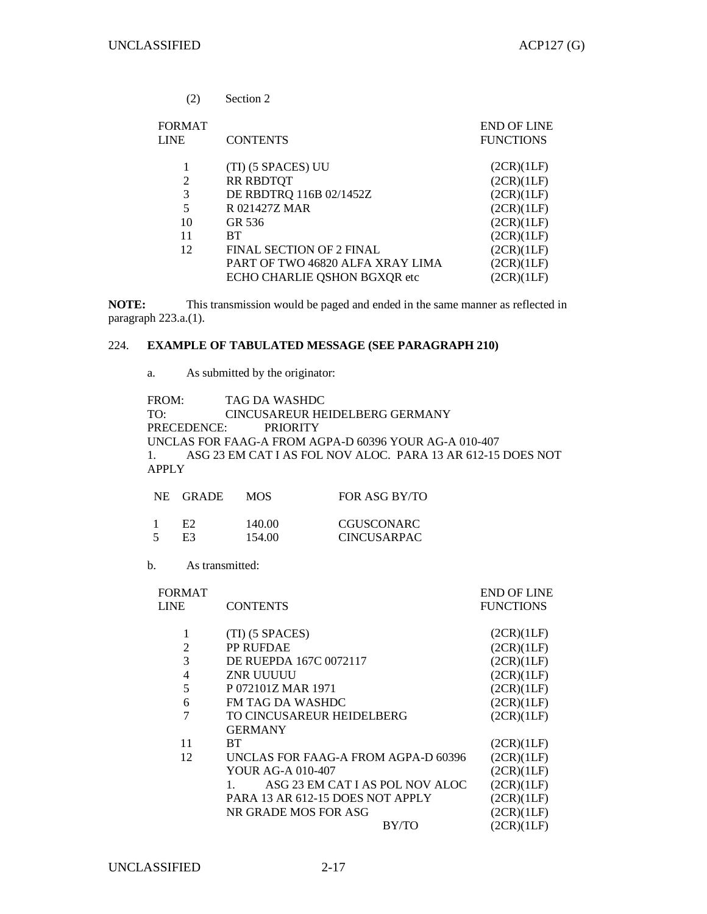(2) Section 2

| FORMAT LINE | CONTENTS | END OF LINE FUNCTIONS |
|---|---|---|
| 1 | (TI) (5 SPACES) UU | (2CR)(1LF) |
| 2 | RR RBDTQT | (2CR)(1LF) |
| 3 | DE RBDTRQ 116B 02/1452Z | (2CR)(1LF) |
| 5 | R 021427Z MAR | (2CR)(1LF) |
| 10 | GR 536 | (2CR)(1LF) |
| 11 | BT | (2CR)(1LF) |
| 12 | FINAL SECTION OF 2 FINAL | (2CR)(1LF) |
| | PART OF TWO 46820 ALFA XRAY LIMA | (2CR)(1LF) |
| | ECHO CHARLIE QSHON BGXQR etc | (2CR)(1LF) |

**NOTE:** This transmission would be paged and ended in the same manner as reflected in paragraph 223.a.(1).

## 224. EXAMPLE OF TABULATED MESSAGE (SEE PARAGRAPH 210)

a. As submitted by the originator:

FROM: TAG DA WASHDC
TO: CINCUSAREUR HEIDELBERG GERMANY
PRECEDENCE: PRIORITY
UNCLAS FOR FAAG-A FROM AGPA-D 60396 YOUR AG-A 010-407
1. ASG 23 EM CAT I AS FOL NOV ALOC. PARA 13 AR 612-15 DOES NOT APPLY

| NE | GRADE | MOS | FOR ASG BY/TO |
|---|---|---|---|
| 1 | E2 | 140.00 | CGUSCONARC |
| 5 | E3 | 154.00 | CINCUSARPAC |

b. As transmitted:

| FORMAT LINE | CONTENTS | END OF LINE FUNCTIONS |
|---|---|---|
| 1 | (TI) (5 SPACES) | (2CR)(1LF) |
| 2 | PP RUFDAE | (2CR)(1LF) |
| 3 | DE RUEPDA 167C 0072117 | (2CR)(1LF) |
| 4 | ZNR UUUUU | (2CR)(1LF) |
| 5 | P 072101Z MAR 1971 | (2CR)(1LF) |
| 6 | FM TAG DA WASHDC | (2CR)(1LF) |
| 7 | TO CINCUSAREUR HEIDELBERG GERMANY | (2CR)(1LF) |
| 11 | BT | (2CR)(1LF) |
| 12 | UNCLAS FOR FAAG-A FROM AGPA-D 60396 | (2CR)(1LF) |
| | YOUR AG-A 010-407 | (2CR)(1LF) |
| | 1. ASG 23 EM CAT I AS POL NOV ALOC | (2CR)(1LF) |
| | PARA 13 AR 612-15 DOES NOT APPLY | (2CR)(1LF) |
| | NR GRADE MOS FOR ASG | (2CR)(1LF) |
| | BY/TO | (2CR)(1LF) |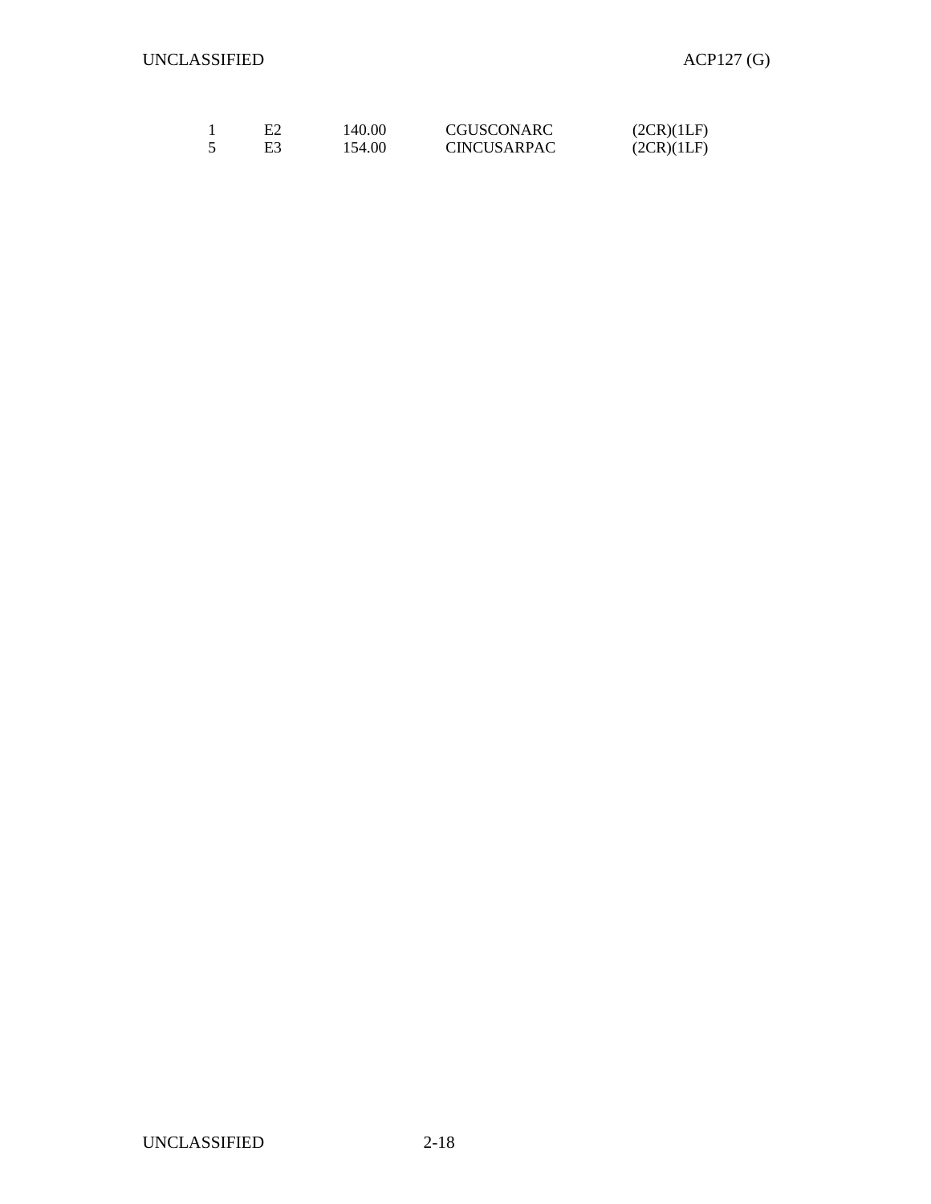| | | | | |
|---|---|---|---|---|
| 1 | E2 | 140.00 | CGUSCONARC | (2CR)(1LF) |
| 5 | E3 | 154.00 | CINCUSARPAC | (2CR)(1LF) |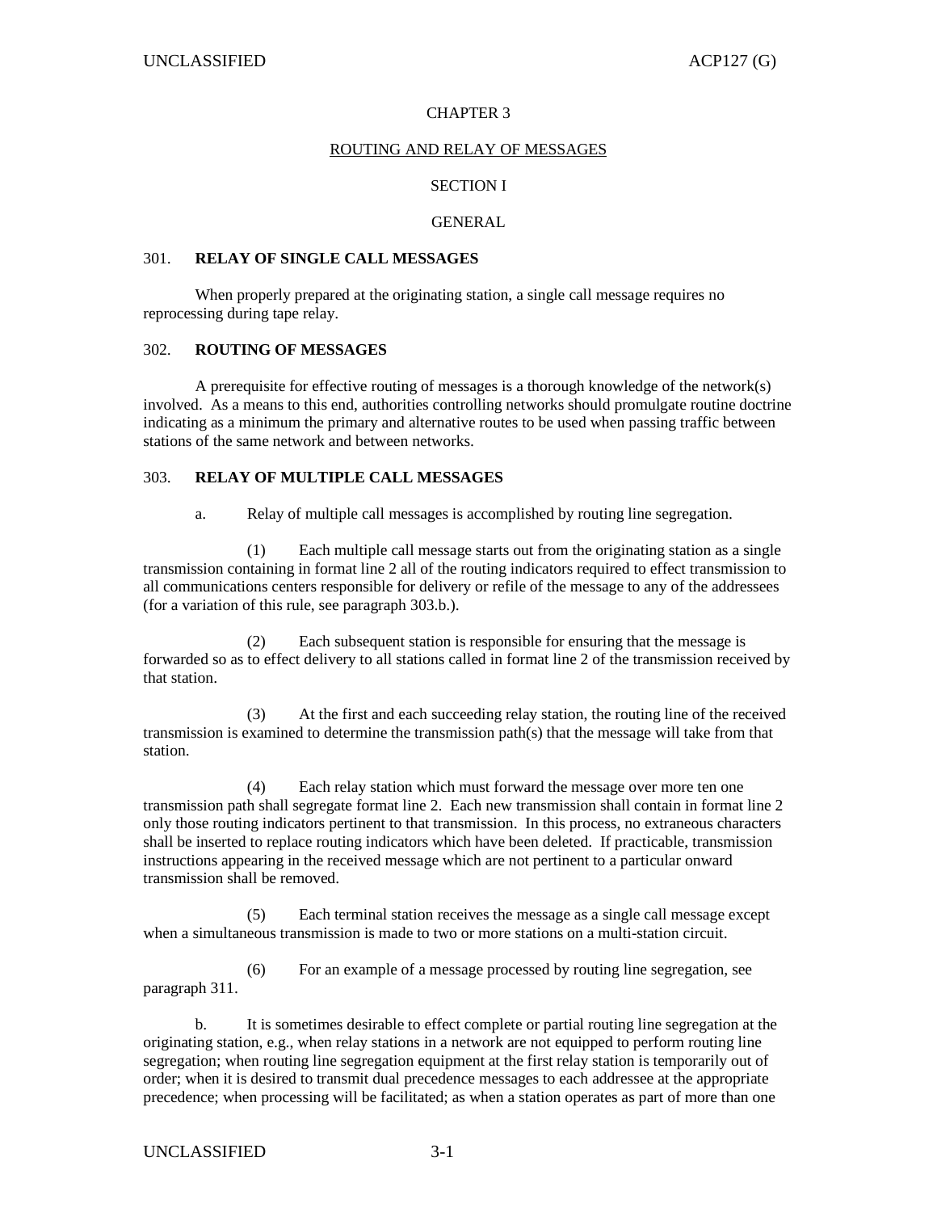# CHAPTER 3

## ROUTING AND RELAY OF MESSAGES

### SECTION I

### GENERAL

301. **RELAY OF SINGLE CALL MESSAGES**

When properly prepared at the originating station, a single call message requires no reprocessing during tape relay.

302. **ROUTING OF MESSAGES**

A prerequisite for effective routing of messages is a thorough knowledge of the network(s) involved. As a means to this end, authorities controlling networks should promulgate routine doctrine indicating as a minimum the primary and alternative routes to be used when passing traffic between stations of the same network and between networks.

303. **RELAY OF MULTIPLE CALL MESSAGES**

a. Relay of multiple call messages is accomplished by routing line segregation.

(1) Each multiple call message starts out from the originating station as a single transmission containing in format line 2 all of the routing indicators required to effect transmission to all communications centers responsible for delivery or refile of the message to any of the addressees (for a variation of this rule, see paragraph 303.b.).

(2) Each subsequent station is responsible for ensuring that the message is forwarded so as to effect delivery to all stations called in format line 2 of the transmission received by that station.

(3) At the first and each succeeding relay station, the routing line of the received transmission is examined to determine the transmission path(s) that the message will take from that station.

(4) Each relay station which must forward the message over more ten one transmission path shall segregate format line 2. Each new transmission shall contain in format line 2 only those routing indicators pertinent to that transmission. In this process, no extraneous characters shall be inserted to replace routing indicators which have been deleted. If practicable, transmission instructions appearing in the received message which are not pertinent to a particular onward transmission shall be removed.

(5) Each terminal station receives the message as a single call message except when a simultaneous transmission is made to two or more stations on a multi-station circuit.

(6) For an example of a message processed by routing line segregation, see paragraph 311.

b. It is sometimes desirable to effect complete or partial routing line segregation at the originating station, e.g., when relay stations in a network are not equipped to perform routing line segregation; when routing line segregation equipment at the first relay station is temporarily out of order; when it is desired to transmit dual precedence messages to each addressee at the appropriate precedence; when processing will be facilitated; as when a station operates as part of more than one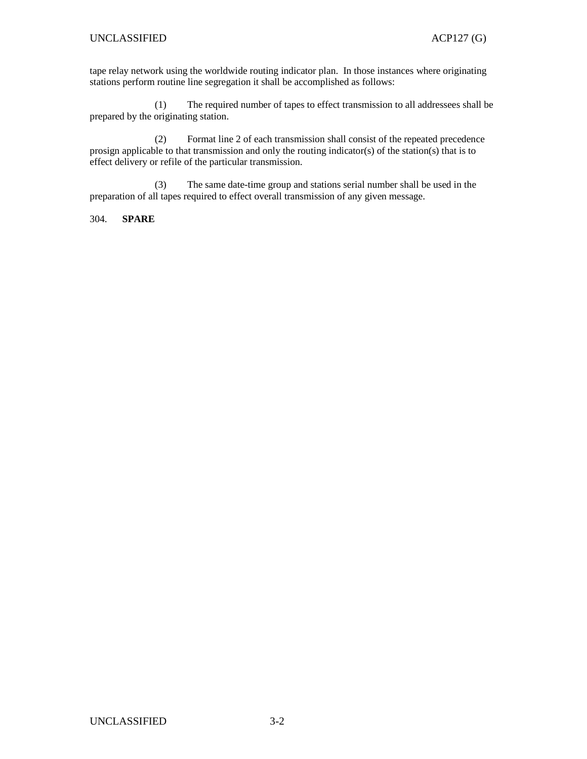tape relay network using the worldwide routing indicator plan. In those instances where originating stations perform routine line segregation it shall be accomplished as follows:

(1) The required number of tapes to effect transmission to all addressees shall be prepared by the originating station.

(2) Format line 2 of each transmission shall consist of the repeated precedence prosign applicable to that transmission and only the routing indicator(s) of the station(s) that is to effect delivery or refile of the particular transmission.

(3) The same date-time group and stations serial number shall be used in the preparation of all tapes required to effect overall transmission of any given message.

304. **SPARE**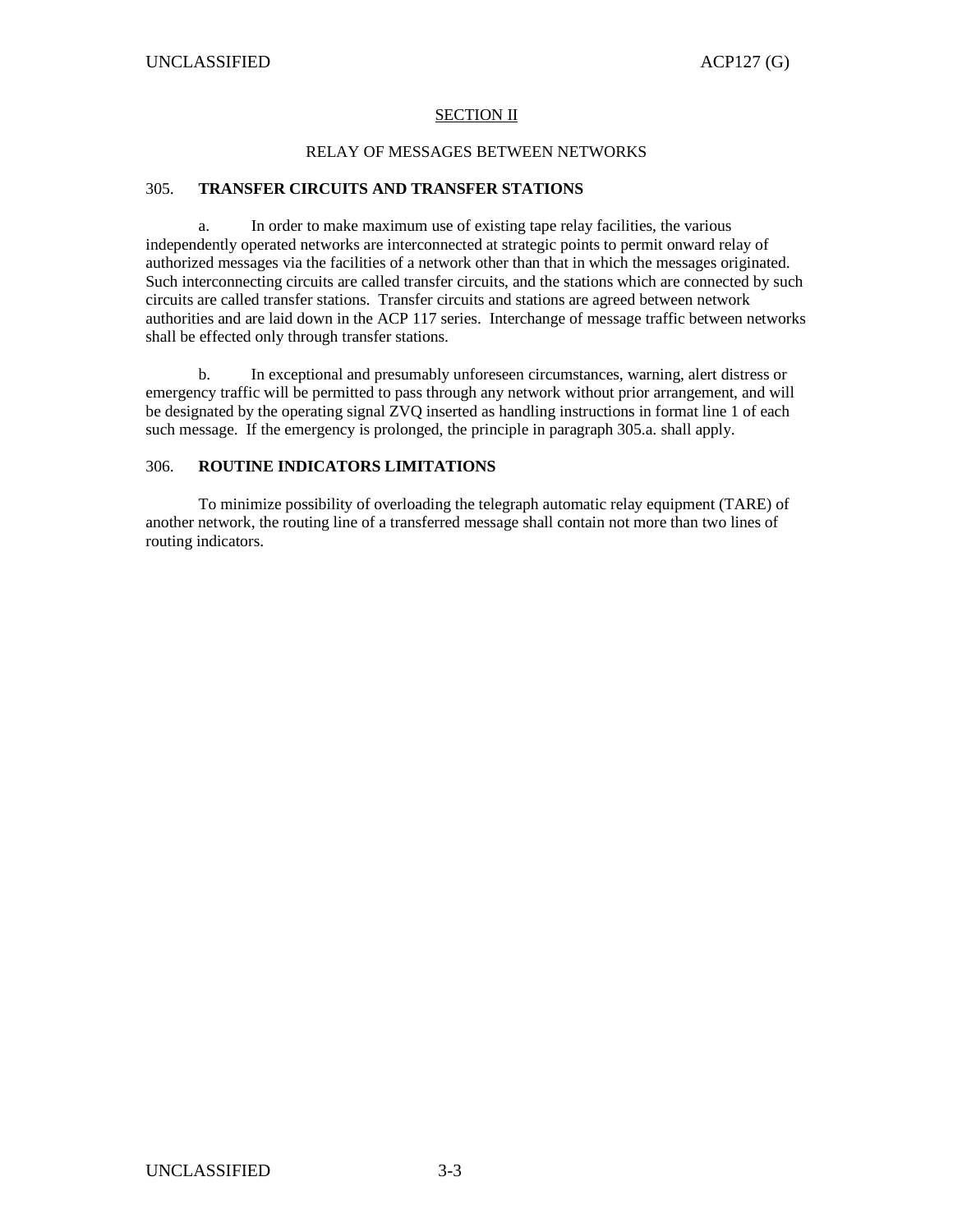## SECTION II

### RELAY OF MESSAGES BETWEEN NETWORKS

### 305. TRANSFER CIRCUITS AND TRANSFER STATIONS

a. In order to make maximum use of existing tape relay facilities, the various independently operated networks are interconnected at strategic points to permit onward relay of authorized messages via the facilities of a network other than that in which the messages originated. Such interconnecting circuits are called transfer circuits, and the stations which are connected by such circuits are called transfer stations. Transfer circuits and stations are agreed between network authorities and are laid down in the ACP 117 series. Interchange of message traffic between networks shall be effected only through transfer stations.

b. In exceptional and presumably unforeseen circumstances, warning, alert distress or emergency traffic will be permitted to pass through any network without prior arrangement, and will be designated by the operating signal ZVQ inserted as handling instructions in format line 1 of each such message. If the emergency is prolonged, the principle in paragraph 305.a. shall apply.

### 306. ROUTINE INDICATORS LIMITATIONS

To minimize possibility of overloading the telegraph automatic relay equipment (TARE) of another network, the routing line of a transferred message shall contain not more than two lines of routing indicators.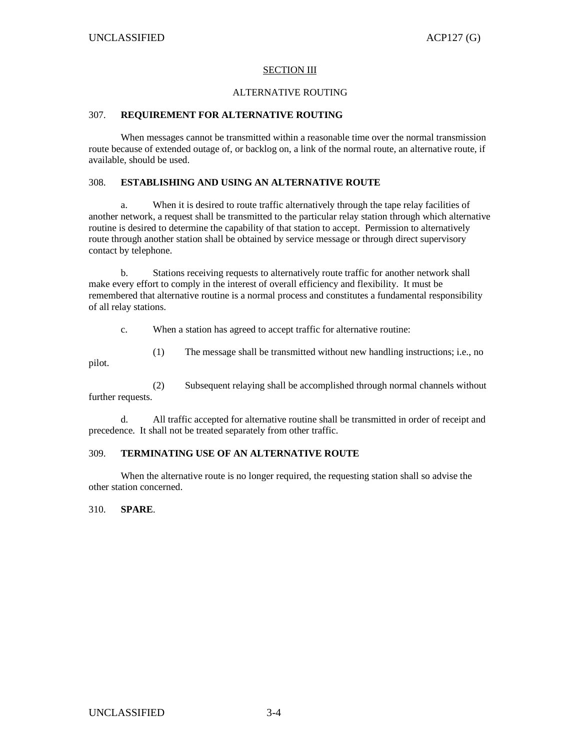## SECTION III

### ALTERNATIVE ROUTING

**307. REQUIREMENT FOR ALTERNATIVE ROUTING**

When messages cannot be transmitted within a reasonable time over the normal transmission route because of extended outage of, or backlog on, a link of the normal route, an alternative route, if available, should be used.

**308. ESTABLISHING AND USING AN ALTERNATIVE ROUTE**

a. When it is desired to route traffic alternatively through the tape relay facilities of another network, a request shall be transmitted to the particular relay station through which alternative routine is desired to determine the capability of that station to accept. Permission to alternatively route through another station shall be obtained by service message or through direct supervisory contact by telephone.

b. Stations receiving requests to alternatively route traffic for another network shall make every effort to comply in the interest of overall efficiency and flexibility. It must be remembered that alternative routine is a normal process and constitutes a fundamental responsibility of all relay stations.

c. When a station has agreed to accept traffic for alternative routine:

(1) The message shall be transmitted without new handling instructions; i.e., no pilot.

(2) Subsequent relaying shall be accomplished through normal channels without further requests.

d. All traffic accepted for alternative routine shall be transmitted in order of receipt and precedence. It shall not be treated separately from other traffic.

**309. TERMINATING USE OF AN ALTERNATIVE ROUTE**

When the alternative route is no longer required, the requesting station shall so advise the other station concerned.

310. **SPARE**.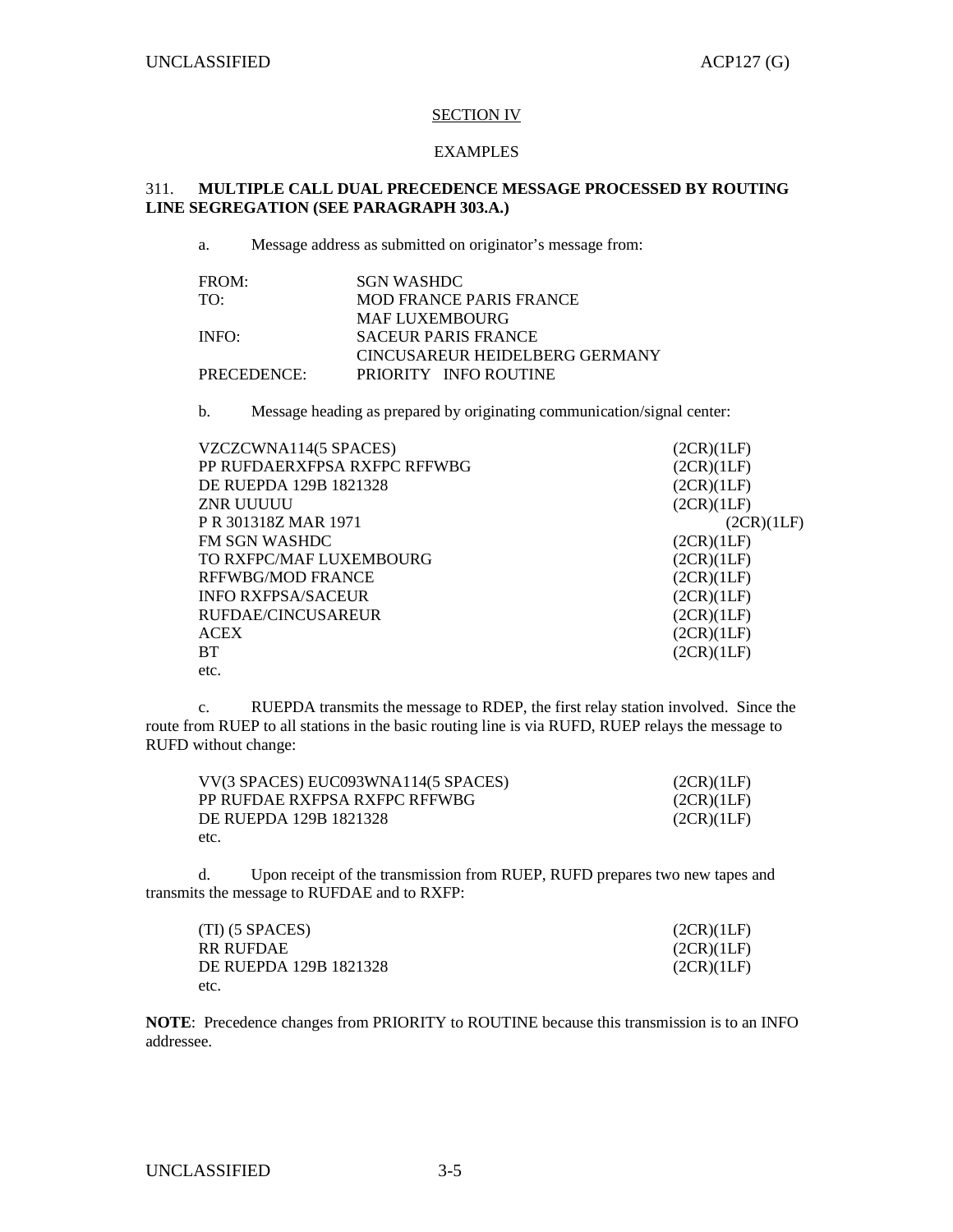## SECTION IV

## EXAMPLES

### 311. MULTIPLE CALL DUAL PRECEDENCE MESSAGE PROCESSED BY ROUTING LINE SEGREGATION (SEE PARAGRAPH 303.A.)

a. Message address as submitted on originator's message from:

```
FROM:          SGN WASHDC
TO:            MOD FRANCE PARIS FRANCE
               MAF LUXEMBOURG
INFO:          SACEUR PARIS FRANCE
               CINCUSAREUR HEIDELBERG GERMANY
PRECEDENCE:    PRIORITY   INFO ROUTINE
```

b. Message heading as prepared by originating communication/signal center:

```
VZCZCWNA114(5 SPACES)                      (2CR)(1LF)
PP RUFDAERXFPSA RXFPC RFFWBG               (2CR)(1LF)
DE RUEPDA 129B 1821328                     (2CR)(1LF)
ZNR UUUUU                                  (2CR)(1LF)
P R 301318Z MAR 1971                       (2CR)(1LF)
FM SGN WASHDC                              (2CR)(1LF)
TO RXFPC/MAF LUXEMBOURG                    (2CR)(1LF)
RFFWBG/MOD FRANCE                          (2CR)(1LF)
INFO RXFPSA/SACEUR                         (2CR)(1LF)
RUFDAE/CINCUSAREUR                         (2CR)(1LF)
ACEX                                       (2CR)(1LF)
BT                                         (2CR)(1LF)
etc.
```

c. RUEPDA transmits the message to RDEP, the first relay station involved. Since the route from RUEP to all stations in the basic routing line is via RUFD, RUEP relays the message to RUFD without change:

```
VV(3 SPACES) EUC093WNA114(5 SPACES)        (2CR)(1LF)
PP RUFDAE RXFPSA RXFPC RFFWBG              (2CR)(1LF)
DE RUEPDA 129B 1821328                     (2CR)(1LF)
etc.
```

d. Upon receipt of the transmission from RUEP, RUFD prepares two new tapes and transmits the message to RUFDAE and to RXFP:

```
(TI) (5 SPACES)                            (2CR)(1LF)
RR RUFDAE                                  (2CR)(1LF)
DE RUEPDA 129B 1821328                     (2CR)(1LF)
etc.
```

**NOTE**: Precedence changes from PRIORITY to ROUTINE because this transmission is to an INFO addressee.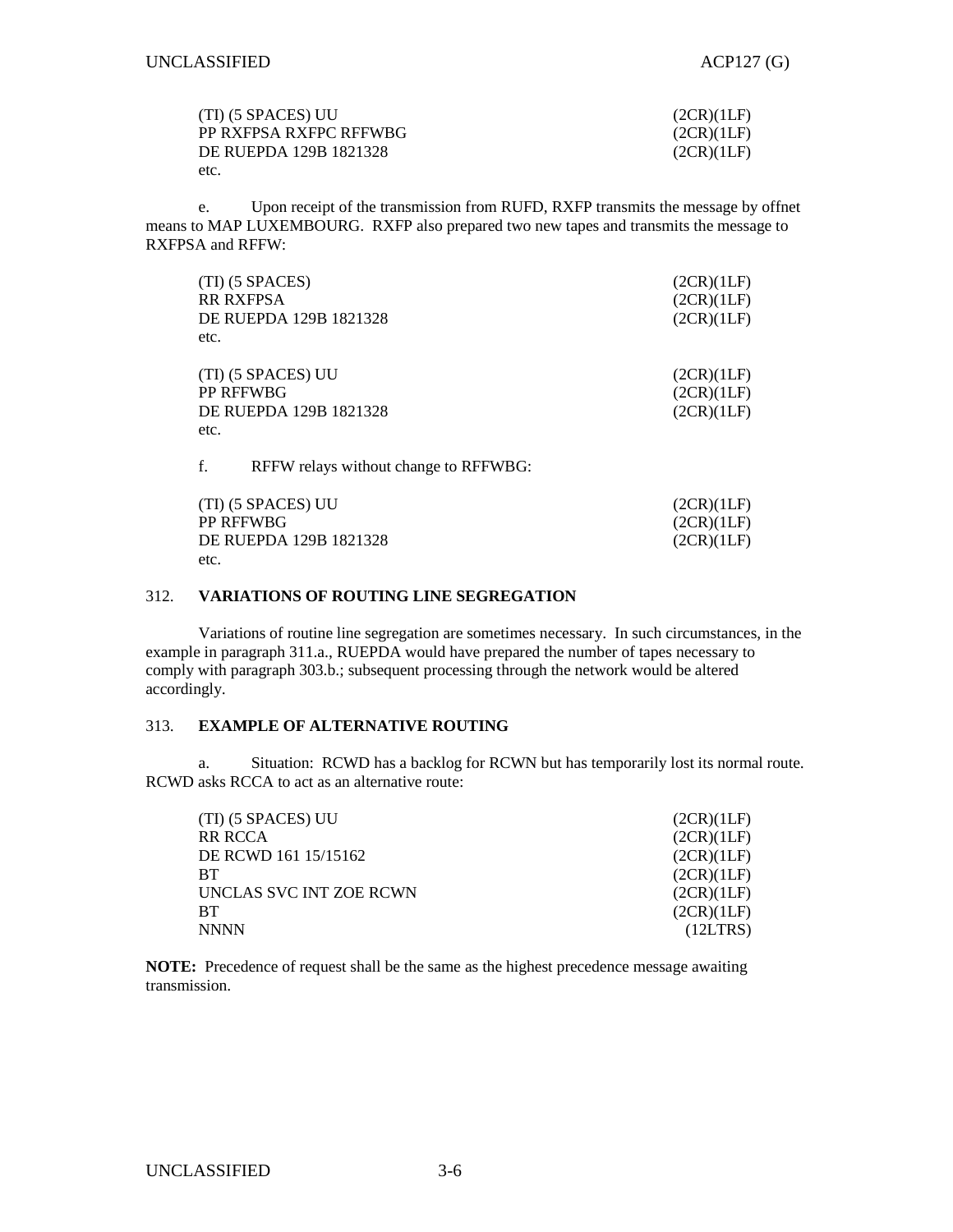```
(TI) (5 SPACES) UU                    (2CR)(1LF)
PP RXFPSA RXFPC RFFWBG                (2CR)(1LF)
DE RUEPDA 129B 1821328                (2CR)(1LF)
etc.
```

e. Upon receipt of the transmission from RUFD, RXFP transmits the message by offnet means to MAP LUXEMBOURG. RXFP also prepared two new tapes and transmits the message to RXFPSA and RFFW:

```
(TI) (5 SPACES)                       (2CR)(1LF)
RR RXFPSA                             (2CR)(1LF)
DE RUEPDA 129B 1821328                (2CR)(1LF)
etc.

(TI) (5 SPACES) UU                    (2CR)(1LF)
PP RFFWBG                             (2CR)(1LF)
DE RUEPDA 129B 1821328                (2CR)(1LF)
etc.
```

f. RFFW relays without change to RFFWBG:

```
(TI) (5 SPACES) UU                    (2CR)(1LF)
PP RFFWBG                             (2CR)(1LF)
DE RUEPDA 129B 1821328                (2CR)(1LF)
etc.
```

## 312. VARIATIONS OF ROUTING LINE SEGREGATION

Variations of routine line segregation are sometimes necessary. In such circumstances, in the example in paragraph 311.a., RUEPDA would have prepared the number of tapes necessary to comply with paragraph 303.b.; subsequent processing through the network would be altered accordingly.

## 313. EXAMPLE OF ALTERNATIVE ROUTING

a. Situation: RCWD has a backlog for RCWN but has temporarily lost its normal route. RCWD asks RCCA to act as an alternative route:

```
(TI) (5 SPACES) UU                    (2CR)(1LF)
RR RCCA                               (2CR)(1LF)
DE RCWD 161 15/15162                  (2CR)(1LF)
BT                                    (2CR)(1LF)
UNCLAS SVC INT ZOE RCWN               (2CR)(1LF)
BT                                    (2CR)(1LF)
NNNN                                   (12LTRS)
```

**NOTE:** Precedence of request shall be the same as the highest precedence message awaiting transmission.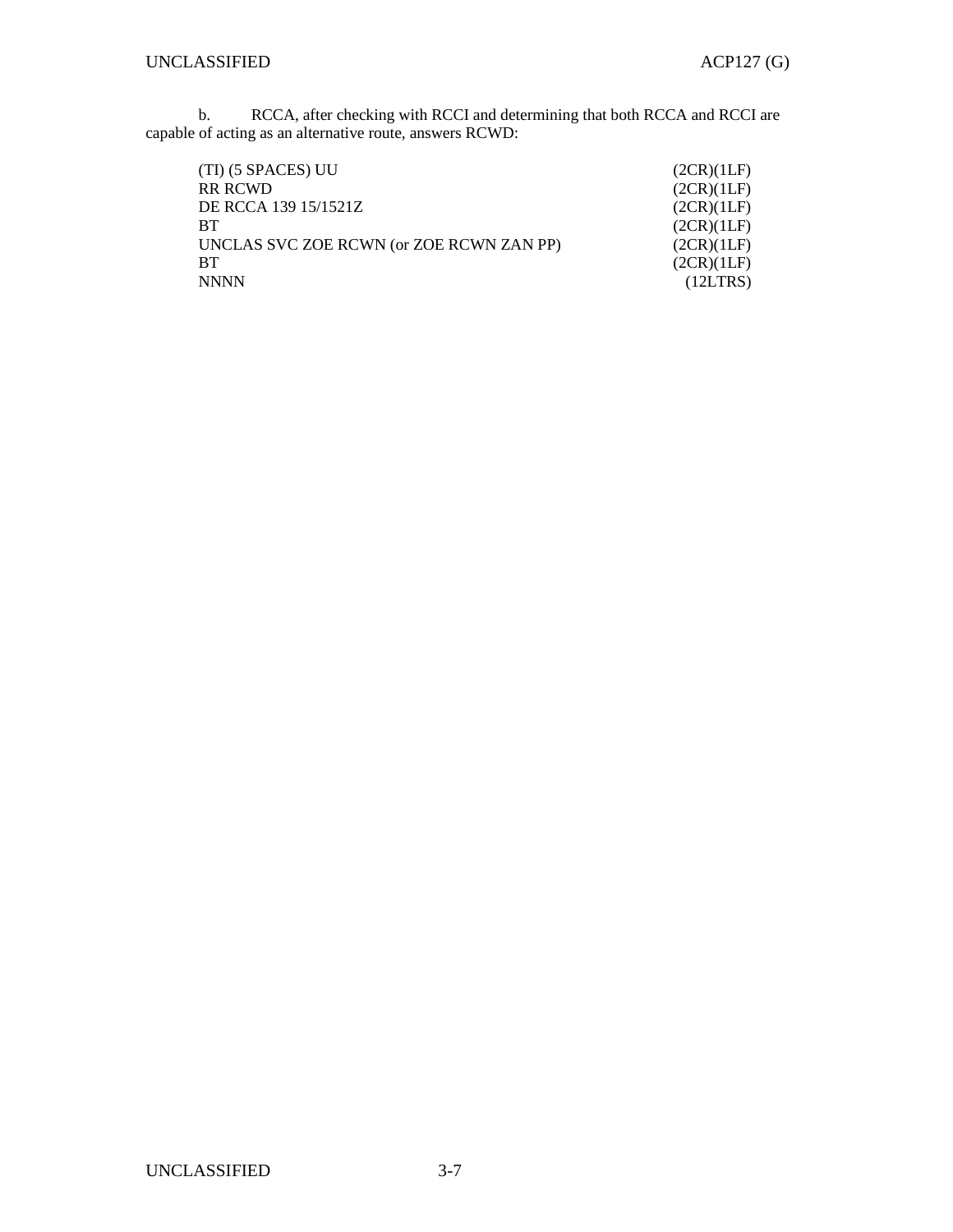b. RCCA, after checking with RCCI and determining that both RCCA and RCCI are capable of acting as an alternative route, answers RCWD:

```
(TI) (5 SPACES) UU                               (2CR)(1LF)
RR RCWD                                          (2CR)(1LF)
DE RCCA 139 15/1521Z                             (2CR)(1LF)
BT                                               (2CR)(1LF)
UNCLAS SVC ZOE RCWN (or ZOE RCWN ZAN PP)         (2CR)(1LF)
BT                                               (2CR)(1LF)
NNNN                                              (12LTRS)
```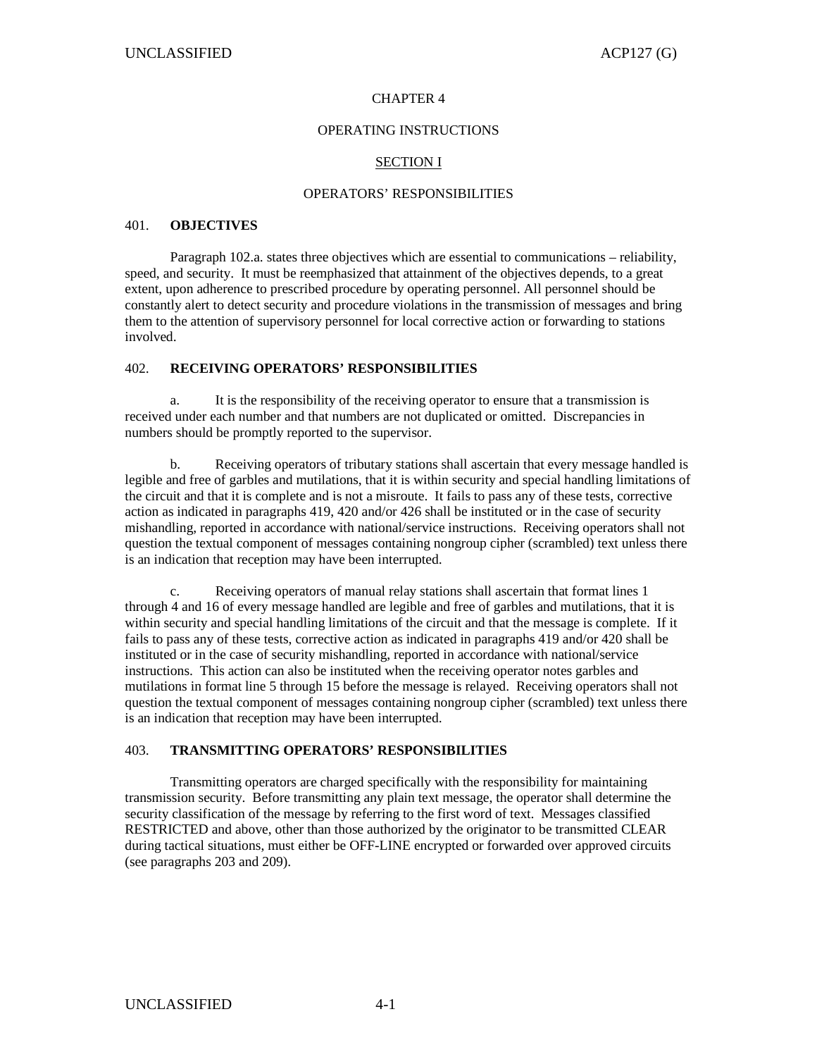# CHAPTER 4

# OPERATING INSTRUCTIONS

## SECTION I

## OPERATORS' RESPONSIBILITIES

### 401. **OBJECTIVES**

Paragraph 102.a. states three objectives which are essential to communications – reliability, speed, and security. It must be reemphasized that attainment of the objectives depends, to a great extent, upon adherence to prescribed procedure by operating personnel. All personnel should be constantly alert to detect security and procedure violations in the transmission of messages and bring them to the attention of supervisory personnel for local corrective action or forwarding to stations involved.

### 402. **RECEIVING OPERATORS' RESPONSIBILITIES**

a. It is the responsibility of the receiving operator to ensure that a transmission is received under each number and that numbers are not duplicated or omitted. Discrepancies in numbers should be promptly reported to the supervisor.

b. Receiving operators of tributary stations shall ascertain that every message handled is legible and free of garbles and mutilations, that it is within security and special handling limitations of the circuit and that it is complete and is not a misroute. It fails to pass any of these tests, corrective action as indicated in paragraphs 419, 420 and/or 426 shall be instituted or in the case of security mishandling, reported in accordance with national/service instructions. Receiving operators shall not question the textual component of messages containing nongroup cipher (scrambled) text unless there is an indication that reception may have been interrupted.

c. Receiving operators of manual relay stations shall ascertain that format lines 1 through 4 and 16 of every message handled are legible and free of garbles and mutilations, that it is within security and special handling limitations of the circuit and that the message is complete. If it fails to pass any of these tests, corrective action as indicated in paragraphs 419 and/or 420 shall be instituted or in the case of security mishandling, reported in accordance with national/service instructions. This action can also be instituted when the receiving operator notes garbles and mutilations in format line 5 through 15 before the message is relayed. Receiving operators shall not question the textual component of messages containing nongroup cipher (scrambled) text unless there is an indication that reception may have been interrupted.

### 403. **TRANSMITTING OPERATORS' RESPONSIBILITIES**

Transmitting operators are charged specifically with the responsibility for maintaining transmission security. Before transmitting any plain text message, the operator shall determine the security classification of the message by referring to the first word of text. Messages classified RESTRICTED and above, other than those authorized by the originator to be transmitted CLEAR during tactical situations, must either be OFF-LINE encrypted or forwarded over approved circuits (see paragraphs 203 and 209).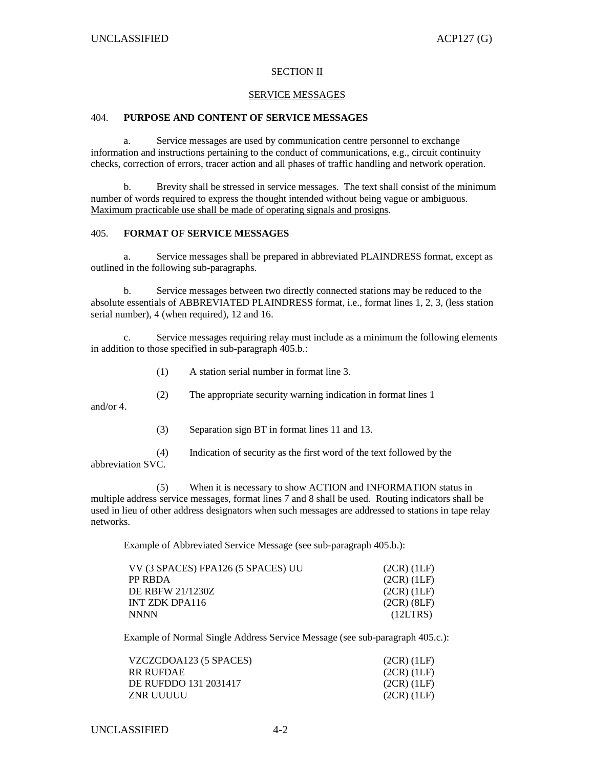## SECTION II

## SERVICE MESSAGES

### 404. PURPOSE AND CONTENT OF SERVICE MESSAGES

a. Service messages are used by communication centre personnel to exchange information and instructions pertaining to the conduct of communications, e.g., circuit continuity checks, correction of errors, tracer action and all phases of traffic handling and network operation.

b. Brevity shall be stressed in service messages. The text shall consist of the minimum number of words required to express the thought intended without being vague or ambiguous. Maximum practicable use shall be made of operating signals and prosigns.

### 405. FORMAT OF SERVICE MESSAGES

a. Service messages shall be prepared in abbreviated PLAINDRESS format, except as outlined in the following sub-paragraphs.

b. Service messages between two directly connected stations may be reduced to the absolute essentials of ABBREVIATED PLAINDRESS format, i.e., format lines 1, 2, 3, (less station serial number), 4 (when required), 12 and 16.

c. Service messages requiring relay must include as a minimum the following elements in addition to those specified in sub-paragraph 405.b.:

(1) A station serial number in format line 3.

(2) The appropriate security warning indication in format lines 1 and/or 4.

(3) Separation sign BT in format lines 11 and 13.

(4) Indication of security as the first word of the text followed by the abbreviation SVC.

(5) When it is necessary to show ACTION and INFORMATION status in multiple address service messages, format lines 7 and 8 shall be used. Routing indicators shall be used in lieu of other address designators when such messages are addressed to stations in tape relay networks.

Example of Abbreviated Service Message (see sub-paragraph 405.b.):

```
VV (3 SPACES) FPA126 (5 SPACES) UU      (2CR) (1LF)
PP RBDA                                 (2CR) (1LF)
DE RBFW 21/1230Z                        (2CR) (1LF)
INT ZDK DPA116                          (2CR) (8LF)
NNNN                                      (12LTRS)
```

Example of Normal Single Address Service Message (see sub-paragraph 405.c.):

```
VZCZCDOA123 (5 SPACES)                  (2CR) (1LF)
RR RUFDAE                               (2CR) (1LF)
DE RUFDDO 131 2031417                   (2CR) (1LF)
ZNR UUUUU                               (2CR) (1LF)
```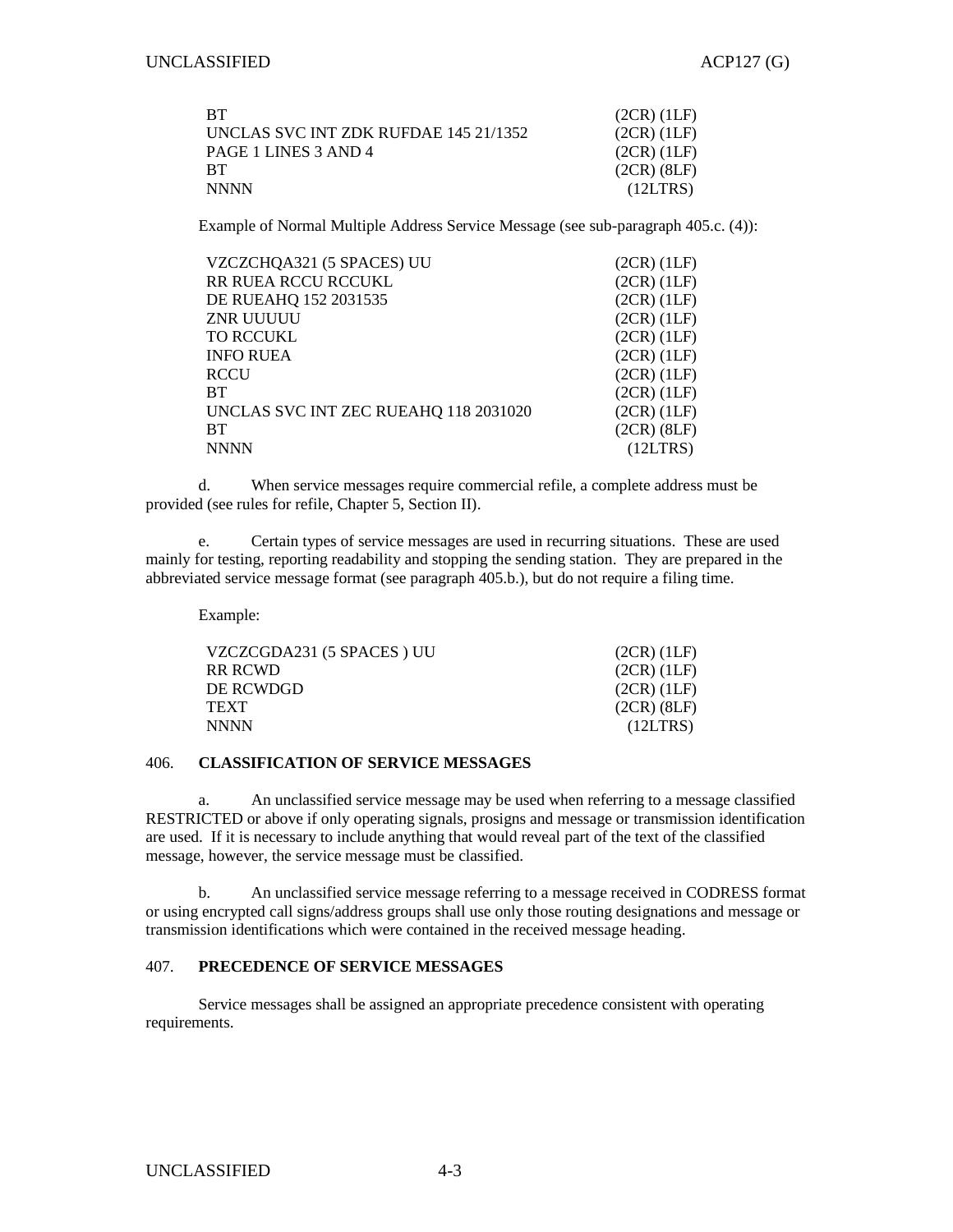```
BT                                          (2CR) (1LF)
UNCLAS SVC INT ZDK RUFDAE 145 21/1352       (2CR) (1LF)
PAGE 1 LINES 3 AND 4                        (2CR) (1LF)
BT                                          (2CR) (8LF)
NNNN                                          (12LTRS)
```

Example of Normal Multiple Address Service Message (see sub-paragraph 405.c. (4)):

```
VZCZCHQA321 (5 SPACES) UU                   (2CR) (1LF)
RR RUEA RCCU RCCUKL                         (2CR) (1LF)
DE RUEAHQ 152 2031535                       (2CR) (1LF)
ZNR UUUUU                                   (2CR) (1LF)
TO RCCUKL                                   (2CR) (1LF)
INFO RUEA                                   (2CR) (1LF)
RCCU                                        (2CR) (1LF)
BT                                          (2CR) (1LF)
UNCLAS SVC INT ZEC RUEAHQ 118 2031020       (2CR) (1LF)
BT                                          (2CR) (8LF)
NNNN                                          (12LTRS)
```

d. When service messages require commercial refile, a complete address must be provided (see rules for refile, Chapter 5, Section II).

e. Certain types of service messages are used in recurring situations. These are used mainly for testing, reporting readability and stopping the sending station. They are prepared in the abbreviated service message format (see paragraph 405.b.), but do not require a filing time.

Example:

```
VZCZCGDA231 (5 SPACES ) UU                  (2CR) (1LF)
RR RCWD                                     (2CR) (1LF)
DE RCWDGD                                   (2CR) (1LF)
TEXT                                        (2CR) (8LF)
NNNN                                          (12LTRS)
```

## 406. CLASSIFICATION OF SERVICE MESSAGES

a. An unclassified service message may be used when referring to a message classified RESTRICTED or above if only operating signals, prosigns and message or transmission identification are used. If it is necessary to include anything that would reveal part of the text of the classified message, however, the service message must be classified.

b. An unclassified service message referring to a message received in CODRESS format or using encrypted call signs/address groups shall use only those routing designations and message or transmission identifications which were contained in the received message heading.

## 407. PRECEDENCE OF SERVICE MESSAGES

Service messages shall be assigned an appropriate precedence consistent with operating requirements.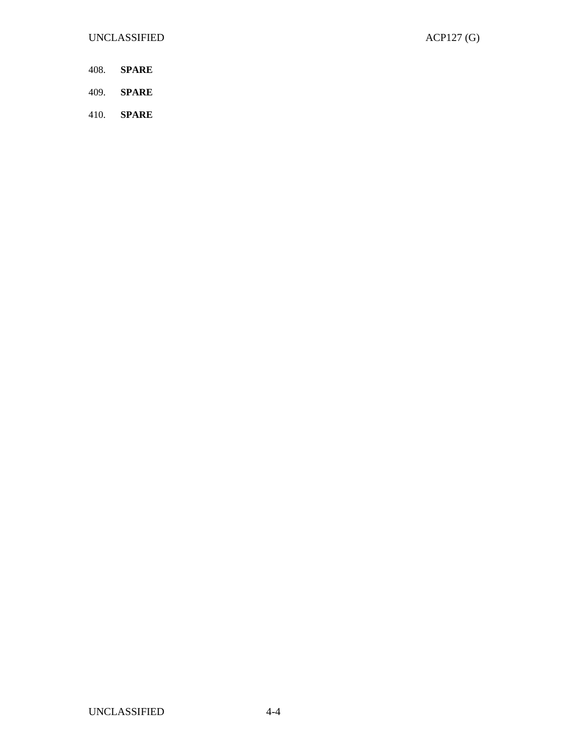408. **SPARE**

409. **SPARE**

410. **SPARE**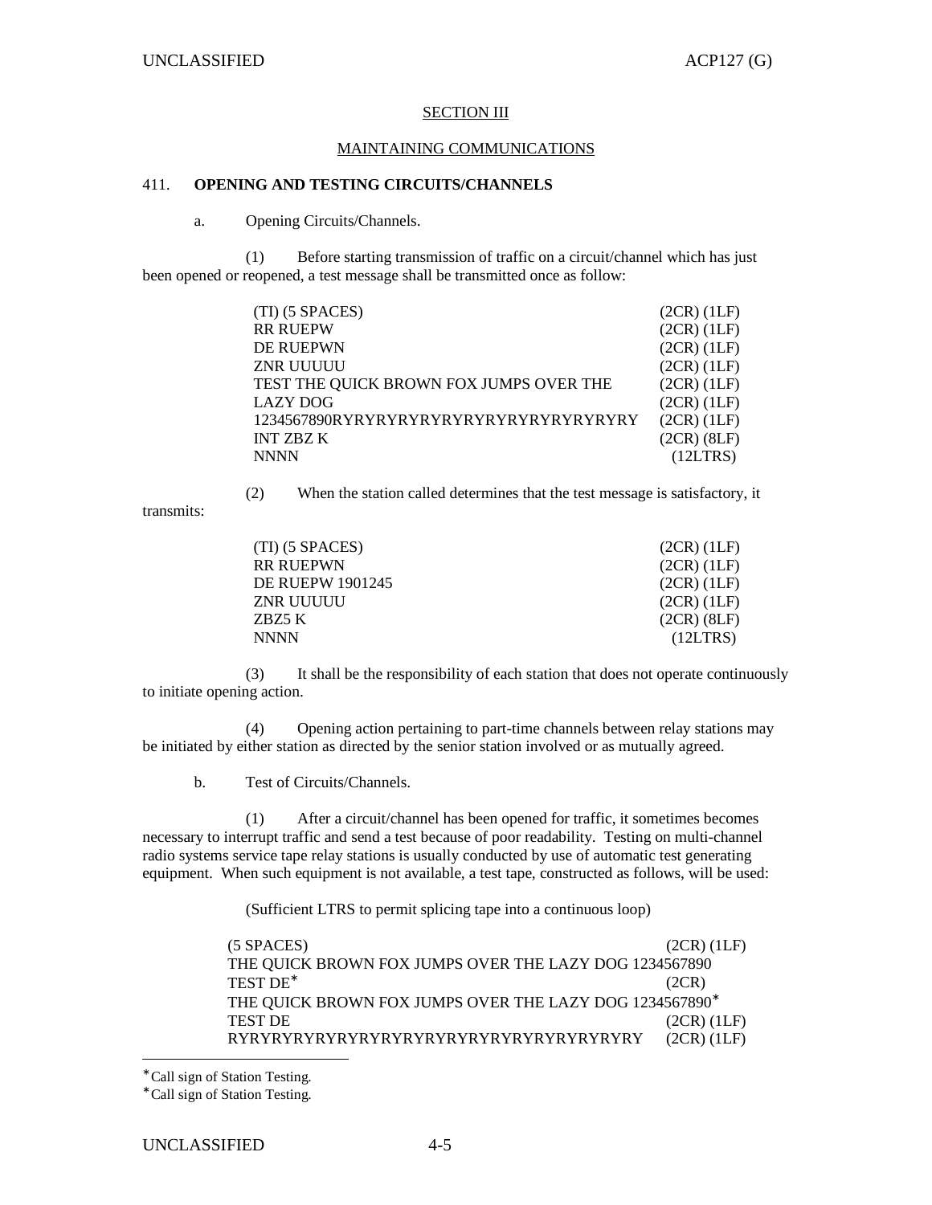## SECTION III

## MAINTAINING COMMUNICATIONS

### 411. OPENING AND TESTING CIRCUITS/CHANNELS

a. Opening Circuits/Channels.

(1) Before starting transmission of traffic on a circuit/channel which has just been opened or reopened, a test message shall be transmitted once as follow:

```
(TI) (5 SPACES)                               (2CR) (1LF)
RR RUEPW                                      (2CR) (1LF)
DE RUEPWN                                     (2CR) (1LF)
ZNR UUUUU                                     (2CR) (1LF)
TEST THE QUICK BROWN FOX JUMPS OVER THE       (2CR) (1LF)
LAZY DOG                                      (2CR) (1LF)
1234567890RYRYRYRYRYRYRYRYRYRYRYRYRYRY        (2CR) (1LF)
INT ZBZ K                                     (2CR) (8LF)
NNNN                                           (12LTRS)
```

(2) When the station called determines that the test message is satisfactory, it transmits:

```
(TI) (5 SPACES)                               (2CR) (1LF)
RR RUEPWN                                     (2CR) (1LF)
DE RUEPW 1901245                              (2CR) (1LF)
ZNR UUUUU                                     (2CR) (1LF)
ZBZ5 K                                        (2CR) (8LF)
NNNN                                           (12LTRS)
```

(3) It shall be the responsibility of each station that does not operate continuously to initiate opening action.

(4) Opening action pertaining to part-time channels between relay stations may be initiated by either station as directed by the senior station involved or as mutually agreed.

b. Test of Circuits/Channels.

(1) After a circuit/channel has been opened for traffic, it sometimes becomes necessary to interrupt traffic and send a test because of poor readability. Testing on multi-channel radio systems service tape relay stations is usually conducted by use of automatic test generating equipment. When such equipment is not available, a test tape, constructed as follows, will be used:

(Sufficient LTRS to permit splicing tape into a continuous loop)

```
(5 SPACES)                                              (2CR) (1LF)
THE QUICK BROWN FOX JUMPS OVER THE LAZY DOG 1234567890
TEST DE*                                                (2CR)
THE QUICK BROWN FOX JUMPS OVER THE LAZY DOG 1234567890*
TEST DE                                                 (2CR) (1LF)
RYRYRYRYRYRYRYRYRYRYRYRYRYRYRYRYRYRYRY                  (2CR) (1LF)
```

* Call sign of Station Testing.

* Call sign of Station Testing.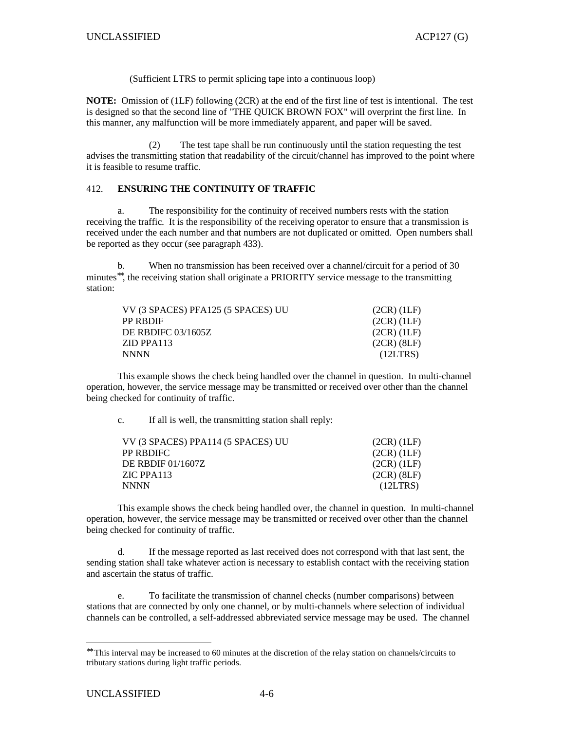(Sufficient LTRS to permit splicing tape into a continuous loop)

**NOTE:** Omission of (1LF) following (2CR) at the end of the first line of test is intentional. The test is designed so that the second line of "THE QUICK BROWN FOX" will overprint the first line. In this manner, any malfunction will be more immediately apparent, and paper will be saved.

(2) The test tape shall be run continuously until the station requesting the test advises the transmitting station that readability of the circuit/channel has improved to the point where it is feasible to resume traffic.

## 412. ENSURING THE CONTINUITY OF TRAFFIC

a. The responsibility for the continuity of received numbers rests with the station receiving the traffic. It is the responsibility of the receiving operator to ensure that a transmission is received under the each number and that numbers are not duplicated or omitted. Open numbers shall be reported as they occur (see paragraph 433).

b. When no transmission has been received over a channel/circuit for a period of 30 minutes[**], the receiving station shall originate a PRIORITY service message to the transmitting station:

```
VV (3 SPACES) PFA125 (5 SPACES) UU          (2CR) (1LF)
PP RBDIF                                    (2CR) (1LF)
DE RBDIFC 03/1605Z                          (2CR) (1LF)
ZID PPA113                                  (2CR) (8LF)
NNNN                                          (12LTRS)
```

This example shows the check being handled over the channel in question. In multi-channel operation, however, the service message may be transmitted or received over other than the channel being checked for continuity of traffic.

c. If all is well, the transmitting station shall reply:

```
VV (3 SPACES) PPA114 (5 SPACES) UU          (2CR) (1LF)
PP RBDIFC                                   (2CR) (1LF)
DE RBDIF 01/1607Z                           (2CR) (1LF)
ZIC PPA113                                  (2CR) (8LF)
NNNN                                          (12LTRS)
```

This example shows the check being handled over, the channel in question. In multi-channel operation, however, the service message may be transmitted or received over other than the channel being checked for continuity of traffic.

d. If the message reported as last received does not correspond with that last sent, the sending station shall take whatever action is necessary to establish contact with the receiving station and ascertain the status of traffic.

e. To facilitate the transmission of channel checks (number comparisons) between stations that are connected by only one channel, or by multi-channels where selection of individual channels can be controlled, a self-addressed abbreviated service message may be used. The channel

---

[**] This interval may be increased to 60 minutes at the discretion of the relay station on channels/circuits to tributary stations during light traffic periods.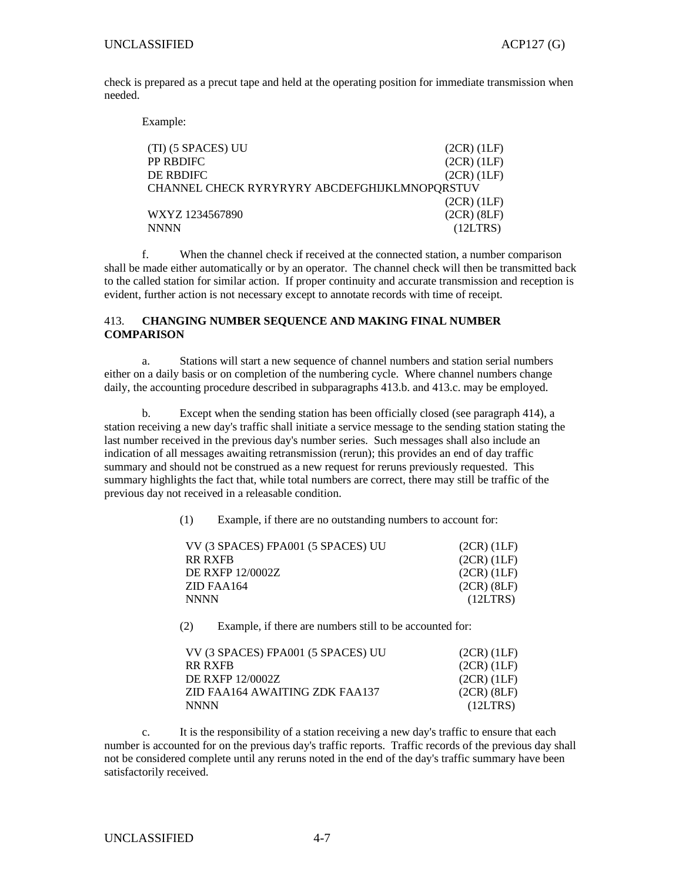check is prepared as a precut tape and held at the operating position for immediate transmission when needed.

Example:

```
(TI) (5 SPACES) UU                                    (2CR) (1LF)
PP RBDIFC                                             (2CR) (1LF)
DE RBDIFC                                             (2CR) (1LF)
CHANNEL CHECK RYRYRYRY ABCDEFGHIJKLMNOPQRSTUV
                                                      (2CR) (1LF)
WXYZ 1234567890                                       (2CR) (8LF)
NNNN                                                   (12LTRS)
```

f. When the channel check if received at the connected station, a number comparison shall be made either automatically or by an operator. The channel check will then be transmitted back to the called station for similar action. If proper continuity and accurate transmission and reception is evident, further action is not necessary except to annotate records with time of receipt.

### 413. CHANGING NUMBER SEQUENCE AND MAKING FINAL NUMBER COMPARISON

a. Stations will start a new sequence of channel numbers and station serial numbers either on a daily basis or on completion of the numbering cycle. Where channel numbers change daily, the accounting procedure described in subparagraphs 413.b. and 413.c. may be employed.

b. Except when the sending station has been officially closed (see paragraph 414), a station receiving a new day's traffic shall initiate a service message to the sending station stating the last number received in the previous day's number series. Such messages shall also include an indication of all messages awaiting retransmission (rerun); this provides an end of day traffic summary and should not be construed as a new request for reruns previously requested. This summary highlights the fact that, while total numbers are correct, there may still be traffic of the previous day not received in a releasable condition.

(1) Example, if there are no outstanding numbers to account for:

```
VV (3 SPACES) FPA001 (5 SPACES) UU                    (2CR) (1LF)
RR RXFB                                               (2CR) (1LF)
DE RXFP 12/0002Z                                      (2CR) (1LF)
ZID FAA164                                            (2CR) (8LF)
NNNN                                                   (12LTRS)
```

(2) Example, if there are numbers still to be accounted for:

```
VV (3 SPACES) FPA001 (5 SPACES) UU                    (2CR) (1LF)
RR RXFB                                               (2CR) (1LF)
DE RXFP 12/0002Z                                      (2CR) (1LF)
ZID FAA164 AWAITING ZDK FAA137                        (2CR) (8LF)
NNNN                                                   (12LTRS)
```

c. It is the responsibility of a station receiving a new day's traffic to ensure that each number is accounted for on the previous day's traffic reports. Traffic records of the previous day shall not be considered complete until any reruns noted in the end of the day's traffic summary have been satisfactorily received.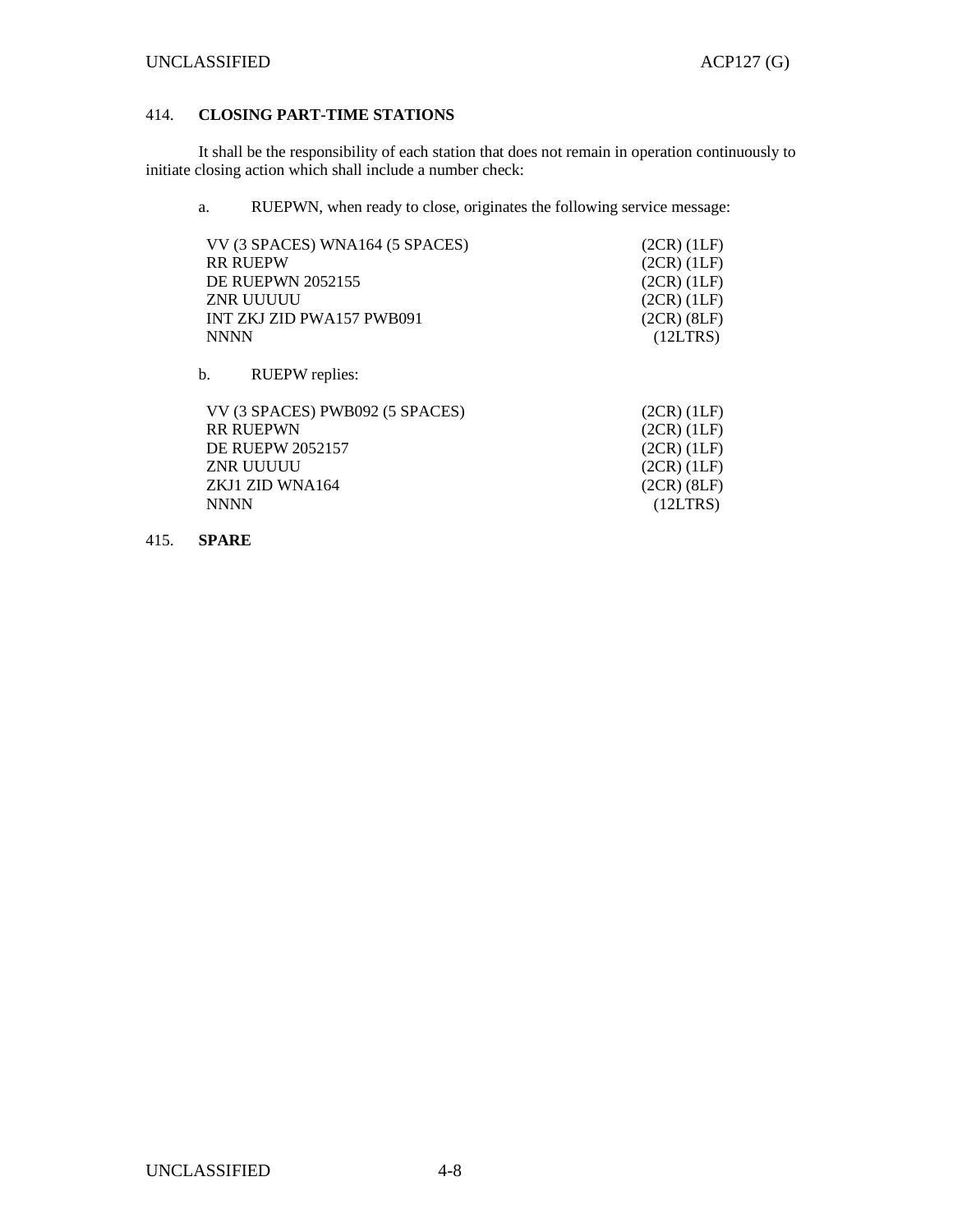## 414. **CLOSING PART-TIME STATIONS**

It shall be the responsibility of each station that does not remain in operation continuously to initiate closing action which shall include a number check:

a. RUEPWN, when ready to close, originates the following service message:

| | |
|---|---|
| VV (3 SPACES) WNA164 (5 SPACES) | (2CR) (1LF) |
| RR RUEPW | (2CR) (1LF) |
| DE RUEPWN 2052155 | (2CR) (1LF) |
| ZNR UUUUU | (2CR) (1LF) |
| INT ZKJ ZID PWA157 PWB091 | (2CR) (8LF) |
| NNNN | (12LTRS) |

b. RUEPW replies:

| | |
|---|---|
| VV (3 SPACES) PWB092 (5 SPACES) | (2CR) (1LF) |
| RR RUEPWN | (2CR) (1LF) |
| DE RUEPW 2052157 | (2CR) (1LF) |
| ZNR UUUUU | (2CR) (1LF) |
| ZKJ1 ZID WNA164 | (2CR) (8LF) |
| NNNN | (12LTRS) |

## 415. **SPARE**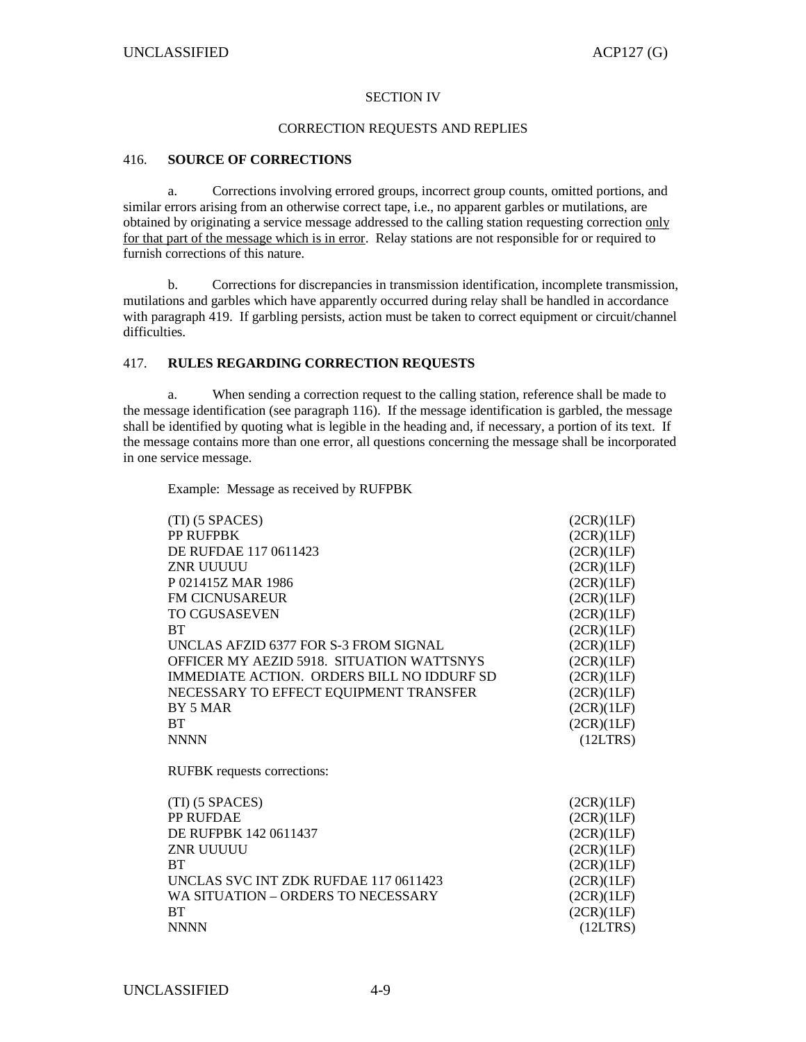## SECTION IV

## CORRECTION REQUESTS AND REPLIES

### 416. **SOURCE OF CORRECTIONS**

a. Corrections involving errored groups, incorrect group counts, omitted portions, and similar errors arising from an otherwise correct tape, i.e., no apparent garbles or mutilations, are obtained by originating a service message addressed to the calling station requesting correction <u>only for that part of the message which is in error</u>. Relay stations are not responsible for or required to furnish corrections of this nature.

b. Corrections for discrepancies in transmission identification, incomplete transmission, mutilations and garbles which have apparently occurred during relay shall be handled in accordance with paragraph 419. If garbling persists, action must be taken to correct equipment or circuit/channel difficulties.

### 417. **RULES REGARDING CORRECTION REQUESTS**

a. When sending a correction request to the calling station, reference shall be made to the message identification (see paragraph 116). If the message identification is garbled, the message shall be identified by quoting what is legible in the heading and, if necessary, a portion of its text. If the message contains more than one error, all questions concerning the message shall be incorporated in one service message.

Example: Message as received by RUFPBK

```
(TI) (5 SPACES)                                   (2CR)(1LF)
PP RUFPBK                                         (2CR)(1LF)
DE RUFDAE 117 0611423                             (2CR)(1LF)
ZNR UUUUU                                         (2CR)(1LF)
P 021415Z MAR 1986                                (2CR)(1LF)
FM CICNUSAREUR                                    (2CR)(1LF)
TO CGUSASEVEN                                     (2CR)(1LF)
BT                                                (2CR)(1LF)
UNCLAS AFZID 6377 FOR S-3 FROM SIGNAL             (2CR)(1LF)
OFFICER MY AEZID 5918.  SITUATION WATTSNYS        (2CR)(1LF)
IMMEDIATE ACTION.  ORDERS BILL NO IDDURF SD       (2CR)(1LF)
NECESSARY TO EFFECT EQUIPMENT TRANSFER            (2CR)(1LF)
BY 5 MAR                                          (2CR)(1LF)
BT                                                (2CR)(1LF)
NNNN                                               (12LTRS)
```

RUFBK requests corrections:

```
(TI) (5 SPACES)                                   (2CR)(1LF)
PP RUFDAE                                         (2CR)(1LF)
DE RUFPBK 142 0611437                             (2CR)(1LF)
ZNR UUUUU                                         (2CR)(1LF)
BT                                                (2CR)(1LF)
UNCLAS SVC INT ZDK RUFDAE 117 0611423             (2CR)(1LF)
WA SITUATION – ORDERS TO NECESSARY                (2CR)(1LF)
BT                                                (2CR)(1LF)
NNNN                                               (12LTRS)
```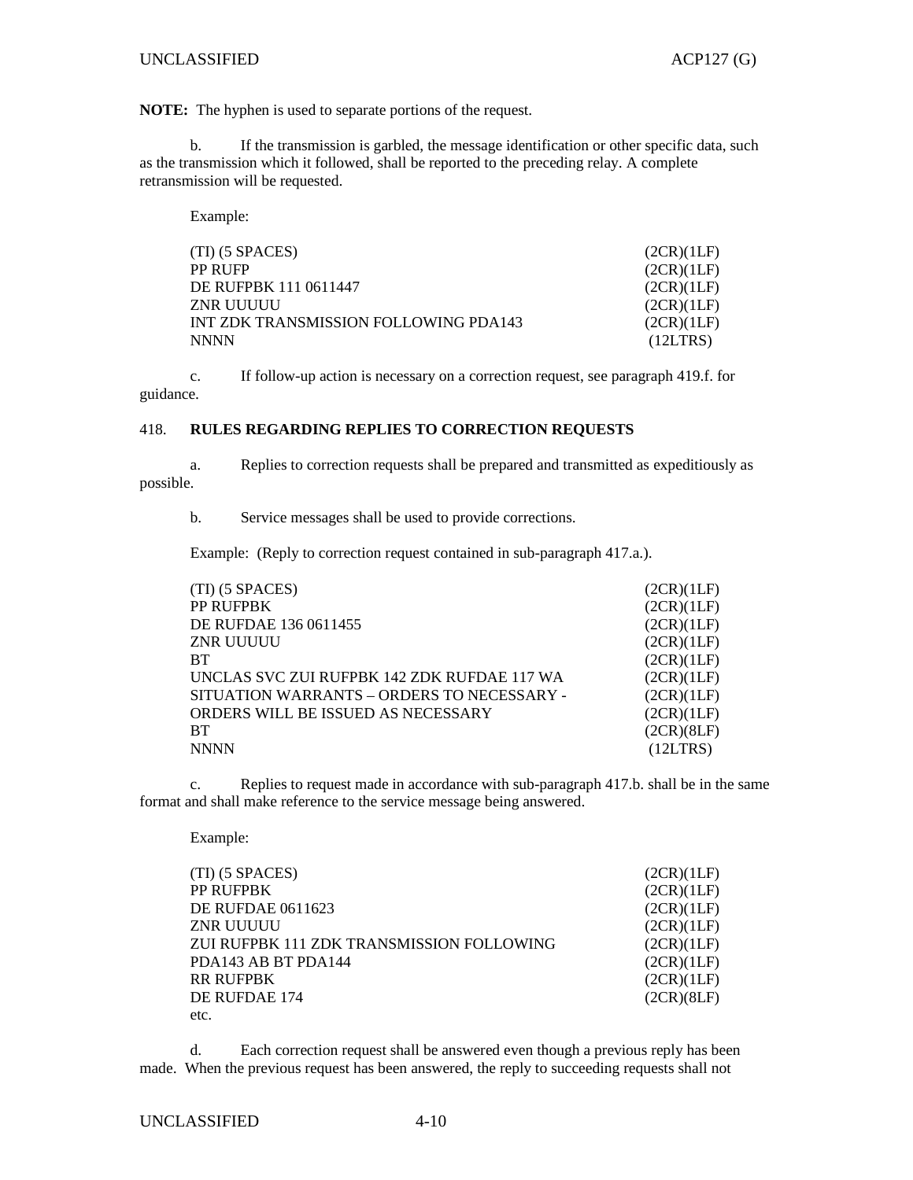**NOTE:** The hyphen is used to separate portions of the request.

b. If the transmission is garbled, the message identification or other specific data, such as the transmission which it followed, shall be reported to the preceding relay. A complete retransmission will be requested.

Example:

```
(TI) (5 SPACES)                                    (2CR)(1LF)
PP RUFP                                            (2CR)(1LF)
DE RUFPBK 111 0611447                              (2CR)(1LF)
ZNR UUUUU                                          (2CR)(1LF)
INT ZDK TRANSMISSION FOLLOWING PDA143              (2CR)(1LF)
NNNN                                                (12LTRS)
```

c. If follow-up action is necessary on a correction request, see paragraph 419.f. for guidance.

418. **RULES REGARDING REPLIES TO CORRECTION REQUESTS**

a. Replies to correction requests shall be prepared and transmitted as expeditiously as possible.

b. Service messages shall be used to provide corrections.

Example: (Reply to correction request contained in sub-paragraph 417.a.).

```
(TI) (5 SPACES)                                    (2CR)(1LF)
PP RUFPBK                                          (2CR)(1LF)
DE RUFDAE 136 0611455                              (2CR)(1LF)
ZNR UUUUU                                          (2CR)(1LF)
BT                                                 (2CR)(1LF)
UNCLAS SVC ZUI RUFPBK 142 ZDK RUFDAE 117 WA        (2CR)(1LF)
SITUATION WARRANTS – ORDERS TO NECESSARY -         (2CR)(1LF)
ORDERS WILL BE ISSUED AS NECESSARY                 (2CR)(1LF)
BT                                                 (2CR)(8LF)
NNNN                                                (12LTRS)
```

c. Replies to request made in accordance with sub-paragraph 417.b. shall be in the same format and shall make reference to the service message being answered.

Example:

```
(TI) (5 SPACES)                                    (2CR)(1LF)
PP RUFPBK                                          (2CR)(1LF)
DE RUFDAE 0611623                                  (2CR)(1LF)
ZNR UUUUU                                          (2CR)(1LF)
ZUI RUFPBK 111 ZDK TRANSMISSION FOLLOWING          (2CR)(1LF)
PDA143 AB BT PDA144                                (2CR)(1LF)
RR RUFPBK                                          (2CR)(1LF)
DE RUFDAE 174                                      (2CR)(8LF)
etc.
```

d. Each correction request shall be answered even though a previous reply has been made. When the previous request has been answered, the reply to succeeding requests shall not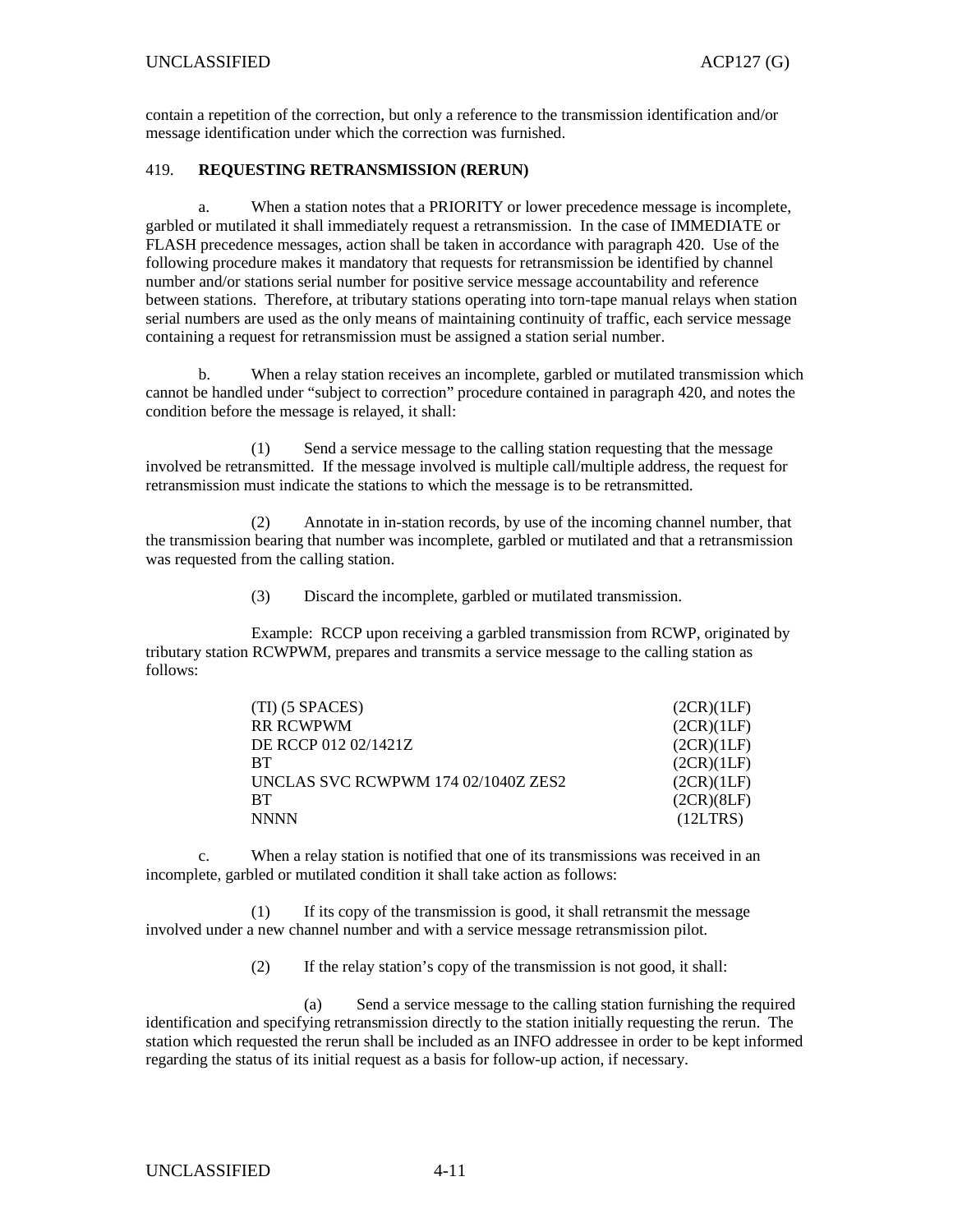contain a repetition of the correction, but only a reference to the transmission identification and/or message identification under which the correction was furnished.

## 419. REQUESTING RETRANSMISSION (RERUN)

a. When a station notes that a PRIORITY or lower precedence message is incomplete, garbled or mutilated it shall immediately request a retransmission. In the case of IMMEDIATE or FLASH precedence messages, action shall be taken in accordance with paragraph 420. Use of the following procedure makes it mandatory that requests for retransmission be identified by channel number and/or stations serial number for positive service message accountability and reference between stations. Therefore, at tributary stations operating into torn-tape manual relays when station serial numbers are used as the only means of maintaining continuity of traffic, each service message containing a request for retransmission must be assigned a station serial number.

b. When a relay station receives an incomplete, garbled or mutilated transmission which cannot be handled under "subject to correction" procedure contained in paragraph 420, and notes the condition before the message is relayed, it shall:

(1) Send a service message to the calling station requesting that the message involved be retransmitted. If the message involved is multiple call/multiple address, the request for retransmission must indicate the stations to which the message is to be retransmitted.

(2) Annotate in in-station records, by use of the incoming channel number, that the transmission bearing that number was incomplete, garbled or mutilated and that a retransmission was requested from the calling station.

(3) Discard the incomplete, garbled or mutilated transmission.

Example: RCCP upon receiving a garbled transmission from RCWP, originated by tributary station RCWPWM, prepares and transmits a service message to the calling station as follows:

```
(TI) (5 SPACES)                          (2CR)(1LF)
RR RCWPWM                                (2CR)(1LF)
DE RCCP 012 02/1421Z                     (2CR)(1LF)
BT                                       (2CR)(1LF)
UNCLAS SVC RCWPWM 174 02/1040Z ZES2      (2CR)(1LF)
BT                                       (2CR)(8LF)
NNNN                                     (12LTRS)
```

c. When a relay station is notified that one of its transmissions was received in an incomplete, garbled or mutilated condition it shall take action as follows:

(1) If its copy of the transmission is good, it shall retransmit the message involved under a new channel number and with a service message retransmission pilot.

(2) If the relay station's copy of the transmission is not good, it shall:

(a) Send a service message to the calling station furnishing the required identification and specifying retransmission directly to the station initially requesting the rerun. The station which requested the rerun shall be included as an INFO addressee in order to be kept informed regarding the status of its initial request as a basis for follow-up action, if necessary.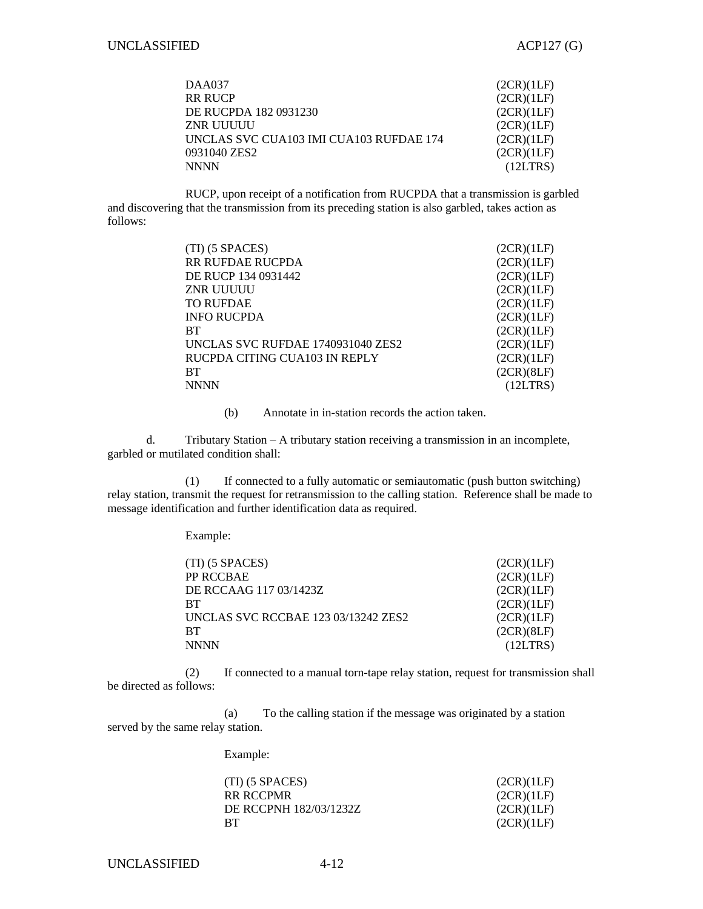```
DAA037                                          (2CR)(1LF)
RR RUCP                                         (2CR)(1LF)
DE RUCPDA 182 0931230                           (2CR)(1LF)
ZNR UUUUU                                       (2CR)(1LF)
UNCLAS SVC CUA103 IMI CUA103 RUFDAE 174         (2CR)(1LF)
0931040 ZES2                                    (2CR)(1LF)
NNNN                                              (12LTRS)
```

RUCP, upon receipt of a notification from RUCPDA that a transmission is garbled and discovering that the transmission from its preceding station is also garbled, takes action as follows:

```
(TI) (5 SPACES)                                 (2CR)(1LF)
RR RUFDAE RUCPDA                                (2CR)(1LF)
DE RUCP 134 0931442                             (2CR)(1LF)
ZNR UUUUU                                       (2CR)(1LF)
TO RUFDAE                                       (2CR)(1LF)
INFO RUCPDA                                     (2CR)(1LF)
BT                                              (2CR)(1LF)
UNCLAS SVC RUFDAE 1740931040 ZES2               (2CR)(1LF)
RUCPDA CITING CUA103 IN REPLY                   (2CR)(1LF)
BT                                              (2CR)(8LF)
NNNN                                              (12LTRS)
```

(b) Annotate in in-station records the action taken.

d. Tributary Station – A tributary station receiving a transmission in an incomplete, garbled or mutilated condition shall:

(1) If connected to a fully automatic or semiautomatic (push button switching) relay station, transmit the request for retransmission to the calling station. Reference shall be made to message identification and further identification data as required.

Example:

```
(TI) (5 SPACES)                                 (2CR)(1LF)
PP RCCBAE                                       (2CR)(1LF)
DE RCCAAG 117 03/1423Z                          (2CR)(1LF)
BT                                              (2CR)(1LF)
UNCLAS SVC RCCBAE 123 03/13242 ZES2             (2CR)(1LF)
BT                                              (2CR)(8LF)
NNNN                                              (12LTRS)
```

(2) If connected to a manual torn-tape relay station, request for transmission shall be directed as follows:

(a) To the calling station if the message was originated by a station served by the same relay station.

Example:

```
(TI) (5 SPACES)                                 (2CR)(1LF)
RR RCCPMR                                       (2CR)(1LF)
DE RCCPNH 182/03/1232Z                          (2CR)(1LF)
BT                                              (2CR)(1LF)
```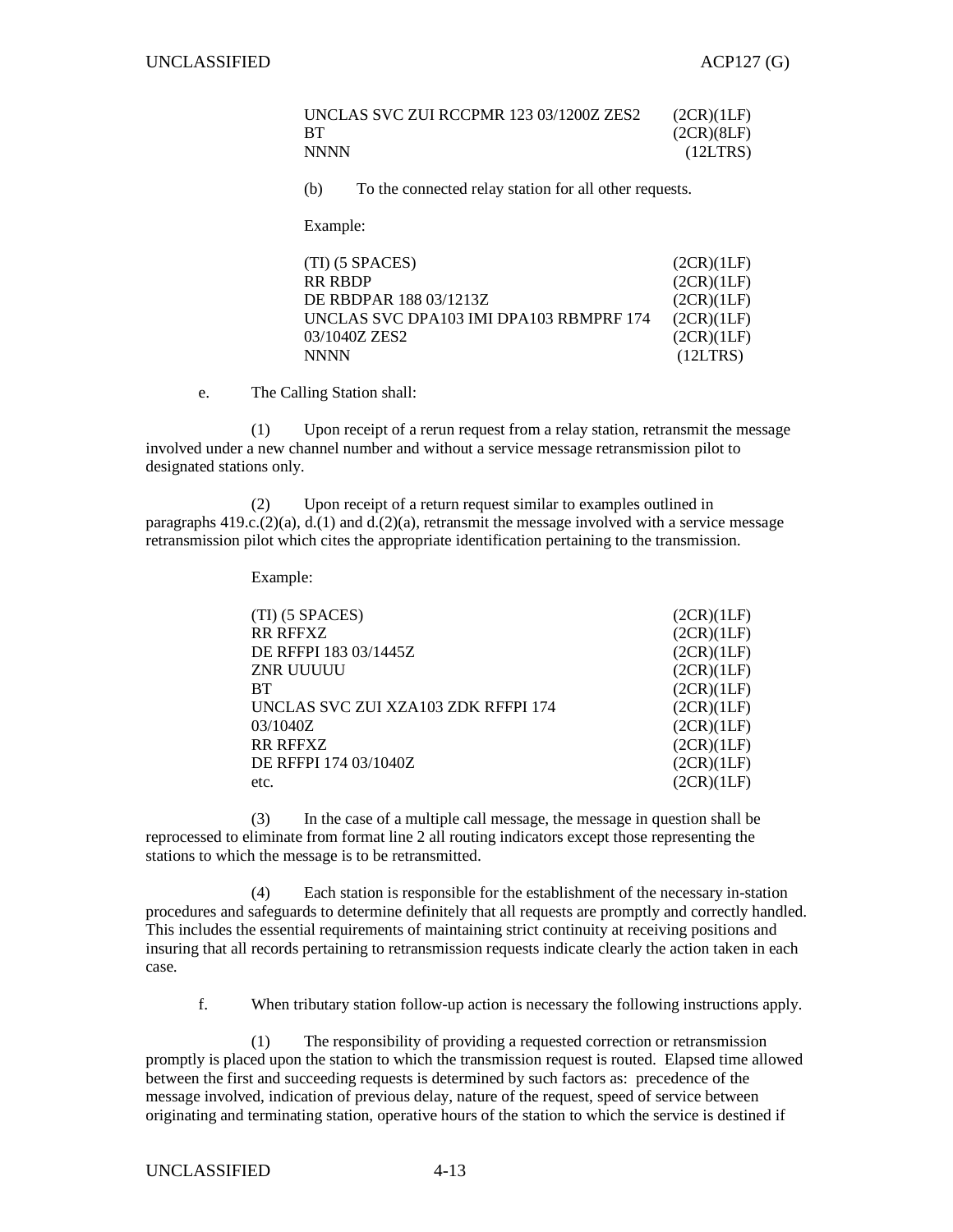```
UNCLAS SVC ZUI RCCPMR 123 03/1200Z ZES2     (2CR)(1LF)
BT                                          (2CR)(8LF)
NNNN                                          (12LTRS)
```

(b) To the connected relay station for all other requests.

Example:

```
(TI) (5 SPACES)                             (2CR)(1LF)
RR RBDP                                     (2CR)(1LF)
DE RBDPAR 188 03/1213Z                      (2CR)(1LF)
UNCLAS SVC DPA103 IMI DPA103 RBMPRF 174     (2CR)(1LF)
03/1040Z ZES2                               (2CR)(1LF)
NNNN                                         (12LTRS)
```

e. The Calling Station shall:

(1) Upon receipt of a rerun request from a relay station, retransmit the message involved under a new channel number and without a service message retransmission pilot to designated stations only.

(2) Upon receipt of a return request similar to examples outlined in paragraphs 419.c.(2)(a), d.(1) and d.(2)(a), retransmit the message involved with a service message retransmission pilot which cites the appropriate identification pertaining to the transmission.

Example:

```
(TI) (5 SPACES)                             (2CR)(1LF)
RR RFFXZ                                    (2CR)(1LF)
DE RFFPI 183 03/1445Z                       (2CR)(1LF)
ZNR UUUUU                                   (2CR)(1LF)
BT                                          (2CR)(1LF)
UNCLAS SVC ZUI XZA103 ZDK RFFPI 174         (2CR)(1LF)
03/1040Z                                    (2CR)(1LF)
RR RFFXZ                                    (2CR)(1LF)
DE RFFPI 174 03/1040Z                       (2CR)(1LF)
etc.                                        (2CR)(1LF)
```

(3) In the case of a multiple call message, the message in question shall be reprocessed to eliminate from format line 2 all routing indicators except those representing the stations to which the message is to be retransmitted.

(4) Each station is responsible for the establishment of the necessary in-station procedures and safeguards to determine definitely that all requests are promptly and correctly handled. This includes the essential requirements of maintaining strict continuity at receiving positions and insuring that all records pertaining to retransmission requests indicate clearly the action taken in each case.

f. When tributary station follow-up action is necessary the following instructions apply.

(1) The responsibility of providing a requested correction or retransmission promptly is placed upon the station to which the transmission request is routed. Elapsed time allowed between the first and succeeding requests is determined by such factors as: precedence of the message involved, indication of previous delay, nature of the request, speed of service between originating and terminating station, operative hours of the station to which the service is destined if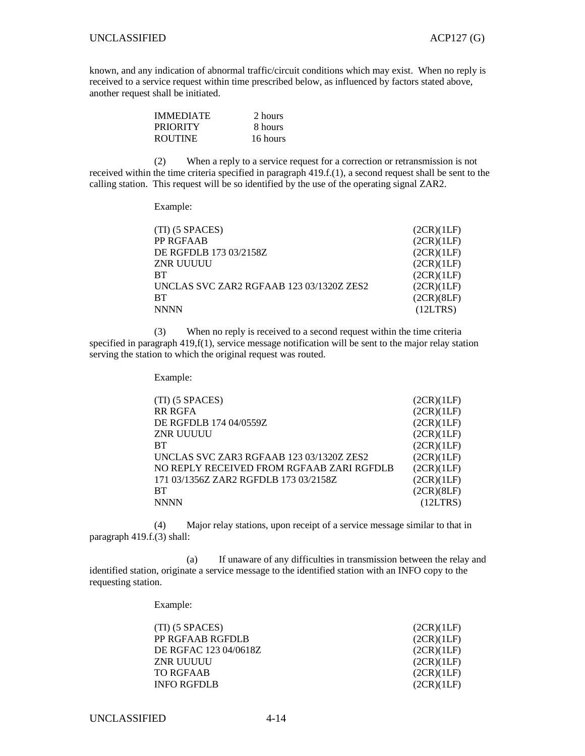known, and any indication of abnormal traffic/circuit conditions which may exist. When no reply is received to a service request within time prescribed below, as influenced by factors stated above, another request shall be initiated.

| | |
|---|---|
| IMMEDIATE | 2 hours |
| PRIORITY | 8 hours |
| ROUTINE | 16 hours |

(2) When a reply to a service request for a correction or retransmission is not received within the time criteria specified in paragraph 419.f.(1), a second request shall be sent to the calling station. This request will be so identified by the use of the operating signal ZAR2.

Example:

```
(TI) (5 SPACES)                                      (2CR)(1LF)
PP RGFAAB                                            (2CR)(1LF)
DE RGFDLB 173 03/2158Z                               (2CR)(1LF)
ZNR UUUUU                                            (2CR)(1LF)
BT                                                   (2CR)(1LF)
UNCLAS SVC ZAR2 RGFAAB 123 03/1320Z ZES2             (2CR)(1LF)
BT                                                   (2CR)(8LF)
NNNN                                                 (12LTRS)
```

(3) When no reply is received to a second request within the time criteria specified in paragraph 419,f(1), service message notification will be sent to the major relay station serving the station to which the original request was routed.

Example:

```
(TI) (5 SPACES)                                      (2CR)(1LF)
RR RGFA                                              (2CR)(1LF)
DE RGFDLB 174 04/0559Z                               (2CR)(1LF)
ZNR UUUUU                                            (2CR)(1LF)
BT                                                   (2CR)(1LF)
UNCLAS SVC ZAR3 RGFAAB 123 03/1320Z ZES2             (2CR)(1LF)
NO REPLY RECEIVED FROM RGFAAB ZARI RGFDLB            (2CR)(1LF)
171 03/1356Z ZAR2 RGFDLB 173 03/2158Z                (2CR)(1LF)
BT                                                   (2CR)(8LF)
NNNN                                                 (12LTRS)
```

(4) Major relay stations, upon receipt of a service message similar to that in paragraph 419.f.(3) shall:

(a) If unaware of any difficulties in transmission between the relay and identified station, originate a service message to the identified station with an INFO copy to the requesting station.

Example:

```
(TI) (5 SPACES)                                      (2CR)(1LF)
PP RGFAAB RGFDLB                                     (2CR)(1LF)
DE RGFAC 123 04/0618Z                                (2CR)(1LF)
ZNR UUUUU                                            (2CR)(1LF)
TO RGFAAB                                            (2CR)(1LF)
INFO RGFDLB                                          (2CR)(1LF)
```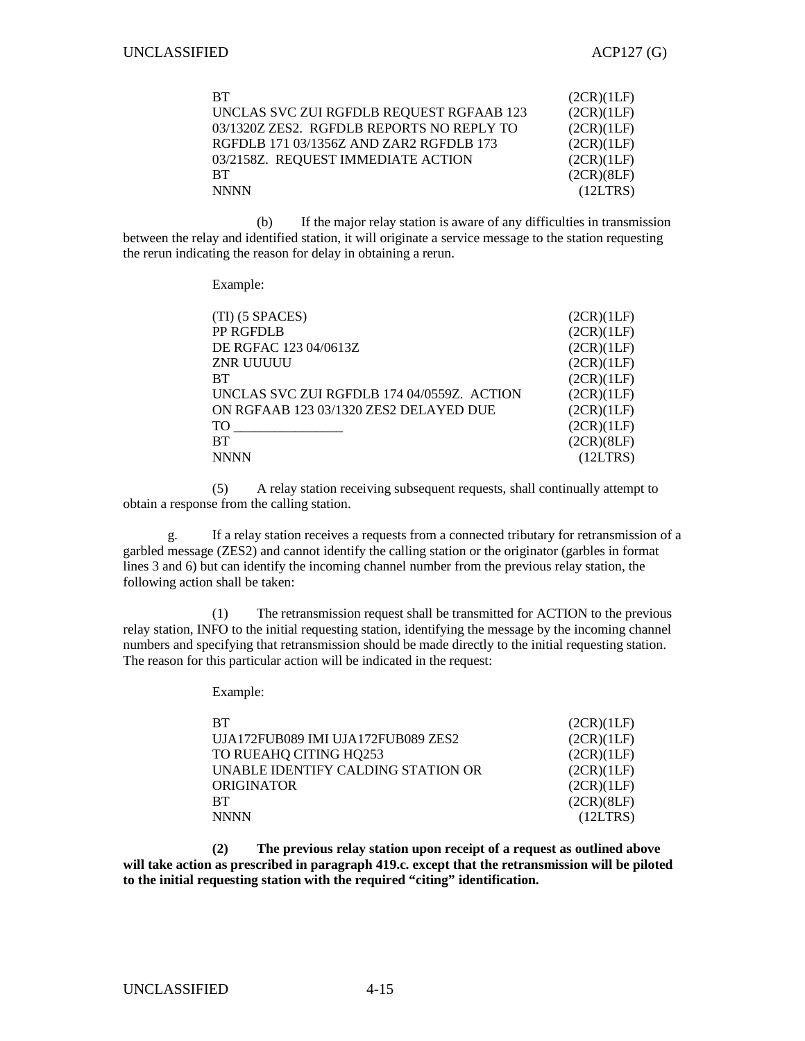```
BT                                              (2CR)(1LF)
UNCLAS SVC ZUI RGFDLB REQUEST RGFAAB 123        (2CR)(1LF)
03/1320Z ZES2.  RGFDLB REPORTS NO REPLY TO      (2CR)(1LF)
RGFDLB 171 03/1356Z AND ZAR2 RGFDLB 173         (2CR)(1LF)
03/2158Z.  REQUEST IMMEDIATE ACTION             (2CR)(1LF)
BT                                              (2CR)(8LF)
NNNN                                              (12LTRS)
```

(b) If the major relay station is aware of any difficulties in transmission between the relay and identified station, it will originate a service message to the station requesting the rerun indicating the reason for delay in obtaining a rerun.

Example:

```
(TI) (5 SPACES)                                 (2CR)(1LF)
PP RGFDLB                                       (2CR)(1LF)
DE RGFAC 123 04/0613Z                           (2CR)(1LF)
ZNR UUUUU                                       (2CR)(1LF)
BT                                              (2CR)(1LF)
UNCLAS SVC ZUI RGFDLB 174 04/0559Z.  ACTION     (2CR)(1LF)
ON RGFAAB 123 03/1320 ZES2 DELAYED DUE          (2CR)(1LF)
TO ________________                             (2CR)(1LF)
BT                                              (2CR)(8LF)
NNNN                                              (12LTRS)
```

(5) A relay station receiving subsequent requests, shall continually attempt to obtain a response from the calling station.

g. If a relay station receives a requests from a connected tributary for retransmission of a garbled message (ZES2) and cannot identify the calling station or the originator (garbles in format lines 3 and 6) but can identify the incoming channel number from the previous relay station, the following action shall be taken:

(1) The retransmission request shall be transmitted for ACTION to the previous relay station, INFO to the initial requesting station, identifying the message by the incoming channel numbers and specifying that retransmission should be made directly to the initial requesting station. The reason for this particular action will be indicated in the request:

Example:

```
BT                                              (2CR)(1LF)
UJA172FUB089 IMI UJA172FUB089 ZES2              (2CR)(1LF)
TO RUEAHQ CITING HQ253                          (2CR)(1LF)
UNABLE IDENTIFY CALDING STATION OR              (2CR)(1LF)
ORIGINATOR                                      (2CR)(1LF)
BT                                              (2CR)(8LF)
NNNN                                              (12LTRS)
```

**(2) The previous relay station upon receipt of a request as outlined above will take action as prescribed in paragraph 419.c. except that the retransmission will be piloted to the initial requesting station with the required "citing" identification.**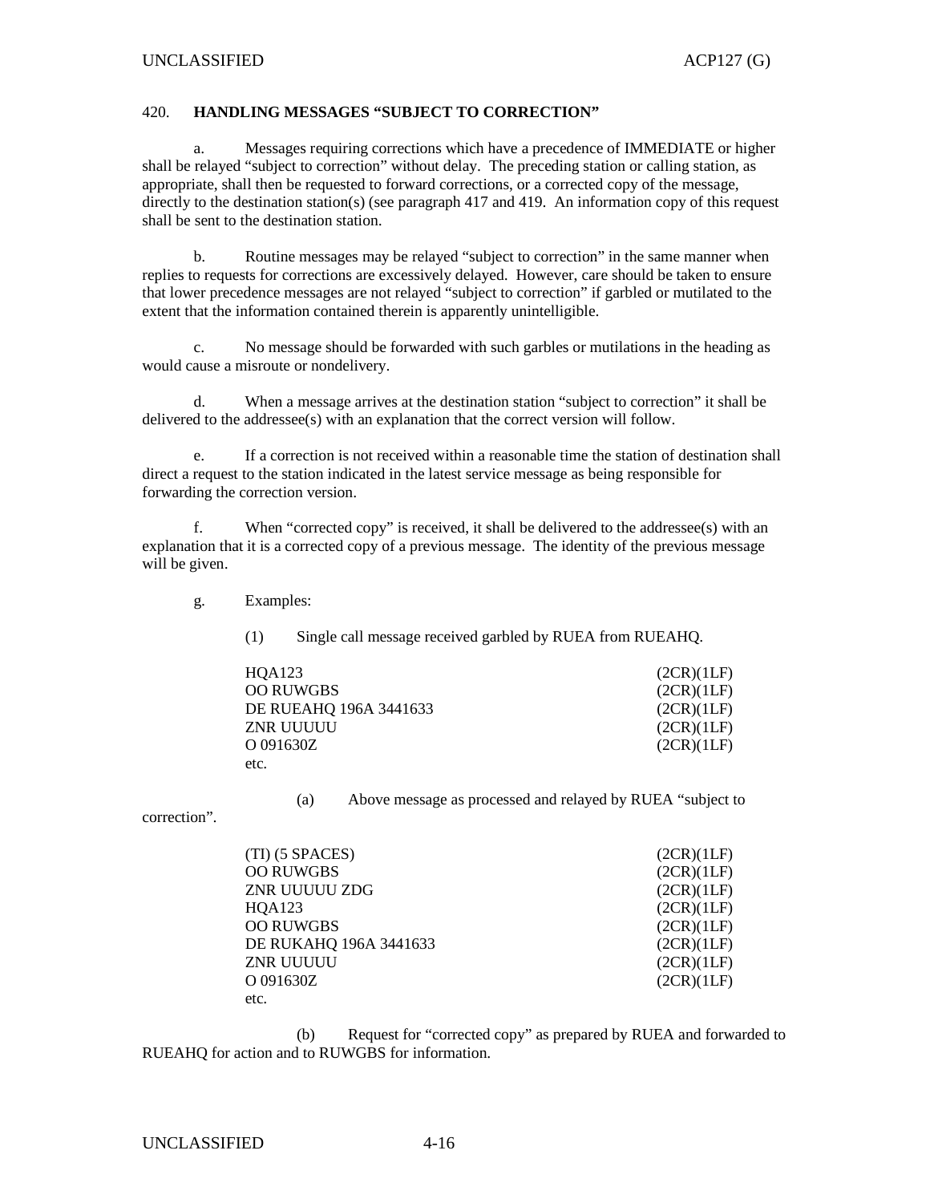## 420. HANDLING MESSAGES "SUBJECT TO CORRECTION"

a. Messages requiring corrections which have a precedence of IMMEDIATE or higher shall be relayed "subject to correction" without delay. The preceding station or calling station, as appropriate, shall then be requested to forward corrections, or a corrected copy of the message, directly to the destination station(s) (see paragraph 417 and 419. An information copy of this request shall be sent to the destination station.

b. Routine messages may be relayed "subject to correction" in the same manner when replies to requests for corrections are excessively delayed. However, care should be taken to ensure that lower precedence messages are not relayed "subject to correction" if garbled or mutilated to the extent that the information contained therein is apparently unintelligible.

c. No message should be forwarded with such garbles or mutilations in the heading as would cause a misroute or nondelivery.

d. When a message arrives at the destination station "subject to correction" it shall be delivered to the addressee(s) with an explanation that the correct version will follow.

e. If a correction is not received within a reasonable time the station of destination shall direct a request to the station indicated in the latest service message as being responsible for forwarding the correction version.

f. When "corrected copy" is received, it shall be delivered to the addressee(s) with an explanation that it is a corrected copy of a previous message. The identity of the previous message will be given.

g. Examples:

(1) Single call message received garbled by RUEA from RUEAHQ.

```
HQA123                              (2CR)(1LF)
OO RUWGBS                           (2CR)(1LF)
DE RUEAHQ 196A 3441633              (2CR)(1LF)
ZNR UUUUU                           (2CR)(1LF)
O 091630Z                           (2CR)(1LF)
etc.
```

(a) Above message as processed and relayed by RUEA "subject to correction".

```
(TI) (5 SPACES)                     (2CR)(1LF)
OO RUWGBS                           (2CR)(1LF)
ZNR UUUUU ZDG                       (2CR)(1LF)
HQA123                              (2CR)(1LF)
OO RUWGBS                           (2CR)(1LF)
DE RUKAHQ 196A 3441633              (2CR)(1LF)
ZNR UUUUU                           (2CR)(1LF)
O 091630Z                           (2CR)(1LF)
etc.
```

(b) Request for "corrected copy" as prepared by RUEA and forwarded to RUEAHQ for action and to RUWGBS for information.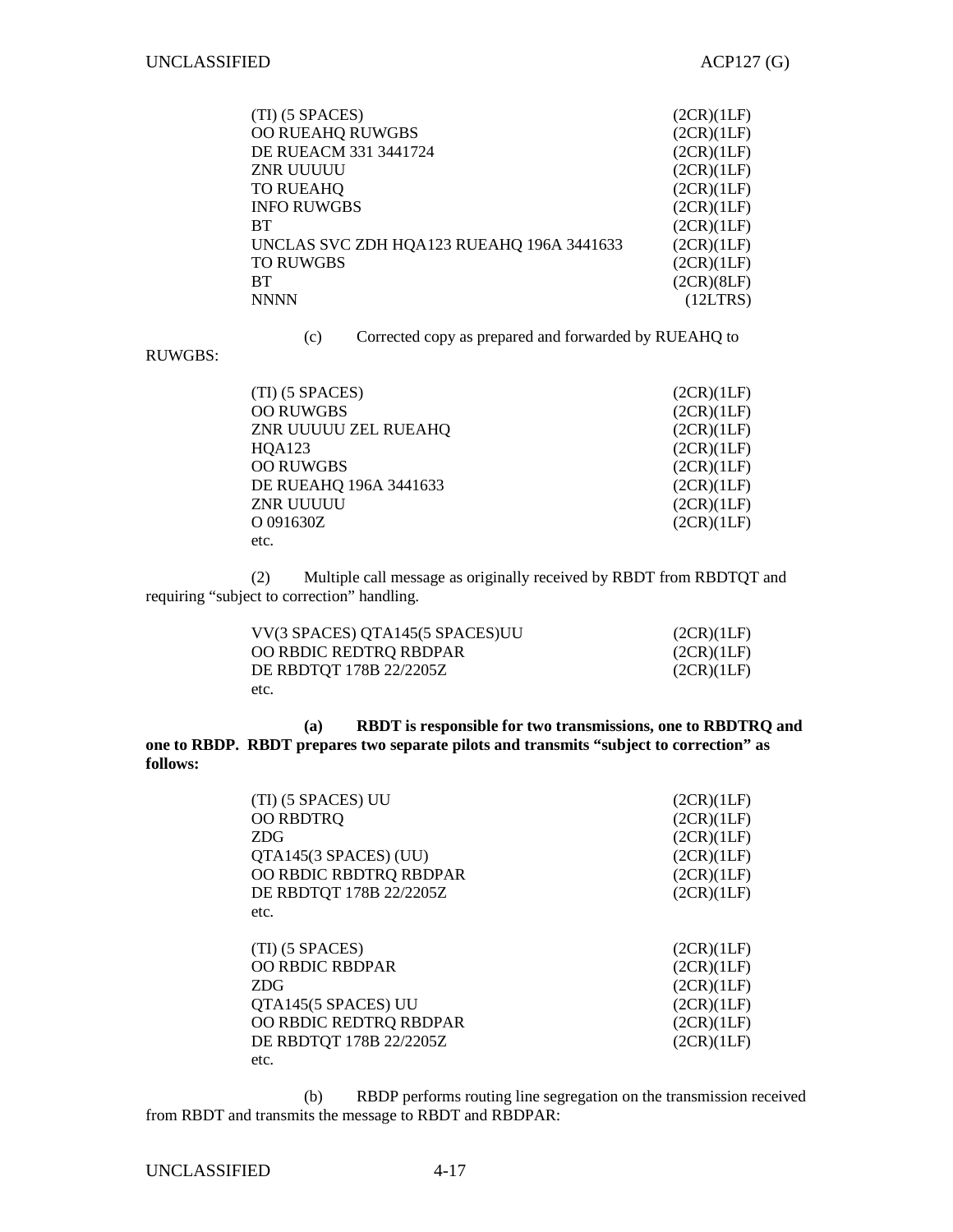```
(TI) (5 SPACES)                                 (2CR)(1LF)
OO RUEAHQ RUWGBS                                (2CR)(1LF)
DE RUEACM 331 3441724                           (2CR)(1LF)
ZNR UUUUU                                       (2CR)(1LF)
TO RUEAHQ                                       (2CR)(1LF)
INFO RUWGBS                                     (2CR)(1LF)
BT                                              (2CR)(1LF)
UNCLAS SVC ZDH HQA123 RUEAHQ 196A 3441633       (2CR)(1LF)
TO RUWGBS                                       (2CR)(1LF)
BT                                              (2CR)(8LF)
NNNN                                             (12LTRS)
```

(c) Corrected copy as prepared and forwarded by RUEAHQ to RUWGBS:

```
(TI) (5 SPACES)                                 (2CR)(1LF)
OO RUWGBS                                       (2CR)(1LF)
ZNR UUUUU ZEL RUEAHQ                            (2CR)(1LF)
HQA123                                          (2CR)(1LF)
OO RUWGBS                                       (2CR)(1LF)
DE RUEAHQ 196A 3441633                          (2CR)(1LF)
ZNR UUUUU                                       (2CR)(1LF)
O 091630Z                                       (2CR)(1LF)
etc.
```

(2) Multiple call message as originally received by RBDT from RBDTQT and requiring "subject to correction" handling.

```
VV(3 SPACES) QTA145(5 SPACES)UU                 (2CR)(1LF)
OO RBDIC REDTRQ RBDPAR                          (2CR)(1LF)
DE RBDTQT 178B 22/2205Z                         (2CR)(1LF)
etc.
```

**(a) RBDT is responsible for two transmissions, one to RBDTRQ and one to RBDP. RBDT prepares two separate pilots and transmits "subject to correction" as follows:**

```
(TI) (5 SPACES) UU                              (2CR)(1LF)
OO RBDTRQ                                       (2CR)(1LF)
ZDG                                             (2CR)(1LF)
QTA145(3 SPACES) (UU)                           (2CR)(1LF)
OO RBDIC RBDTRQ RBDPAR                          (2CR)(1LF)
DE RBDTQT 178B 22/2205Z                         (2CR)(1LF)
etc.

(TI) (5 SPACES)                                 (2CR)(1LF)
OO RBDIC RBDPAR                                 (2CR)(1LF)
ZDG                                             (2CR)(1LF)
QTA145(5 SPACES) UU                             (2CR)(1LF)
OO RBDIC REDTRQ RBDPAR                          (2CR)(1LF)
DE RBDTQT 178B 22/2205Z                         (2CR)(1LF)
etc.
```

(b) RBDP performs routing line segregation on the transmission received from RBDT and transmits the message to RBDT and RBDPAR: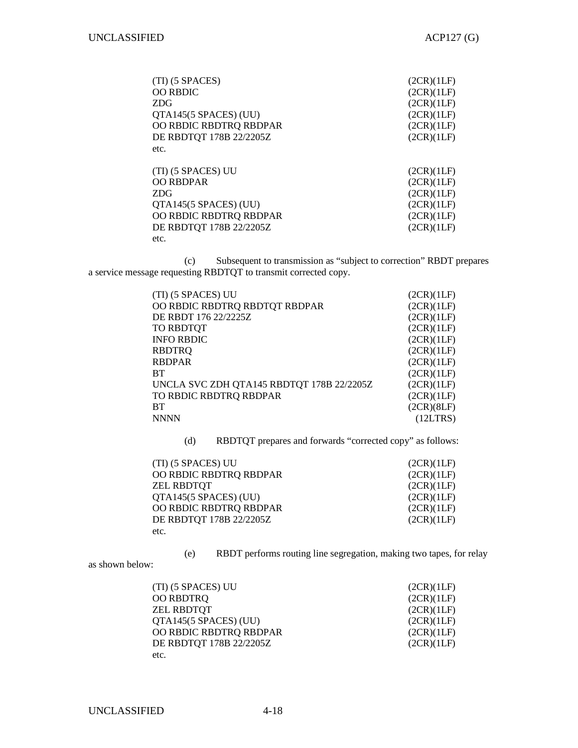```
(TI) (5 SPACES)                              (2CR)(1LF)
OO RBDIC                                     (2CR)(1LF)
ZDG                                          (2CR)(1LF)
QTA145(5 SPACES) (UU)                        (2CR)(1LF)
OO RBDIC RBDTRQ RBDPAR                       (2CR)(1LF)
DE RBDTQT 178B 22/2205Z                      (2CR)(1LF)
etc.

(TI) (5 SPACES) UU                           (2CR)(1LF)
OO RBDPAR                                    (2CR)(1LF)
ZDG                                          (2CR)(1LF)
QTA145(5 SPACES) (UU)                        (2CR)(1LF)
OO RBDIC RBDTRQ RBDPAR                       (2CR)(1LF)
DE RBDTQT 178B 22/2205Z                      (2CR)(1LF)
etc.
```

(c) Subsequent to transmission as "subject to correction" RBDT prepares a service message requesting RBDTQT to transmit corrected copy.

```
(TI) (5 SPACES) UU                           (2CR)(1LF)
OO RBDIC RBDTRQ RBDTQT RBDPAR                (2CR)(1LF)
DE RBDT 176 22/2225Z                         (2CR)(1LF)
TO RBDTQT                                    (2CR)(1LF)
INFO RBDIC                                   (2CR)(1LF)
RBDTRQ                                       (2CR)(1LF)
RBDPAR                                       (2CR)(1LF)
BT                                           (2CR)(1LF)
UNCLA SVC ZDH QTA145 RBDTQT 178B 22/2205Z    (2CR)(1LF)
TO RBDIC RBDTRQ RBDPAR                       (2CR)(1LF)
BT                                           (2CR)(8LF)
NNNN                                          (12LTRS)
```

(d) RBDTQT prepares and forwards "corrected copy" as follows:

```
(TI) (5 SPACES) UU                           (2CR)(1LF)
OO RBDIC RBDTRQ RBDPAR                       (2CR)(1LF)
ZEL RBDTQT                                   (2CR)(1LF)
QTA145(5 SPACES) (UU)                        (2CR)(1LF)
OO RBDIC RBDTRQ RBDPAR                       (2CR)(1LF)
DE RBDTQT 178B 22/2205Z                      (2CR)(1LF)
etc.
```

(e) RBDT performs routing line segregation, making two tapes, for relay as shown below:

```
(TI) (5 SPACES) UU                           (2CR)(1LF)
OO RBDTRQ                                    (2CR)(1LF)
ZEL RBDTQT                                   (2CR)(1LF)
QTA145(5 SPACES) (UU)                        (2CR)(1LF)
OO RBDIC RBDTRQ RBDPAR                       (2CR)(1LF)
DE RBDTQT 178B 22/2205Z                      (2CR)(1LF)
etc.
```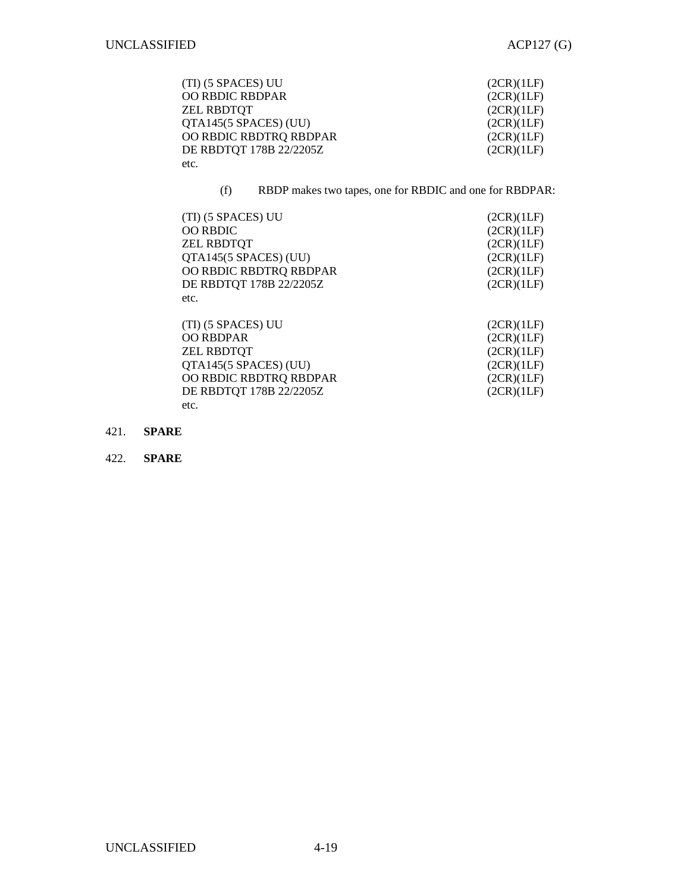```
(TI) (5 SPACES) UU                    (2CR)(1LF)
OO RBDIC RBDPAR                       (2CR)(1LF)
ZEL RBDTQT                            (2CR)(1LF)
QTA145(5 SPACES) (UU)                 (2CR)(1LF)
OO RBDIC RBDTRQ RBDPAR                (2CR)(1LF)
DE RBDTQT 178B 22/2205Z               (2CR)(1LF)
etc.
```

(f) RBDP makes two tapes, one for RBDIC and one for RBDPAR:

```
(TI) (5 SPACES) UU                    (2CR)(1LF)
OO RBDIC                              (2CR)(1LF)
ZEL RBDTQT                            (2CR)(1LF)
QTA145(5 SPACES) (UU)                 (2CR)(1LF)
OO RBDIC RBDTRQ RBDPAR                (2CR)(1LF)
DE RBDTQT 178B 22/2205Z               (2CR)(1LF)
etc.
```

```
(TI) (5 SPACES) UU                    (2CR)(1LF)
OO RBDPAR                             (2CR)(1LF)
ZEL RBDTQT                            (2CR)(1LF)
QTA145(5 SPACES) (UU)                 (2CR)(1LF)
OO RBDIC RBDTRQ RBDPAR                (2CR)(1LF)
DE RBDTQT 178B 22/2205Z               (2CR)(1LF)
etc.
```

421. **SPARE**

422. **SPARE**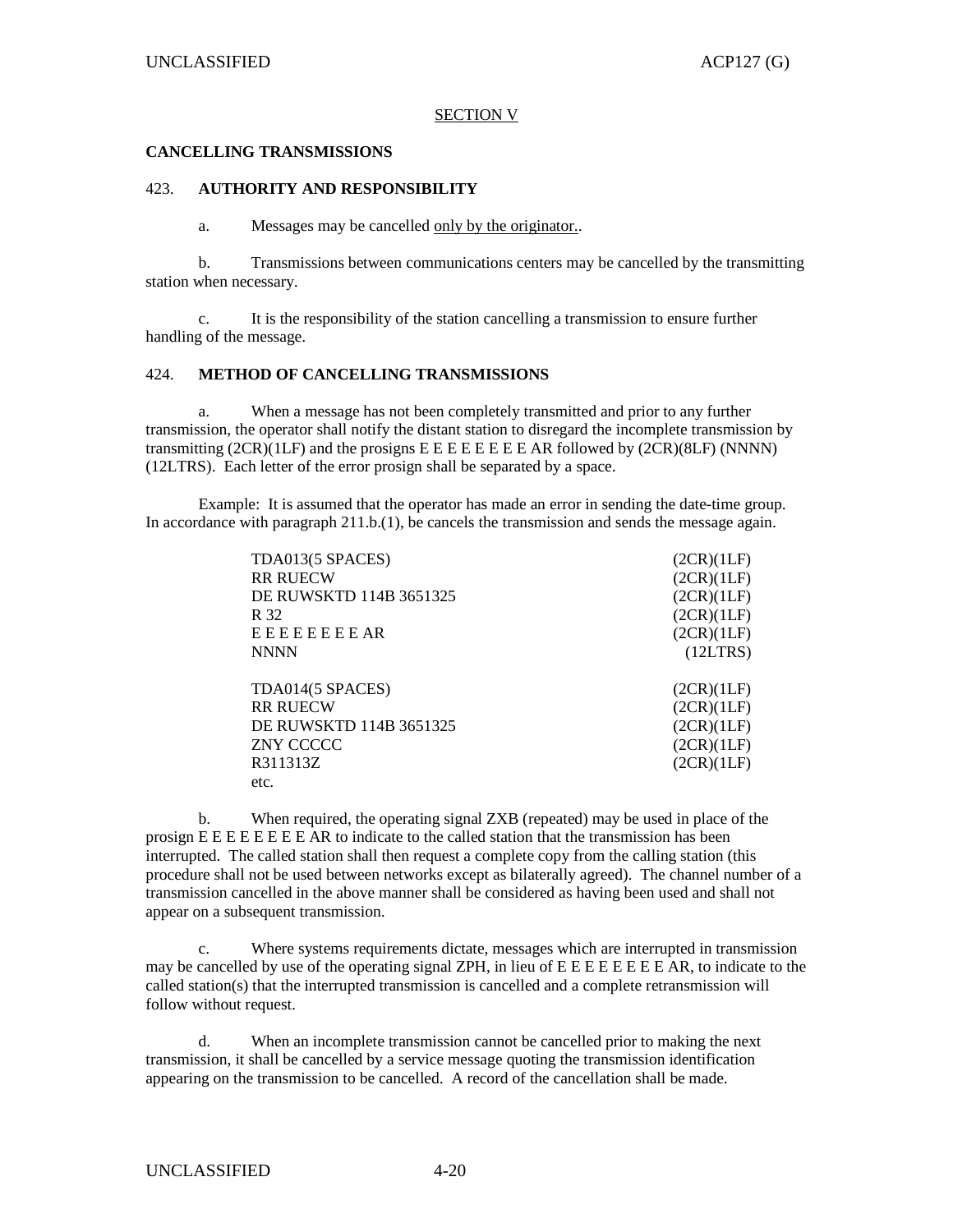## SECTION V

### CANCELLING TRANSMISSIONS

#### 423. AUTHORITY AND RESPONSIBILITY

a. Messages may be cancelled only by the originator..

b. Transmissions between communications centers may be cancelled by the transmitting station when necessary.

c. It is the responsibility of the station cancelling a transmission to ensure further handling of the message.

#### 424. METHOD OF CANCELLING TRANSMISSIONS

a. When a message has not been completely transmitted and prior to any further transmission, the operator shall notify the distant station to disregard the incomplete transmission by transmitting (2CR)(1LF) and the prosigns E E E E E E E E AR followed by (2CR)(8LF) (NNNN) (12LTRS). Each letter of the error prosign shall be separated by a space.

Example: It is assumed that the operator has made an error in sending the date-time group. In accordance with paragraph 211.b.(1), be cancels the transmission and sends the message again.

```
TDA013(5 SPACES)                    (2CR)(1LF)
RR RUECW                            (2CR)(1LF)
DE RUWSKTD 114B 3651325             (2CR)(1LF)
R 32                                (2CR)(1LF)
E E E E E E E E AR                  (2CR)(1LF)
NNNN                                  (12LTRS)

TDA014(5 SPACES)                    (2CR)(1LF)
RR RUECW                            (2CR)(1LF)
DE RUWSKTD 114B 3651325             (2CR)(1LF)
ZNY CCCCC                           (2CR)(1LF)
R311313Z                            (2CR)(1LF)
etc.
```

b. When required, the operating signal ZXB (repeated) may be used in place of the prosign E E E E E E E E AR to indicate to the called station that the transmission has been interrupted. The called station shall then request a complete copy from the calling station (this procedure shall not be used between networks except as bilaterally agreed). The channel number of a transmission cancelled in the above manner shall be considered as having been used and shall not appear on a subsequent transmission.

c. Where systems requirements dictate, messages which are interrupted in transmission may be cancelled by use of the operating signal ZPH, in lieu of E E E E E E E E AR, to indicate to the called station(s) that the interrupted transmission is cancelled and a complete retransmission will follow without request.

d. When an incomplete transmission cannot be cancelled prior to making the next transmission, it shall be cancelled by a service message quoting the transmission identification appearing on the transmission to be cancelled. A record of the cancellation shall be made.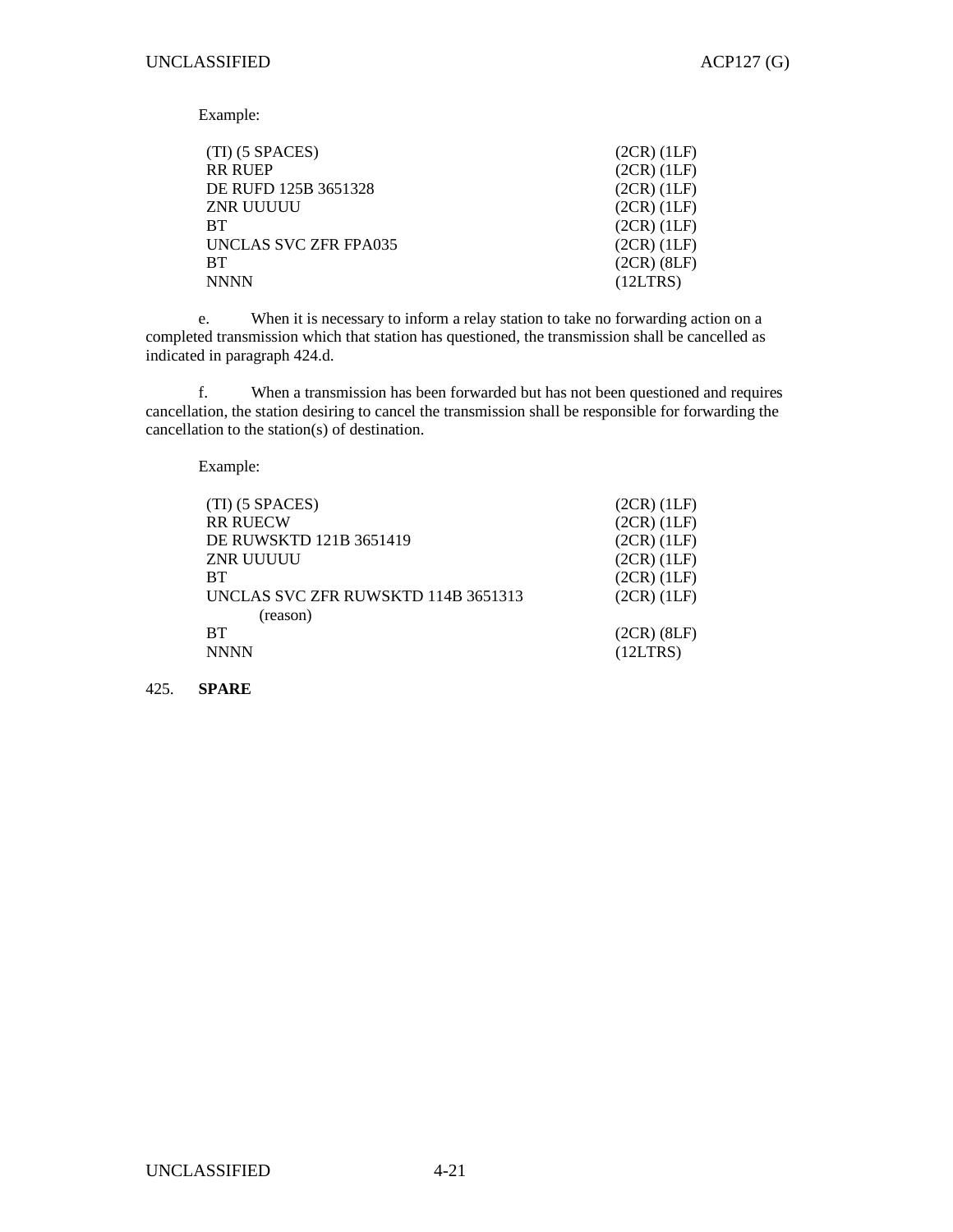Example:

```
(TI) (5 SPACES)                          (2CR) (1LF)
RR RUEP                                  (2CR) (1LF)
DE RUFD 125B 3651328                     (2CR) (1LF)
ZNR UUUUU                                (2CR) (1LF)
BT                                       (2CR) (1LF)
UNCLAS SVC ZFR FPA035                    (2CR) (1LF)
BT                                       (2CR) (8LF)
NNNN                                     (12LTRS)
```

e. When it is necessary to inform a relay station to take no forwarding action on a completed transmission which that station has questioned, the transmission shall be cancelled as indicated in paragraph 424.d.

f. When a transmission has been forwarded but has not been questioned and requires cancellation, the station desiring to cancel the transmission shall be responsible for forwarding the cancellation to the station(s) of destination.

Example:

```
(TI) (5 SPACES)                          (2CR) (1LF)
RR RUECW                                 (2CR) (1LF)
DE RUWSKTD 121B 3651419                  (2CR) (1LF)
ZNR UUUUU                                (2CR) (1LF)
BT                                       (2CR) (1LF)
UNCLAS SVC ZFR RUWSKTD 114B 3651313      (2CR) (1LF)
      (reason)
BT                                       (2CR) (8LF)
NNNN                                     (12LTRS)
```

425. **SPARE**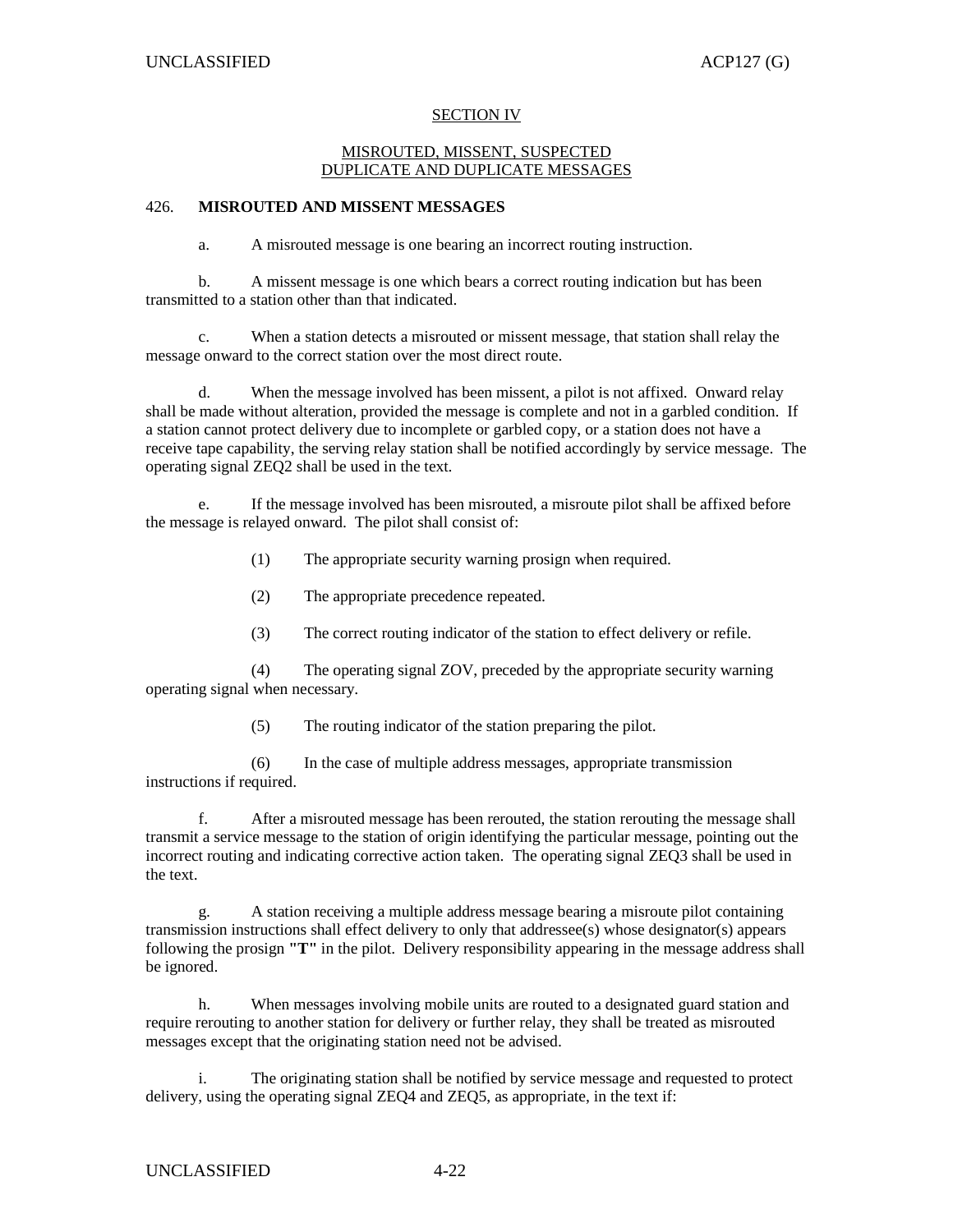## SECTION IV

## MISROUTED, MISSENT, SUSPECTED DUPLICATE AND DUPLICATE MESSAGES

### 426. MISROUTED AND MISSENT MESSAGES

a. A misrouted message is one bearing an incorrect routing instruction.

b. A missent message is one which bears a correct routing indication but has been transmitted to a station other than that indicated.

c. When a station detects a misrouted or missent message, that station shall relay the message onward to the correct station over the most direct route.

d. When the message involved has been missent, a pilot is not affixed. Onward relay shall be made without alteration, provided the message is complete and not in a garbled condition. If a station cannot protect delivery due to incomplete or garbled copy, or a station does not have a receive tape capability, the serving relay station shall be notified accordingly by service message. The operating signal ZEQ2 shall be used in the text.

e. If the message involved has been misrouted, a misroute pilot shall be affixed before the message is relayed onward. The pilot shall consist of:

(1) The appropriate security warning prosign when required.

(2) The appropriate precedence repeated.

(3) The correct routing indicator of the station to effect delivery or refile.

(4) The operating signal ZOV, preceded by the appropriate security warning operating signal when necessary.

(5) The routing indicator of the station preparing the pilot.

(6) In the case of multiple address messages, appropriate transmission instructions if required.

f. After a misrouted message has been rerouted, the station rerouting the message shall transmit a service message to the station of origin identifying the particular message, pointing out the incorrect routing and indicating corrective action taken. The operating signal ZEQ3 shall be used in the text.

g. A station receiving a multiple address message bearing a misroute pilot containing transmission instructions shall effect delivery to only that addressee(s) whose designator(s) appears following the prosign **"T"** in the pilot. Delivery responsibility appearing in the message address shall be ignored.

h. When messages involving mobile units are routed to a designated guard station and require rerouting to another station for delivery or further relay, they shall be treated as misrouted messages except that the originating station need not be advised.

i. The originating station shall be notified by service message and requested to protect delivery, using the operating signal ZEQ4 and ZEQ5, as appropriate, in the text if: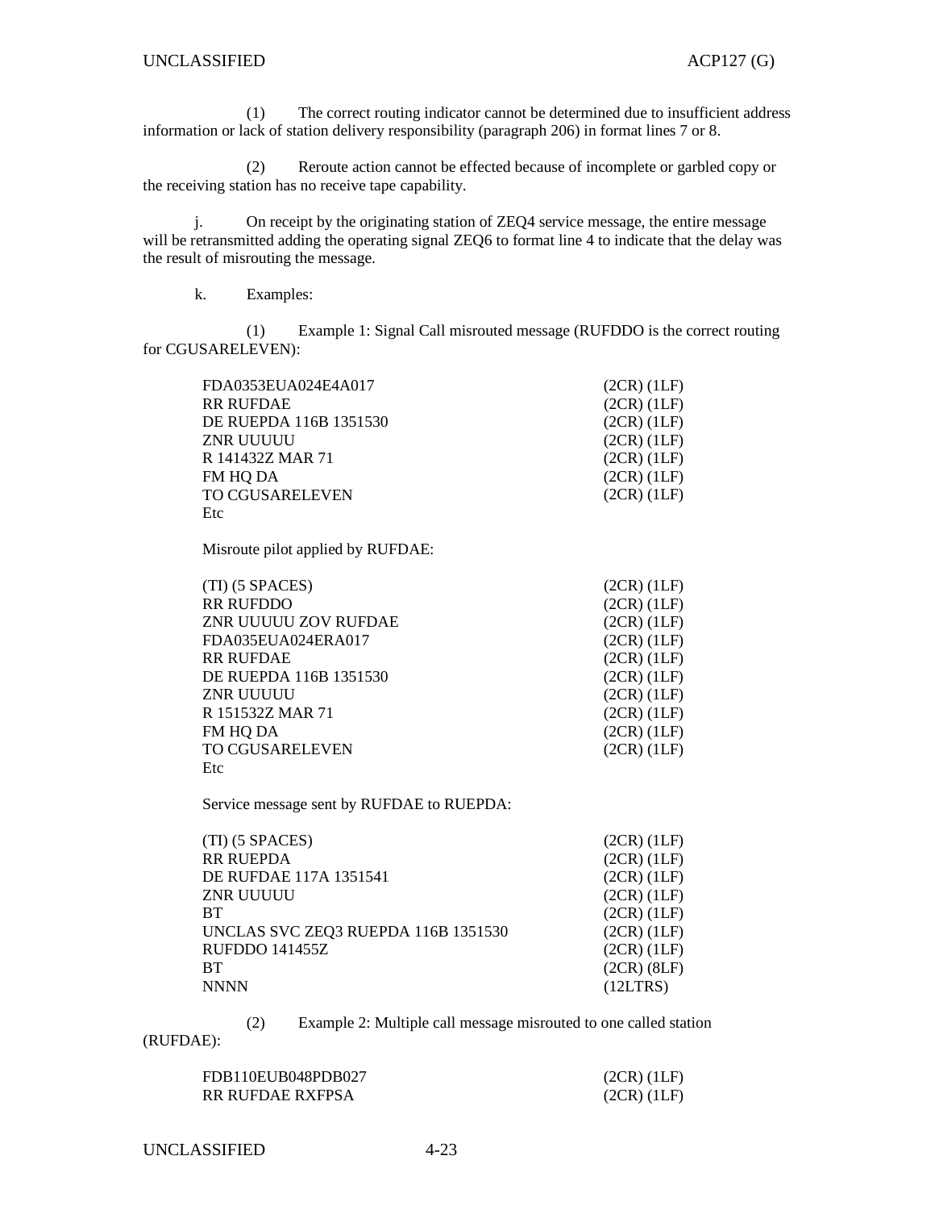(1) The correct routing indicator cannot be determined due to insufficient address information or lack of station delivery responsibility (paragraph 206) in format lines 7 or 8.

(2) Reroute action cannot be effected because of incomplete or garbled copy or the receiving station has no receive tape capability.

j. On receipt by the originating station of ZEQ4 service message, the entire message will be retransmitted adding the operating signal ZEQ6 to format line 4 to indicate that the delay was the result of misrouting the message.

k. Examples:

(1) Example 1: Signal Call misrouted message (RUFDDO is the correct routing for CGUSARELEVEN):

```
FDA0353EUA024E4A017                  (2CR) (1LF)
RR RUFDAE                            (2CR) (1LF)
DE RUEPDA 116B 1351530               (2CR) (1LF)
ZNR UUUUU                            (2CR) (1LF)
R 141432Z MAR 71                     (2CR) (1LF)
FM HQ DA                             (2CR) (1LF)
TO CGUSARELEVEN                      (2CR) (1LF)
Etc
```

Misroute pilot applied by RUFDAE:

```
(TI) (5 SPACES)                      (2CR) (1LF)
RR RUFDDO                            (2CR) (1LF)
ZNR UUUUU ZOV RUFDAE                 (2CR) (1LF)
FDA035EUA024ERA017                   (2CR) (1LF)
RR RUFDAE                            (2CR) (1LF)
DE RUEPDA 116B 1351530               (2CR) (1LF)
ZNR UUUUU                            (2CR) (1LF)
R 151532Z MAR 71                     (2CR) (1LF)
FM HQ DA                             (2CR) (1LF)
TO CGUSARELEVEN                      (2CR) (1LF)
Etc
```

Service message sent by RUFDAE to RUEPDA:

```
(TI) (5 SPACES)                      (2CR) (1LF)
RR RUEPDA                            (2CR) (1LF)
DE RUFDAE 117A 1351541               (2CR) (1LF)
ZNR UUUUU                            (2CR) (1LF)
BT                                   (2CR) (1LF)
UNCLAS SVC ZEQ3 RUEPDA 116B 1351530  (2CR) (1LF)
RUFDDO 141455Z                       (2CR) (1LF)
BT                                   (2CR) (8LF)
NNNN                                 (12LTRS)
```

(2) Example 2: Multiple call message misrouted to one called station (RUFDAE):

```
FDB110EUB048PDB027                   (2CR) (1LF)
RR RUFDAE RXFPSA                     (2CR) (1LF)
```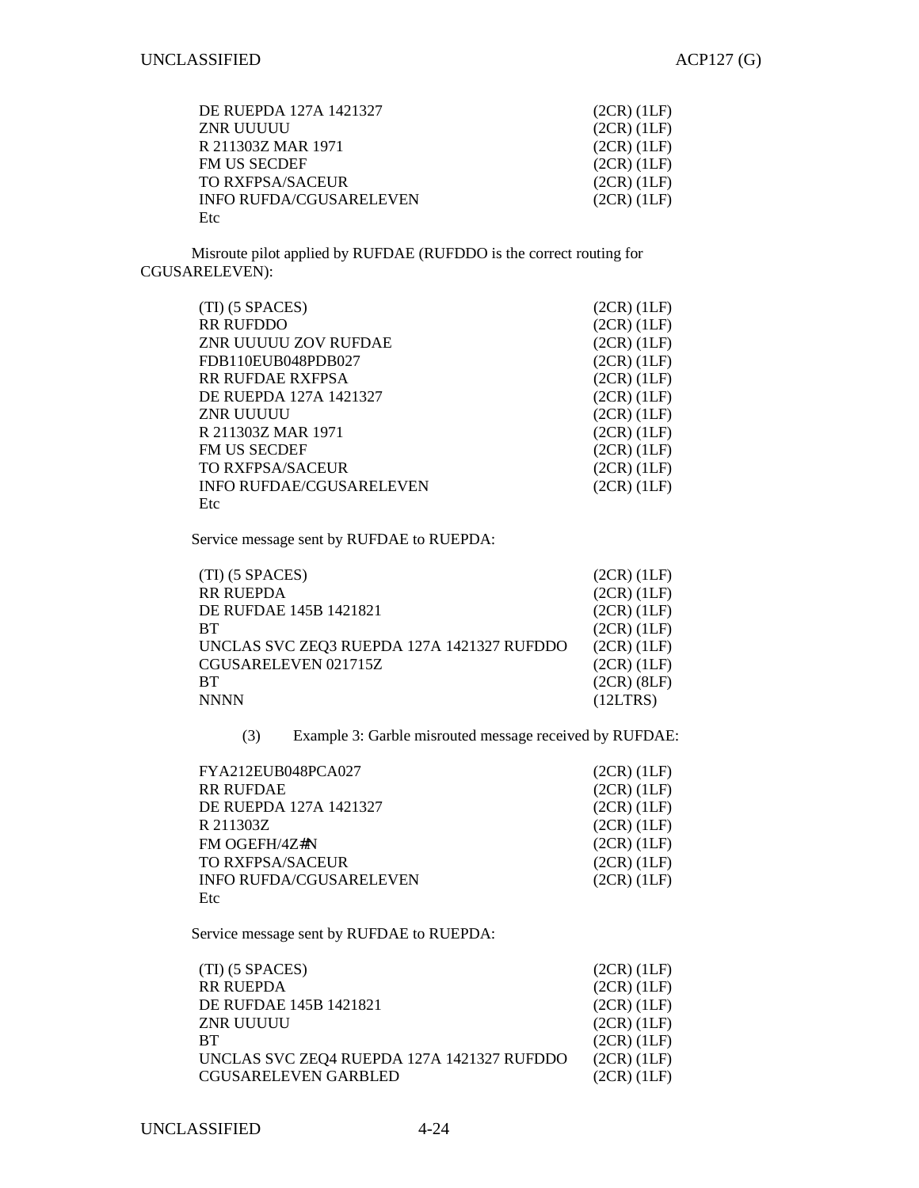```
DE RUEPDA 127A 1421327                          (2CR) (1LF)
ZNR UUUUU                                       (2CR) (1LF)
R 211303Z MAR 1971                              (2CR) (1LF)
FM US SECDEF                                    (2CR) (1LF)
TO RXFPSA/SACEUR                                (2CR) (1LF)
INFO RUFDA/CGUSARELEVEN                         (2CR) (1LF)
Etc
```

Misroute pilot applied by RUFDAE (RUFDDO is the correct routing for CGUSARELEVEN):

```
(TI) (5 SPACES)                                 (2CR) (1LF)
RR RUFDDO                                       (2CR) (1LF)
ZNR UUUUU ZOV RUFDAE                            (2CR) (1LF)
FDB110EUB048PDB027                              (2CR) (1LF)
RR RUFDAE RXFPSA                                (2CR) (1LF)
DE RUEPDA 127A 1421327                          (2CR) (1LF)
ZNR UUUUU                                       (2CR) (1LF)
R 211303Z MAR 1971                              (2CR) (1LF)
FM US SECDEF                                    (2CR) (1LF)
TO RXFPSA/SACEUR                                (2CR) (1LF)
INFO RUFDAE/CGUSARELEVEN                        (2CR) (1LF)
Etc
```

Service message sent by RUFDAE to RUEPDA:

```
(TI) (5 SPACES)                                 (2CR) (1LF)
RR RUEPDA                                       (2CR) (1LF)
DE RUFDAE 145B 1421821                          (2CR) (1LF)
BT                                              (2CR) (1LF)
UNCLAS SVC ZEQ3 RUEPDA 127A 1421327 RUFDDO      (2CR) (1LF)
CGUSARELEVEN 021715Z                            (2CR) (1LF)
BT                                              (2CR) (8LF)
NNNN                                            (12LTRS)
```

(3) Example 3: Garble misrouted message received by RUFDAE:

```
FYA212EUB048PCA027                              (2CR) (1LF)
RR RUFDAE                                       (2CR) (1LF)
DE RUEPDA 127A 1421327                          (2CR) (1LF)
R 211303Z                                       (2CR) (1LF)
FM OGEFH/4Z#N                                   (2CR) (1LF)
TO RXFPSA/SACEUR                                (2CR) (1LF)
INFO RUFDA/CGUSARELEVEN                         (2CR) (1LF)
Etc
```

Service message sent by RUFDAE to RUEPDA:

```
(TI) (5 SPACES)                                 (2CR) (1LF)
RR RUEPDA                                       (2CR) (1LF)
DE RUFDAE 145B 1421821                          (2CR) (1LF)
ZNR UUUUU                                       (2CR) (1LF)
BT                                              (2CR) (1LF)
UNCLAS SVC ZEQ4 RUEPDA 127A 1421327 RUFDDO      (2CR) (1LF)
CGUSARELEVEN GARBLED                            (2CR) (1LF)
```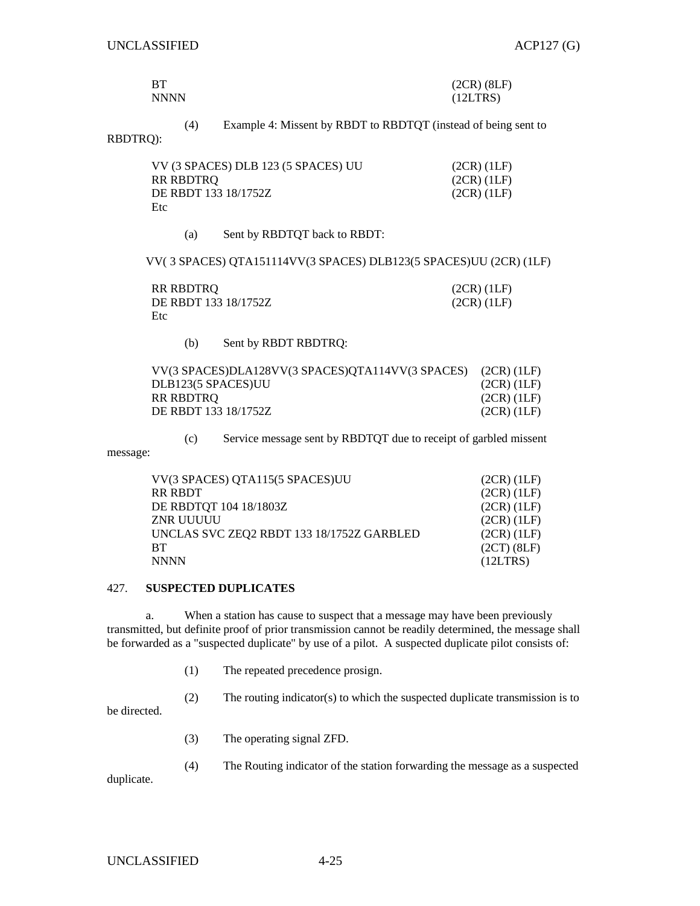```
BT                                                          (2CR) (8LF)
NNNN                                                        (12LTRS)
```

(4) Example 4: Missent by RBDT to RBDTQT (instead of being sent to RBDTRQ):

```
VV (3 SPACES) DLB 123 (5 SPACES) UU                         (2CR) (1LF)
RR RBDTRQ                                                   (2CR) (1LF)
DE RBDT 133 18/1752Z                                        (2CR) (1LF)
Etc
```

(a) Sent by RBDTQT back to RBDT:

```
VV( 3 SPACES) QTA151114VV(3 SPACES) DLB123(5 SPACES)UU (2CR) (1LF)

RR RBDTRQ                                                   (2CR) (1LF)
DE RBDT 133 18/1752Z                                        (2CR) (1LF)
Etc
```

(b) Sent by RBDT RBDTRQ:

```
VV(3 SPACES)DLA128VV(3 SPACES)QTA114VV(3 SPACES)    (2CR) (1LF)
DLB123(5 SPACES)UU                                  (2CR) (1LF)
RR RBDTRQ                                           (2CR) (1LF)
DE RBDT 133 18/1752Z                                (2CR) (1LF)
```

(c) Service message sent by RBDTQT due to receipt of garbled missent message:

```
VV(3 SPACES) QTA115(5 SPACES)UU                     (2CR) (1LF)
RR RBDT                                             (2CR) (1LF)
DE RBDTQT 104 18/1803Z                              (2CR) (1LF)
ZNR UUUUU                                           (2CR) (1LF)
UNCLAS SVC ZEQ2 RBDT 133 18/1752Z GARBLED           (2CR) (1LF)
BT                                                  (2CT) (8LF)
NNNN                                                (12LTRS)
```

## 427. **SUSPECTED DUPLICATES**

a. When a station has cause to suspect that a message may have been previously transmitted, but definite proof of prior transmission cannot be readily determined, the message shall be forwarded as a "suspected duplicate" by use of a pilot. A suspected duplicate pilot consists of:

(1) The repeated precedence prosign.

(2) The routing indicator(s) to which the suspected duplicate transmission is to be directed.

(3) The operating signal ZFD.

(4) The Routing indicator of the station forwarding the message as a suspected duplicate.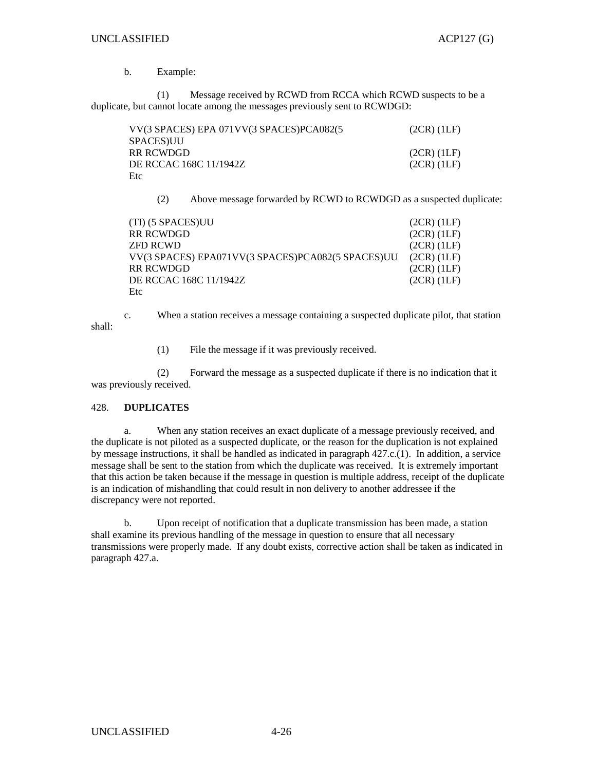b. Example:

(1) Message received by RCWD from RCCA which RCWD suspects to be a duplicate, but cannot locate among the messages previously sent to RCWDGD:

```
VV(3 SPACES) EPA 071VV(3 SPACES)PCA082(5      (2CR) (1LF)
SPACES)UU
RR RCWDGD                                     (2CR) (1LF)
DE RCCAC 168C 11/1942Z                        (2CR) (1LF)
Etc
```

(2) Above message forwarded by RCWD to RCWDGD as a suspected duplicate:

```
(TI) (5 SPACES)UU                                    (2CR) (1LF)
RR RCWDGD                                            (2CR) (1LF)
ZFD RCWD                                             (2CR) (1LF)
VV(3 SPACES) EPA071VV(3 SPACES)PCA082(5 SPACES)UU    (2CR) (1LF)
RR RCWDGD                                            (2CR) (1LF)
DE RCCAC 168C 11/1942Z                               (2CR) (1LF)
Etc
```

c. When a station receives a message containing a suspected duplicate pilot, that station shall:

(1) File the message if it was previously received.

(2) Forward the message as a suspected duplicate if there is no indication that it was previously received.

## 428. DUPLICATES

a. When any station receives an exact duplicate of a message previously received, and the duplicate is not piloted as a suspected duplicate, or the reason for the duplication is not explained by message instructions, it shall be handled as indicated in paragraph 427.c.(1). In addition, a service message shall be sent to the station from which the duplicate was received. It is extremely important that this action be taken because if the message in question is multiple address, receipt of the duplicate is an indication of mishandling that could result in non delivery to another addressee if the discrepancy were not reported.

b. Upon receipt of notification that a duplicate transmission has been made, a station shall examine its previous handling of the message in question to ensure that all necessary transmissions were properly made. If any doubt exists, corrective action shall be taken as indicated in paragraph 427.a.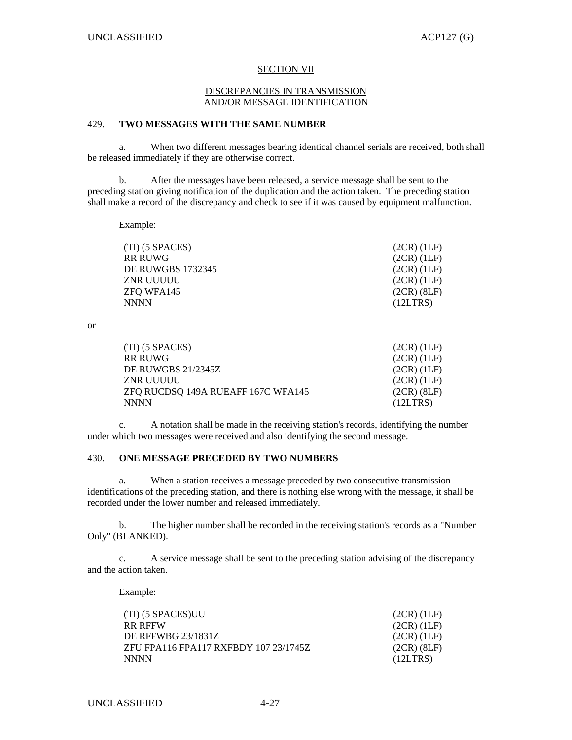## SECTION VII

### DISCREPANCIES IN TRANSMISSION AND/OR MESSAGE IDENTIFICATION

### 429. TWO MESSAGES WITH THE SAME NUMBER

a. When two different messages bearing identical channel serials are received, both shall be released immediately if they are otherwise correct.

b. After the messages have been released, a service message shall be sent to the preceding station giving notification of the duplication and the action taken. The preceding station shall make a record of the discrepancy and check to see if it was caused by equipment malfunction.

Example:

```
(TI) (5 SPACES)                          (2CR) (1LF)
RR RUWG                                  (2CR) (1LF)
DE RUWGBS 1732345                        (2CR) (1LF)
ZNR UUUUU                                (2CR) (1LF)
ZFQ WFA145                               (2CR) (8LF)
NNNN                                     (12LTRS)
```

or

```
(TI) (5 SPACES)                          (2CR) (1LF)
RR RUWG                                  (2CR) (1LF)
DE RUWGBS 21/2345Z                       (2CR) (1LF)
ZNR UUUUU                                (2CR) (1LF)
ZFQ RUCDSQ 149A RUEAFF 167C WFA145       (2CR) (8LF)
NNNN                                     (12LTRS)
```

c. A notation shall be made in the receiving station's records, identifying the number under which two messages were received and also identifying the second message.

### 430. ONE MESSAGE PRECEDED BY TWO NUMBERS

a. When a station receives a message preceded by two consecutive transmission identifications of the preceding station, and there is nothing else wrong with the message, it shall be recorded under the lower number and released immediately.

b. The higher number shall be recorded in the receiving station's records as a "Number Only" (BLANKED).

c. A service message shall be sent to the preceding station advising of the discrepancy and the action taken.

Example:

```
(TI) (5 SPACES)UU                        (2CR) (1LF)
RR RFFW                                  (2CR) (1LF)
DE RFFWBG 23/1831Z                       (2CR) (1LF)
ZFU FPA116 FPA117 RXFBDY 107 23/1745Z    (2CR) (8LF)
NNNN                                     (12LTRS)
```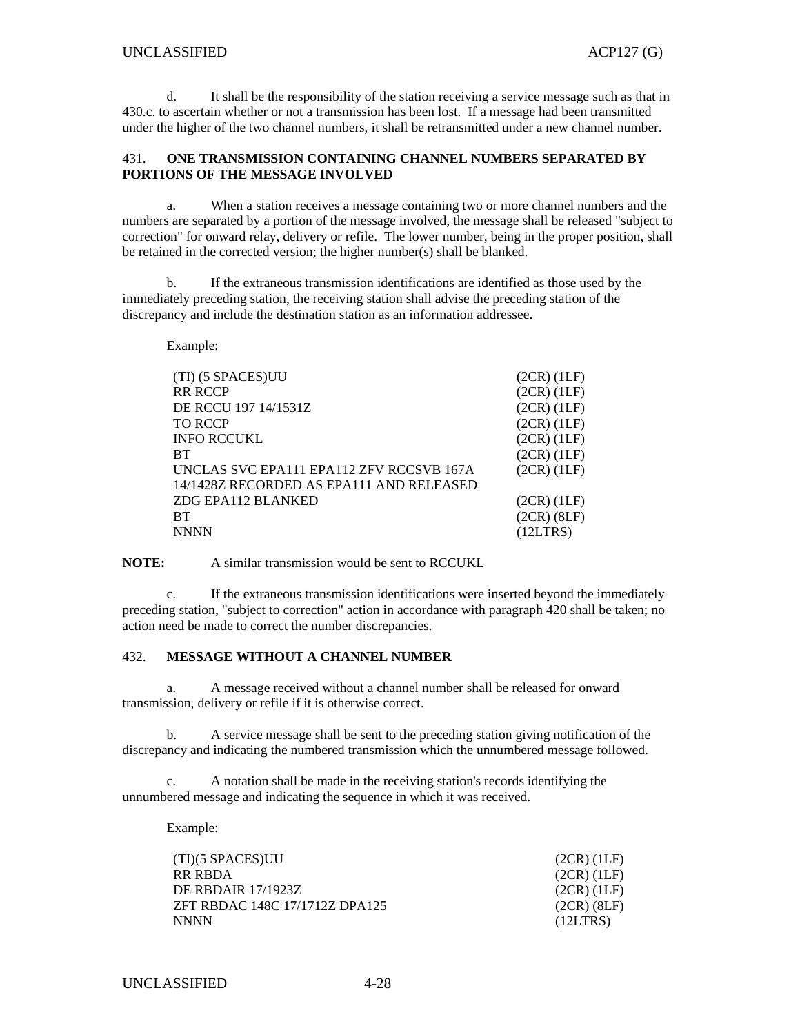d. It shall be the responsibility of the station receiving a service message such as that in 430.c. to ascertain whether or not a transmission has been lost. If a message had been transmitted under the higher of the two channel numbers, it shall be retransmitted under a new channel number.

### 431. ONE TRANSMISSION CONTAINING CHANNEL NUMBERS SEPARATED BY PORTIONS OF THE MESSAGE INVOLVED

a. When a station receives a message containing two or more channel numbers and the numbers are separated by a portion of the message involved, the message shall be released "subject to correction" for onward relay, delivery or refile. The lower number, being in the proper position, shall be retained in the corrected version; the higher number(s) shall be blanked.

b. If the extraneous transmission identifications are identified as those used by the immediately preceding station, the receiving station shall advise the preceding station of the discrepancy and include the destination station as an information addressee.

Example:

```
(TI) (5 SPACES)UU                                   (2CR) (1LF)
RR RCCP                                             (2CR) (1LF)
DE RCCU 197 14/1531Z                                (2CR) (1LF)
TO RCCP                                             (2CR) (1LF)
INFO RCCUKL                                         (2CR) (1LF)
BT                                                  (2CR) (1LF)
UNCLAS SVC EPA111 EPA112 ZFV RCCSVB 167A            (2CR) (1LF)
14/1428Z RECORDED AS EPA111 AND RELEASED
ZDG EPA112 BLANKED                                  (2CR) (1LF)
BT                                                  (2CR) (8LF)
NNNN                                                (12LTRS)
```

**NOTE:** A similar transmission would be sent to RCCUKL

c. If the extraneous transmission identifications were inserted beyond the immediately preceding station, "subject to correction" action in accordance with paragraph 420 shall be taken; no action need be made to correct the number discrepancies.

### 432. MESSAGE WITHOUT A CHANNEL NUMBER

a. A message received without a channel number shall be released for onward transmission, delivery or refile if it is otherwise correct.

b. A service message shall be sent to the preceding station giving notification of the discrepancy and indicating the numbered transmission which the unnumbered message followed.

c. A notation shall be made in the receiving station's records identifying the unnumbered message and indicating the sequence in which it was received.

Example:

```
(TI)(5 SPACES)UU                                    (2CR) (1LF)
RR RBDA                                             (2CR) (1LF)
DE RBDAIR 17/1923Z                                  (2CR) (1LF)
ZFT RBDAC 148C 17/1712Z DPA125                      (2CR) (8LF)
NNNN                                                (12LTRS)
```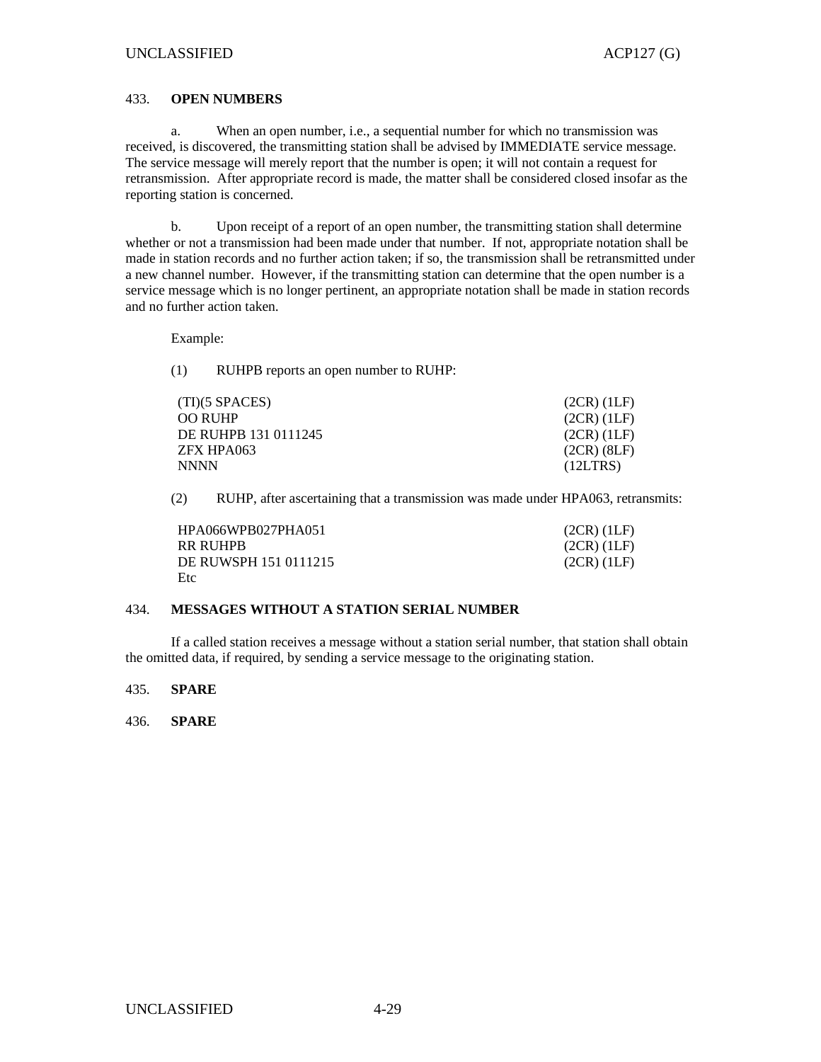## 433. **OPEN NUMBERS**

a. When an open number, i.e., a sequential number for which no transmission was received, is discovered, the transmitting station shall be advised by IMMEDIATE service message. The service message will merely report that the number is open; it will not contain a request for retransmission. After appropriate record is made, the matter shall be considered closed insofar as the reporting station is concerned.

b. Upon receipt of a report of an open number, the transmitting station shall determine whether or not a transmission had been made under that number. If not, appropriate notation shall be made in station records and no further action taken; if so, the transmission shall be retransmitted under a new channel number. However, if the transmitting station can determine that the open number is a service message which is no longer pertinent, an appropriate notation shall be made in station records and no further action taken.

Example:

(1) RUHPB reports an open number to RUHP:

```
(TI)(5 SPACES)                    (2CR) (1LF)
OO RUHP                           (2CR) (1LF)
DE RUHPB 131 0111245              (2CR) (1LF)
ZFX HPA063                        (2CR) (8LF)
NNNN                              (12LTRS)
```

(2) RUHP, after ascertaining that a transmission was made under HPA063, retransmits:

```
HPA066WPB027PHA051                (2CR) (1LF)
RR RUHPB                          (2CR) (1LF)
DE RUWSPH 151 0111215             (2CR) (1LF)
Etc
```

## 434. **MESSAGES WITHOUT A STATION SERIAL NUMBER**

If a called station receives a message without a station serial number, that station shall obtain the omitted data, if required, by sending a service message to the originating station.

## 435. **SPARE**

## 436. **SPARE**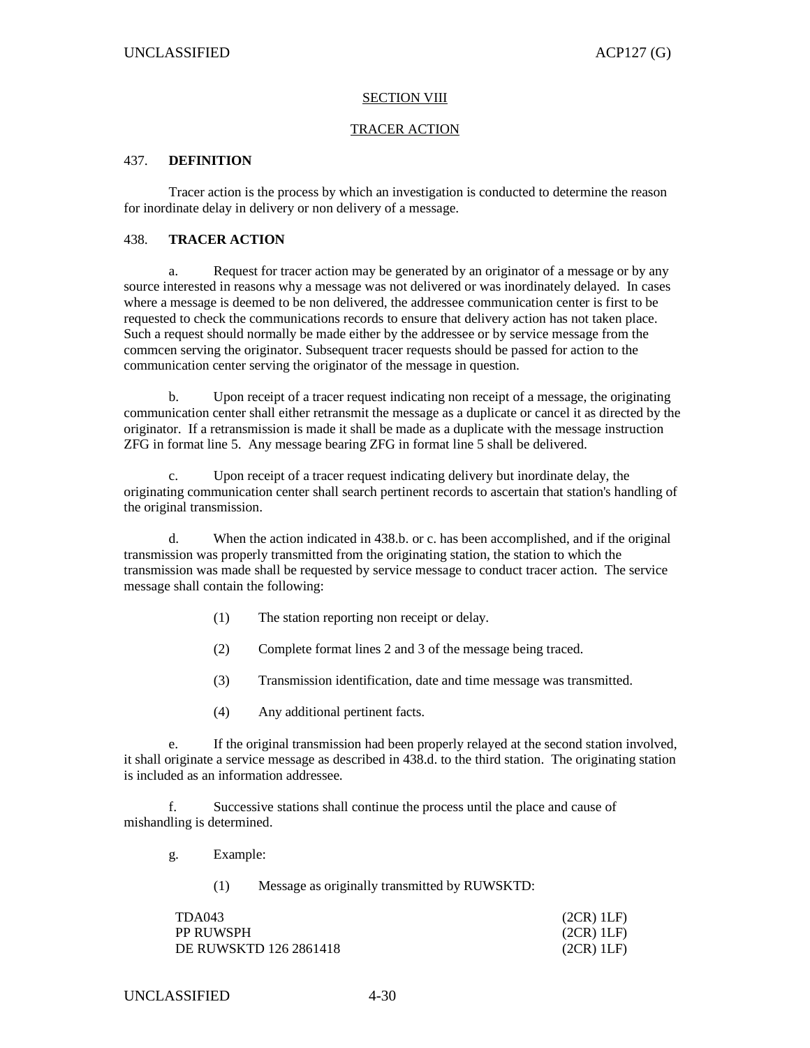## SECTION VIII

## TRACER ACTION

### 437. DEFINITION

Tracer action is the process by which an investigation is conducted to determine the reason for inordinate delay in delivery or non delivery of a message.

### 438. TRACER ACTION

a. Request for tracer action may be generated by an originator of a message or by any source interested in reasons why a message was not delivered or was inordinately delayed. In cases where a message is deemed to be non delivered, the addressee communication center is first to be requested to check the communications records to ensure that delivery action has not taken place. Such a request should normally be made either by the addressee or by service message from the commcen serving the originator. Subsequent tracer requests should be passed for action to the communication center serving the originator of the message in question.

b. Upon receipt of a tracer request indicating non receipt of a message, the originating communication center shall either retransmit the message as a duplicate or cancel it as directed by the originator. If a retransmission is made it shall be made as a duplicate with the message instruction ZFG in format line 5. Any message bearing ZFG in format line 5 shall be delivered.

c. Upon receipt of a tracer request indicating delivery but inordinate delay, the originating communication center shall search pertinent records to ascertain that station's handling of the original transmission.

d. When the action indicated in 438.b. or c. has been accomplished, and if the original transmission was properly transmitted from the originating station, the station to which the transmission was made shall be requested by service message to conduct tracer action. The service message shall contain the following:

(1) The station reporting non receipt or delay.

(2) Complete format lines 2 and 3 of the message being traced.

(3) Transmission identification, date and time message was transmitted.

(4) Any additional pertinent facts.

e. If the original transmission had been properly relayed at the second station involved, it shall originate a service message as described in 438.d. to the third station. The originating station is included as an information addressee.

f. Successive stations shall continue the process until the place and cause of mishandling is determined.

g. Example:

(1) Message as originally transmitted by RUWSKTD:

```
TDA043                                  (2CR) 1LF)
PP RUWSPH                               (2CR) 1LF)
DE RUWSKTD 126 2861418                  (2CR) 1LF)
```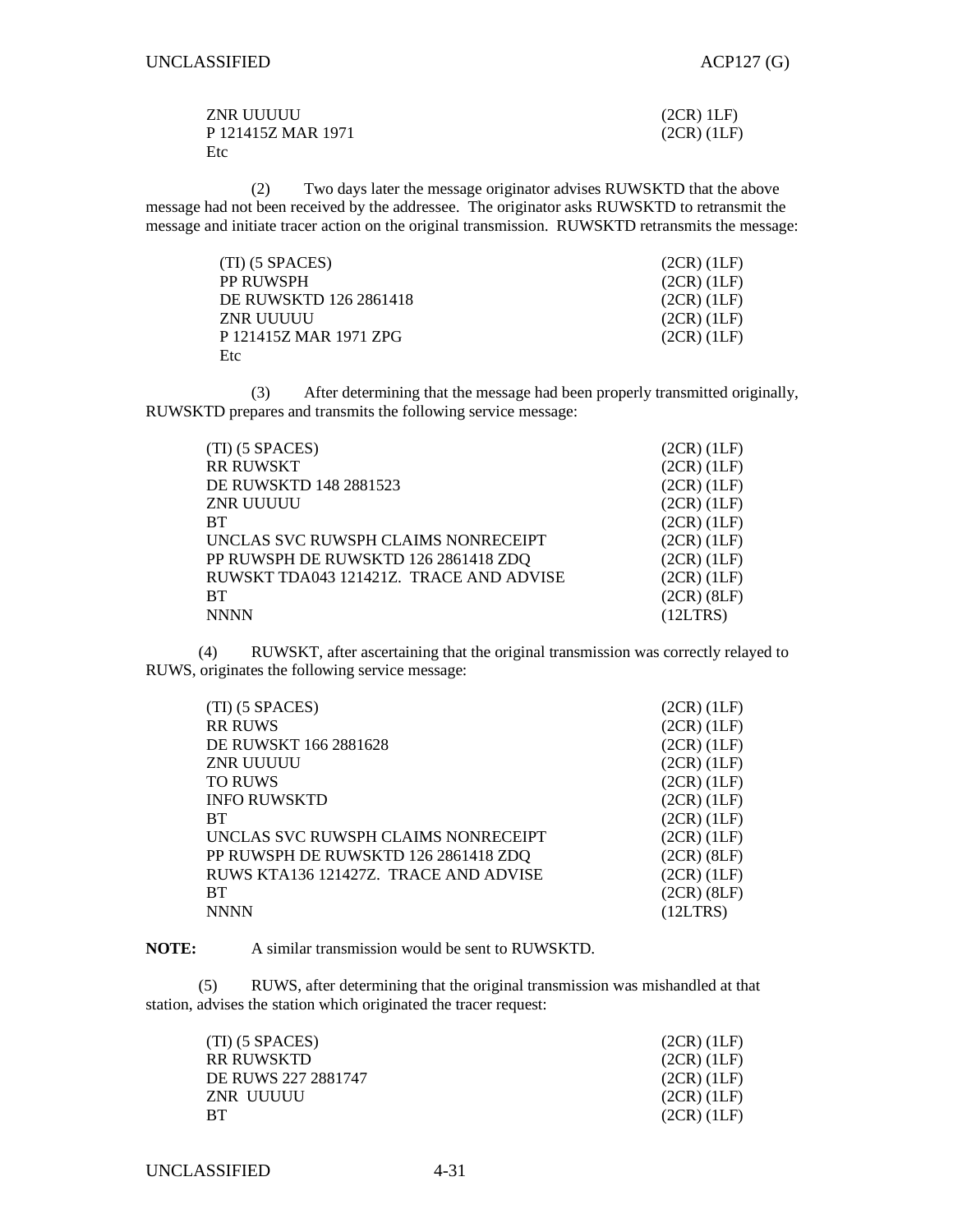```
ZNR UUUUU                                          (2CR) 1LF)
P 121415Z MAR 1971                                 (2CR) (1LF)
Etc
```

(2) Two days later the message originator advises RUWSKTD that the above message had not been received by the addressee. The originator asks RUWSKTD to retransmit the message and initiate tracer action on the original transmission. RUWSKTD retransmits the message:

```
(TI) (5 SPACES)                                    (2CR) (1LF)
PP RUWSPH                                          (2CR) (1LF)
DE RUWSKTD 126 2861418                             (2CR) (1LF)
ZNR UUUUU                                          (2CR) (1LF)
P 121415Z MAR 1971 ZPG                             (2CR) (1LF)
Etc
```

(3) After determining that the message had been properly transmitted originally, RUWSKTD prepares and transmits the following service message:

```
(TI) (5 SPACES)                                    (2CR) (1LF)
RR RUWSKT                                          (2CR) (1LF)
DE RUWSKTD 148 2881523                             (2CR) (1LF)
ZNR UUUUU                                          (2CR) (1LF)
BT                                                 (2CR) (1LF)
UNCLAS SVC RUWSPH CLAIMS NONRECEIPT                (2CR) (1LF)
PP RUWSPH DE RUWSKTD 126 2861418 ZDQ               (2CR) (1LF)
RUWSKT TDA043 121421Z. TRACE AND ADVISE            (2CR) (1LF)
BT                                                 (2CR) (8LF)
NNNN                                               (12LTRS)
```

(4) RUWSKT, after ascertaining that the original transmission was correctly relayed to RUWS, originates the following service message:

```
(TI) (5 SPACES)                                    (2CR) (1LF)
RR RUWS                                            (2CR) (1LF)
DE RUWSKT 166 2881628                              (2CR) (1LF)
ZNR UUUUU                                          (2CR) (1LF)
TO RUWS                                            (2CR) (1LF)
INFO RUWSKTD                                       (2CR) (1LF)
BT                                                 (2CR) (1LF)
UNCLAS SVC RUWSPH CLAIMS NONRECEIPT                (2CR) (1LF)
PP RUWSPH DE RUWSKTD 126 2861418 ZDQ               (2CR) (8LF)
RUWS KTA136 121427Z. TRACE AND ADVISE              (2CR) (1LF)
BT                                                 (2CR) (8LF)
NNNN                                               (12LTRS)
```

**NOTE:** A similar transmission would be sent to RUWSKTD.

(5) RUWS, after determining that the original transmission was mishandled at that station, advises the station which originated the tracer request:

```
(TI) (5 SPACES)                                    (2CR) (1LF)
RR RUWSKTD                                         (2CR) (1LF)
DE RUWS 227 2881747                                (2CR) (1LF)
ZNR  UUUUU                                         (2CR) (1LF)
BT                                                 (2CR) (1LF)
```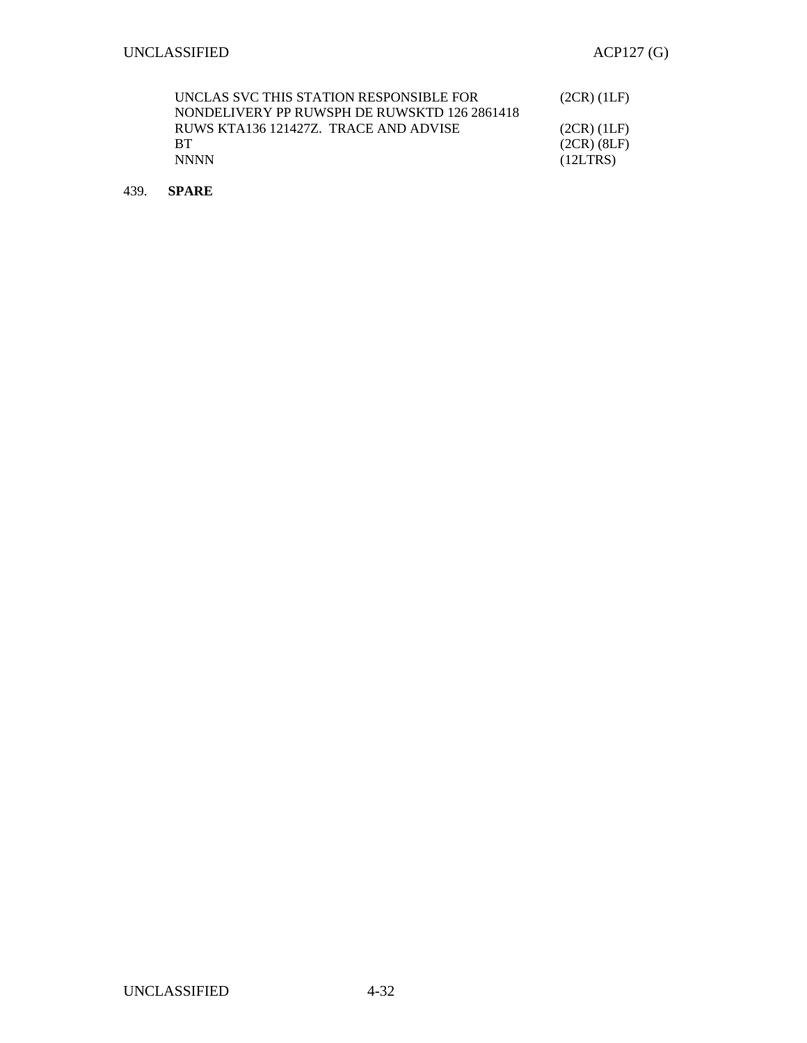```
UNCLAS SVC THIS STATION RESPONSIBLE FOR          (2CR) (1LF)
NONDELIVERY PP RUWSPH DE RUWSKTD 126 2861418
RUWS KTA136 121427Z.  TRACE AND ADVISE           (2CR) (1LF)
BT                                               (2CR) (8LF)
NNNN                                             (12LTRS)
```

439. **SPARE**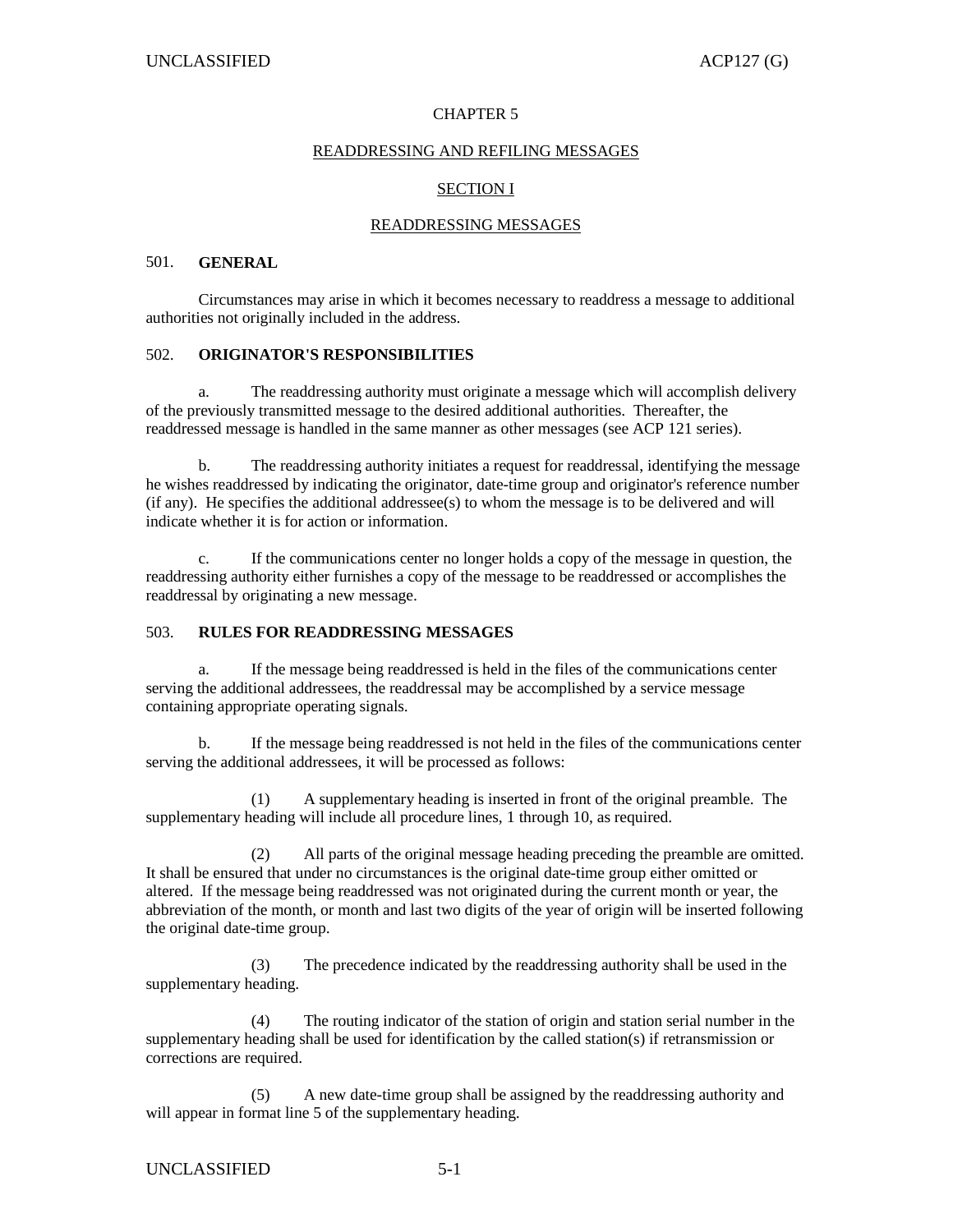# CHAPTER 5

## READDRESSING AND REFILING MESSAGES

## SECTION I

## READDRESSING MESSAGES

### 501. GENERAL

Circumstances may arise in which it becomes necessary to readdress a message to additional authorities not originally included in the address.

### 502. ORIGINATOR'S RESPONSIBILITIES

a. The readdressing authority must originate a message which will accomplish delivery of the previously transmitted message to the desired additional authorities. Thereafter, the readdressed message is handled in the same manner as other messages (see ACP 121 series).

b. The readdressing authority initiates a request for readdressal, identifying the message he wishes readdressed by indicating the originator, date-time group and originator's reference number (if any). He specifies the additional addressee(s) to whom the message is to be delivered and will indicate whether it is for action or information.

c. If the communications center no longer holds a copy of the message in question, the readdressing authority either furnishes a copy of the message to be readdressed or accomplishes the readdressal by originating a new message.

### 503. RULES FOR READDRESSING MESSAGES

a. If the message being readdressed is held in the files of the communications center serving the additional addressees, the readdressal may be accomplished by a service message containing appropriate operating signals.

b. If the message being readdressed is not held in the files of the communications center serving the additional addressees, it will be processed as follows:

(1) A supplementary heading is inserted in front of the original preamble. The supplementary heading will include all procedure lines, 1 through 10, as required.

(2) All parts of the original message heading preceding the preamble are omitted. It shall be ensured that under no circumstances is the original date-time group either omitted or altered. If the message being readdressed was not originated during the current month or year, the abbreviation of the month, or month and last two digits of the year of origin will be inserted following the original date-time group.

(3) The precedence indicated by the readdressing authority shall be used in the supplementary heading.

(4) The routing indicator of the station of origin and station serial number in the supplementary heading shall be used for identification by the called station(s) if retransmission or corrections are required.

(5) A new date-time group shall be assigned by the readdressing authority and will appear in format line 5 of the supplementary heading.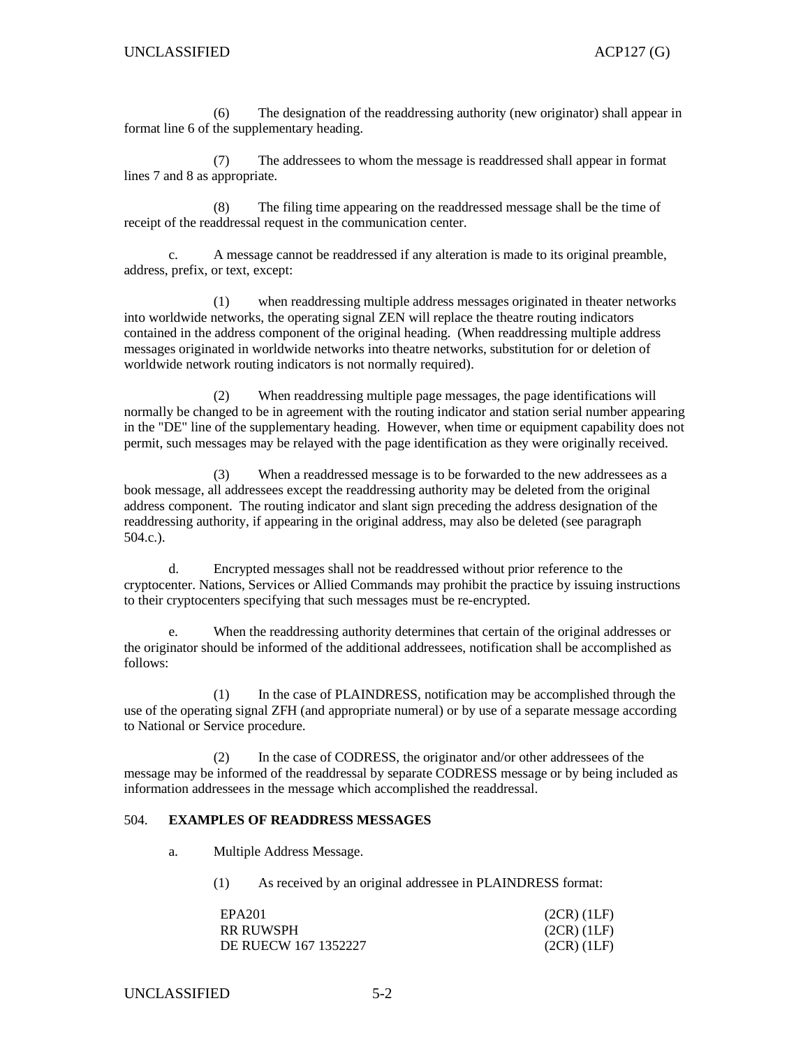(6) The designation of the readdressing authority (new originator) shall appear in format line 6 of the supplementary heading.

(7) The addressees to whom the message is readdressed shall appear in format lines 7 and 8 as appropriate.

(8) The filing time appearing on the readdressed message shall be the time of receipt of the readdressal request in the communication center.

c. A message cannot be readdressed if any alteration is made to its original preamble, address, prefix, or text, except:

(1) when readdressing multiple address messages originated in theater networks into worldwide networks, the operating signal ZEN will replace the theatre routing indicators contained in the address component of the original heading. (When readdressing multiple address messages originated in worldwide networks into theatre networks, substitution for or deletion of worldwide network routing indicators is not normally required).

(2) When readdressing multiple page messages, the page identifications will normally be changed to be in agreement with the routing indicator and station serial number appearing in the "DE" line of the supplementary heading. However, when time or equipment capability does not permit, such messages may be relayed with the page identification as they were originally received.

(3) When a readdressed message is to be forwarded to the new addressees as a book message, all addressees except the readdressing authority may be deleted from the original address component. The routing indicator and slant sign preceding the address designation of the readdressing authority, if appearing in the original address, may also be deleted (see paragraph 504.c.).

d. Encrypted messages shall not be readdressed without prior reference to the cryptocenter. Nations, Services or Allied Commands may prohibit the practice by issuing instructions to their cryptocenters specifying that such messages must be re-encrypted.

e. When the readdressing authority determines that certain of the original addresses or the originator should be informed of the additional addressees, notification shall be accomplished as follows:

(1) In the case of PLAINDRESS, notification may be accomplished through the use of the operating signal ZFH (and appropriate numeral) or by use of a separate message according to National or Service procedure.

(2) In the case of CODRESS, the originator and/or other addressees of the message may be informed of the readdressal by separate CODRESS message or by being included as information addressees in the message which accomplished the readdressal.

504. **EXAMPLES OF READDRESS MESSAGES**

a. Multiple Address Message.

(1) As received by an original addressee in PLAINDRESS format:

```
EPA201                          (2CR) (1LF)
RR RUWSPH                       (2CR) (1LF)
DE RUECW 167 1352227            (2CR) (1LF)
```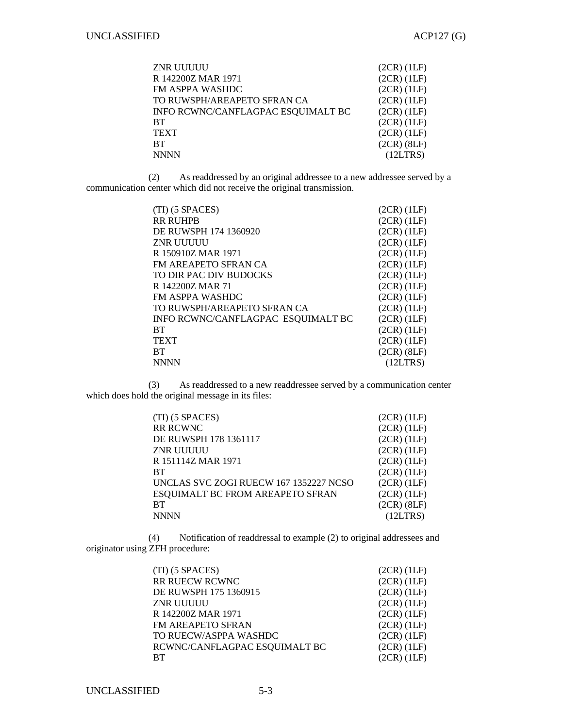```
ZNR UUUUU                                   (2CR) (1LF)
R 142200Z MAR 1971                          (2CR) (1LF)
FM ASPPA WASHDC                             (2CR) (1LF)
TO RUWSPH/AREAPETO SFRAN CA                 (2CR) (1LF)
INFO RCWNC/CANFLAGPAC ESQUIMALT BC          (2CR) (1LF)
BT                                          (2CR) (1LF)
TEXT                                        (2CR) (1LF)
BT                                          (2CR) (8LF)
NNNN                                          (12LTRS)
```

(2) As readdressed by an original addressee to a new addressee served by a communication center which did not receive the original transmission.

```
(TI) (5 SPACES)                             (2CR) (1LF)
RR RUHPB                                    (2CR) (1LF)
DE RUWSPH 174 1360920                       (2CR) (1LF)
ZNR UUUUU                                   (2CR) (1LF)
R 150910Z MAR 1971                          (2CR) (1LF)
FM AREAPETO SFRAN CA                        (2CR) (1LF)
TO DIR PAC DIV BUDOCKS                      (2CR) (1LF)
R 142200Z MAR 71                            (2CR) (1LF)
FM ASPPA WASHDC                             (2CR) (1LF)
TO RUWSPH/AREAPETO SFRAN CA                 (2CR) (1LF)
INFO RCWNC/CANFLAGPAC  ESQUIMALT BC         (2CR) (1LF)
BT                                          (2CR) (1LF)
TEXT                                        (2CR) (1LF)
BT                                          (2CR) (8LF)
NNNN                                          (12LTRS)
```

(3) As readdressed to a new readdressee served by a communication center which does hold the original message in its files:

```
(TI) (5 SPACES)                             (2CR) (1LF)
RR RCWNC                                    (2CR) (1LF)
DE RUWSPH 178 1361117                       (2CR) (1LF)
ZNR UUUUU                                   (2CR) (1LF)
R 151114Z MAR 1971                          (2CR) (1LF)
BT                                          (2CR) (1LF)
UNCLAS SVC ZOGI RUECW 167 1352227 NCSO      (2CR) (1LF)
ESQUIMALT BC FROM AREAPETO SFRAN            (2CR) (1LF)
BT                                          (2CR) (8LF)
NNNN                                          (12LTRS)
```

(4) Notification of readdressal to example (2) to original addressees and originator using ZFH procedure:

```
(TI) (5 SPACES)                             (2CR) (1LF)
RR RUECW RCWNC                              (2CR) (1LF)
DE RUWSPH 175 1360915                       (2CR) (1LF)
ZNR UUUUU                                   (2CR) (1LF)
R 142200Z MAR 1971                          (2CR) (1LF)
FM AREAPETO SFRAN                           (2CR) (1LF)
TO RUECW/ASPPA WASHDC                       (2CR) (1LF)
RCWNC/CANFLAGPAC ESQUIMALT BC               (2CR) (1LF)
BT                                          (2CR) (1LF)
```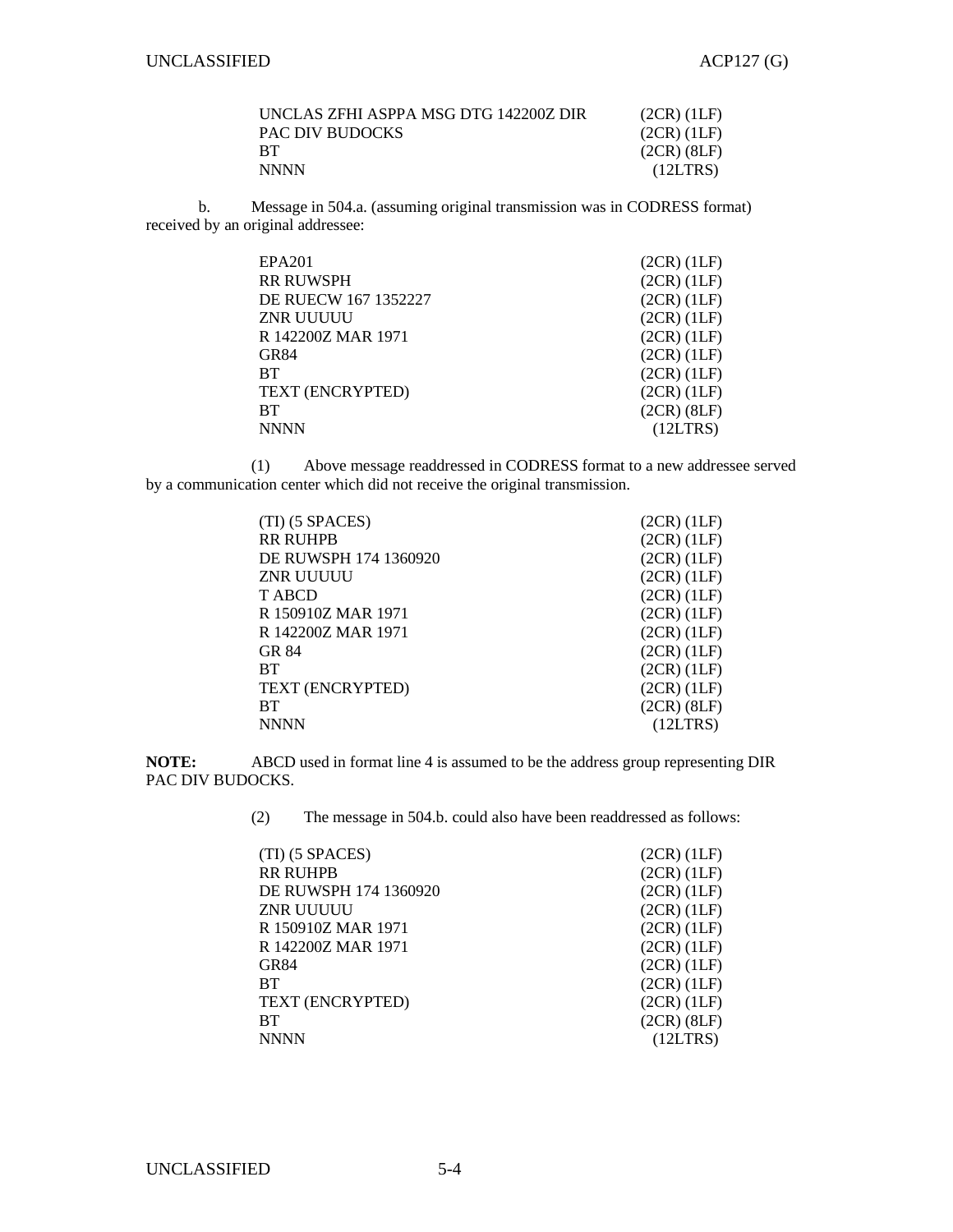```
UNCLAS ZFHI ASPPA MSG DTG 142200Z DIR     (2CR) (1LF)
PAC DIV BUDOCKS                           (2CR) (1LF)
BT                                        (2CR) (8LF)
NNNN                                       (12LTRS)
```

b. Message in 504.a. (assuming original transmission was in CODRESS format) received by an original addressee:

```
EPA201                                    (2CR) (1LF)
RR RUWSPH                                 (2CR) (1LF)
DE RUECW 167 1352227                      (2CR) (1LF)
ZNR UUUUU                                 (2CR) (1LF)
R 142200Z MAR 1971                        (2CR) (1LF)
GR84                                      (2CR) (1LF)
BT                                        (2CR) (1LF)
TEXT (ENCRYPTED)                          (2CR) (1LF)
BT                                        (2CR) (8LF)
NNNN                                       (12LTRS)
```

(1) Above message readdressed in CODRESS format to a new addressee served by a communication center which did not receive the original transmission.

```
(TI) (5 SPACES)                           (2CR) (1LF)
RR RUHPB                                  (2CR) (1LF)
DE RUWSPH 174 1360920                     (2CR) (1LF)
ZNR UUUUU                                 (2CR) (1LF)
T ABCD                                    (2CR) (1LF)
R 150910Z MAR 1971                        (2CR) (1LF)
R 142200Z MAR 1971                        (2CR) (1LF)
GR 84                                     (2CR) (1LF)
BT                                        (2CR) (1LF)
TEXT (ENCRYPTED)                          (2CR) (1LF)
BT                                        (2CR) (8LF)
NNNN                                       (12LTRS)
```

**NOTE:** ABCD used in format line 4 is assumed to be the address group representing DIR PAC DIV BUDOCKS.

(2) The message in 504.b. could also have been readdressed as follows:

```
(TI) (5 SPACES)                           (2CR) (1LF)
RR RUHPB                                  (2CR) (1LF)
DE RUWSPH 174 1360920                     (2CR) (1LF)
ZNR UUUUU                                 (2CR) (1LF)
R 150910Z MAR 1971                        (2CR) (1LF)
R 142200Z MAR 1971                        (2CR) (1LF)
GR84                                      (2CR) (1LF)
BT                                        (2CR) (1LF)
TEXT (ENCRYPTED)                          (2CR) (1LF)
BT                                        (2CR) (8LF)
NNNN                                       (12LTRS)
```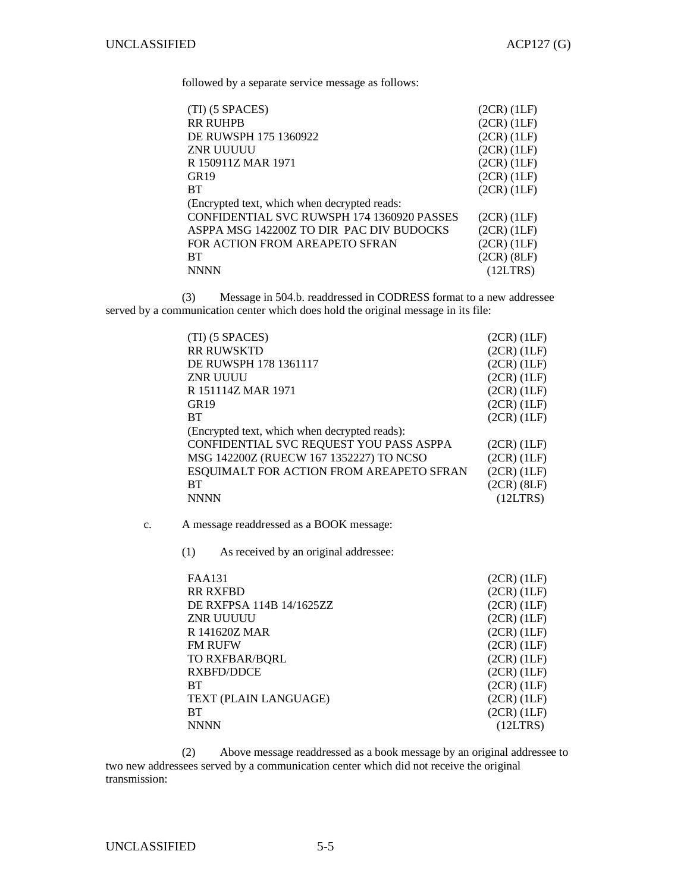followed by a separate service message as follows:

```
(TI) (5 SPACES)                                      (2CR) (1LF)
RR RUHPB                                             (2CR) (1LF)
DE RUWSPH 175 1360922                                (2CR) (1LF)
ZNR UUUUU                                            (2CR) (1LF)
R 150911Z MAR 1971                                   (2CR) (1LF)
GR19                                                 (2CR) (1LF)
BT                                                   (2CR) (1LF)
(Encrypted text, which when decrypted reads:
CONFIDENTIAL SVC RUWSPH 174 1360920 PASSES           (2CR) (1LF)
ASPPA MSG 142200Z TO DIR  PAC DIV BUDOCKS            (2CR) (1LF)
FOR ACTION FROM AREAPETO SFRAN                       (2CR) (1LF)
BT                                                   (2CR) (8LF)
NNNN                                                   (12LTRS)
```

(3) Message in 504.b. readdressed in CODRESS format to a new addressee served by a communication center which does hold the original message in its file:

```
(TI) (5 SPACES)                                      (2CR) (1LF)
RR RUWSKTD                                           (2CR) (1LF)
DE RUWSPH 178 1361117                                (2CR) (1LF)
ZNR UUUU                                             (2CR) (1LF)
R 151114Z MAR 1971                                   (2CR) (1LF)
GR19                                                 (2CR) (1LF)
BT                                                   (2CR) (1LF)
(Encrypted text, which when decrypted reads):
CONFIDENTIAL SVC REQUEST YOU PASS ASPPA              (2CR) (1LF)
MSG 142200Z (RUECW 167 1352227) TO NCSO              (2CR) (1LF)
ESQUIMALT FOR ACTION FROM AREAPETO SFRAN             (2CR) (1LF)
BT                                                   (2CR) (8LF)
NNNN                                                   (12LTRS)
```

c. A message readdressed as a BOOK message:

(1) As received by an original addressee:

```
FAA131                                               (2CR) (1LF)
RR RXFBD                                             (2CR) (1LF)
DE RXFPSA 114B 14/1625ZZ                             (2CR) (1LF)
ZNR UUUUU                                            (2CR) (1LF)
R 141620Z MAR                                        (2CR) (1LF)
FM RUFW                                              (2CR) (1LF)
TO RXFBAR/BQRL                                       (2CR) (1LF)
RXBFD/DDCE                                           (2CR) (1LF)
BT                                                   (2CR) (1LF)
TEXT (PLAIN LANGUAGE)                                (2CR) (1LF)
BT                                                   (2CR) (1LF)
NNNN                                                   (12LTRS)
```

(2) Above message readdressed as a book message by an original addressee to two new addressees served by a communication center which did not receive the original transmission: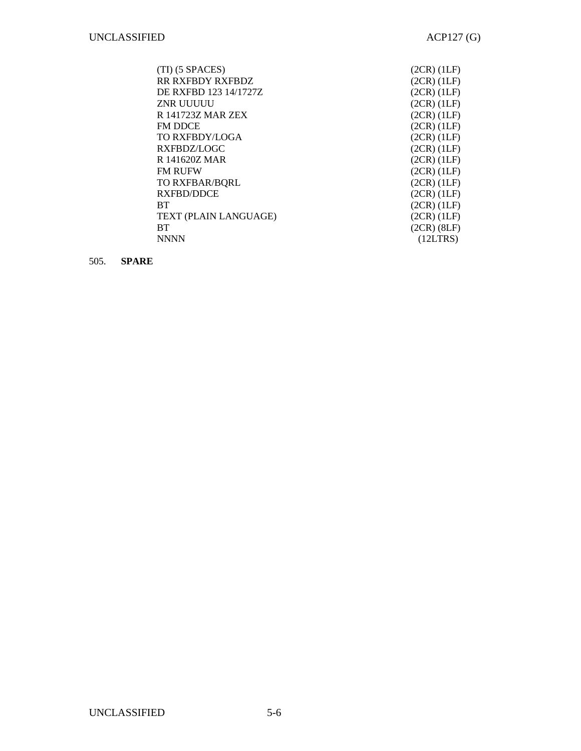```
(TI) (5 SPACES)                    (2CR) (1LF)
RR RXFBDY RXFBDZ                   (2CR) (1LF)
DE RXFBD 123 14/1727Z              (2CR) (1LF)
ZNR UUUUU                          (2CR) (1LF)
R 141723Z MAR ZEX                  (2CR) (1LF)
FM DDCE                            (2CR) (1LF)
TO RXFBDY/LOGA                     (2CR) (1LF)
RXFBDZ/LOGC                        (2CR) (1LF)
R 141620Z MAR                      (2CR) (1LF)
FM RUFW                            (2CR) (1LF)
TO RXFBAR/BQRL                     (2CR) (1LF)
RXFBD/DDCE                         (2CR) (1LF)
BT                                 (2CR) (1LF)
TEXT (PLAIN LANGUAGE)              (2CR) (1LF)
BT                                 (2CR) (8LF)
NNNN                                (12LTRS)
```

505. **SPARE**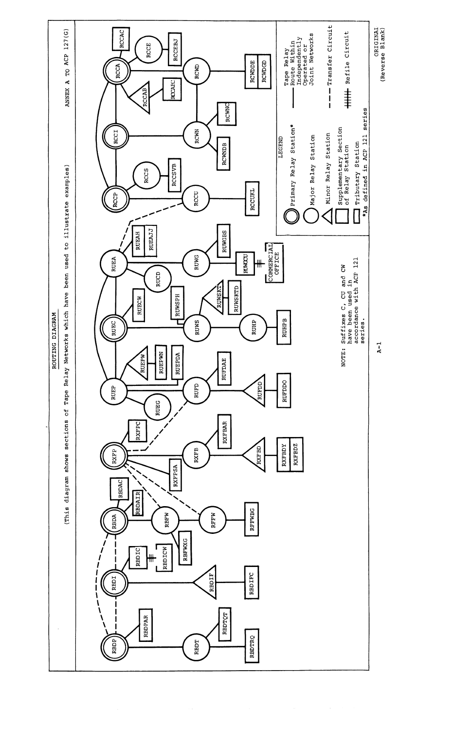# ROUTING DIAGRAM

(This diagram shows sections of Tape Relay Networks which have been used to illustrate examples)

ANNEX A TO ACP 127(G)

RBDP, RBDPAR, RBDT, RBDTQT, RBDTRQ, RBDI, RBDIC, RBDICW, RBDIF, RBDIFC, RBDA, RBDAC, RBDAIR, RBFW, RBFWXG, RFFW, RFFWBG, RXFP, RXFPC, RXFPSA, RXFB, RXFBAR, RXFBD, RXFBDY, RXFBDZ, RUEP, RUEG, RUEPW, RUEPWN, RUEPDA, RUFD, RUFDAE, RUFDD, RUFDDO, RUEC, RUECW, RUWS, RUWSPH, RUWSKT, RUWSKTD, RUHP, RUHPB, RUEA, RUEAH, RUEAJJ, RUCD, RUWG, RUWGBS, RUWGCU, COMMERCIAL OFFICE, RCCP, RCCS, RCCSYB, RCCU, RCCUKL, RCCI, RCWN, RCWNDB, RCWNC, RCCA, RCCAC, RCCAB, RCCABC, RCCE, RCCEBJ, RCWD, RCWDDE, RCWDGD

NOTE: Suffixes C, CU and CW have been used in accordance with ACP 121 series.

**LEGEND**

- Primary Relay Station*
- Major Relay Station
- Minor Relay Station
- Supplementary Section of Relay Station
- Tributary Station

*As defined in ACP 121 series

- Tape Relay Route Within Independently Operated or Joint Networks
- Transfer Circuit
- Refile Circuit

ORIGINAL (Reverse Blank)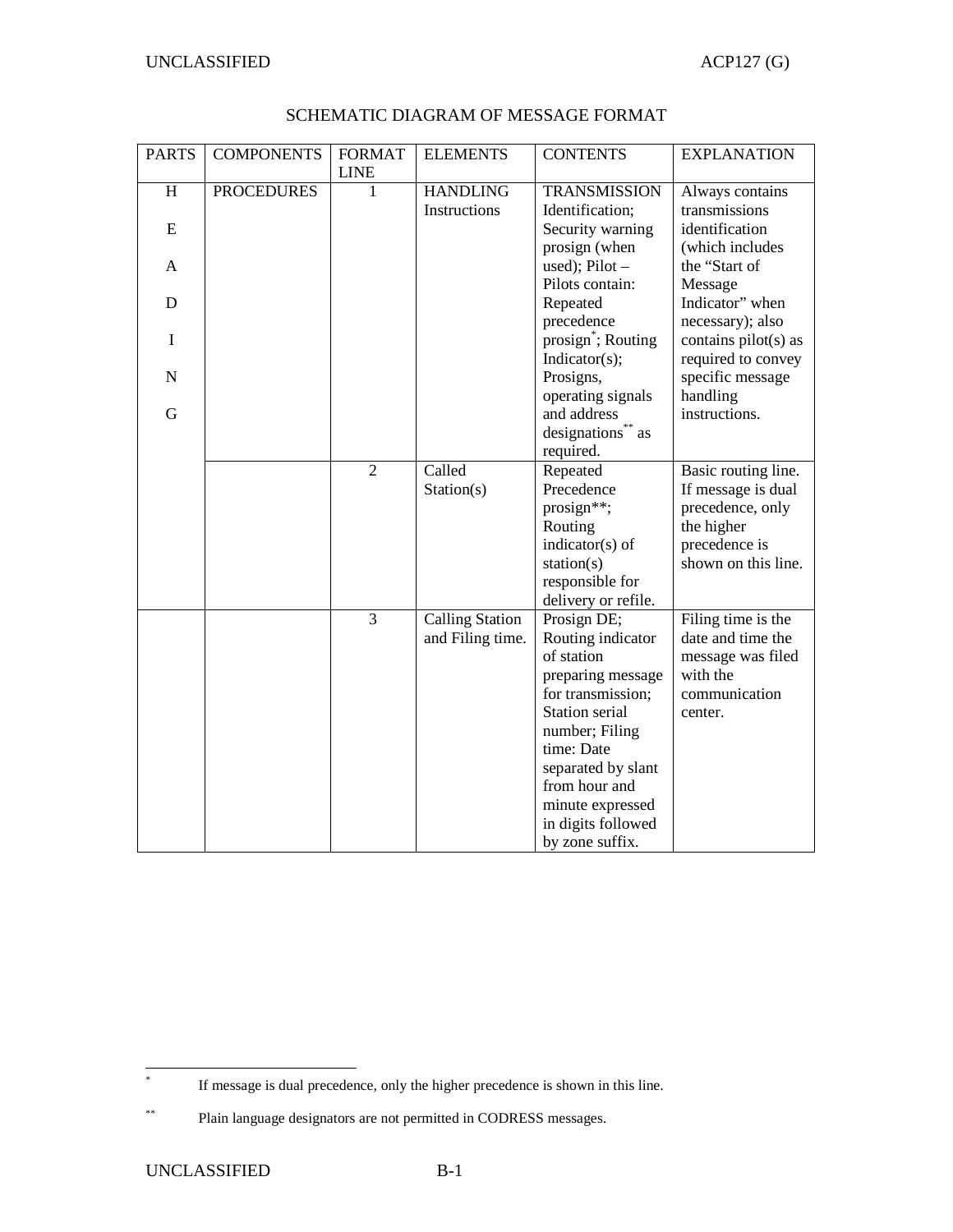## SCHEMATIC DIAGRAM OF MESSAGE FORMAT

| PARTS | COMPONENTS | FORMAT LINE | ELEMENTS | CONTENTS | EXPLANATION |
|---|---|---|---|---|---|
| HEADING | PROCEDURES | 1 | HANDLING Instructions | TRANSMISSION Identification; Security warning prosign (when used); Pilot – Pilots contain: Repeated precedence prosign[*]; Routing Indicator(s); Prosigns, operating signals and address designations[**] as required. | Always contains transmissions identification (which includes the "Start of Message Indicator" when necessary); also contains pilot(s) as required to convey specific message handling instructions. |
| | | 2 | Called Station(s) | Repeated Precedence prosign**; Routing indicator(s) of station(s) responsible for delivery or refile. | Basic routing line. If message is dual precedence, only the higher precedence is shown on this line. |
| | | 3 | Calling Station and Filing time. | Prosign DE; Routing indicator of station preparing message for transmission; Station serial number; Filing time: Date separated by slant from hour and minute expressed in digits followed by zone suffix. | Filing time is the date and time the message was filed with the communication center. |

[*] If message is dual precedence, only the higher precedence is shown in this line.

[**] Plain language designators are not permitted in CODRESS messages.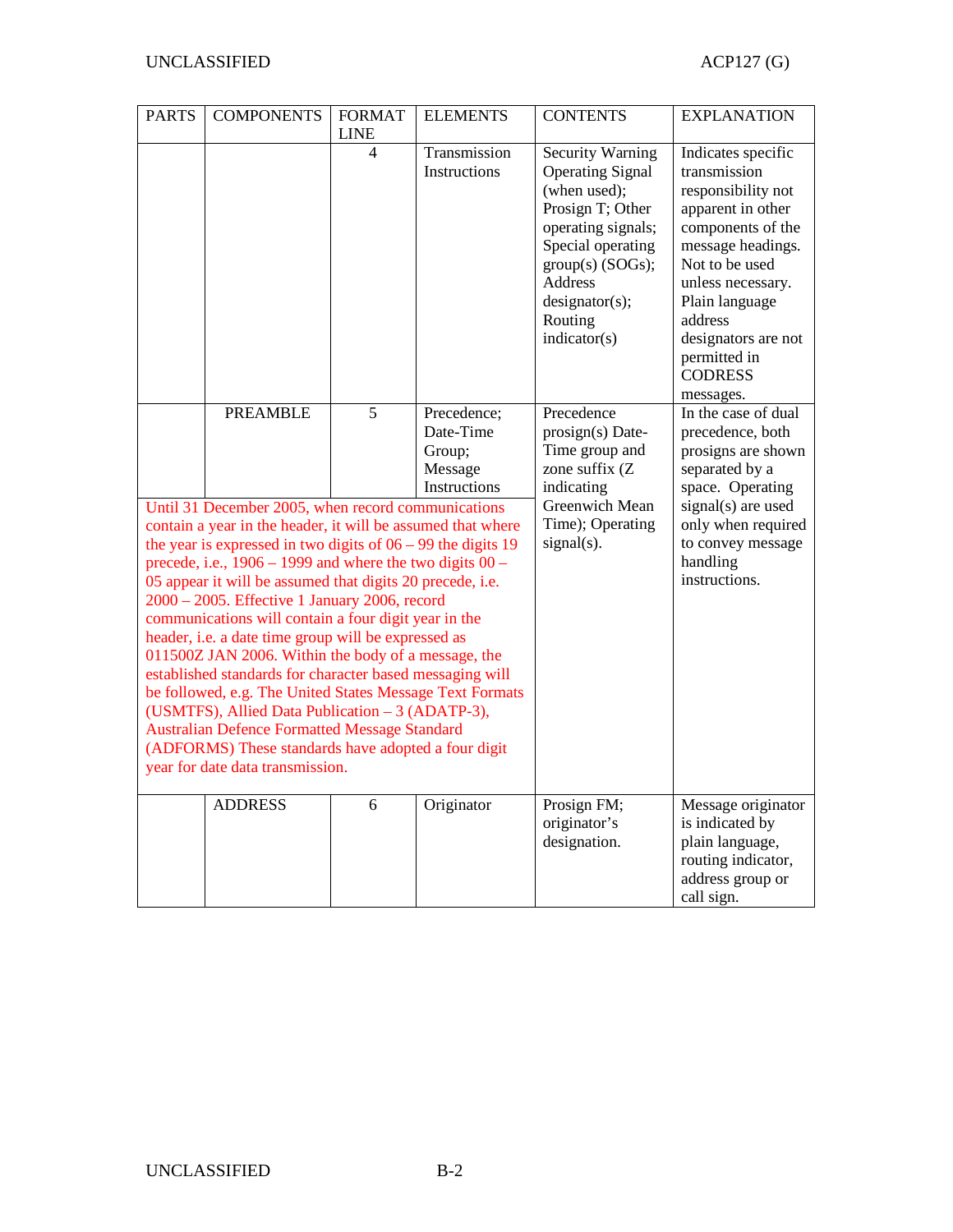| PARTS | COMPONENTS | FORMAT LINE | ELEMENTS | CONTENTS | EXPLANATION |
|---|---|---|---|---|---|
| | | 4 | Transmission Instructions | Security Warning Operating Signal (when used); Prosign T; Other operating signals; Special operating group(s) (SOGs); Address designator(s); Routing indicator(s) | Indicates specific transmission responsibility not apparent in other components of the message headings. Not to be used unless necessary. Plain language address designators are not permitted in CODRESS messages. |
| | PREAMBLE | 5 | Precedence; Date-Time Group; Message Instructions | Precedence prosign(s) Date-Time group and zone suffix (Z indicating Greenwich Mean Time); Operating signal(s). | In the case of dual precedence, both prosigns are shown separated by a space. Operating signal(s) are used only when required to convey message handling instructions. |
| Until 31 December 2005, when record communications contain a year in the header, it will be assumed that where the year is expressed in two digits of 06 – 99 the digits 19 precede, i.e., 1906 – 1999 and where the two digits 00 – 05 appear it will be assumed that digits 20 precede, i.e. 2000 – 2005. Effective 1 January 2006, record communications will contain a four digit year in the header, i.e. a date time group will be expressed as 011500Z JAN 2006. Within the body of a message, the established standards for character based messaging will be followed, e.g. The United States Message Text Formats (USMTFS), Allied Data Publication – 3 (ADATP-3), Australian Defence Formatted Message Standard (ADFORMS) These standards have adopted a four digit year for date data transmission. | | | | | |
| | ADDRESS | 6 | Originator | Prosign FM; originator's designation. | Message originator is indicated by plain language, routing indicator, address group or call sign. |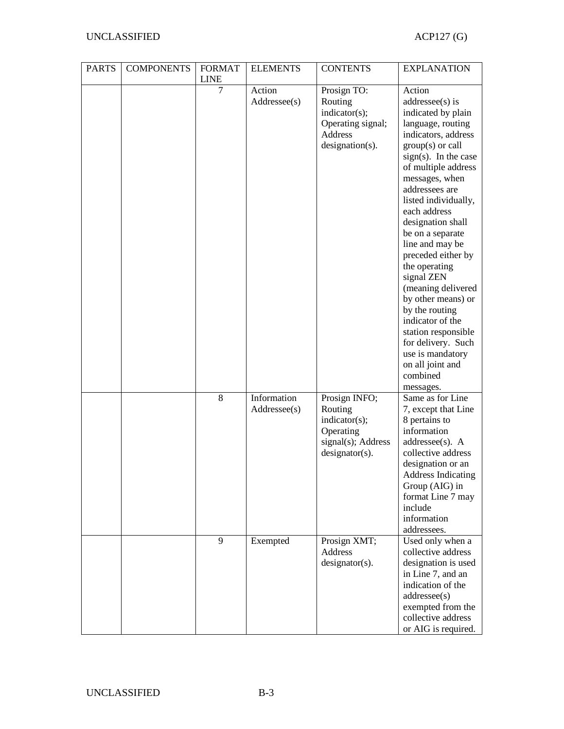| PARTS | COMPONENTS | FORMAT LINE | ELEMENTS | CONTENTS | EXPLANATION |
|---|---|---|---|---|---|
| | | 7 | Action Addressee(s) | Prosign TO: Routing indicator(s); Operating signal; Address designation(s). | Action addressee(s) is indicated by plain language, routing indicators, address group(s) or call sign(s). In the case of multiple address messages, when addressees are listed individually, each address designation shall be on a separate line and may be preceded either by the operating signal ZEN (meaning delivered by other means) or by the routing indicator of the station responsible for delivery. Such use is mandatory on all joint and combined messages. |
| | | 8 | Information Addressee(s) | Prosign INFO; Routing indicator(s); Operating signal(s); Address designator(s). | Same as for Line 7, except that Line 8 pertains to information addressee(s). A collective address designation or an Address Indicating Group (AIG) in format Line 7 may include information addressees. |
| | | 9 | Exempted | Prosign XMT; Address designator(s). | Used only when a collective address designation is used in Line 7, and an indication of the addressee(s) exempted from the collective address or AIG is required. |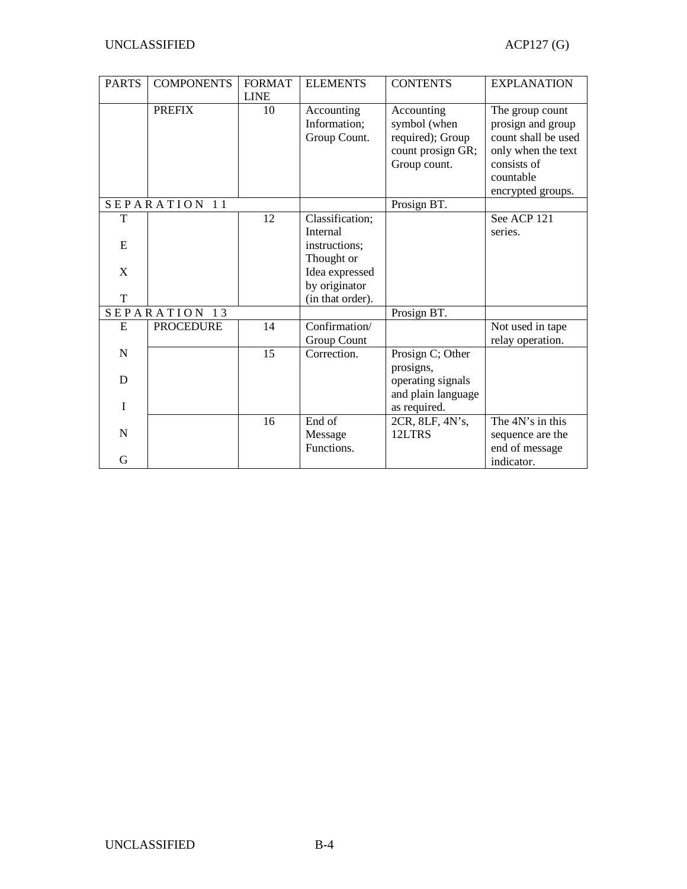| PARTS | COMPONENTS | FORMAT LINE | ELEMENTS | CONTENTS | EXPLANATION |
|---|---|---|---|---|---|
| | PREFIX | 10 | Accounting Information; Group Count. | Accounting symbol (when required); Group count prosign GR; Group count. | The group count prosign and group count shall be used only when the text consists of countable encrypted groups. |
| S E P A R A T I O N 1 1 | | | | Prosign BT. | |
| T E X T | | 12 | Classification; Internal instructions; Thought or Idea expressed by originator (in that order). | | See ACP 121 series. |
| S E P A R A T I O N 1 3 | | | | Prosign BT. | |
| E N D I N G | PROCEDURE | 14 | Confirmation/ Group Count | | Not used in tape relay operation. |
| | | 15 | Correction. | Prosign C; Other prosigns, operating signals and plain language as required. | |
| | | 16 | End of Message Functions. | 2CR, 8LF, 4N's, 12LTRS | The 4N's in this sequence are the end of message indicator. |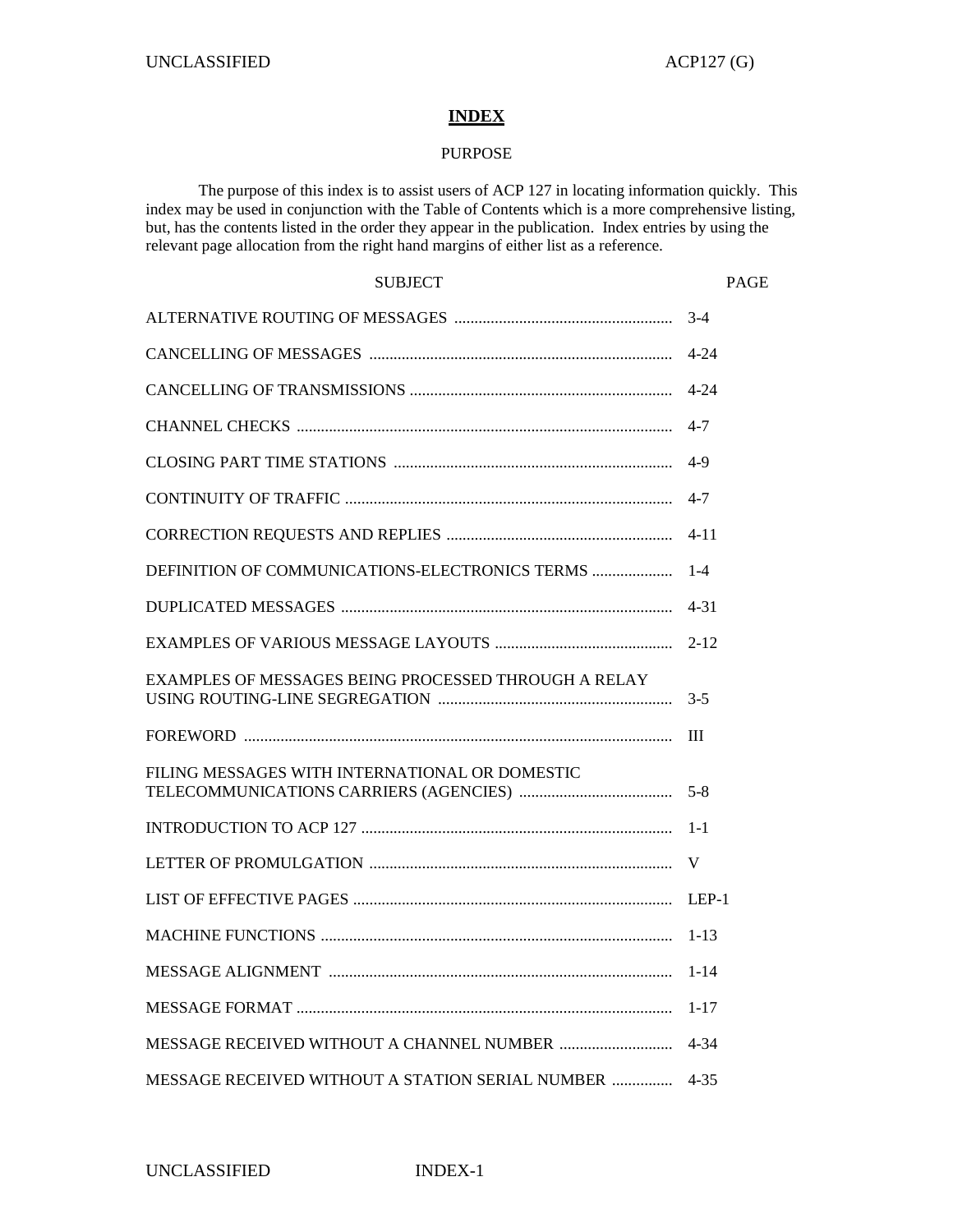# INDEX

PURPOSE

The purpose of this index is to assist users of ACP 127 in locating information quickly. This index may be used in conjunction with the Table of Contents which is a more comprehensive listing, but, has the contents listed in the order they appear in the publication. Index entries by using the relevant page allocation from the right hand margins of either list as a reference.

| SUBJECT | PAGE |
|---|---|
| ALTERNATIVE ROUTING OF MESSAGES | 3-4 |
| CANCELLING OF MESSAGES | 4-24 |
| CANCELLING OF TRANSMISSIONS | 4-24 |
| CHANNEL CHECKS | 4-7 |
| CLOSING PART TIME STATIONS | 4-9 |
| CONTINUITY OF TRAFFIC | 4-7 |
| CORRECTION REQUESTS AND REPLIES | 4-11 |
| DEFINITION OF COMMUNICATIONS-ELECTRONICS TERMS | 1-4 |
| DUPLICATED MESSAGES | 4-31 |
| EXAMPLES OF VARIOUS MESSAGE LAYOUTS | 2-12 |
| EXAMPLES OF MESSAGES BEING PROCESSED THROUGH A RELAY USING ROUTING-LINE SEGREGATION | 3-5 |
| FOREWORD | III |
| FILING MESSAGES WITH INTERNATIONAL OR DOMESTIC TELECOMMUNICATIONS CARRIERS (AGENCIES) | 5-8 |
| INTRODUCTION TO ACP 127 | 1-1 |
| LETTER OF PROMULGATION | V |
| LIST OF EFFECTIVE PAGES | LEP-1 |
| MACHINE FUNCTIONS | 1-13 |
| MESSAGE ALIGNMENT | 1-14 |
| MESSAGE FORMAT | 1-17 |
| MESSAGE RECEIVED WITHOUT A CHANNEL NUMBER | 4-34 |
| MESSAGE RECEIVED WITHOUT A STATION SERIAL NUMBER | 4-35 |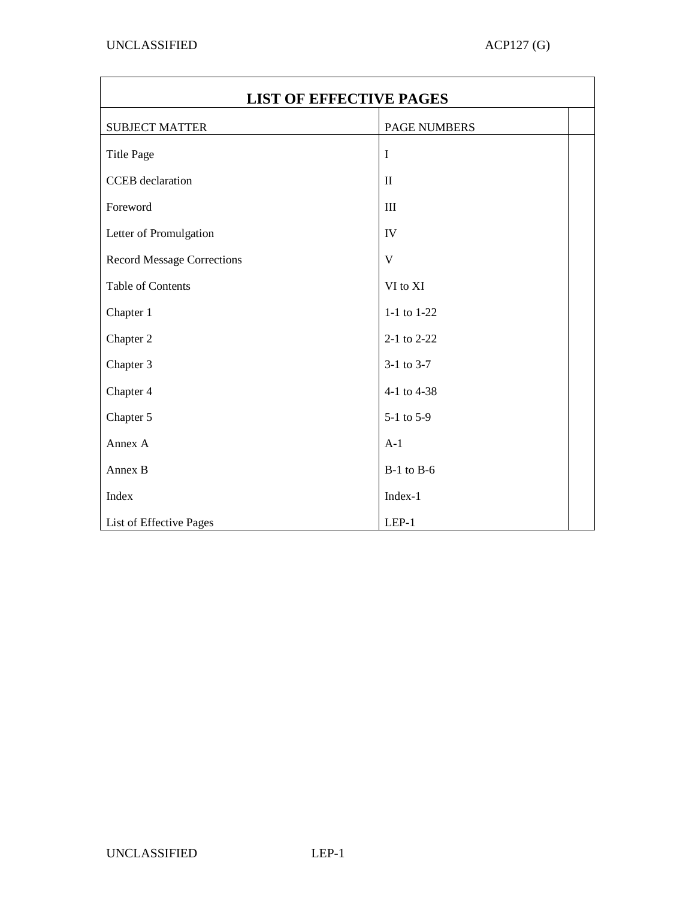| LIST OF EFFECTIVE PAGES | | |
|---|---|---|
| SUBJECT MATTER | PAGE NUMBERS | |
| Title Page | I | |
| CCEB declaration | II | |
| Foreword | III | |
| Letter of Promulgation | IV | |
| Record Message Corrections | V | |
| Table of Contents | VI to XI | |
| Chapter 1 | 1-1 to 1-22 | |
| Chapter 2 | 2-1 to 2-22 | |
| Chapter 3 | 3-1 to 3-7 | |
| Chapter 4 | 4-1 to 4-38 | |
| Chapter 5 | 5-1 to 5-9 | |
| Annex A | A-1 | |
| Annex B | B-1 to B-6 | |
| Index | Index-1 | |
| List of Effective Pages | LEP-1 | |